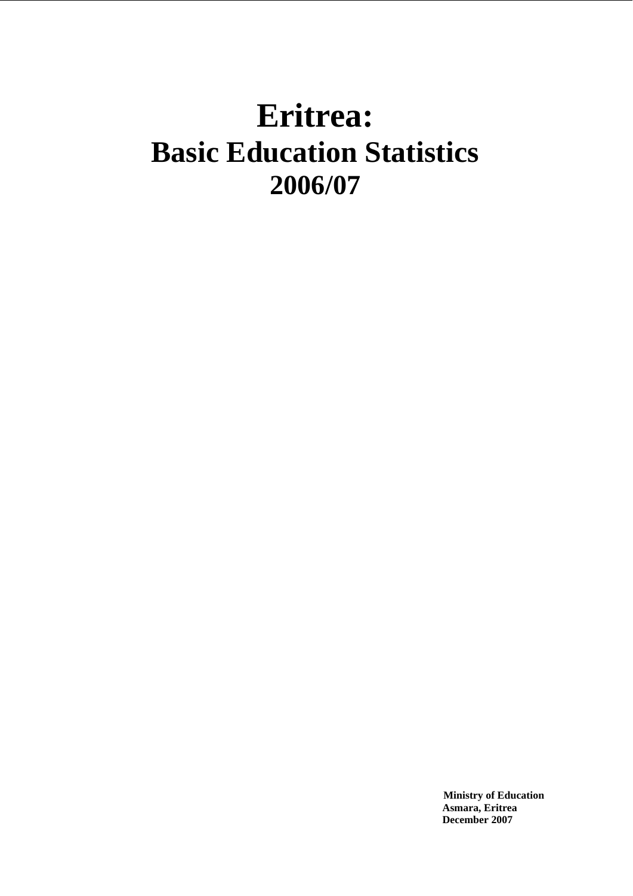# Eritrea:

## Basic Education Statistics

## 2006/07

**Ministry of Education**
**Asmara, Eritrea**
**December 2007**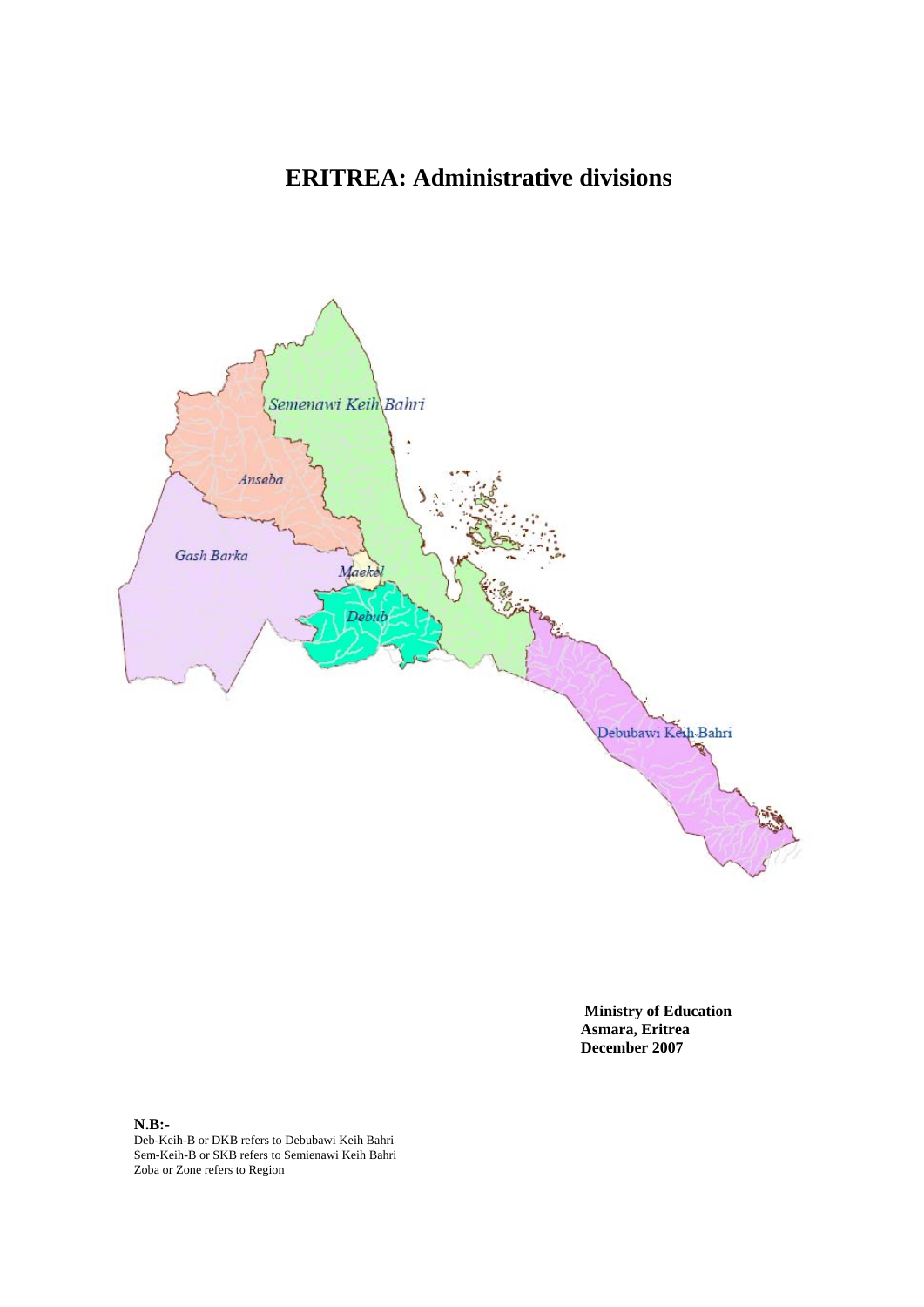# ERITREA: Administrative divisions

Semenawi Keih Bahri

Anseba

Gash Barka

Maekel

Debub

Debubawi Keih Bahri

**Ministry of Education**
**Asmara, Eritrea**
**December 2007**

**N.B:-**
Deb-Keih-B or DKB refers to Debubawi Keih Bahri
Sem-Keih-B or SKB refers to Semienawi Keih Bahri
Zoba or Zone refers to Region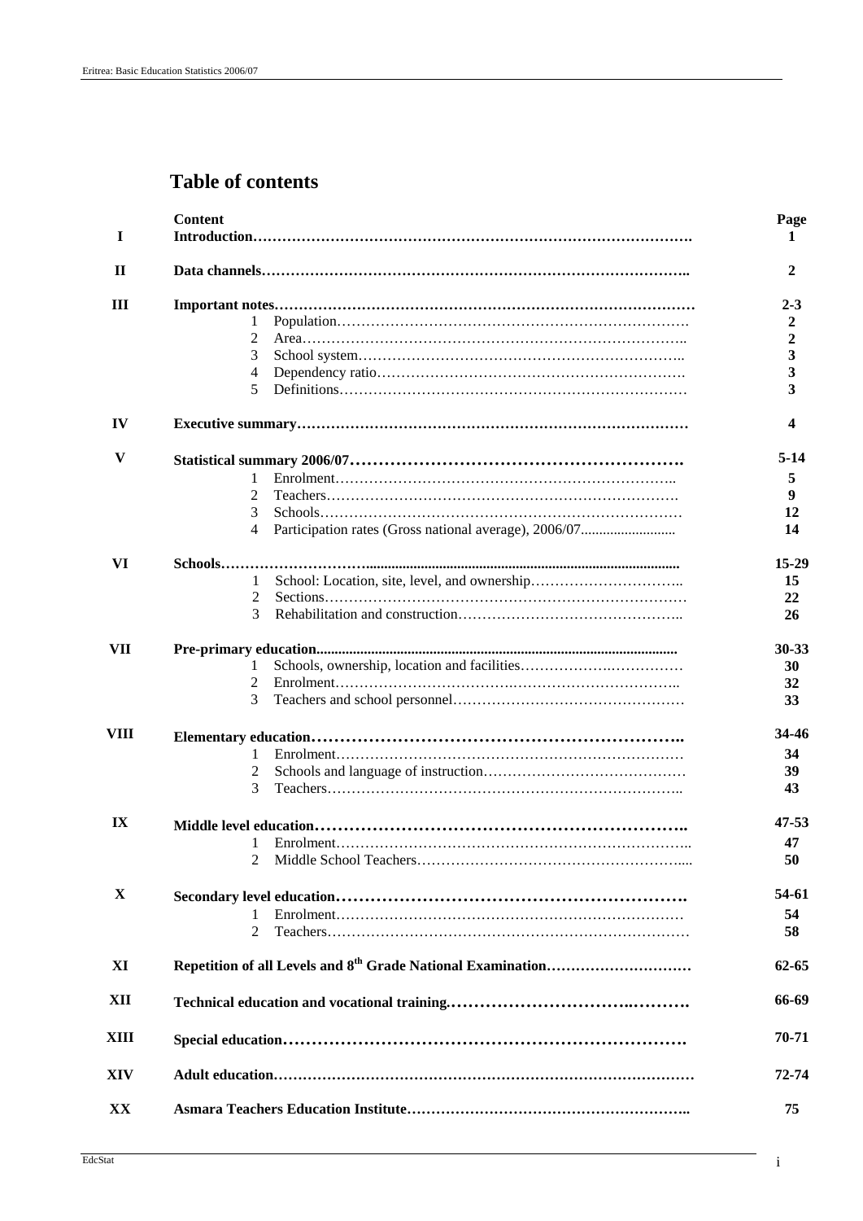## Table of contents

| | Content | Page |
|---|---|---|
| I | **Introduction** | **1** |
| II | **Data channels** | **2** |
| III | **Important notes** | **2-3** |
| | 1 Population | **2** |
| | 2 Area | **2** |
| | 3 School system | **3** |
| | 4 Dependency ratio | **3** |
| | 5 Definitions | **3** |
| IV | **Executive summary** | **4** |
| V | **Statistical summary 2006/07** | **5-14** |
| | 1 Enrolment | **5** |
| | 2 Teachers | **9** |
| | 3 Schools | **12** |
| | 4 Participation rates (Gross national average), 2006/07 | **14** |
| VI | **Schools** | **15-29** |
| | 1 School: Location, site, level, and ownership | **15** |
| | 2 Sections | **22** |
| | 3 Rehabilitation and construction | **26** |
| VII | **Pre-primary education** | **30-33** |
| | 1 Schools, ownership, location and facilities | **30** |
| | 2 Enrolment | **32** |
| | 3 Teachers and school personnel | **33** |
| VIII | **Elementary education** | **34-46** |
| | 1 Enrolment | **34** |
| | 2 Schools and language of instruction | **39** |
| | 3 Teachers | **43** |
| IX | **Middle level education** | **47-53** |
| | 1 Enrolment | **47** |
| | 2 Middle School Teachers | **50** |
| X | **Secondary level education** | **54-61** |
| | 1 Enrolment | **54** |
| | 2 Teachers | **58** |
| XI | **Repetition of all Levels and 8th Grade National Examination** | **62-65** |
| XII | **Technical education and vocational training** | **66-69** |
| XIII | **Special education** | **70-71** |
| XIV | **Adult education** | **72-74** |
| XX | **Asmara Teachers Education Institute** | **75** |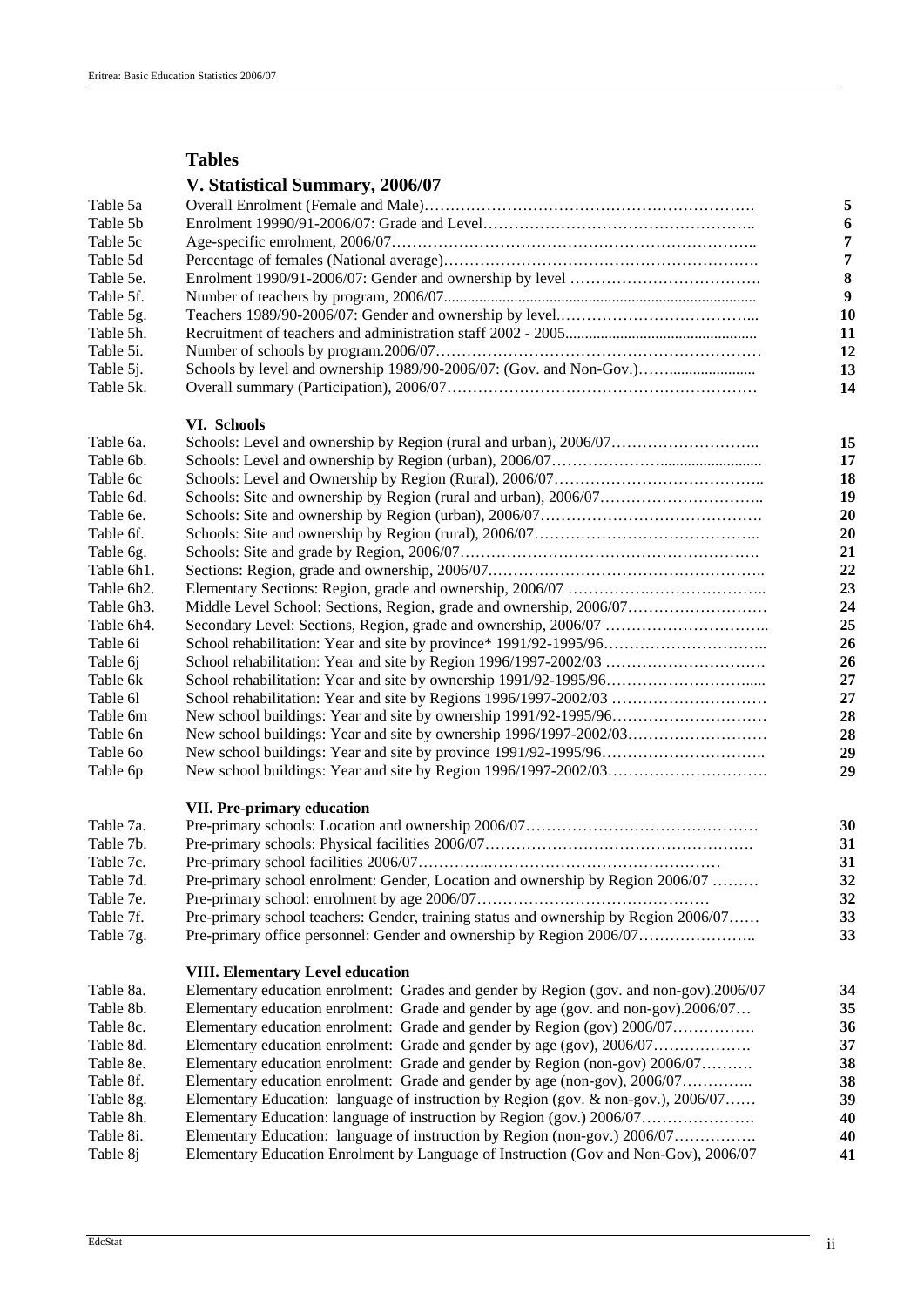## Tables

### V. Statistical Summary, 2006/07

| | | |
|---|---|---|
| Table 5a | Overall Enrolment (Female and Male)………………………………………………………. | 5 |
| Table 5b | Enrolment 19990/91-2006/07: Grade and Level…………………………………………….. | 6 |
| Table 5c | Age-specific enrolment, 2006/07…………………………………………………………….. | 7 |
| Table 5d | Percentage of females (National average)……………………………………………………. | 7 |
| Table 5e. | Enrolment 1990/91-2006/07: Gender and ownership by level ………………………………. | 8 |
| Table 5f. | Number of teachers by program, 2006/07............................................................................ | 9 |
| Table 5g. | Teachers 1989/90-2006/07: Gender and ownership by level.……………………………….... | 10 |
| Table 5h. | Recruitment of teachers and administration staff 2002 - 2005............................................... | 11 |
| Table 5i. | Number of schools by program.2006/07……………………………………………………… | 12 |
| Table 5j. | Schools by level and ownership 1989/90-2006/07: (Gov. and Non-Gov.)……...................... | 13 |
| Table 5k. | Overall summary (Participation), 2006/07…………………………………………………… | 14 |

### VI. Schools

| | | |
|---|---|---|
| Table 6a. | Schools: Level and ownership by Region (rural and urban), 2006/07……………………….. | 15 |
| Table 6b. | Schools: Level and ownership by Region (urban), 2006/07…………………......................... | 17 |
| Table 6c | Schools: Level and Ownership by Region (Rural), 2006/07………………………………….. | 18 |
| Table 6d. | Schools: Site and ownership by Region (rural and urban), 2006/07………………………….. | 19 |
| Table 6e. | Schools: Site and ownership by Region (urban), 2006/07……………………………………. | 20 |
| Table 6f. | Schools: Site and ownership by Region (rural), 2006/07…………………………………….. | 20 |
| Table 6g. | Schools: Site and grade by Region, 2006/07…………………………………………………. | 21 |
| Table 6h1. | Sections: Region, grade and ownership, 2006/07.…………………………………………….. | 22 |
| Table 6h2. | Elementary Sections: Region, grade and ownership, 2006/07 ……………….……………….. | 23 |
| Table 6h3. | Middle Level School: Sections, Region, grade and ownership, 2006/07……………………… | 24 |
| Table 6h4. | Secondary Level: Sections, Region, grade and ownership, 2006/07 ………………………….. | 25 |
| Table 6i | School rehabilitation: Year and site by province* 1991/92-1995/96………………………….. | 26 |
| Table 6j | School rehabilitation: Year and site by Region 1996/1997-2002/03 …………………………. | 26 |
| Table 6k | School rehabilitation: Year and site by ownership 1991/92-1995/96……………………….... | 27 |
| Table 6l | School rehabilitation: Year and site by Regions 1996/1997-2002/03 ………………………… | 27 |
| Table 6m | New school buildings: Year and site by ownership 1991/92-1995/96………………………… | 28 |
| Table 6n | New school buildings: Year and site by ownership 1996/1997-2002/03……………………… | 28 |
| Table 6o | New school buildings: Year and site by province 1991/92-1995/96………………………….. | 29 |
| Table 6p | New school buildings: Year and site by Region 1996/1997-2002/03…………………………. | 29 |

### VII. Pre-primary education

| | | |
|---|---|---|
| Table 7a. | Pre-primary schools: Location and ownership 2006/07……………………………………… | 30 |
| Table 7b. | Pre-primary schools: Physical facilities 2006/07……………………………………………. | 31 |
| Table 7c. | Pre-primary school facilities 2006/07………….……………………………………… | 31 |
| Table 7d. | Pre-primary school enrolment: Gender, Location and ownership by Region 2006/07 ……… | 32 |
| Table 7e. | Pre-primary school: enrolment by age 2006/07……………………………………… | 32 |
| Table 7f. | Pre-primary school teachers: Gender, training status and ownership by Region 2006/07…… | 33 |
| Table 7g. | Pre-primary office personnel: Gender and ownership by Region 2006/07………………….. | 33 |

### VIII. Elementary Level education

| | | |
|---|---|---|
| Table 8a. | Elementary education enrolment: Grades and gender by Region (gov. and non-gov).2006/07 | 34 |
| Table 8b. | Elementary education enrolment: Grade and gender by age (gov. and non-gov).2006/07… | 35 |
| Table 8c. | Elementary education enrolment: Grade and gender by Region (gov) 2006/07…………… | 36 |
| Table 8d. | Elementary education enrolment: Grade and gender by age (gov), 2006/07………………. | 37 |
| Table 8e. | Elementary education enrolment: Grade and gender by Region (non-gov) 2006/07………. | 38 |
| Table 8f. | Elementary education enrolment: Grade and gender by age (non-gov), 2006/07………….. | 38 |
| Table 8g. | Elementary Education: language of instruction by Region (gov. & non-gov.), 2006/07…… | 39 |
| Table 8h. | Elementary Education: language of instruction by Region (gov.) 2006/07…………………. | 40 |
| Table 8i. | Elementary Education: language of instruction by Region (non-gov.) 2006/07……………. | 40 |
| Table 8j | Elementary Education Enrolment by Language of Instruction (Gov and Non-Gov), 2006/07 | 41 |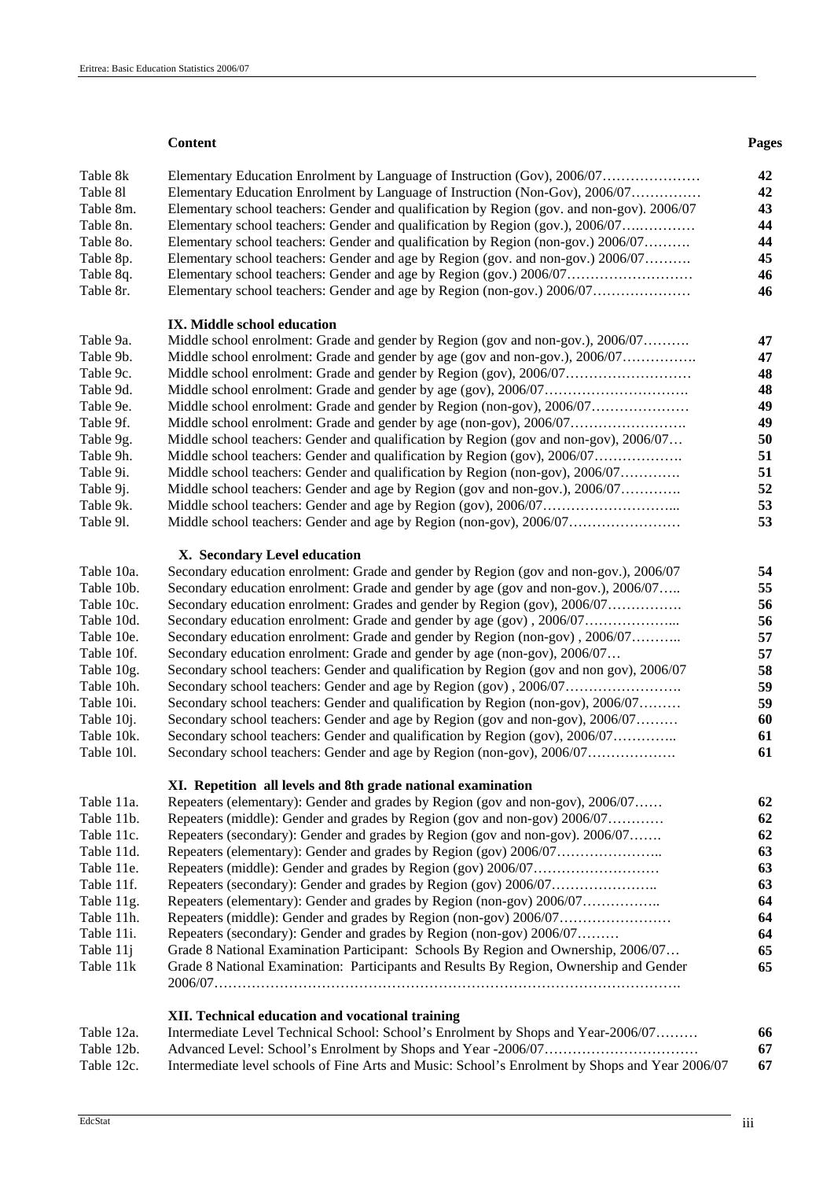| | Content | Pages |
|---|---|---|
| Table 8k | Elementary Education Enrolment by Language of Instruction (Gov), 2006/07………………… | 42 |
| Table 8l | Elementary Education Enrolment by Language of Instruction (Non-Gov), 2006/07…………… | 42 |
| Table 8m. | Elementary school teachers: Gender and qualification by Region (gov. and non-gov). 2006/07 | 43 |
| Table 8n. | Elementary school teachers: Gender and qualification by Region (gov.), 2006/07…………… | 44 |
| Table 8o. | Elementary school teachers: Gender and qualification by Region (non-gov.) 2006/07………. | 44 |
| Table 8p. | Elementary school teachers: Gender and age by Region (gov. and non-gov.) 2006/07………. | 45 |
| Table 8q. | Elementary school teachers: Gender and age by Region (gov.) 2006/07……………………… | 46 |
| Table 8r. | Elementary school teachers: Gender and age by Region (non-gov.) 2006/07………………… | 46 |
| | **IX. Middle school education** | |
| Table 9a. | Middle school enrolment: Grade and gender by Region (gov and non-gov.), 2006/07………. | 47 |
| Table 9b. | Middle school enrolment: Grade and gender by age (gov and non-gov.), 2006/07……………. | 47 |
| Table 9c. | Middle school enrolment: Grade and gender by Region (gov), 2006/07……………………… | 48 |
| Table 9d. | Middle school enrolment: Grade and gender by age (gov), 2006/07…………………………. | 48 |
| Table 9e. | Middle school enrolment: Grade and gender by Region (non-gov), 2006/07………………… | 49 |
| Table 9f. | Middle school enrolment: Grade and gender by age (non-gov), 2006/07……………………. | 49 |
| Table 9g. | Middle school teachers: Gender and qualification by Region (gov and non-gov), 2006/07… | 50 |
| Table 9h. | Middle school teachers: Gender and qualification by Region (gov), 2006/07………………. | 51 |
| Table 9i. | Middle school teachers: Gender and qualification by Region (non-gov), 2006/07…………. | 51 |
| Table 9j. | Middle school teachers: Gender and age by Region (gov and non-gov.), 2006/07…………. | 52 |
| Table 9k. | Middle school teachers: Gender and age by Region (gov), 2006/07………………………... | 53 |
| Table 9l. | Middle school teachers: Gender and age by Region (non-gov), 2006/07…………………… | 53 |
| | **X. Secondary Level education** | |
| Table 10a. | Secondary education enrolment: Grade and gender by Region (gov and non-gov.), 2006/07 | 54 |
| Table 10b. | Secondary education enrolment: Grade and gender by age (gov and non-gov.), 2006/07….. | 55 |
| Table 10c. | Secondary education enrolment: Grades and gender by Region (gov), 2006/07……………. | 56 |
| Table 10d. | Secondary education enrolment: Grade and gender by age (gov) , 2006/07………………... | 56 |
| Table 10e. | Secondary education enrolment: Grade and gender by Region (non-gov) , 2006/07……….. | 57 |
| Table 10f. | Secondary education enrolment: Grade and gender by age (non-gov), 2006/07… | 57 |
| Table 10g. | Secondary school teachers: Gender and qualification by Region (gov and non gov), 2006/07 | 58 |
| Table 10h. | Secondary school teachers: Gender and age by Region (gov) , 2006/07……………………. | 59 |
| Table 10i. | Secondary school teachers: Gender and qualification by Region (non-gov), 2006/07……… | 59 |
| Table 10j. | Secondary school teachers: Gender and age by Region (gov and non-gov), 2006/07……… | 60 |
| Table 10k. | Secondary school teachers: Gender and qualification by Region (gov), 2006/07………….. | 61 |
| Table 10l. | Secondary school teachers: Gender and age by Region (non-gov), 2006/07………………. | 61 |
| | **XI. Repetition all levels and 8th grade national examination** | |
| Table 11a. | Repeaters (elementary): Gender and grades by Region (gov and non-gov), 2006/07…… | 62 |
| Table 11b. | Repeaters (middle): Gender and grades by Region (gov and non-gov) 2006/07………… | 62 |
| Table 11c. | Repeaters (secondary): Gender and grades by Region (gov and non-gov). 2006/07……. | 62 |
| Table 11d. | Repeaters (elementary): Gender and grades by Region (gov) 2006/07………………….. | 63 |
| Table 11e. | Repeaters (middle): Gender and grades by Region (gov) 2006/07……………………… | 63 |
| Table 11f. | Repeaters (secondary): Gender and grades by Region (gov) 2006/07………………….. | 63 |
| Table 11g. | Repeaters (elementary): Gender and grades by Region (non-gov) 2006/07…………….. | 64 |
| Table 11h. | Repeaters (middle): Gender and grades by Region (non-gov) 2006/07…………………… | 64 |
| Table 11i. | Repeaters (secondary): Gender and grades by Region (non-gov) 2006/07……… | 64 |
| Table 11j | Grade 8 National Examination Participant: Schools By Region and Ownership, 2006/07… | 65 |
| Table 11k | Grade 8 National Examination: Participants and Results By Region, Ownership and Gender 2006/07………………………………………………………………………………………. | 65 |
| | **XII. Technical education and vocational training** | |
| Table 12a. | Intermediate Level Technical School: School's Enrolment by Shops and Year-2006/07……… | 66 |
| Table 12b. | Advanced Level: School's Enrolment by Shops and Year -2006/07…………………………… | 67 |
| Table 12c. | Intermediate level schools of Fine Arts and Music: School's Enrolment by Shops and Year 2006/07 | 67 |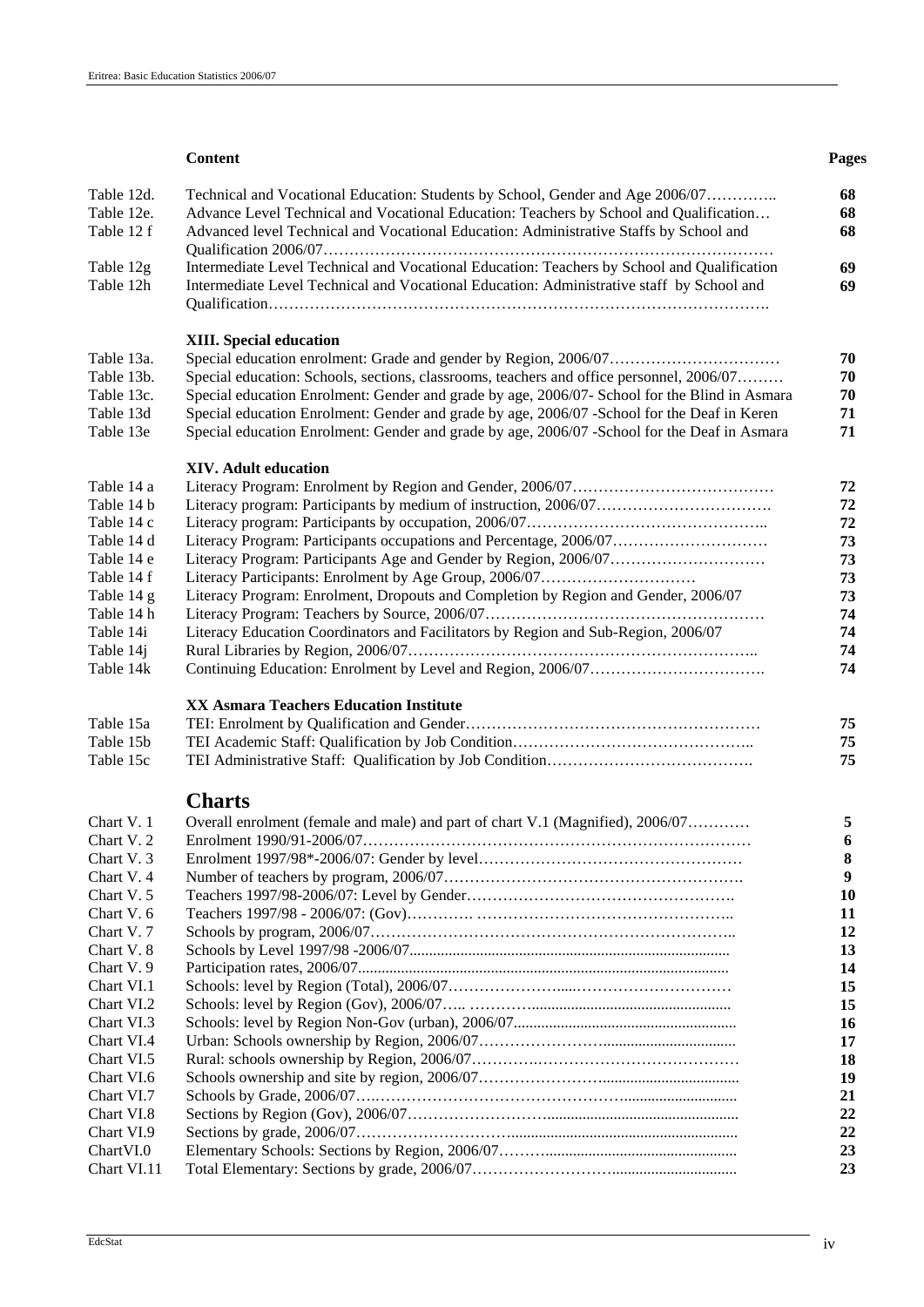| | **Content** | **Pages** |
|---|---|---|
| Table 12d. | Technical and Vocational Education: Students by School, Gender and Age 2006/07………….. | **68** |
| Table 12e. | Advance Level Technical and Vocational Education: Teachers by School and Qualification… | **68** |
| Table 12 f | Advanced level Technical and Vocational Education: Administrative Staffs by School and Qualification 2006/07…………………………………………………………………………… | **68** |
| Table 12g | Intermediate Level Technical and Vocational Education: Teachers by School and Qualification | **69** |
| Table 12h | Intermediate Level Technical and Vocational Education: Administrative staff by School and Qualification………………………………………………………………………………. | **69** |
| | **XIII. Special education** | |
| Table 13a. | Special education enrolment: Grade and gender by Region, 2006/07…………………………… | **70** |
| Table 13b. | Special education: Schools, sections, classrooms, teachers and office personnel, 2006/07……… | **70** |
| Table 13c. | Special education Enrolment: Gender and grade by age, 2006/07- School for the Blind in Asmara | **70** |
| Table 13d | Special education Enrolment: Gender and grade by age, 2006/07 -School for the Deaf in Keren | **71** |
| Table 13e | Special education Enrolment: Gender and grade by age, 2006/07 -School for the Deaf in Asmara | **71** |
| | **XIV. Adult education** | |
| Table 14 a | Literacy Program: Enrolment by Region and Gender, 2006/07………………………………… | **72** |
| Table 14 b | Literacy program: Participants by medium of instruction, 2006/07……………………………. | **72** |
| Table 14 c | Literacy program: Participants by occupation, 2006/07……………………………………….. | **72** |
| Table 14 d | Literacy Program: Participants occupations and Percentage, 2006/07………………………… | **73** |
| Table 14 e | Literacy Program: Participants Age and Gender by Region, 2006/07………………………… | **73** |
| Table 14 f | Literacy Participants: Enrolment by Age Group, 2006/07………………………… | **73** |
| Table 14 g | Literacy Program: Enrolment, Dropouts and Completion by Region and Gender, 2006/07 | **73** |
| Table 14 h | Literacy Program: Teachers by Source, 2006/07……………………………………………… | **74** |
| Table 14i | Literacy Education Coordinators and Facilitators by Region and Sub-Region, 2006/07 | **74** |
| Table 14j | Rural Libraries by Region, 2006/07………………………………………………………….. | **74** |
| Table 14k | Continuing Education: Enrolment by Level and Region, 2006/07……………………………. | **74** |
| | **XX Asmara Teachers Education Institute** | |
| Table 15a | TEI: Enrolment by Qualification and Gender………………………………………………… | **75** |
| Table 15b | TEI Academic Staff: Qualification by Job Condition……………………………………….. | **75** |
| Table 15c | TEI Administrative Staff: Qualification by Job Condition…………………………………. | **75** |

## Charts

| | | |
|---|---|---|
| Chart V. 1 | Overall enrolment (female and male) and part of chart V.1 (Magnified), 2006/07………… | **5** |
| Chart V. 2 | Enrolment 1990/91-2006/07………………………………………………………………… | **6** |
| Chart V. 3 | Enrolment 1997/98*-2006/07: Gender by level…………………………………………… | **8** |
| Chart V. 4 | Number of teachers by program, 2006/07………………………………………………… | **9** |
| Chart V. 5 | Teachers 1997/98-2006/07: Level by Gender……………………………………………. | **10** |
| Chart V. 6 | Teachers 1997/98 - 2006/07: (Gov)…………. ………………………………………….. | **11** |
| Chart V. 7 | Schools by program, 2006/07…………………………………………………………….. | **12** |
| Chart V. 8 | Schools by Level 1997/98 -2006/07.......................................................................... | **13** |
| Chart V. 9 | Participation rates, 2006/07.......................................................................................... | **14** |
| Chart VI.1 | Schools: level by Region (Total), 2006/07…………………....……………………… | **15** |
| Chart VI.2 | Schools: level by Region (Gov), 2006/07….. ………….............................................. | **15** |
| Chart VI.3 | Schools: level by Region Non-Gov (urban), 2006/07................................................... | **16** |
| Chart VI.4 | Urban: Schools ownership by Region, 2006/07…………………................................ | **17** |
| Chart VI.5 | Rural: schools ownership by Region, 2006/07………….……………………………… | **18** |
| Chart VI.6 | Schools ownership and site by region, 2006/07…………………................................ | **19** |
| Chart VI.7 | Schools by Grade, 2006/07….………………………………………............................ | **21** |
| Chart VI.8 | Sections by Region (Gov), 2006/07…………………….............................................. | **22** |
| Chart VI.9 | Sections by grade, 2006/07……………………….......................................................... | **22** |
| ChartVI.0 | Elementary Schools: Sections by Region, 2006/07……….............................................. | **23** |
| Chart VI.11 | Total Elementary: Sections by grade, 2006/07……………………................................. | **23** |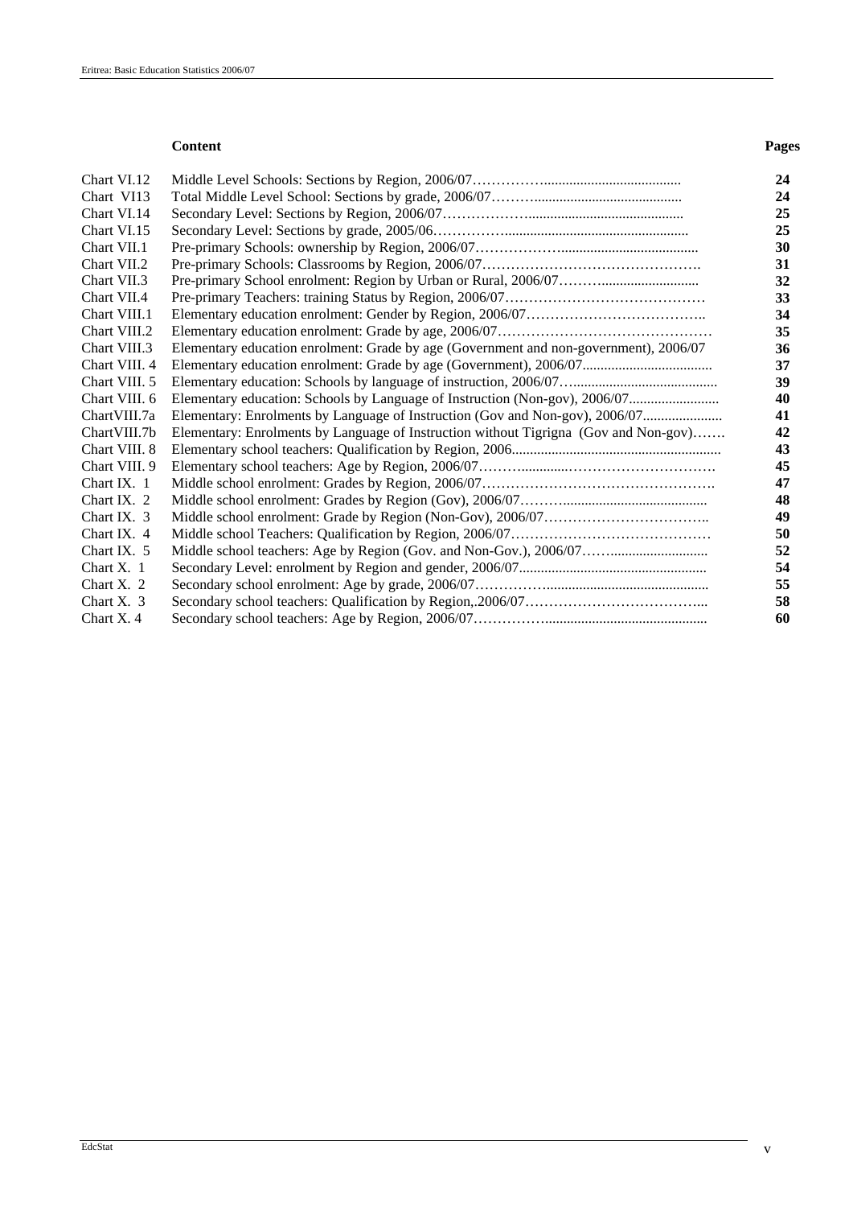**Content** **Pages**

| | | |
|---|---|---|
| Chart VI.12 | Middle Level Schools: Sections by Region, 2006/07 | 24 |
| Chart VI13 | Total Middle Level School: Sections by grade, 2006/07 | 24 |
| Chart VI.14 | Secondary Level: Sections by Region, 2006/07 | 25 |
| Chart VI.15 | Secondary Level: Sections by grade, 2005/06 | 25 |
| Chart VII.1 | Pre-primary Schools: ownership by Region, 2006/07 | 30 |
| Chart VII.2 | Pre-primary Schools: Classrooms by Region, 2006/07 | 31 |
| Chart VII.3 | Pre-primary School enrolment: Region by Urban or Rural, 2006/07 | 32 |
| Chart VII.4 | Pre-primary Teachers: training Status by Region, 2006/07 | 33 |
| Chart VIII.1 | Elementary education enrolment: Gender by Region, 2006/07 | 34 |
| Chart VIII.2 | Elementary education enrolment: Grade by age, 2006/07 | 35 |
| Chart VIII.3 | Elementary education enrolment: Grade by age (Government and non-government), 2006/07 | 36 |
| Chart VIII. 4 | Elementary education enrolment: Grade by age (Government), 2006/07 | 37 |
| Chart VIII. 5 | Elementary education: Schools by language of instruction, 2006/07 | 39 |
| Chart VIII. 6 | Elementary education: Schools by Language of Instruction (Non-gov), 2006/07 | 40 |
| ChartVIII.7a | Elementary: Enrolments by Language of Instruction (Gov and Non-gov), 2006/07 | 41 |
| ChartVIII.7b | Elementary: Enrolments by Language of Instruction without Tigrigna (Gov and Non-gov) | 42 |
| Chart VIII. 8 | Elementary school teachers: Qualification by Region, 2006 | 43 |
| Chart VIII. 9 | Elementary school teachers: Age by Region, 2006/07 | 45 |
| Chart IX. 1 | Middle school enrolment: Grades by Region, 2006/07 | 47 |
| Chart IX. 2 | Middle school enrolment: Grades by Region (Gov), 2006/07 | 48 |
| Chart IX. 3 | Middle school enrolment: Grade by Region (Non-Gov), 2006/07 | 49 |
| Chart IX. 4 | Middle school Teachers: Qualification by Region, 2006/07 | 50 |
| Chart IX. 5 | Middle school teachers: Age by Region (Gov. and Non-Gov.), 2006/07 | 52 |
| Chart X. 1 | Secondary Level: enrolment by Region and gender, 2006/07 | 54 |
| Chart X. 2 | Secondary school enrolment: Age by grade, 2006/07 | 55 |
| Chart X. 3 | Secondary school teachers: Qualification by Region,.2006/07 | 58 |
| Chart X. 4 | Secondary school teachers: Age by Region, 2006/07 | 60 |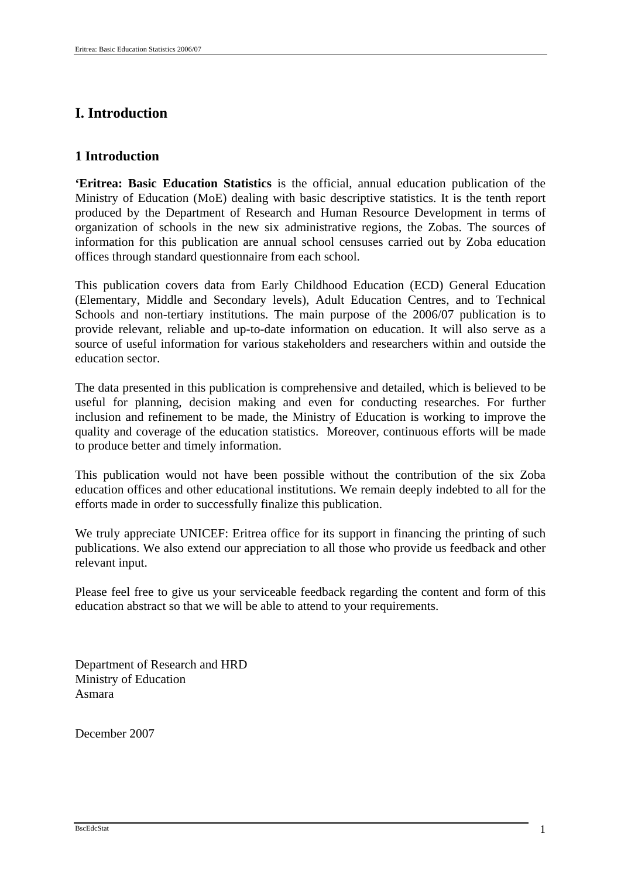# I. Introduction

## 1 Introduction

**'Eritrea: Basic Education Statistics** is the official, annual education publication of the Ministry of Education (MoE) dealing with basic descriptive statistics. It is the tenth report produced by the Department of Research and Human Resource Development in terms of organization of schools in the new six administrative regions, the Zobas. The sources of information for this publication are annual school censuses carried out by Zoba education offices through standard questionnaire from each school.

This publication covers data from Early Childhood Education (ECD) General Education (Elementary, Middle and Secondary levels), Adult Education Centres, and to Technical Schools and non-tertiary institutions. The main purpose of the 2006/07 publication is to provide relevant, reliable and up-to-date information on education. It will also serve as a source of useful information for various stakeholders and researchers within and outside the education sector.

The data presented in this publication is comprehensive and detailed, which is believed to be useful for planning, decision making and even for conducting researches. For further inclusion and refinement to be made, the Ministry of Education is working to improve the quality and coverage of the education statistics. Moreover, continuous efforts will be made to produce better and timely information.

This publication would not have been possible without the contribution of the six Zoba education offices and other educational institutions. We remain deeply indebted to all for the efforts made in order to successfully finalize this publication.

We truly appreciate UNICEF: Eritrea office for its support in financing the printing of such publications. We also extend our appreciation to all those who provide us feedback and other relevant input.

Please feel free to give us your serviceable feedback regarding the content and form of this education abstract so that we will be able to attend to your requirements.

Department of Research and HRD
Ministry of Education
Asmara

December 2007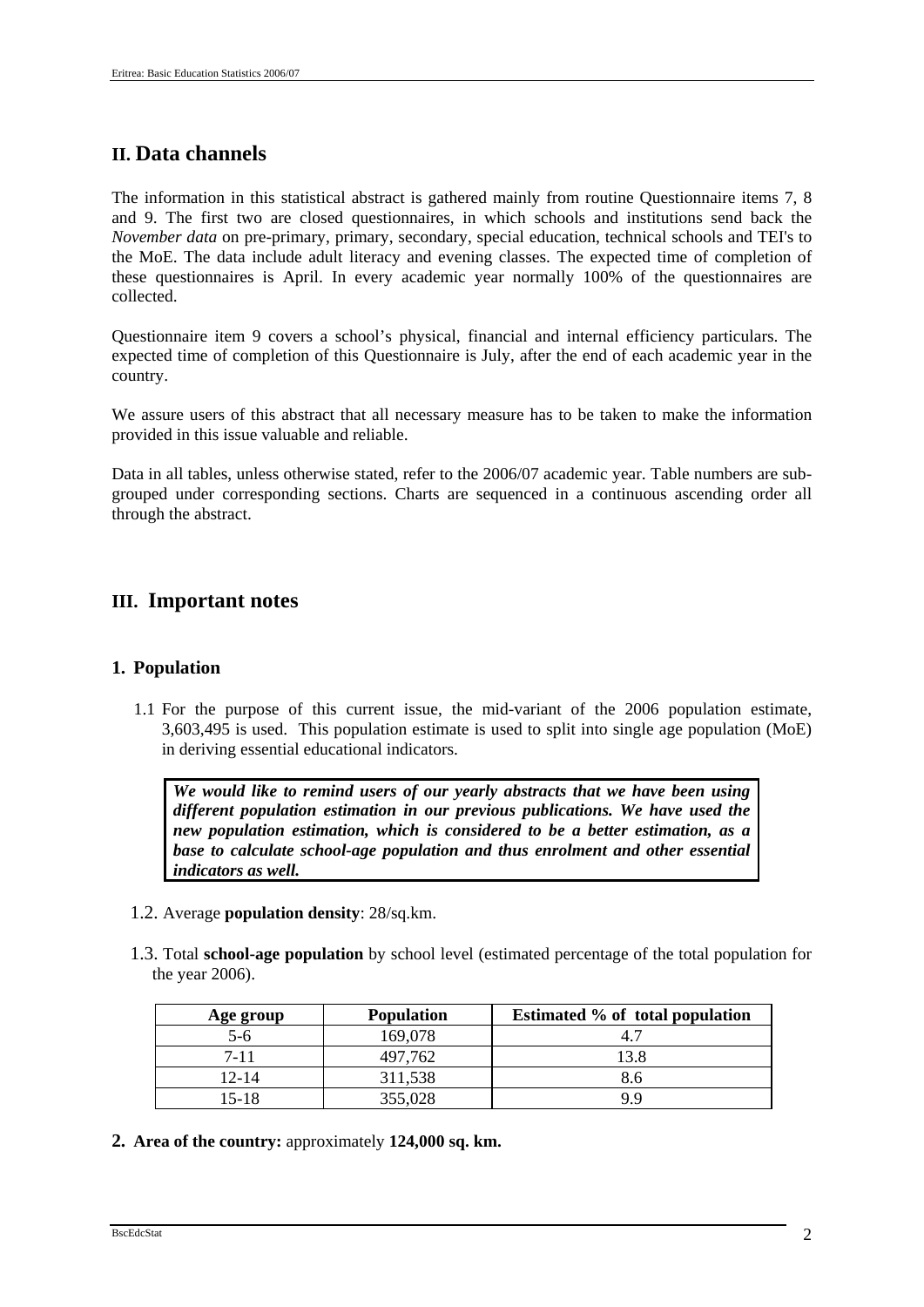## II. Data channels

The information in this statistical abstract is gathered mainly from routine Questionnaire items 7, 8 and 9. The first two are closed questionnaires, in which schools and institutions send back the *November data* on pre-primary, primary, secondary, special education, technical schools and TEI's to the MoE. The data include adult literacy and evening classes. The expected time of completion of these questionnaires is April. In every academic year normally 100% of the questionnaires are collected.

Questionnaire item 9 covers a school's physical, financial and internal efficiency particulars. The expected time of completion of this Questionnaire is July, after the end of each academic year in the country.

We assure users of this abstract that all necessary measure has to be taken to make the information provided in this issue valuable and reliable.

Data in all tables, unless otherwise stated, refer to the 2006/07 academic year. Table numbers are sub-grouped under corresponding sections. Charts are sequenced in a continuous ascending order all through the abstract.

## III. Important notes

### 1. Population

1.1 For the purpose of this current issue, the mid-variant of the 2006 population estimate, 3,603,495 is used. This population estimate is used to split into single age population (MoE) in deriving essential educational indicators.

> ***We would like to remind users of our yearly abstracts that we have been using different population estimation in our previous publications. We have used the new population estimation, which is considered to be a better estimation, as a base to calculate school-age population and thus enrolment and other essential indicators as well.***

1.2. Average **population density**: 28/sq.km.

1.3. Total **school-age population** by school level (estimated percentage of the total population for the year 2006).

| Age group | Population | Estimated % of total population |
|---|---|---|
| 5-6 | 169,078 | 4.7 |
| 7-11 | 497,762 | 13.8 |
| 12-14 | 311,538 | 8.6 |
| 15-18 | 355,028 | 9.9 |

### 2. Area of the country: approximately **124,000 sq. km.**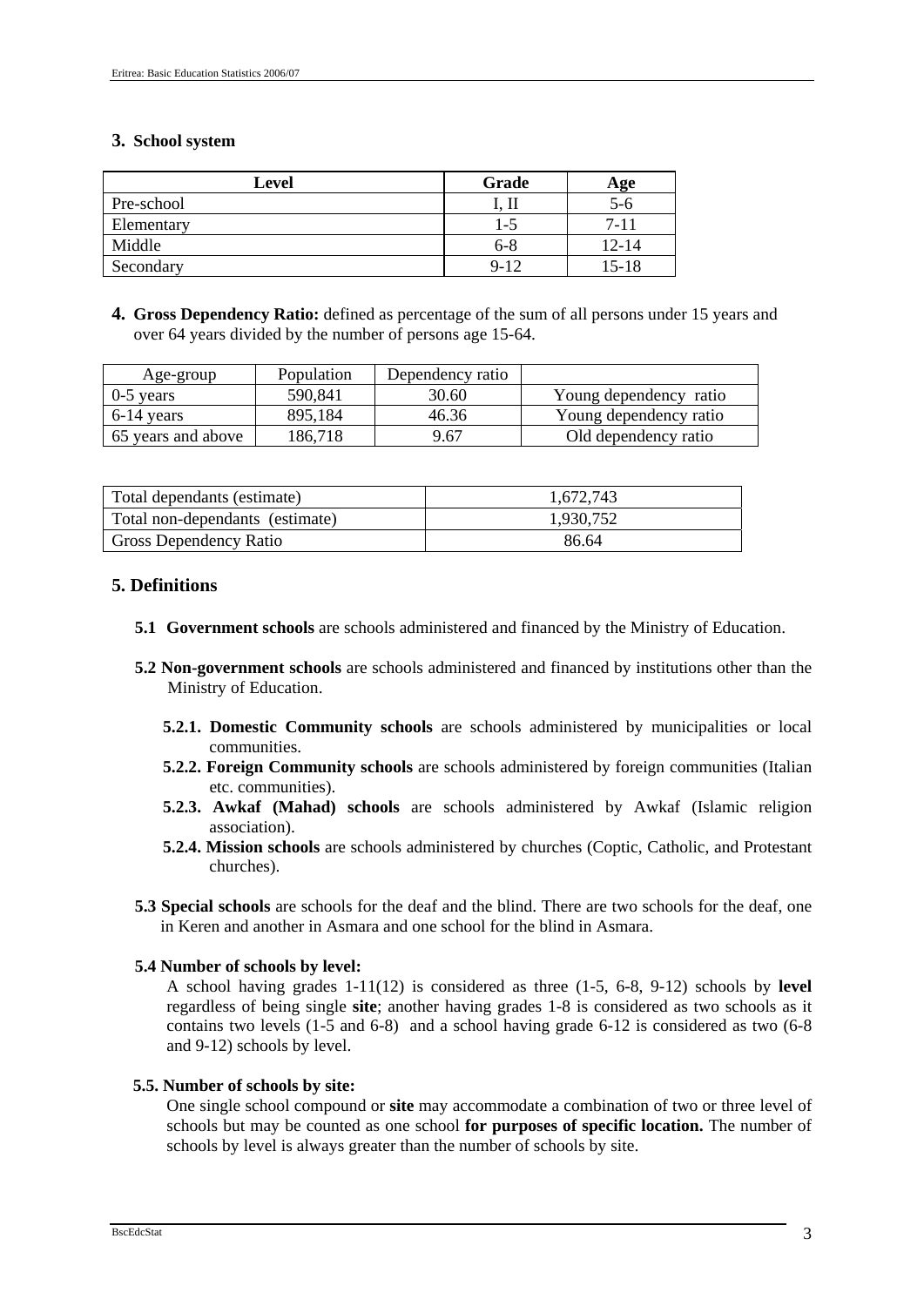## 3. School system

| Level | Grade | Age |
|---|---|---|
| Pre-school | I, II | 5-6 |
| Elementary | 1-5 | 7-11 |
| Middle | 6-8 | 12-14 |
| Secondary | 9-12 | 15-18 |

## 4. Gross Dependency Ratio:

**Gross Dependency Ratio:** defined as percentage of the sum of all persons under 15 years and over 64 years divided by the number of persons age 15-64.

| Age-group | Population | Dependency ratio | |
|---|---|---|---|
| 0-5 years | 590,841 | 30.60 | Young dependency ratio |
| 6-14 years | 895,184 | 46.36 | Young dependency ratio |
| 65 years and above | 186,718 | 9.67 | Old dependency ratio |

| | |
|---|---|
| Total dependants (estimate) | 1,672,743 |
| Total non-dependants (estimate) | 1,930,752 |
| Gross Dependency Ratio | 86.64 |

## 5. Definitions

**5.1 Government schools** are schools administered and financed by the Ministry of Education.

**5.2 Non-government schools** are schools administered and financed by institutions other than the Ministry of Education.

- **5.2.1. Domestic Community schools** are schools administered by municipalities or local communities.
- **5.2.2. Foreign Community schools** are schools administered by foreign communities (Italian etc. communities).
- **5.2.3. Awkaf (Mahad) schools** are schools administered by Awkaf (Islamic religion association).
- **5.2.4. Mission schools** are schools administered by churches (Coptic, Catholic, and Protestant churches).

**5.3 Special schools** are schools for the deaf and the blind. There are two schools for the deaf, one in Keren and another in Asmara and one school for the blind in Asmara.

**5.4 Number of schools by level:**

A school having grades 1-11(12) is considered as three (1-5, 6-8, 9-12) schools by **level** regardless of being single **site**; another having grades 1-8 is considered as two schools as it contains two levels (1-5 and 6-8) and a school having grade 6-12 is considered as two (6-8 and 9-12) schools by level.

**5.5. Number of schools by site:**

One single school compound or **site** may accommodate a combination of two or three level of schools but may be counted as one school **for purposes of specific location.** The number of schools by level is always greater than the number of schools by site.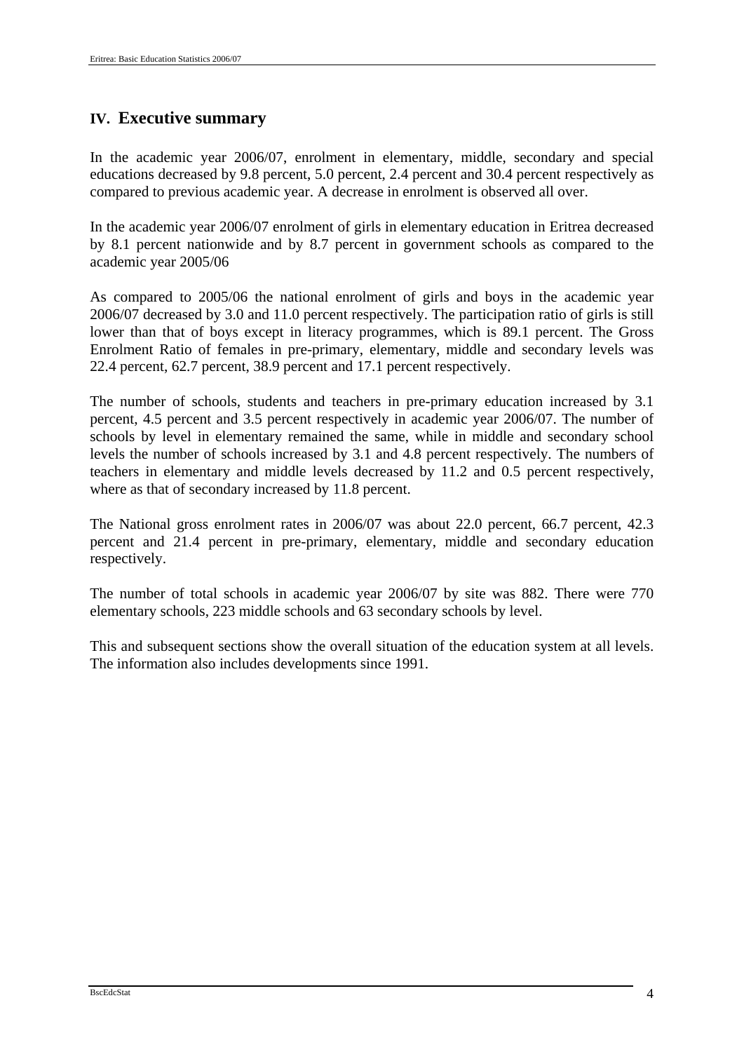## IV. Executive summary

In the academic year 2006/07, enrolment in elementary, middle, secondary and special educations decreased by 9.8 percent, 5.0 percent, 2.4 percent and 30.4 percent respectively as compared to previous academic year. A decrease in enrolment is observed all over.

In the academic year 2006/07 enrolment of girls in elementary education in Eritrea decreased by 8.1 percent nationwide and by 8.7 percent in government schools as compared to the academic year 2005/06

As compared to 2005/06 the national enrolment of girls and boys in the academic year 2006/07 decreased by 3.0 and 11.0 percent respectively. The participation ratio of girls is still lower than that of boys except in literacy programmes, which is 89.1 percent. The Gross Enrolment Ratio of females in pre-primary, elementary, middle and secondary levels was 22.4 percent, 62.7 percent, 38.9 percent and 17.1 percent respectively.

The number of schools, students and teachers in pre-primary education increased by 3.1 percent, 4.5 percent and 3.5 percent respectively in academic year 2006/07. The number of schools by level in elementary remained the same, while in middle and secondary school levels the number of schools increased by 3.1 and 4.8 percent respectively. The numbers of teachers in elementary and middle levels decreased by 11.2 and 0.5 percent respectively, where as that of secondary increased by 11.8 percent.

The National gross enrolment rates in 2006/07 was about 22.0 percent, 66.7 percent, 42.3 percent and 21.4 percent in pre-primary, elementary, middle and secondary education respectively.

The number of total schools in academic year 2006/07 by site was 882. There were 770 elementary schools, 223 middle schools and 63 secondary schools by level.

This and subsequent sections show the overall situation of the education system at all levels. The information also includes developments since 1991.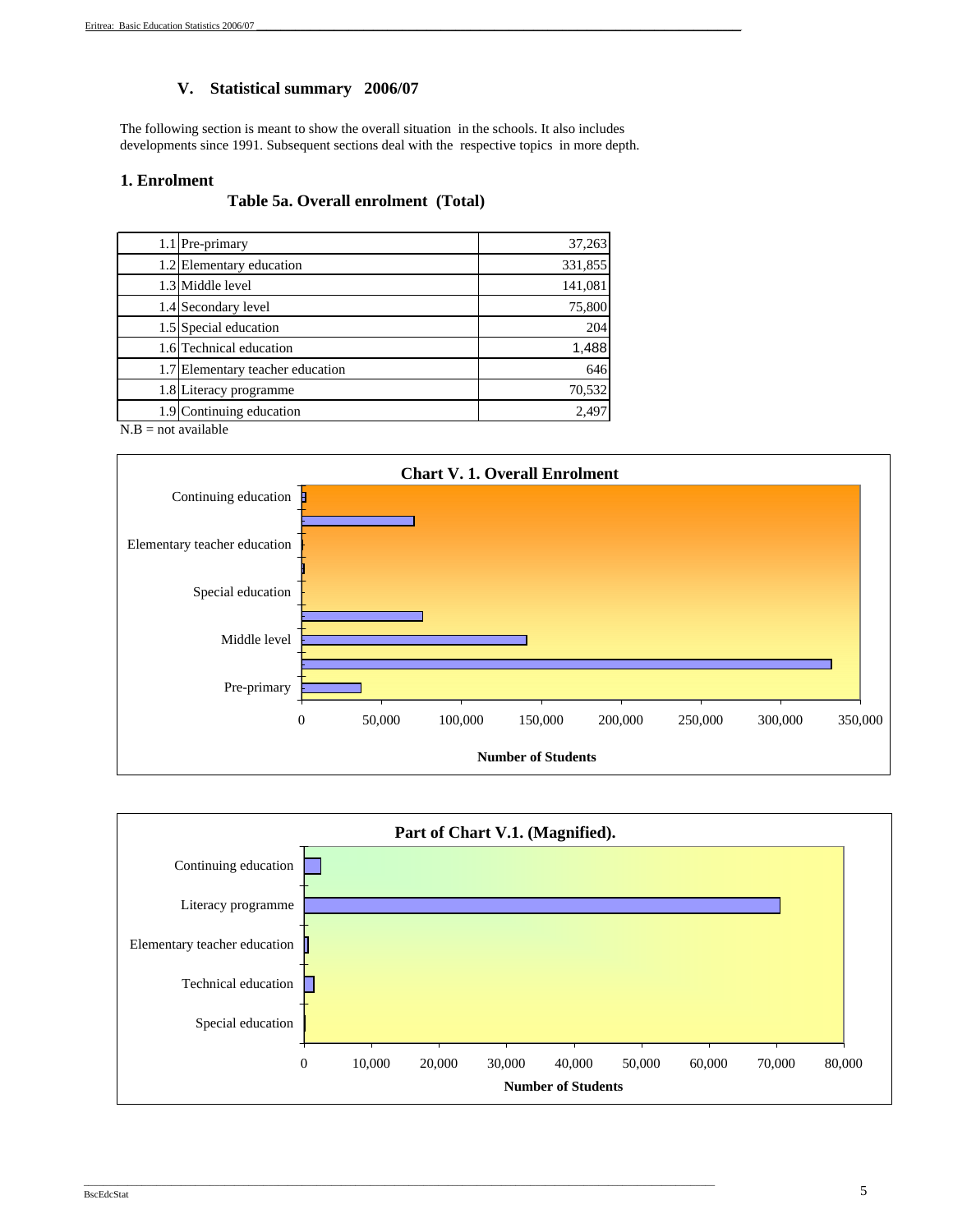## V. Statistical summary 2006/07

The following section is meant to show the overall situation in the schools. It also includes developments since 1991. Subsequent sections deal with the respective topics in more depth.

### 1. Enrolment

**Table 5a. Overall enrolment (Total)**

| | | |
|---|---|---|
| 1.1 | Pre-primary | 37,263 |
| 1.2 | Elementary education | 331,855 |
| 1.3 | Middle level | 141,081 |
| 1.4 | Secondary level | 75,800 |
| 1.5 | Special education | 204 |
| 1.6 | Technical education | 1,488 |
| 1.7 | Elementary teacher education | 646 |
| 1.8 | Literacy programme | 70,532 |
| 1.9 | Continuing education | 2,497 |

N.B = not available

**Chart V. 1. Overall Enrolment**

**Part of Chart V.1. (Magnified).**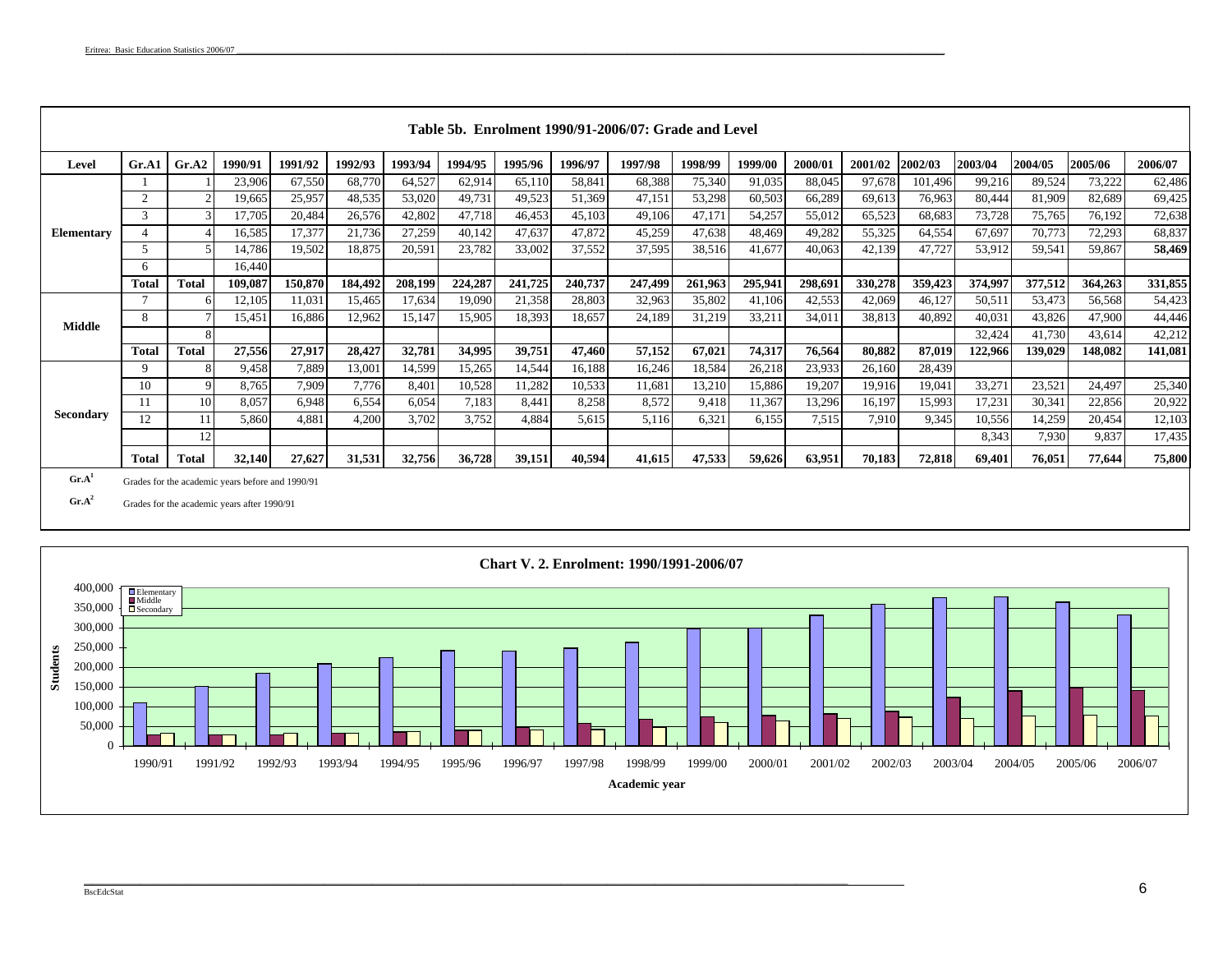## Table 5b. Enrolment 1990/91-2006/07: Grade and Level

| Level | Gr.A1 | Gr.A2 | 1990/91 | 1991/92 | 1992/93 | 1993/94 | 1994/95 | 1995/96 | 1996/97 | 1997/98 | 1998/99 | 1999/00 | 2000/01 | 2001/02 | 2002/03 | 2003/04 | 2004/05 | 2005/06 | 2006/07 |
|---|---|---|---|---|---|---|---|---|---|---|---|---|---|---|---|---|---|---|---|
| Elementary | 1 | 1 | 23,906 | 67,550 | 68,770 | 64,527 | 62,914 | 65,110 | 58,841 | 68,388 | 75,340 | 91,035 | 88,045 | 97,678 | 101,496 | 99,216 | 89,524 | 73,222 | 62,486 |
| | 2 | 2 | 19,665 | 25,957 | 48,535 | 53,020 | 49,731 | 49,523 | 51,369 | 47,151 | 53,298 | 60,503 | 66,289 | 69,613 | 76,963 | 80,444 | 81,909 | 82,689 | 69,425 |
| | 3 | 3 | 17,705 | 20,484 | 26,576 | 42,802 | 47,718 | 46,453 | 45,103 | 49,106 | 47,171 | 54,257 | 55,012 | 65,523 | 68,683 | 73,728 | 75,765 | 76,192 | 72,638 |
| | 4 | 4 | 16,585 | 17,377 | 21,736 | 27,259 | 40,142 | 47,637 | 47,872 | 45,259 | 47,638 | 48,469 | 49,282 | 55,325 | 64,554 | 67,697 | 70,773 | 72,293 | 68,837 |
| | 5 | 5 | 14,786 | 19,502 | 18,875 | 20,591 | 23,782 | 33,002 | 37,552 | 37,595 | 38,516 | 41,677 | 40,063 | 42,139 | 47,727 | 53,912 | 59,541 | 59,867 | **58,469** |
| | 6 | | 16,440 | | | | | | | | | | | | | | | | |
| | **Total** | **Total** | **109,087** | **150,870** | **184,492** | **208,199** | **224,287** | **241,725** | **240,737** | **247,499** | **261,963** | **295,941** | **298,691** | **330,278** | **359,423** | **374,997** | **377,512** | **364,263** | **331,855** |
| Middle | 7 | 6 | 12,105 | 11,031 | 15,465 | 17,634 | 19,090 | 21,358 | 28,803 | 32,963 | 35,802 | 41,106 | 42,553 | 42,069 | 46,127 | 50,511 | 53,473 | 56,568 | 54,423 |
| | 8 | 7 | 15,451 | 16,886 | 12,962 | 15,147 | 15,905 | 18,393 | 18,657 | 24,189 | 31,219 | 33,211 | 34,011 | 38,813 | 40,892 | 40,031 | 43,826 | 47,900 | 44,446 |
| | | 8 | | | | | | | | | | | | | | 32,424 | 41,730 | 43,614 | 42,212 |
| | **Total** | **Total** | **27,556** | **27,917** | **28,427** | **32,781** | **34,995** | **39,751** | **47,460** | **57,152** | **67,021** | **74,317** | **76,564** | **80,882** | **87,019** | **122,966** | **139,029** | **148,082** | **141,081** |
| Secondary | 9 | 8 | 9,458 | 7,889 | 13,001 | 14,599 | 15,265 | 14,544 | 16,188 | 16,246 | 18,584 | 26,218 | 23,933 | 26,160 | 28,439 | | | | |
| | 10 | 9 | 8,765 | 7,909 | 7,776 | 8,401 | 10,528 | 11,282 | 10,533 | 11,681 | 13,210 | 15,886 | 19,207 | 19,916 | 19,041 | 33,271 | 23,521 | 24,497 | 25,340 |
| | 11 | 10 | 8,057 | 6,948 | 6,554 | 6,054 | 7,183 | 8,441 | 8,258 | 8,572 | 9,418 | 11,367 | 13,296 | 16,197 | 15,993 | 17,231 | 30,341 | 22,856 | 20,922 |
| | 12 | 11 | 5,860 | 4,881 | 4,200 | 3,702 | 3,752 | 4,884 | 5,615 | 5,116 | 6,321 | 6,155 | 7,515 | 7,910 | 9,345 | 10,556 | 14,259 | 20,454 | 12,103 |
| | | 12 | | | | | | | | | | | | | | 8,343 | 7,930 | 9,837 | 17,435 |
| | **Total** | **Total** | **32,140** | **27,627** | **31,531** | **32,756** | **36,728** | **39,151** | **40,594** | **41,615** | **47,533** | **59,626** | **63,951** | **70,183** | **72,818** | **69,401** | **76,051** | **77,644** | **75,800** |

**Gr.A**[1] Grades for the academic years before and 1990/91

**Gr.A**[2] Grades for the academic years after 1990/91

## Chart V. 2. Enrolment: 1990/1991-2006/07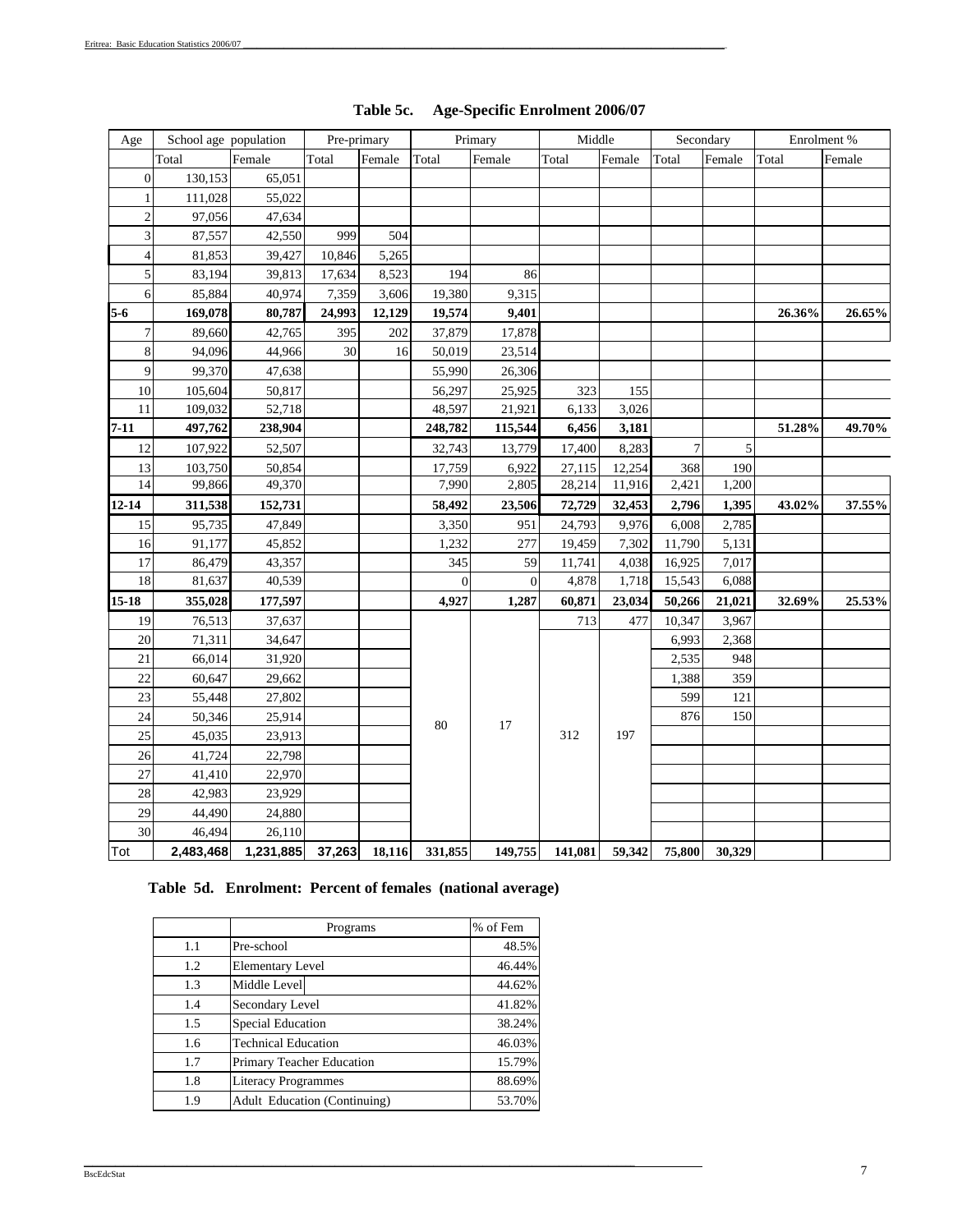## Table 5c. Age-Specific Enrolment 2006/07

| Age | School age population | | Pre-primary | | Primary | | Middle | | Secondary | | Enrolment % | |
|---|---|---|---|---|---|---|---|---|---|---|---|---|
| | Total | Female | Total | Female | Total | Female | Total | Female | Total | Female | Total | Female |
| 0 | 130,153 | 65,051 | | | | | | | | | | |
| 1 | 111,028 | 55,022 | | | | | | | | | | |
| 2 | 97,056 | 47,634 | | | | | | | | | | |
| 3 | 87,557 | 42,550 | 999 | 504 | | | | | | | | |
| 4 | 81,853 | 39,427 | 10,846 | 5,265 | | | | | | | | |
| 5 | 83,194 | 39,813 | 17,634 | 8,523 | 194 | 86 | | | | | | |
| 6 | 85,884 | 40,974 | 7,359 | 3,606 | 19,380 | 9,315 | | | | | | |
| **5-6** | **169,078** | **80,787** | **24,993** | **12,129** | **19,574** | **9,401** | | | | | **26.36%** | **26.65%** |
| 7 | 89,660 | 42,765 | 395 | 202 | 37,879 | 17,878 | | | | | | |
| 8 | 94,096 | 44,966 | 30 | 16 | 50,019 | 23,514 | | | | | | |
| 9 | 99,370 | 47,638 | | | 55,990 | 26,306 | | | | | | |
| 10 | 105,604 | 50,817 | | | 56,297 | 25,925 | 323 | 155 | | | | |
| 11 | 109,032 | 52,718 | | | 48,597 | 21,921 | 6,133 | 3,026 | | | | |
| **7-11** | **497,762** | **238,904** | | | **248,782** | **115,544** | **6,456** | **3,181** | | | **51.28%** | **49.70%** |
| 12 | 107,922 | 52,507 | | | 32,743 | 13,779 | 17,400 | 8,283 | 7 | 5 | | |
| 13 | 103,750 | 50,854 | | | 17,759 | 6,922 | 27,115 | 12,254 | 368 | 190 | | |
| 14 | 99,866 | 49,370 | | | 7,990 | 2,805 | 28,214 | 11,916 | 2,421 | 1,200 | | |
| **12-14** | **311,538** | **152,731** | | | **58,492** | **23,506** | **72,729** | **32,453** | **2,796** | **1,395** | **43.02%** | **37.55%** |
| 15 | 95,735 | 47,849 | | | 3,350 | 951 | 24,793 | 9,976 | 6,008 | 2,785 | | |
| 16 | 91,177 | 45,852 | | | 1,232 | 277 | 19,459 | 7,302 | 11,790 | 5,131 | | |
| 17 | 86,479 | 43,357 | | | 345 | 59 | 11,741 | 4,038 | 16,925 | 7,017 | | |
| 18 | 81,637 | 40,539 | | | 0 | 0 | 4,878 | 1,718 | 15,543 | 6,088 | | |
| **15-18** | **355,028** | **177,597** | | | **4,927** | **1,287** | **60,871** | **23,034** | **50,266** | **21,021** | **32.69%** | **25.53%** |
| 19 | 76,513 | 37,637 | | | 80 | 17 | 713 | 477 | 10,347 | 3,967 | | |
| 20 | 71,311 | 34,647 | | | | | 312 | 197 | 6,993 | 2,368 | | |
| 21 | 66,014 | 31,920 | | | | | | | 2,535 | 948 | | |
| 22 | 60,647 | 29,662 | | | | | | | 1,388 | 359 | | |
| 23 | 55,448 | 27,802 | | | | | | | 599 | 121 | | |
| 24 | 50,346 | 25,914 | | | | | | | 876 | 150 | | |
| 25 | 45,035 | 23,913 | | | | | | | | | | |
| 26 | 41,724 | 22,798 | | | | | | | | | | |
| 27 | 41,410 | 22,970 | | | | | | | | | | |
| 28 | 42,983 | 23,929 | | | | | | | | | | |
| 29 | 44,490 | 24,880 | | | | | | | | | | |
| 30 | 46,494 | 26,110 | | | | | | | | | | |
| Tot | **2,483,468** | **1,231,885** | **37,263** | **18,116** | **331,855** | **149,755** | **141,081** | **59,342** | **75,800** | **30,329** | | |

Note: Primary values 80 / 17 span ages 19–30; Middle values 312 / 197 span ages 20–30.

## Table 5d. Enrolment: Percent of females (national average)

| | Programs | % of Fem |
|---|---|---|
| 1.1 | Pre-school | 48.5% |
| 1.2 | Elementary Level | 46.44% |
| 1.3 | Middle Level | 44.62% |
| 1.4 | Secondary Level | 41.82% |
| 1.5 | Special Education | 38.24% |
| 1.6 | Technical Education | 46.03% |
| 1.7 | Primary Teacher Education | 15.79% |
| 1.8 | Literacy Programmes | 88.69% |
| 1.9 | Adult Education (Continuing) | 53.70% |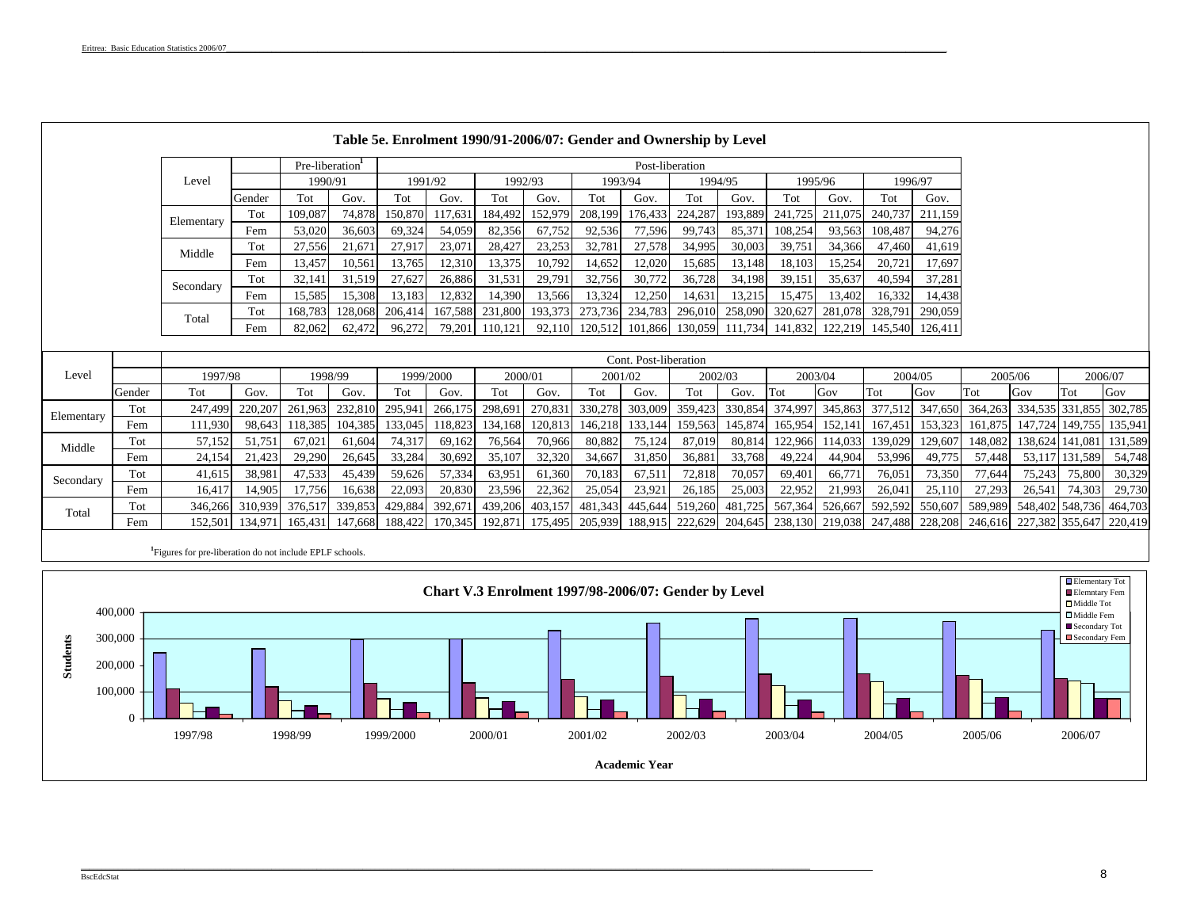## Table 5e. Enrolment 1990/91-2006/07: Gender and Ownership by Level

| Level | Gender | Pre-liberation[1] 1990/91 Tot | Gov. | Post-liberation 1991/92 Tot | Gov. | 1992/93 Tot | Gov. | 1993/94 Tot | Gov. | 1994/95 Tot | Gov. | 1995/96 Tot | Gov. | 1996/97 Tot | Gov. |
|---|---|---|---|---|---|---|---|---|---|---|---|---|---|---|---|
| Elementary | Tot | 109,087 | 74,878 | 150,870 | 117,631 | 184,492 | 152,979 | 208,199 | 176,433 | 224,287 | 193,889 | 241,725 | 211,075 | 240,737 | 211,159 |
| | Fem | 53,020 | 36,603 | 69,324 | 54,059 | 82,356 | 67,752 | 92,536 | 77,596 | 99,743 | 85,371 | 108,254 | 93,563 | 108,487 | 94,276 |
| Middle | Tot | 27,556 | 21,671 | 27,917 | 23,071 | 28,427 | 23,253 | 32,781 | 27,578 | 34,995 | 30,003 | 39,751 | 34,366 | 47,460 | 41,619 |
| | Fem | 13,457 | 10,561 | 13,765 | 12,310 | 13,375 | 10,792 | 14,652 | 12,020 | 15,685 | 13,148 | 18,103 | 15,254 | 20,721 | 17,697 |
| Secondary | Tot | 32,141 | 31,519 | 27,627 | 26,886 | 31,531 | 29,791 | 32,756 | 30,772 | 36,728 | 34,198 | 39,151 | 35,637 | 40,594 | 37,281 |
| | Fem | 15,585 | 15,308 | 13,183 | 12,832 | 14,390 | 13,566 | 13,324 | 12,250 | 14,631 | 13,215 | 15,475 | 13,402 | 16,332 | 14,438 |
| Total | Tot | 168,783 | 128,068 | 206,414 | 167,588 | 231,800 | 193,373 | 273,736 | 234,783 | 296,010 | 258,090 | 320,627 | 281,078 | 328,791 | 290,059 |
| | Fem | 82,062 | 62,472 | 96,272 | 79,201 | 110,121 | 92,110 | 120,512 | 101,866 | 130,059 | 111,734 | 141,832 | 122,219 | 145,540 | 126,411 |

| Level | Gender | Cont. Post-liberation 1997/98 Tot | Gov. | 1998/99 Tot | Gov. | 1999/2000 Tot | Gov. | 2000/01 Tot | Gov. | 2001/02 Tot | Gov. | 2002/03 Tot | Gov. | 2003/04 Tot | Gov | 2004/05 Tot | Gov | 2005/06 Tot | Gov | 2006/07 Tot | Gov |
|---|---|---|---|---|---|---|---|---|---|---|---|---|---|---|---|---|---|---|---|---|---|
| Elementary | Tot | 247,499 | 220,207 | 261,963 | 232,810 | 295,941 | 266,175 | 298,691 | 270,831 | 330,278 | 303,009 | 359,423 | 330,854 | 374,997 | 345,863 | 377,512 | 347,650 | 364,263 | 334,535 | 331,855 | 302,785 |
| | Fem | 111,930 | 98,643 | 118,385 | 104,385 | 133,045 | 118,823 | 134,168 | 120,813 | 146,218 | 133,144 | 159,563 | 145,874 | 165,954 | 152,141 | 167,451 | 153,323 | 161,875 | 147,724 | 149,755 | 135,941 |
| Middle | Tot | 57,152 | 51,751 | 67,021 | 61,604 | 74,317 | 69,162 | 76,564 | 70,966 | 80,882 | 75,124 | 87,019 | 80,814 | 122,966 | 114,033 | 139,029 | 129,607 | 148,082 | 138,624 | 141,081 | 131,589 |
| | Fem | 24,154 | 21,423 | 29,290 | 26,645 | 33,284 | 30,692 | 35,107 | 32,320 | 34,667 | 31,850 | 36,881 | 33,768 | 49,224 | 44,904 | 53,996 | 49,775 | 57,448 | 53,117 | 131,589 | 54,748 |
| Secondary | Tot | 41,615 | 38,981 | 47,533 | 45,439 | 59,626 | 57,334 | 63,951 | 61,360 | 70,183 | 67,511 | 72,818 | 70,057 | 69,401 | 66,771 | 76,051 | 73,350 | 77,644 | 75,243 | 75,800 | 30,329 |
| | Fem | 16,417 | 14,905 | 17,756 | 16,638 | 22,093 | 20,830 | 23,596 | 22,362 | 25,054 | 23,921 | 26,185 | 25,003 | 22,952 | 21,993 | 26,041 | 25,110 | 27,293 | 26,541 | 74,303 | 29,730 |
| Total | Tot | 346,266 | 310,939 | 376,517 | 339,853 | 429,884 | 392,671 | 439,206 | 403,157 | 481,343 | 445,644 | 519,260 | 481,725 | 567,364 | 526,667 | 592,592 | 550,607 | 589,989 | 548,402 | 548,736 | 464,703 |
| | Fem | 152,501 | 134,971 | 165,431 | 147,668 | 188,422 | 170,345 | 192,871 | 175,495 | 205,939 | 188,915 | 222,629 | 204,645 | 238,130 | 219,038 | 247,488 | 228,208 | 246,616 | 227,382 | 355,647 | 220,419 |

[1]Figures for pre-liberation do not include EPLF schools.

### Chart V.3 Enrolment 1997/98-2006/07: Gender by Level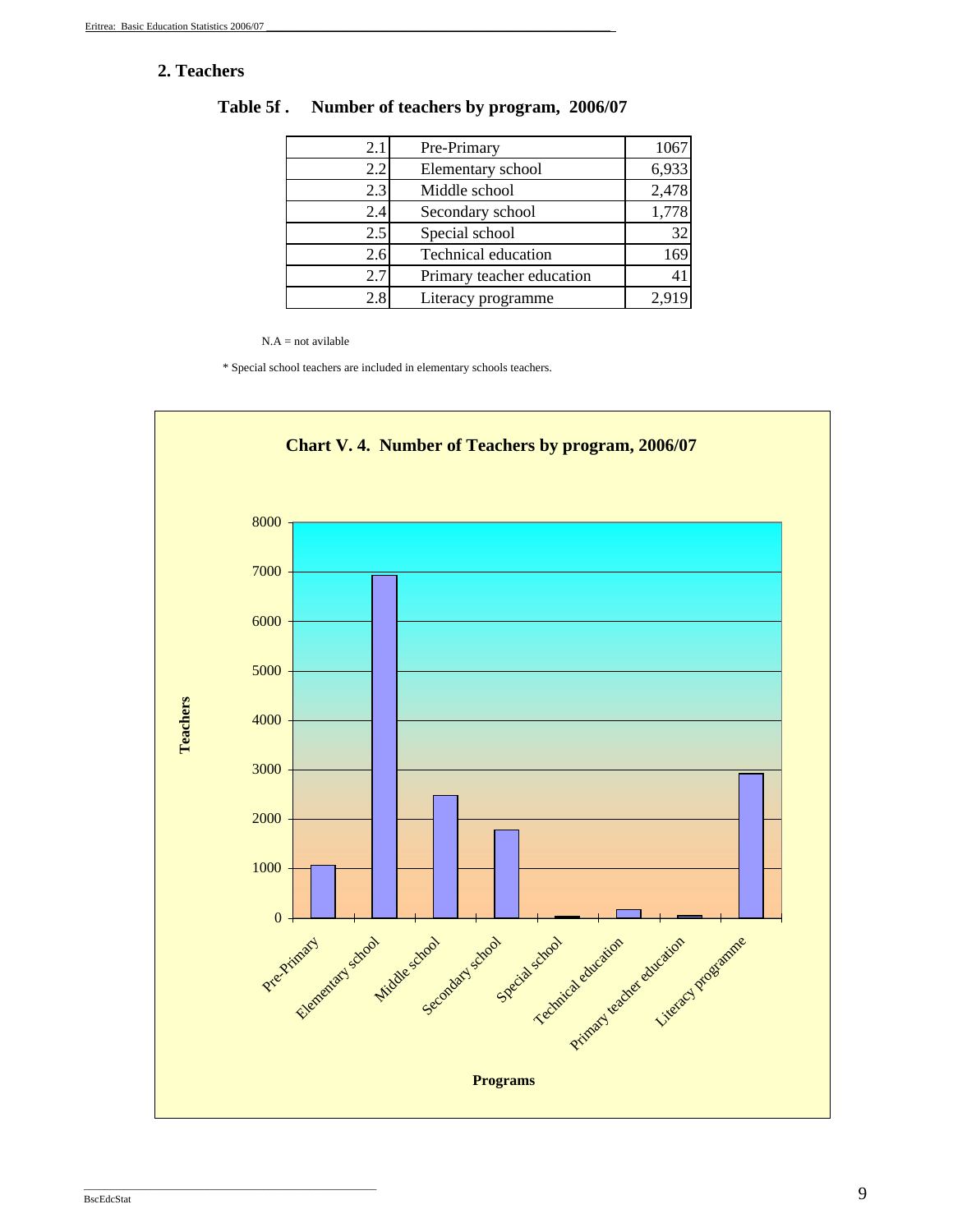## 2. Teachers

**Table 5f . Number of teachers by program, 2006/07**

| | | |
|---|---|---|
| 2.1 | Pre-Primary | 1067 |
| 2.2 | Elementary school | 6,933 |
| 2.3 | Middle school | 2,478 |
| 2.4 | Secondary school | 1,778 |
| 2.5 | Special school | 32 |
| 2.6 | Technical education | 169 |
| 2.7 | Primary teacher education | 41 |
| 2.8 | Literacy programme | 2,919 |

N.A = not avilable

* Special school teachers are included in elementary schools teachers.

**Chart V. 4. Number of Teachers by program, 2006/07**

| Programs | Teachers |
|---|---|
| Pre-Primary | 1067 |
| Elementary school | 6933 |
| Middle school | 2478 |
| Secondary school | 1778 |
| Special school | 32 |
| Technical education | 169 |
| Primary teacher education | 41 |
| Literacy programme | 2919 |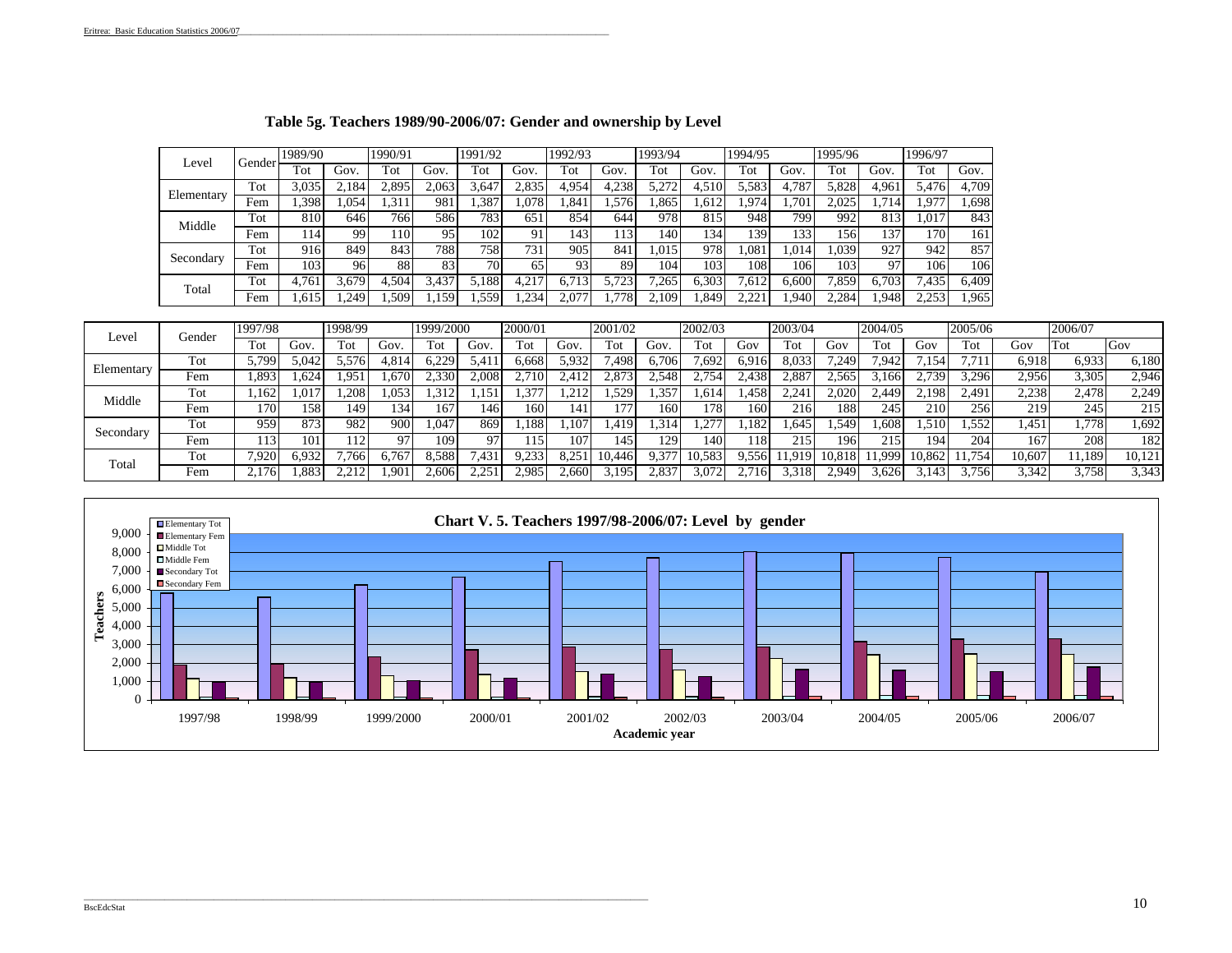## Table 5g. Teachers 1989/90-2006/07: Gender and ownership by Level

| Level | Gender | 1989/90 | | 1990/91 | | 1991/92 | | 1992/93 | | 1993/94 | | 1994/95 | | 1995/96 | | 1996/97 | |
|---|---|---|---|---|---|---|---|---|---|---|---|---|---|---|---|---|---|
| | | Tot | Gov. | Tot | Gov. | Tot | Gov. | Tot | Gov. | Tot | Gov. | Tot | Gov. | Tot | Gov. | Tot | Gov. |
| Elementary | Tot | 3,035 | 2,184 | 2,895 | 2,063 | 3,647 | 2,835 | 4,954 | 4,238 | 5,272 | 4,510 | 5,583 | 4,787 | 5,828 | 4,961 | 5,476 | 4,709 |
| | Fem | 1,398 | 1,054 | 1,311 | 981 | 1,387 | 1,078 | 1,841 | 1,576 | 1,865 | 1,612 | 1,974 | 1,701 | 2,025 | 1,714 | 1,977 | 1,698 |
| Middle | Tot | 810 | 646 | 766 | 586 | 783 | 651 | 854 | 644 | 978 | 815 | 948 | 799 | 992 | 813 | 1,017 | 843 |
| | Fem | 114 | 99 | 110 | 95 | 102 | 91 | 143 | 113 | 140 | 134 | 139 | 133 | 156 | 137 | 170 | 161 |
| Secondary | Tot | 916 | 849 | 843 | 788 | 758 | 731 | 905 | 841 | 1,015 | 978 | 1,081 | 1,014 | 1,039 | 927 | 942 | 857 |
| | Fem | 103 | 96 | 88 | 83 | 70 | 65 | 93 | 89 | 104 | 103 | 108 | 106 | 103 | 97 | 106 | 106 |
| Total | Tot | 4,761 | 3,679 | 4,504 | 3,437 | 5,188 | 4,217 | 6,713 | 5,723 | 7,265 | 6,303 | 7,612 | 6,600 | 7,859 | 6,703 | 7,435 | 6,409 |
| | Fem | 1,615 | 1,249 | 1,509 | 1,159 | 1,559 | 1,234 | 2,077 | 1,778 | 2,109 | 1,849 | 2,221 | 1,940 | 2,284 | 1,948 | 2,253 | 1,965 |

| Level | Gender | 1997/98 | | 1998/99 | | 1999/2000 | | 2000/01 | | 2001/02 | | 2002/03 | | 2003/04 | | 2004/05 | | 2005/06 | | 2006/07 | |
|---|---|---|---|---|---|---|---|---|---|---|---|---|---|---|---|---|---|---|---|---|---|
| | | Tot | Gov. | Tot | Gov. | Tot | Gov. | Tot | Gov. | Tot | Gov. | Tot | Gov | Tot | Gov | Tot | Gov | Tot | Gov | Tot | Gov |
| Elementary | Tot | 5,799 | 5,042 | 5,576 | 4,814 | 6,229 | 5,411 | 6,668 | 5,932 | 7,498 | 6,706 | 7,692 | 6,916 | 8,033 | 7,249 | 7,942 | 7,154 | 7,711 | 6,918 | 6,933 | 6,180 |
| | Fem | 1,893 | 1,624 | 1,951 | 1,670 | 2,330 | 2,008 | 2,710 | 2,412 | 2,873 | 2,548 | 2,754 | 2,438 | 2,887 | 2,565 | 3,166 | 2,739 | 3,296 | 2,956 | 3,305 | 2,946 |
| Middle | Tot | 1,162 | 1,017 | 1,208 | 1,053 | 1,312 | 1,151 | 1,377 | 1,212 | 1,529 | 1,357 | 1,614 | 1,458 | 2,241 | 2,020 | 2,449 | 2,198 | 2,491 | 2,238 | 2,478 | 2,249 |
| | Fem | 170 | 158 | 149 | 134 | 167 | 146 | 160 | 141 | 177 | 160 | 178 | 160 | 216 | 188 | 245 | 210 | 256 | 219 | 245 | 215 |
| Secondary | Tot | 959 | 873 | 982 | 900 | 1,047 | 869 | 1,188 | 1,107 | 1,419 | 1,314 | 1,277 | 1,182 | 1,645 | 1,549 | 1,608 | 1,510 | 1,552 | 1,451 | 1,778 | 1,692 |
| | Fem | 113 | 101 | 112 | 97 | 109 | 97 | 115 | 107 | 145 | 129 | 140 | 118 | 215 | 196 | 215 | 194 | 204 | 167 | 208 | 182 |
| Total | Tot | 7,920 | 6,932 | 7,766 | 6,767 | 8,588 | 7,431 | 9,233 | 8,251 | 10,446 | 9,377 | 10,583 | 9,556 | 11,919 | 10,818 | 11,999 | 10,862 | 11,754 | 10,607 | 11,189 | 10,121 |
| | Fem | 2,176 | 1,883 | 2,212 | 1,901 | 2,606 | 2,251 | 2,985 | 2,660 | 3,195 | 2,837 | 3,072 | 2,716 | 3,318 | 2,949 | 3,626 | 3,143 | 3,756 | 3,342 | 3,758 | 3,343 |

**Chart V. 5. Teachers 1997/98-2006/07: Level by gender**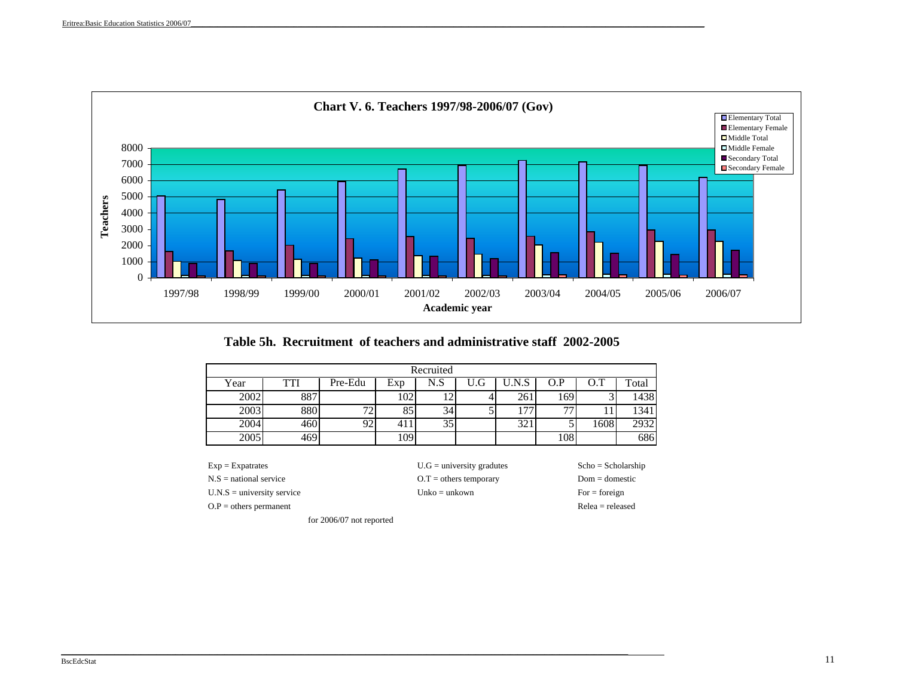**Chart V. 6. Teachers 1997/98-2006/07 (Gov)**

## Table 5h. Recruitment of teachers and administrative staff 2002-2005

| Recruited | | | | | | | | | |
|---|---|---|---|---|---|---|---|---|---|
| Year | TTI | Pre-Edu | Exp | N.S | U.G | U.N.S | O.P | O.T | Total |
| 2002 | 887 | | 102 | 12 | 4 | 261 | 169 | 3 | 1438 |
| 2003 | 880 | 72 | 85 | 34 | 5 | 177 | 77 | 11 | 1341 |
| 2004 | 460 | 92 | 411 | 35 | | 321 | 5 | 1608 | 2932 |
| 2005 | 469 | | 109 | | | | 108 | | 686 |

Exp = Expatrates
N.S = national service
U.N.S = university service
O.P = others permanent

U.G = university gradutes
O.T = others temporary
Unko = unkown

Scho = Scholarship
Dom = domestic
For = foreign
Relea = released

for 2006/07 not reported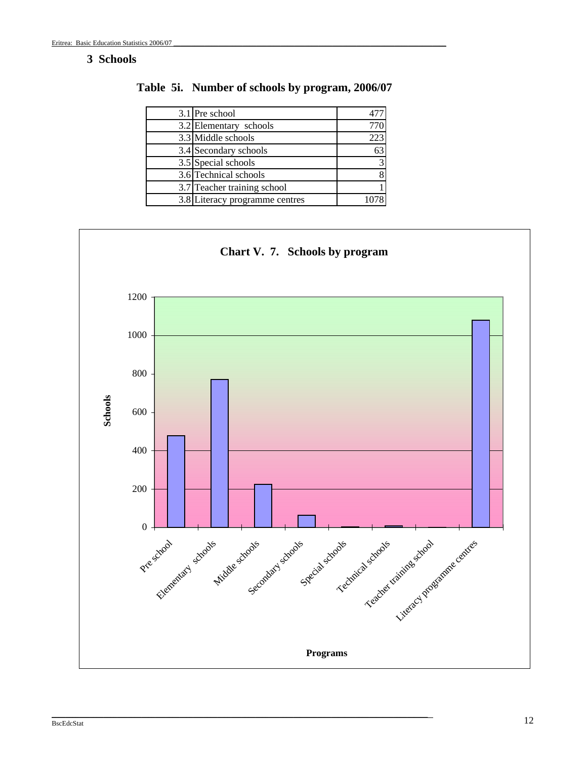## 3 Schools

**Table 5i. Number of schools by program, 2006/07**

| | | |
|---|---|---|
| 3.1 | Pre school | 477 |
| 3.2 | Elementary schools | 770 |
| 3.3 | Middle schools | 223 |
| 3.4 | Secondary schools | 63 |
| 3.5 | Special schools | 3 |
| 3.6 | Technical schools | 8 |
| 3.7 | Teacher training school | 1 |
| 3.8 | Literacy programme centres | 1078 |

**Chart V. 7. Schools by program**

Schools

Programs

Pre school, Elementary schools, Middle schools, Secondary schools, Special schools, Technical schools, Teacher training school, Literacy programme centres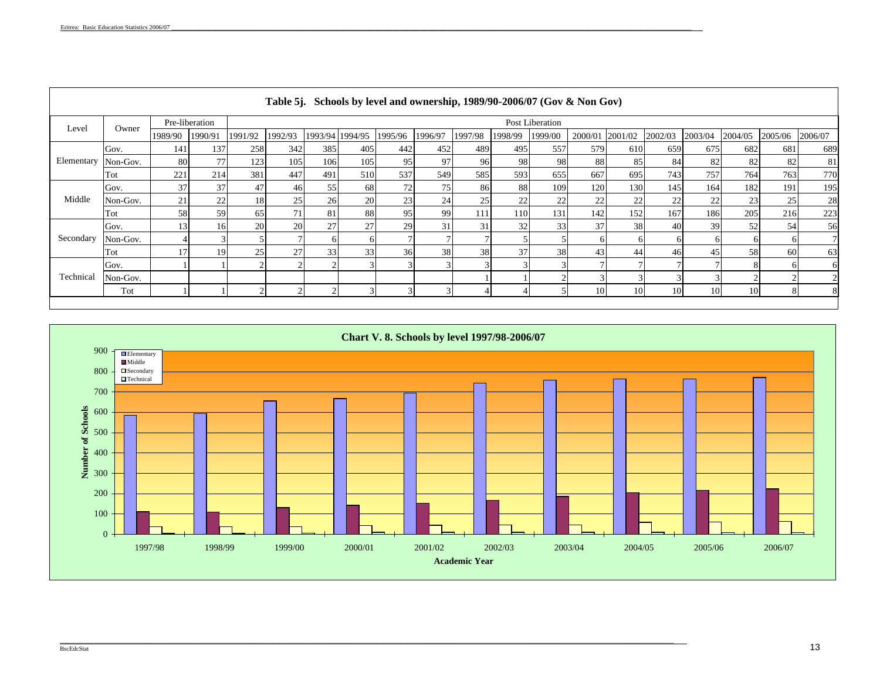**Table 5j. Schools by level and ownership, 1989/90-2006/07 (Gov & Non Gov)**

| Level | Owner | Pre-liberation | | Post Liberation | | | | | | | | | | | | | | | |
|---|---|---|---|---|---|---|---|---|---|---|---|---|---|---|---|---|---|---|---|
| | | 1989/90 | 1990/91 | 1991/92 | 1992/93 | 1993/94 | 1994/95 | 1995/96 | 1996/97 | 1997/98 | 1998/99 | 1999/00 | 2000/01 | 2001/02 | 2002/03 | 2003/04 | 2004/05 | 2005/06 | 2006/07 |
| Elementary | Gov. | 141 | 137 | 258 | 342 | 385 | 405 | 442 | 452 | 489 | 495 | 557 | 579 | 610 | 659 | 675 | 682 | 681 | 689 |
| | Non-Gov. | 80 | 77 | 123 | 105 | 106 | 105 | 95 | 97 | 96 | 98 | 98 | 88 | 85 | 84 | 82 | 82 | 82 | 81 |
| | Tot | 221 | 214 | 381 | 447 | 491 | 510 | 537 | 549 | 585 | 593 | 655 | 667 | 695 | 743 | 757 | 764 | 763 | 770 |
| Middle | Gov. | 37 | 37 | 47 | 46 | 55 | 68 | 72 | 75 | 86 | 88 | 109 | 120 | 130 | 145 | 164 | 182 | 191 | 195 |
| | Non-Gov. | 21 | 22 | 18 | 25 | 26 | 20 | 23 | 24 | 25 | 22 | 22 | 22 | 22 | 22 | 22 | 23 | 25 | 28 |
| | Tot | 58 | 59 | 65 | 71 | 81 | 88 | 95 | 99 | 111 | 110 | 131 | 142 | 152 | 167 | 186 | 205 | 216 | 223 |
| Secondary | Gov. | 13 | 16 | 20 | 20 | 27 | 27 | 29 | 31 | 31 | 32 | 33 | 37 | 38 | 40 | 39 | 52 | 54 | 56 |
| | Non-Gov. | 4 | 3 | 5 | 7 | 6 | 6 | 7 | 7 | 7 | 5 | 5 | 6 | 6 | 6 | 6 | 6 | 6 | 7 |
| | Tot | 17 | 19 | 25 | 27 | 33 | 33 | 36 | 38 | 38 | 37 | 38 | 43 | 44 | 46 | 45 | 58 | 60 | 63 |
| Technical | Gov. | 1 | 1 | 2 | 2 | 2 | 3 | 3 | 3 | 3 | 3 | 3 | 7 | 7 | 7 | 7 | 8 | 6 | 6 |
| | Non-Gov. | | | | | | | | | 1 | 1 | 2 | 3 | 3 | 3 | 3 | 2 | 2 | 2 |
| | Tot | 1 | 1 | 2 | 2 | 2 | 3 | 3 | 3 | 4 | 4 | 5 | 10 | 10 | 10 | 10 | 10 | 8 | 8 |

**Chart V. 8. Schools by level 1997/98-2006/07**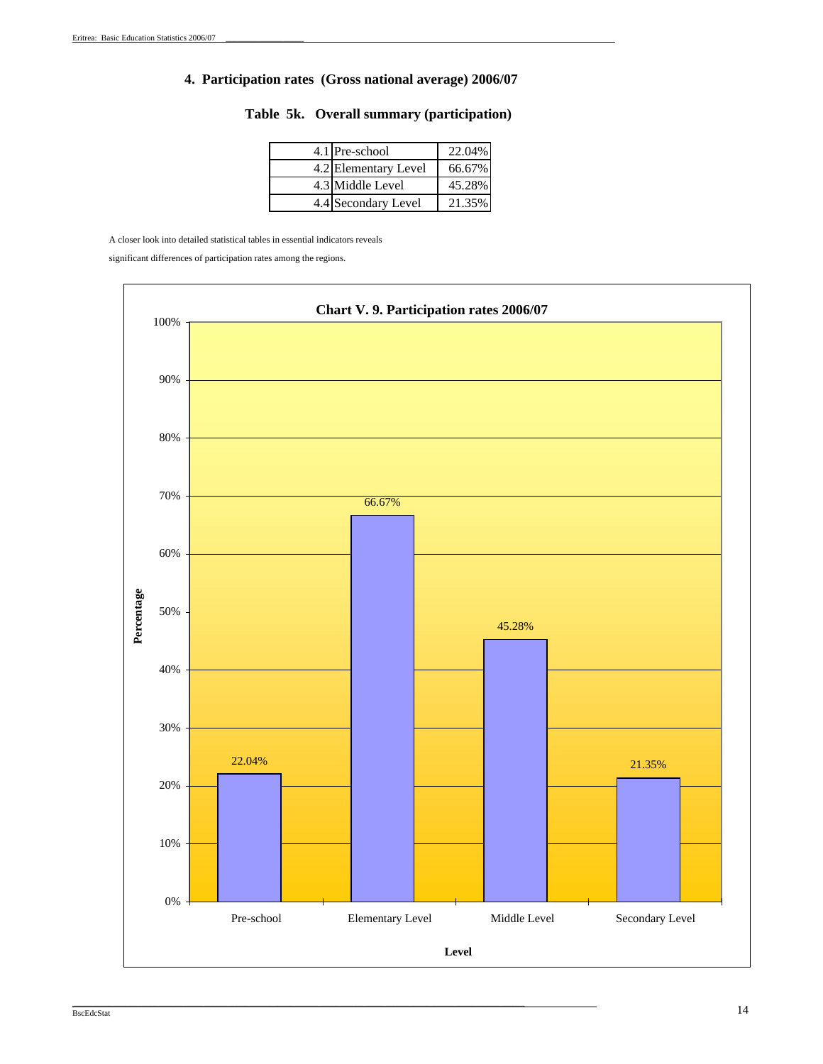## 4. Participation rates (Gross national average) 2006/07

### Table 5k. Overall summary (participation)

| | | |
|---|---|---|
| 4.1 | Pre-school | 22.04% |
| 4.2 | Elementary Level | 66.67% |
| 4.3 | Middle Level | 45.28% |
| 4.4 | Secondary Level | 21.35% |

A closer look into detailed statistical tables in essential indicators reveals significant differences of participation rates among the regions.

**Chart V. 9. Participation rates 2006/07**

| Level | Percentage |
|---|---|
| Pre-school | 22.04% |
| Elementary Level | 66.67% |
| Middle Level | 45.28% |
| Secondary Level | 21.35% |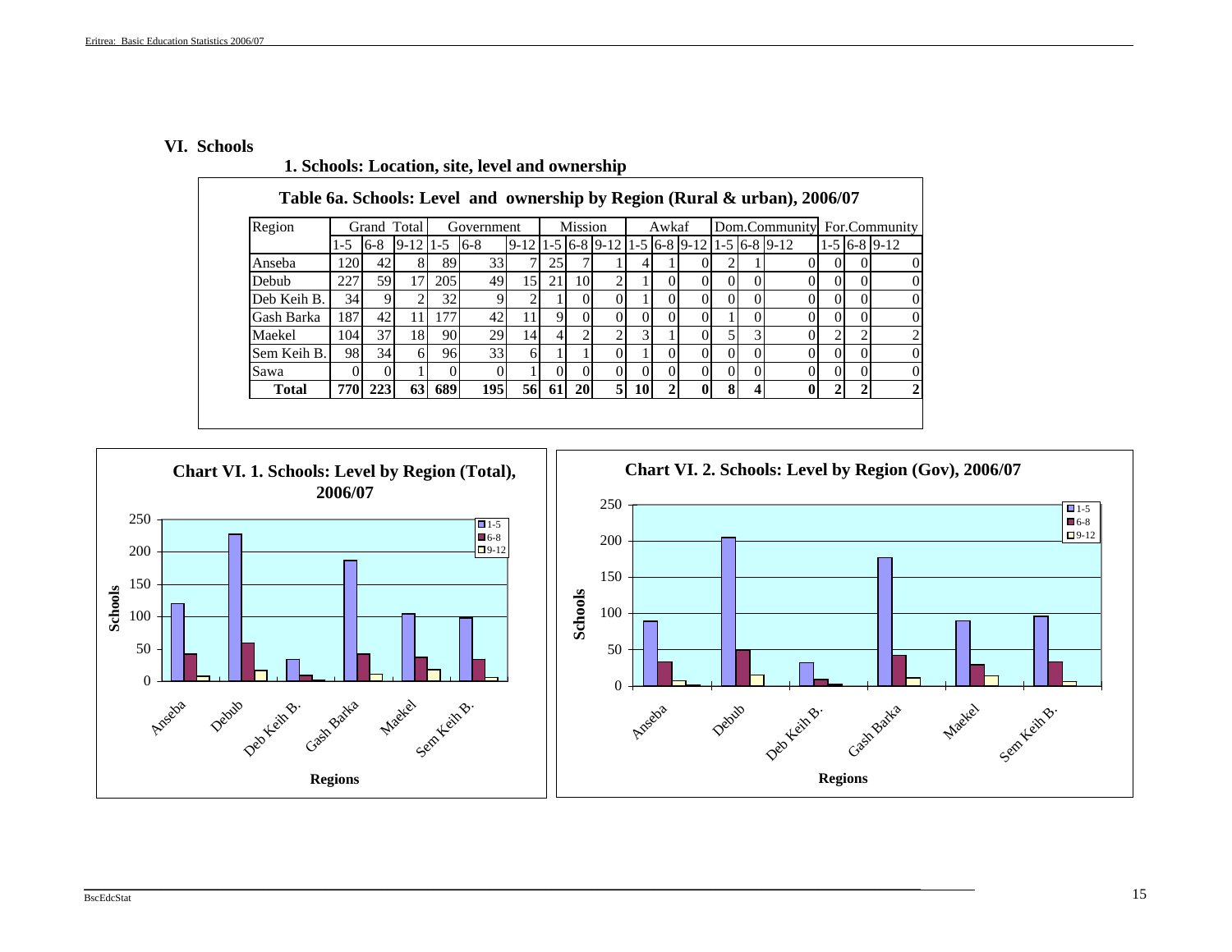## VI. Schools

### 1. Schools: Location, site, level and ownership

**Table 6a. Schools: Level and ownership by Region (Rural & urban), 2006/07**

| Region | Grand Total | | | Government | | | Mission | | | Awkaf | | | Dom.Community | | | For.Community | | |
|---|---|---|---|---|---|---|---|---|---|---|---|---|---|---|---|---|---|---|
| | 1-5 | 6-8 | 9-12 | 1-5 | 6-8 | 9-12 | 1-5 | 6-8 | 9-12 | 1-5 | 6-8 | 9-12 | 1-5 | 6-8 | 9-12 | 1-5 | 6-8 | 9-12 |
| Anseba | 120 | 42 | 8 | 89 | 33 | 7 | 25 | 7 | 1 | 4 | 1 | 0 | 2 | 1 | 0 | 0 | 0 | 0 |
| Debub | 227 | 59 | 17 | 205 | 49 | 15 | 21 | 10 | 2 | 1 | 0 | 0 | 0 | 0 | 0 | 0 | 0 | 0 |
| Deb Keih B. | 34 | 9 | 2 | 32 | 9 | 2 | 1 | 0 | 0 | 1 | 0 | 0 | 0 | 0 | 0 | 0 | 0 | 0 |
| Gash Barka | 187 | 42 | 11 | 177 | 42 | 11 | 9 | 0 | 0 | 0 | 0 | 0 | 1 | 0 | 0 | 0 | 0 | 0 |
| Maekel | 104 | 37 | 18 | 90 | 29 | 14 | 4 | 2 | 2 | 3 | 1 | 0 | 5 | 3 | 0 | 2 | 2 | 2 |
| Sem Keih B. | 98 | 34 | 6 | 96 | 33 | 6 | 1 | 1 | 0 | 1 | 0 | 0 | 0 | 0 | 0 | 0 | 0 | 0 |
| Sawa | 0 | 0 | 1 | 0 | 0 | 1 | 0 | 0 | 0 | 0 | 0 | 0 | 0 | 0 | 0 | 0 | 0 | 0 |
| **Total** | **770** | **223** | **63** | **689** | **195** | **56** | **61** | **20** | **5** | **10** | **2** | **0** | **8** | **4** | **0** | **2** | **2** | **2** |

**Chart VI. 1. Schools: Level by Region (Total), 2006/07**

**Chart VI. 2. Schools: Level by Region (Gov), 2006/07**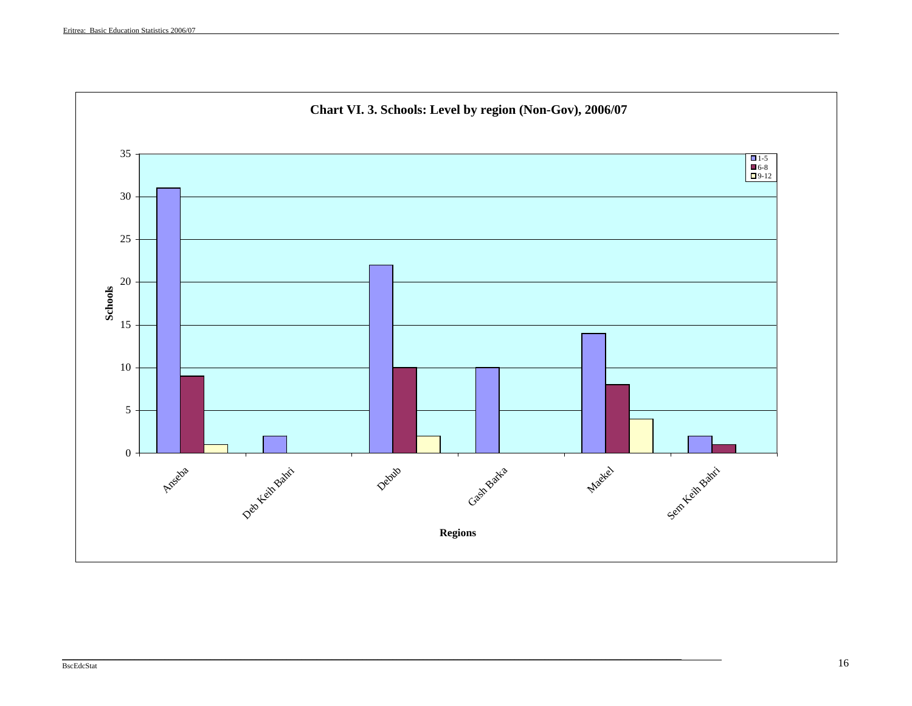**Chart VI. 3. Schools: Level by region (Non-Gov), 2006/07**

| Regions | 1-5 | 6-8 | 9-12 |
|---|---|---|---|
| Anseba | 31 | 9 | 1 |
| Deb Keih Bahri | 2 | | |
| Debub | 22 | 10 | 2 |
| Gash Barka | 10 | | |
| Maekel | 14 | 8 | 4 |
| Sem Keih Bahri | 2 | 1 | |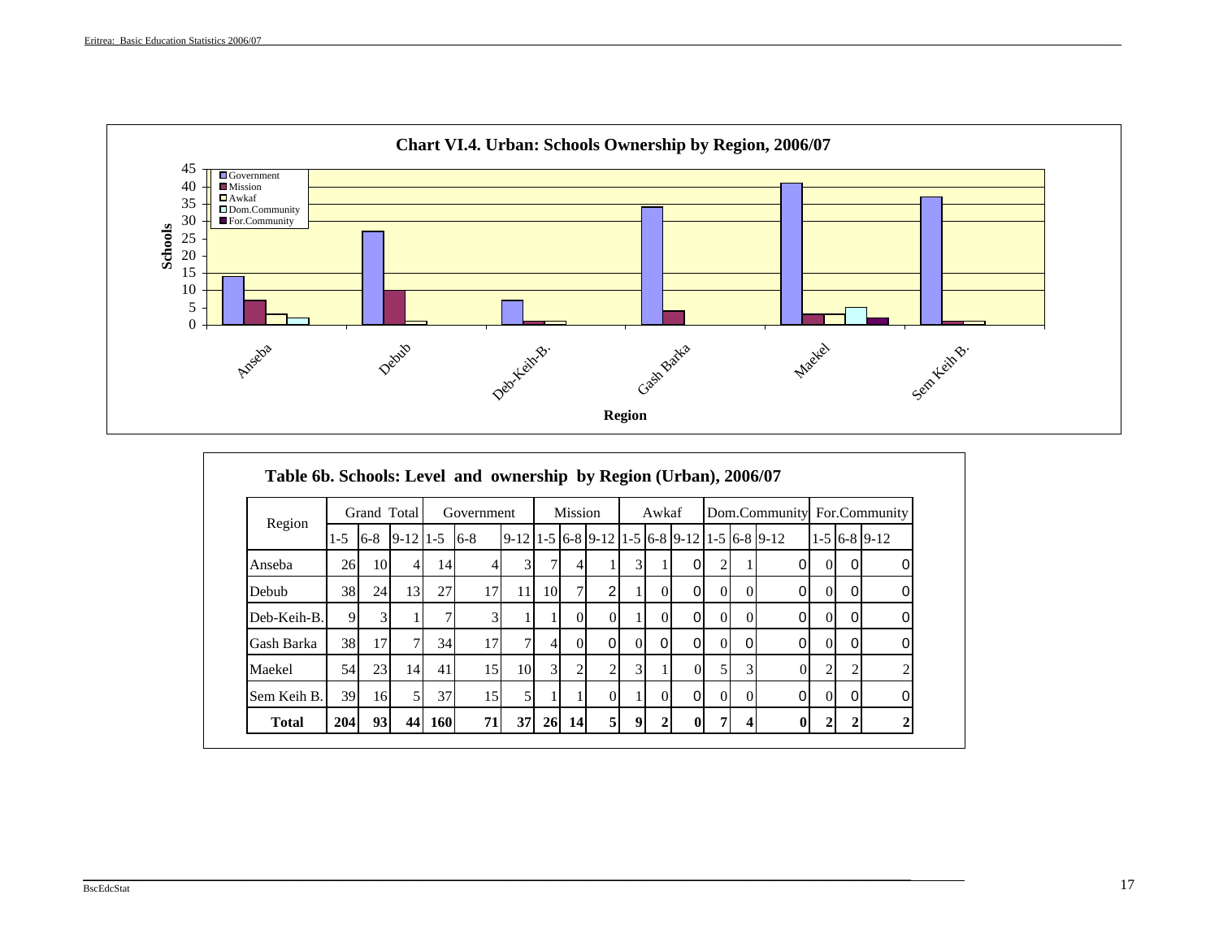**Chart VI.4. Urban: Schools Ownership by Region, 2006/07**

**Table 6b. Schools: Level and ownership by Region (Urban), 2006/07**

| Region | Grand Total | | | Government | | | Mission | | | Awkaf | | | Dom.Community | | | For.Community | | |
|---|---|---|---|---|---|---|---|---|---|---|---|---|---|---|---|---|---|---|
| | 1-5 | 6-8 | 9-12 | 1-5 | 6-8 | 9-12 | 1-5 | 6-8 | 9-12 | 1-5 | 6-8 | 9-12 | 1-5 | 6-8 | 9-12 | 1-5 | 6-8 | 9-12 |
| Anseba | 26 | 10 | 4 | 14 | 4 | 3 | 7 | 4 | 1 | 3 | 1 | 0 | 2 | 1 | 0 | 0 | 0 | 0 |
| Debub | 38 | 24 | 13 | 27 | 17 | 11 | 10 | 7 | 2 | 1 | 0 | 0 | 0 | 0 | 0 | 0 | 0 | 0 |
| Deb-Keih-B. | 9 | 3 | 1 | 7 | 3 | 1 | 1 | 0 | 0 | 1 | 0 | 0 | 0 | 0 | 0 | 0 | 0 | 0 |
| Gash Barka | 38 | 17 | 7 | 34 | 17 | 7 | 4 | 0 | 0 | 0 | 0 | 0 | 0 | 0 | 0 | 0 | 0 | 0 |
| Maekel | 54 | 23 | 14 | 41 | 15 | 10 | 3 | 2 | 2 | 3 | 1 | 0 | 5 | 3 | 0 | 2 | 2 | 2 |
| Sem Keih B. | 39 | 16 | 5 | 37 | 15 | 5 | 1 | 1 | 0 | 1 | 0 | 0 | 0 | 0 | 0 | 0 | 0 | 0 |
| **Total** | **204** | **93** | **44** | **160** | **71** | **37** | **26** | **14** | **5** | **9** | **2** | **0** | **7** | **4** | **0** | **2** | **2** | **2** |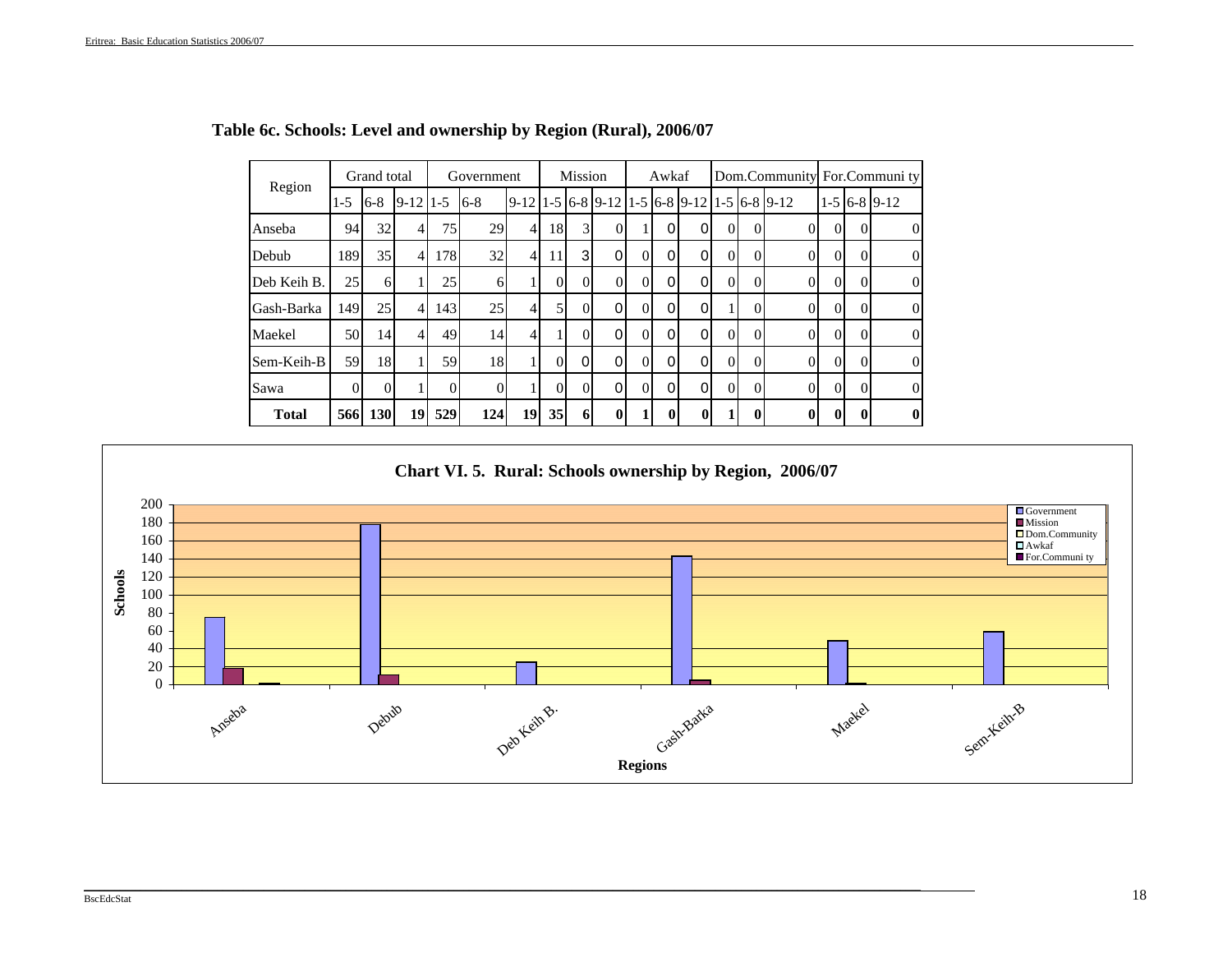## Table 6c. Schools: Level and ownership by Region (Rural), 2006/07

| Region | Grand total | | | Government | | | Mission | | | Awkaf | | | Dom.Community | | | For.Communi ty | | |
|---|---|---|---|---|---|---|---|---|---|---|---|---|---|---|---|---|---|---|
| | 1-5 | 6-8 | 9-12 | 1-5 | 6-8 | 9-12 | 1-5 | 6-8 | 9-12 | 1-5 | 6-8 | 9-12 | 1-5 | 6-8 | 9-12 | 1-5 | 6-8 | 9-12 |
| Anseba | 94 | 32 | 4 | 75 | 29 | 4 | 18 | 3 | 0 | 1 | 0 | 0 | 0 | 0 | 0 | 0 | 0 | 0 |
| Debub | 189 | 35 | 4 | 178 | 32 | 4 | 11 | 3 | 0 | 0 | 0 | 0 | 0 | 0 | 0 | 0 | 0 | 0 |
| Deb Keih B. | 25 | 6 | 1 | 25 | 6 | 1 | 0 | 0 | 0 | 0 | 0 | 0 | 0 | 0 | 0 | 0 | 0 | 0 |
| Gash-Barka | 149 | 25 | 4 | 143 | 25 | 4 | 5 | 0 | 0 | 0 | 0 | 0 | 1 | 0 | 0 | 0 | 0 | 0 |
| Maekel | 50 | 14 | 4 | 49 | 14 | 4 | 1 | 0 | 0 | 0 | 0 | 0 | 0 | 0 | 0 | 0 | 0 | 0 |
| Sem-Keih-B | 59 | 18 | 1 | 59 | 18 | 1 | 0 | 0 | 0 | 0 | 0 | 0 | 0 | 0 | 0 | 0 | 0 | 0 |
| Sawa | 0 | 0 | 1 | 0 | 0 | 1 | 0 | 0 | 0 | 0 | 0 | 0 | 0 | 0 | 0 | 0 | 0 | 0 |
| **Total** | **566** | **130** | **19** | **529** | **124** | **19** | **35** | **6** | **0** | **1** | **0** | **0** | **1** | **0** | **0** | **0** | **0** | **0** |

**Chart VI. 5. Rural: Schools ownership by Region, 2006/07**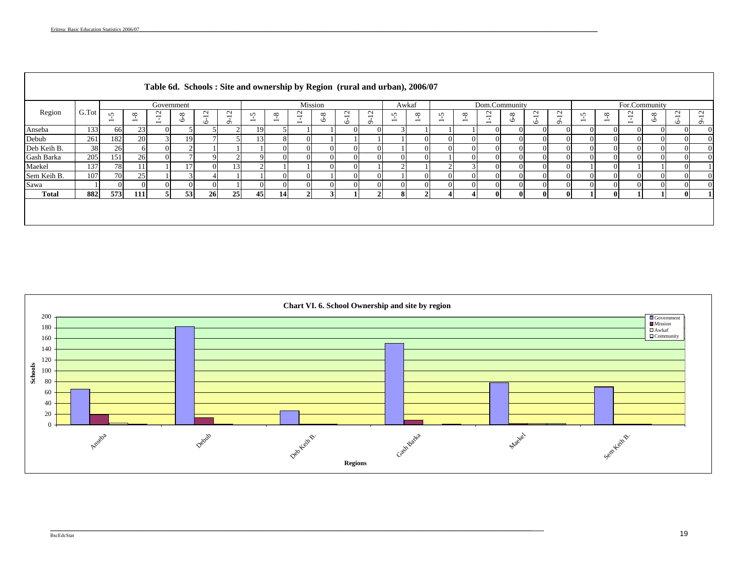### Table 6d. Schools : Site and ownership by Region (rural and urban), 2006/07

| Region | G.Tot | Government | | | | | | Mission | | | | | | Awkaf | | Dom.Community | | | | | | For.Community | | | | | |
|---|---|---|---|---|---|---|---|---|---|---|---|---|---|---|---|---|---|---|---|---|---|---|---|---|---|---|---|
| | | 1-5 | 1-8 | 1-12 | 6-8 | 6-12 | 9-12 | 1-5 | 1-8 | 1-12 | 6-8 | 6-12 | 9-12 | 1-5 | 1-8 | 1-5 | 1-8 | 1-12 | 6-8 | 6-12 | 9-12 | 1-5 | 1-8 | 1-12 | 6-8 | 6-12 | 9-12 |
| Anseba | 133 | 66 | 23 | 0 | 5 | 5 | 2 | 19 | 5 | 1 | 1 | 0 | 0 | 3 | 1 | 1 | 1 | 0 | 0 | 0 | 0 | 0 | 0 | 0 | 0 | 0 | 0 |
| Debub | 261 | 182 | 20 | 3 | 19 | 7 | 5 | 13 | 8 | 0 | 1 | 1 | 1 | 1 | 0 | 0 | 0 | 0 | 0 | 0 | 0 | 0 | 0 | 0 | 0 | 0 | 0 |
| Deb Keih B. | 38 | 26 | 6 | 0 | 2 | 1 | 1 | 1 | 0 | 0 | 0 | 0 | 0 | 1 | 0 | 0 | 0 | 0 | 0 | 0 | 0 | 0 | 0 | 0 | 0 | 0 | 0 |
| Gash Barka | 205 | 151 | 26 | 0 | 7 | 9 | 2 | 9 | 0 | 0 | 0 | 0 | 0 | 0 | 0 | 1 | 0 | 0 | 0 | 0 | 0 | 0 | 0 | 0 | 0 | 0 | 0 |
| Maekel | 137 | 78 | 11 | 1 | 17 | 0 | 13 | 2 | 1 | 1 | 0 | 0 | 1 | 2 | 1 | 2 | 3 | 0 | 0 | 0 | 0 | 1 | 0 | 1 | 1 | 0 | 1 |
| Sem Keih B. | 107 | 70 | 25 | 1 | 3 | 4 | 1 | 1 | 0 | 0 | 1 | 0 | 0 | 1 | 0 | 0 | 0 | 0 | 0 | 0 | 0 | 0 | 0 | 0 | 0 | 0 | 0 |
| Sawa | 1 | 0 | 0 | 0 | 0 | 0 | 1 | 0 | 0 | 0 | 0 | 0 | 0 | 0 | 0 | 0 | 0 | 0 | 0 | 0 | 0 | 0 | 0 | 0 | 0 | 0 | 0 |
| **Total** | **882** | **573** | **111** | **5** | **53** | **26** | **25** | **45** | **14** | **2** | **3** | **1** | **2** | **8** | **2** | **4** | **4** | **0** | **0** | **0** | **0** | **1** | **0** | **1** | **1** | **0** | **1** |

**Chart VI. 6. School Ownership and site by region**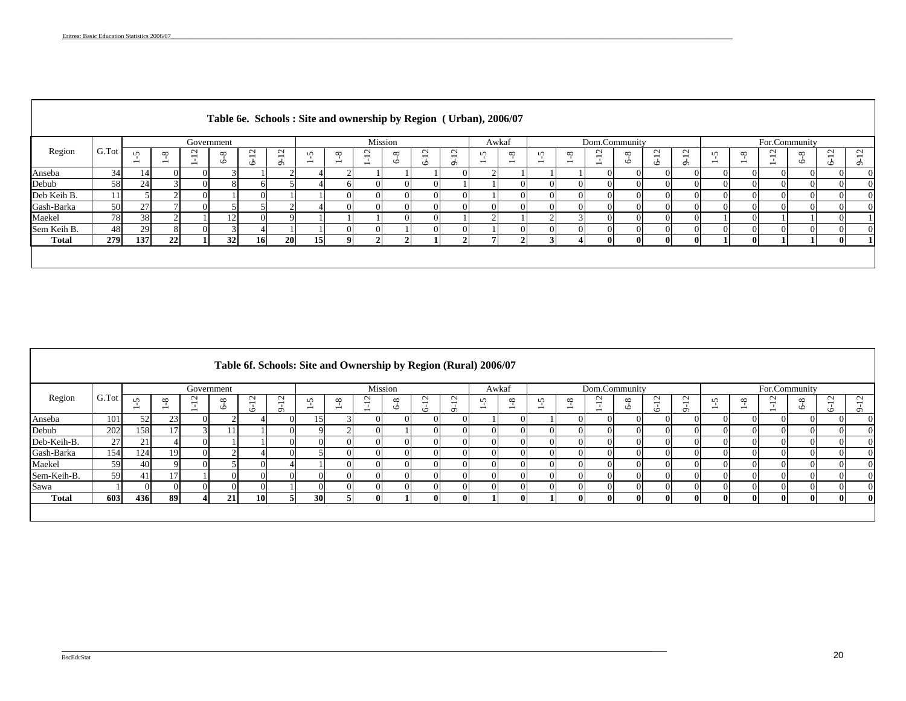## Table 6e. Schools : Site and ownership by Region ( Urban), 2006/07

| Region | G.Tot | Government | | | | | | Mission | | | | | | Awkaf | | Dom.Community | | | | | | For.Community | | | | | |
|---|---|---|---|---|---|---|---|---|---|---|---|---|---|---|---|---|---|---|---|---|---|---|---|---|---|---|---|
| | | 1-5 | 1-8 | 1-12 | 6-8 | 6-12 | 9-12 | 1-5 | 1-8 | 1-12 | 6-8 | 6-12 | 9-12 | 1-5 | 1-8 | 1-5 | 1-8 | 1-12 | 6-8 | 6-12 | 9-12 | 1-5 | 1-8 | 1-12 | 6-8 | 6-12 | 9-12 |
| Anseba | 34 | 14 | 0 | 0 | 3 | 1 | 2 | 4 | 2 | 1 | 1 | 1 | 0 | 2 | 1 | 1 | 1 | 0 | 0 | 0 | 0 | 0 | 0 | 0 | 0 | 0 | 0 |
| Debub | 58 | 24 | 3 | 0 | 8 | 6 | 5 | 4 | 6 | 0 | 0 | 0 | 1 | 1 | 0 | 0 | 0 | 0 | 0 | 0 | 0 | 0 | 0 | 0 | 0 | 0 | 0 |
| Deb Keih B. | 11 | 5 | 2 | 0 | 1 | 0 | 1 | 1 | 0 | 0 | 0 | 0 | 0 | 1 | 0 | 0 | 0 | 0 | 0 | 0 | 0 | 0 | 0 | 0 | 0 | 0 | 0 |
| Gash-Barka | 50 | 27 | 7 | 0 | 5 | 5 | 2 | 4 | 0 | 0 | 0 | 0 | 0 | 0 | 0 | 0 | 0 | 0 | 0 | 0 | 0 | 0 | 0 | 0 | 0 | 0 | 0 |
| Maekel | 78 | 38 | 2 | 1 | 12 | 0 | 9 | 1 | 1 | 1 | 0 | 0 | 1 | 2 | 1 | 2 | 3 | 0 | 0 | 0 | 0 | 1 | 0 | 1 | 1 | 0 | 1 |
| Sem Keih B. | 48 | 29 | 8 | 0 | 3 | 4 | 1 | 1 | 0 | 0 | 1 | 0 | 0 | 1 | 0 | 0 | 0 | 0 | 0 | 0 | 0 | 0 | 0 | 0 | 0 | 0 | 0 |
| **Total** | **279** | **137** | **22** | **1** | **32** | **16** | **20** | **15** | **9** | **2** | **2** | **1** | **2** | **7** | **2** | **3** | **4** | **0** | **0** | **0** | **0** | **1** | **0** | **1** | **1** | **0** | **1** |

## Table 6f. Schools: Site and Ownership by Region (Rural) 2006/07

| Region | G.Tot | Government | | | | | | Mission | | | | | | Awkaf | | Dom.Community | | | | | | For.Community | | | | | |
|---|---|---|---|---|---|---|---|---|---|---|---|---|---|---|---|---|---|---|---|---|---|---|---|---|---|---|---|
| | | 1-5 | 1-8 | 1-12 | 6-8 | 6-12 | 9-12 | 1-5 | 1-8 | 1-12 | 6-8 | 6-12 | 9-12 | 1-5 | 1-8 | 1-5 | 1-8 | 1-12 | 6-8 | 6-12 | 9-12 | 1-5 | 1-8 | 1-12 | 6-8 | 6-12 | 9-12 |
| Anseba | 101 | 52 | 23 | 0 | 2 | 4 | 0 | 15 | 3 | 0 | 0 | 0 | 0 | 1 | 0 | 1 | 0 | 0 | 0 | 0 | 0 | 0 | 0 | 0 | 0 | 0 | 0 |
| Debub | 202 | 158 | 17 | 3 | 11 | 1 | 0 | 9 | 2 | 0 | 1 | 0 | 0 | 0 | 0 | 0 | 0 | 0 | 0 | 0 | 0 | 0 | 0 | 0 | 0 | 0 | 0 |
| Deb-Keih-B. | 27 | 21 | 4 | 0 | 1 | 1 | 0 | 0 | 0 | 0 | 0 | 0 | 0 | 0 | 0 | 0 | 0 | 0 | 0 | 0 | 0 | 0 | 0 | 0 | 0 | 0 | 0 |
| Gash-Barka | 154 | 124 | 19 | 0 | 2 | 4 | 0 | 5 | 0 | 0 | 0 | 0 | 0 | 0 | 0 | 0 | 0 | 0 | 0 | 0 | 0 | 0 | 0 | 0 | 0 | 0 | 0 |
| Maekel | 59 | 40 | 9 | 0 | 5 | 0 | 4 | 1 | 0 | 0 | 0 | 0 | 0 | 0 | 0 | 0 | 0 | 0 | 0 | 0 | 0 | 0 | 0 | 0 | 0 | 0 | 0 |
| Sem-Keih-B. | 59 | 41 | 17 | 1 | 0 | 0 | 0 | 0 | 0 | 0 | 0 | 0 | 0 | 0 | 0 | 0 | 0 | 0 | 0 | 0 | 0 | 0 | 0 | 0 | 0 | 0 | 0 |
| Sawa | 1 | 0 | 0 | 0 | 0 | 0 | 1 | 0 | 0 | 0 | 0 | 0 | 0 | 0 | 0 | 0 | 0 | 0 | 0 | 0 | 0 | 0 | 0 | 0 | 0 | 0 | 0 |
| **Total** | **603** | **436** | **89** | **4** | **21** | **10** | **5** | **30** | **5** | **0** | **1** | **0** | **0** | **1** | **0** | **1** | **0** | **0** | **0** | **0** | **0** | **0** | **0** | **0** | **0** | **0** | **0** |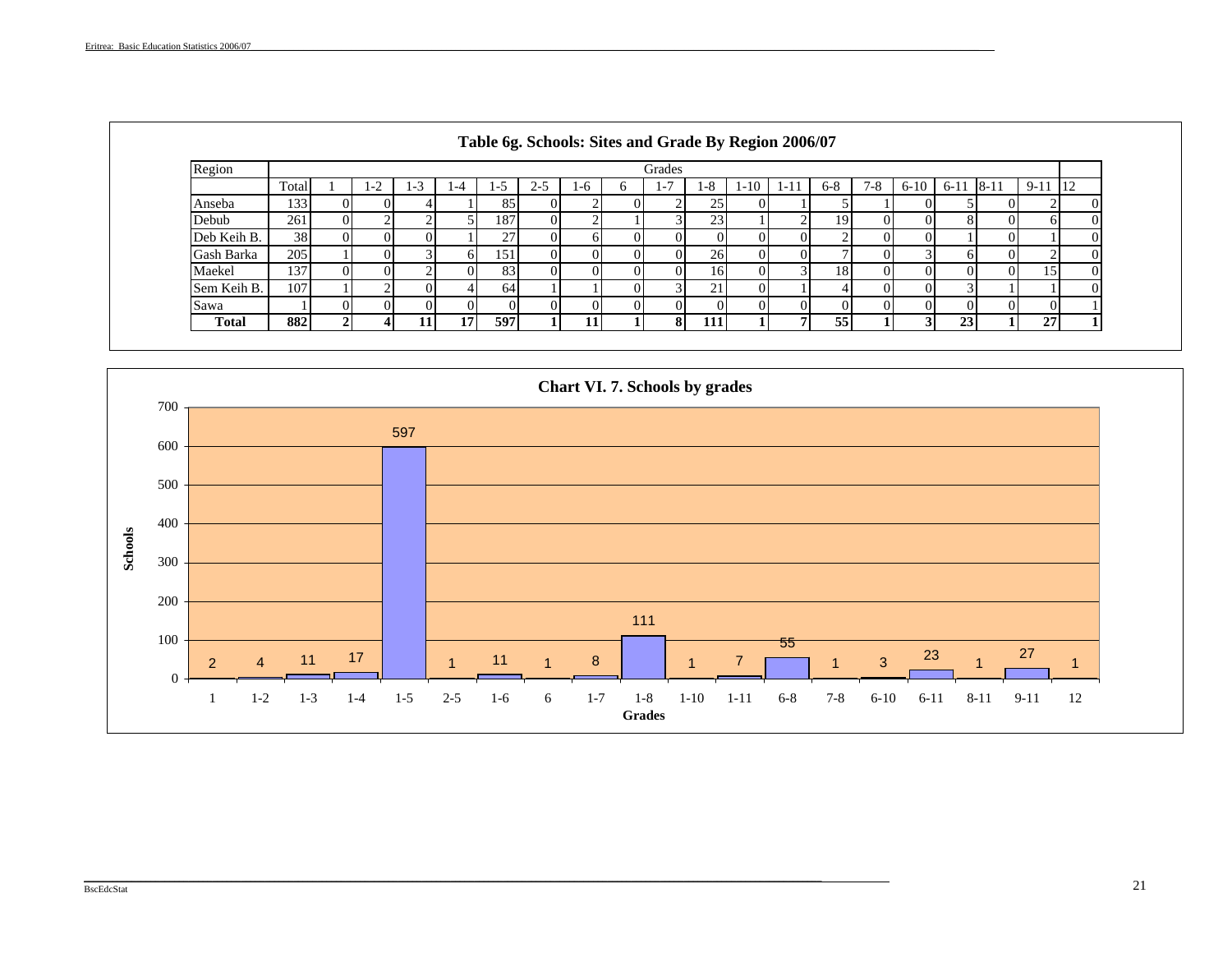## Table 6g. Schools: Sites and Grade By Region 2006/07

| Region | Grades | | | | | | | | | | | | | | | | | | | |
|---|---|---|---|---|---|---|---|---|---|---|---|---|---|---|---|---|---|---|---|---|
| | Total | 1 | 1-2 | 1-3 | 1-4 | 1-5 | 2-5 | 1-6 | 6 | 1-7 | 1-8 | 1-10 | 1-11 | 6-8 | 7-8 | 6-10 | 6-11 | 8-11 | 9-11 | 12 |
| Anseba | 133 | 0 | 0 | 4 | 1 | 85 | 0 | 2 | 0 | 2 | 25 | 0 | 1 | 5 | 1 | 0 | 5 | 0 | 2 | 0 |
| Debub | 261 | 0 | 2 | 2 | 5 | 187 | 0 | 2 | 1 | 3 | 23 | 1 | 2 | 19 | 0 | 0 | 8 | 0 | 6 | 0 |
| Deb Keih B. | 38 | 0 | 0 | 0 | 1 | 27 | 0 | 6 | 0 | 0 | 0 | 0 | 0 | 2 | 0 | 0 | 1 | 0 | 1 | 0 |
| Gash Barka | 205 | 1 | 0 | 3 | 6 | 151 | 0 | 0 | 0 | 0 | 26 | 0 | 0 | 7 | 0 | 3 | 6 | 0 | 2 | 0 |
| Maekel | 137 | 0 | 0 | 2 | 0 | 83 | 0 | 0 | 0 | 0 | 16 | 0 | 3 | 18 | 0 | 0 | 0 | 0 | 15 | 0 |
| Sem Keih B. | 107 | 1 | 2 | 0 | 4 | 64 | 1 | 1 | 0 | 3 | 21 | 0 | 1 | 4 | 0 | 0 | 3 | 1 | 1 | 0 |
| Sawa | 1 | 0 | 0 | 0 | 0 | 0 | 0 | 0 | 0 | 0 | 0 | 0 | 0 | 0 | 0 | 0 | 0 | 0 | 0 | 1 |
| **Total** | **882** | **2** | **4** | **11** | **17** | **597** | **1** | **11** | **1** | **8** | **111** | **1** | **7** | **55** | **1** | **3** | **23** | **1** | **27** | **1** |

## Chart VI. 7. Schools by grades

| Grades | 1 | 1-2 | 1-3 | 1-4 | 1-5 | 2-5 | 1-6 | 6 | 1-7 | 1-8 | 1-10 | 1-11 | 6-8 | 7-8 | 6-10 | 6-11 | 8-11 | 9-11 | 12 |
|---|---|---|---|---|---|---|---|---|---|---|---|---|---|---|---|---|---|---|---|
| Schools | 2 | 4 | 11 | 17 | 597 | 1 | 11 | 1 | 8 | 111 | 1 | 7 | 55 | 1 | 3 | 23 | 1 | 27 | 1 |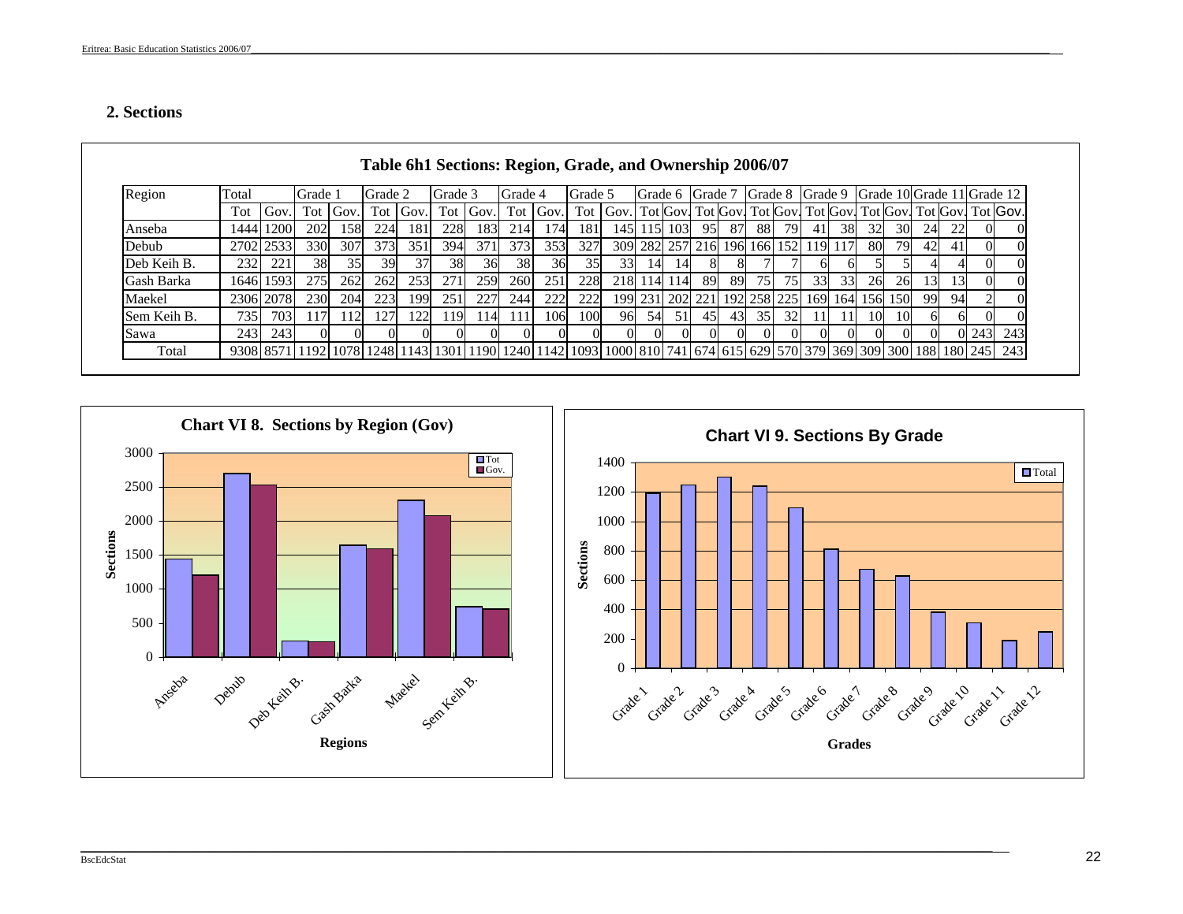## 2. Sections

**Table 6h1 Sections: Region, Grade, and Ownership 2006/07**

| Region | Total | | Grade 1 | | Grade 2 | | Grade 3 | | Grade 4 | | Grade 5 | | Grade 6 | | Grade 7 | | Grade 8 | | Grade 9 | | Grade 10 | | Grade 11 | | Grade 12 | |
|---|---|---|---|---|---|---|---|---|---|---|---|---|---|---|---|---|---|---|---|---|---|---|---|---|---|---|
| | Tot | Gov. | Tot | Gov. | Tot | Gov. | Tot | Gov. | Tot | Gov. | Tot | Gov. | Tot | Gov. | Tot | Gov. | Tot | Gov. | Tot | Gov. | Tot | Gov. | Tot | Gov. | Tot | Gov. |
| Anseba | 1444 | 1200 | 202 | 158 | 224 | 181 | 228 | 183 | 214 | 174 | 181 | 145 | 115 | 103 | 95 | 87 | 88 | 79 | 41 | 38 | 32 | 30 | 24 | 22 | 0 | 0 |
| Debub | 2702 | 2533 | 330 | 307 | 373 | 351 | 394 | 371 | 373 | 353 | 327 | 309 | 282 | 257 | 216 | 196 | 166 | 152 | 119 | 117 | 80 | 79 | 42 | 41 | 0 | 0 |
| Deb Keih B. | 232 | 221 | 38 | 35 | 39 | 37 | 38 | 36 | 38 | 36 | 35 | 33 | 14 | 14 | 8 | 8 | 7 | 7 | 6 | 6 | 5 | 5 | 4 | 4 | 0 | 0 |
| Gash Barka | 1646 | 1593 | 275 | 262 | 262 | 253 | 271 | 259 | 260 | 251 | 228 | 218 | 114 | 114 | 89 | 89 | 75 | 75 | 33 | 33 | 26 | 26 | 13 | 13 | 0 | 0 |
| Maekel | 2306 | 2078 | 230 | 204 | 223 | 199 | 251 | 227 | 244 | 222 | 222 | 199 | 231 | 202 | 221 | 192 | 258 | 225 | 169 | 164 | 156 | 150 | 99 | 94 | 2 | 0 |
| Sem Keih B. | 735 | 703 | 117 | 112 | 127 | 122 | 119 | 114 | 111 | 106 | 100 | 96 | 54 | 51 | 45 | 43 | 35 | 32 | 11 | 11 | 10 | 10 | 6 | 6 | 0 | 0 |
| Sawa | 243 | 243 | 0 | 0 | 0 | 0 | 0 | 0 | 0 | 0 | 0 | 0 | 0 | 0 | 0 | 0 | 0 | 0 | 0 | 0 | 0 | 0 | 0 | 0 | 243 | 243 |
| Total | 9308 | 8571 | 1192 | 1078 | 1248 | 1143 | 1301 | 1190 | 1240 | 1142 | 1093 | 1000 | 810 | 741 | 674 | 615 | 629 | 570 | 379 | 369 | 309 | 300 | 188 | 180 | 245 | 243 |

**Chart VI 8. Sections by Region (Gov)**

**Chart VI 9. Sections By Grade**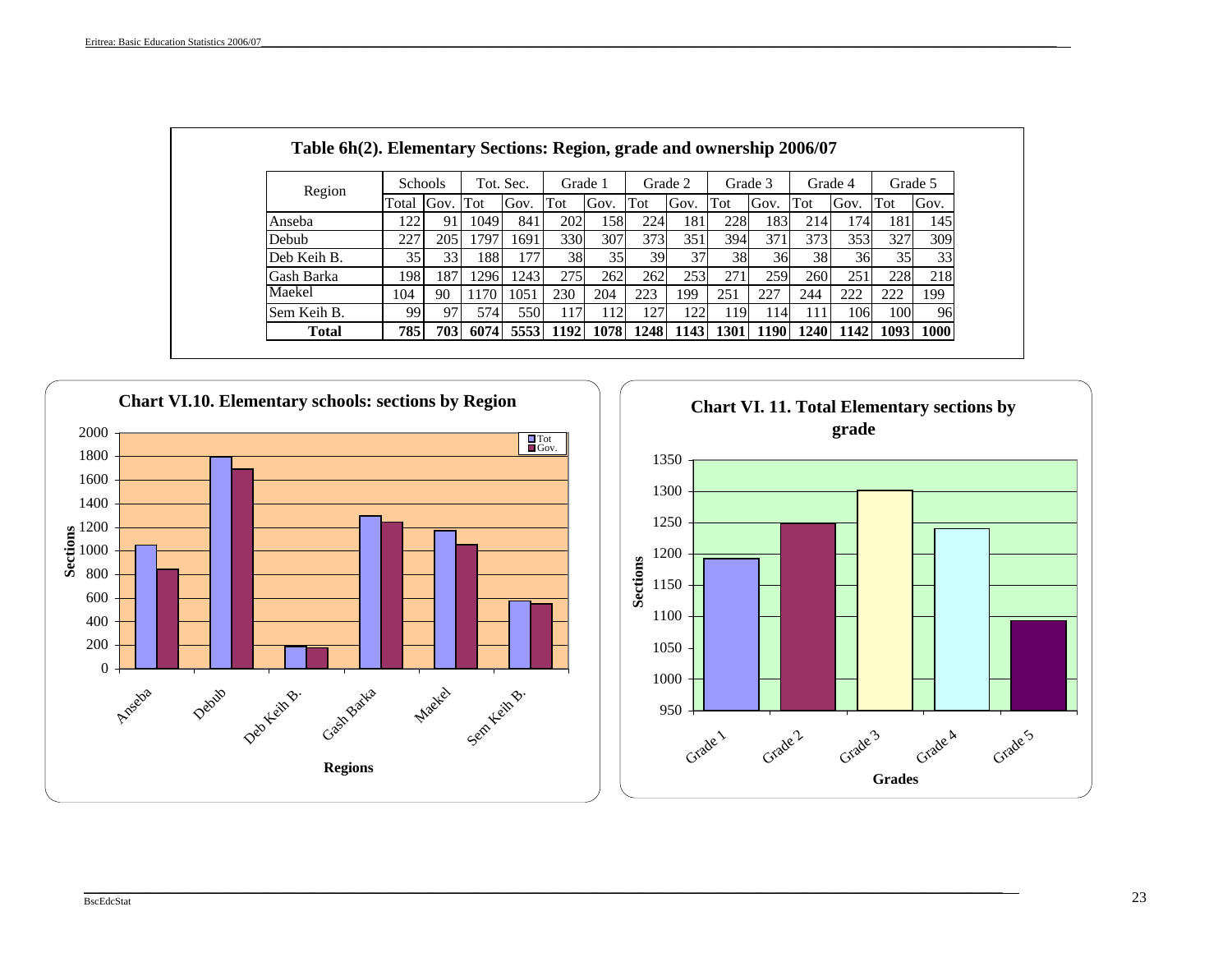### Table 6h(2). Elementary Sections: Region, grade and ownership 2006/07

| Region | Schools | | Tot. Sec. | | Grade 1 | | Grade 2 | | Grade 3 | | Grade 4 | | Grade 5 | |
|---|---|---|---|---|---|---|---|---|---|---|---|---|---|---|
| | Total | Gov. | Tot | Gov. | Tot | Gov. | Tot | Gov. | Tot | Gov. | Tot | Gov. | Tot | Gov. |
| Anseba | 122 | 91 | 1049 | 841 | 202 | 158 | 224 | 181 | 228 | 183 | 214 | 174 | 181 | 145 |
| Debub | 227 | 205 | 1797 | 1691 | 330 | 307 | 373 | 351 | 394 | 371 | 373 | 353 | 327 | 309 |
| Deb Keih B. | 35 | 33 | 188 | 177 | 38 | 35 | 39 | 37 | 38 | 36 | 38 | 36 | 35 | 33 |
| Gash Barka | 198 | 187 | 1296 | 1243 | 275 | 262 | 262 | 253 | 271 | 259 | 260 | 251 | 228 | 218 |
| Maekel | 104 | 90 | 1170 | 1051 | 230 | 204 | 223 | 199 | 251 | 227 | 244 | 222 | 222 | 199 |
| Sem Keih B. | 99 | 97 | 574 | 550 | 117 | 112 | 127 | 122 | 119 | 114 | 111 | 106 | 100 | 96 |
| **Total** | **785** | **703** | **6074** | **5553** | **1192** | **1078** | **1248** | **1143** | **1301** | **1190** | **1240** | **1142** | **1093** | **1000** |

**Chart VI.10. Elementary schools: sections by Region**

**Chart VI. 11. Total Elementary sections by grade**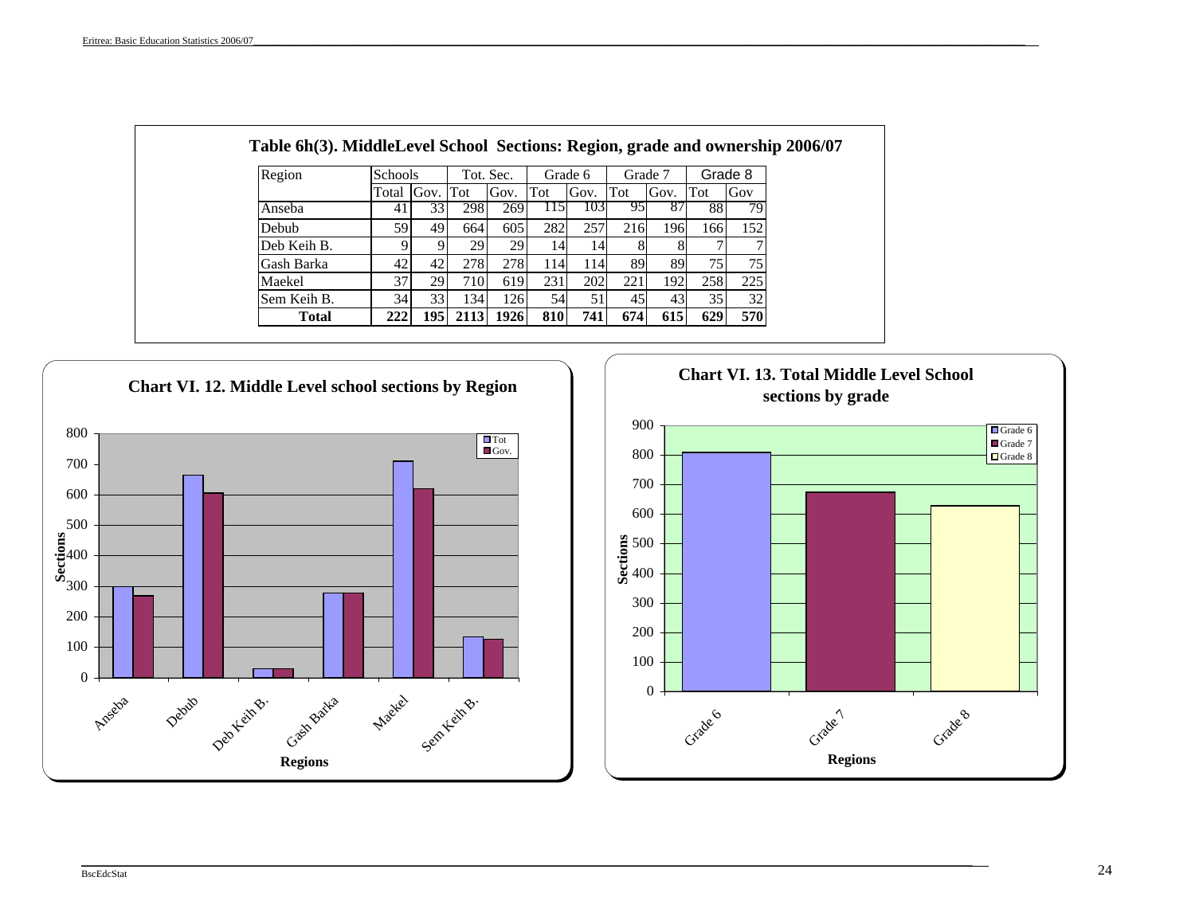## Table 6h(3). MiddleLevel School Sections: Region, grade and ownership 2006/07

| Region | Schools | | Tot. Sec. | | Grade 6 | | Grade 7 | | Grade 8 | |
|---|---|---|---|---|---|---|---|---|---|---|
| | Total | Gov. | Tot | Gov. | Tot | Gov. | Tot | Gov. | Tot | Gov |
| Anseba | 41 | 33 | 298 | 269 | 115 | 103 | 95 | 87 | 88 | 79 |
| Debub | 59 | 49 | 664 | 605 | 282 | 257 | 216 | 196 | 166 | 152 |
| Deb Keih B. | 9 | 9 | 29 | 29 | 14 | 14 | 8 | 8 | 7 | 7 |
| Gash Barka | 42 | 42 | 278 | 278 | 114 | 114 | 89 | 89 | 75 | 75 |
| Maekel | 37 | 29 | 710 | 619 | 231 | 202 | 221 | 192 | 258 | 225 |
| Sem Keih B. | 34 | 33 | 134 | 126 | 54 | 51 | 45 | 43 | 35 | 32 |
| **Total** | **222** | **195** | **2113** | **1926** | **810** | **741** | **674** | **615** | **629** | **570** |

**Chart VI. 12. Middle Level school sections by Region**

**Chart VI. 13. Total Middle Level School sections by grade**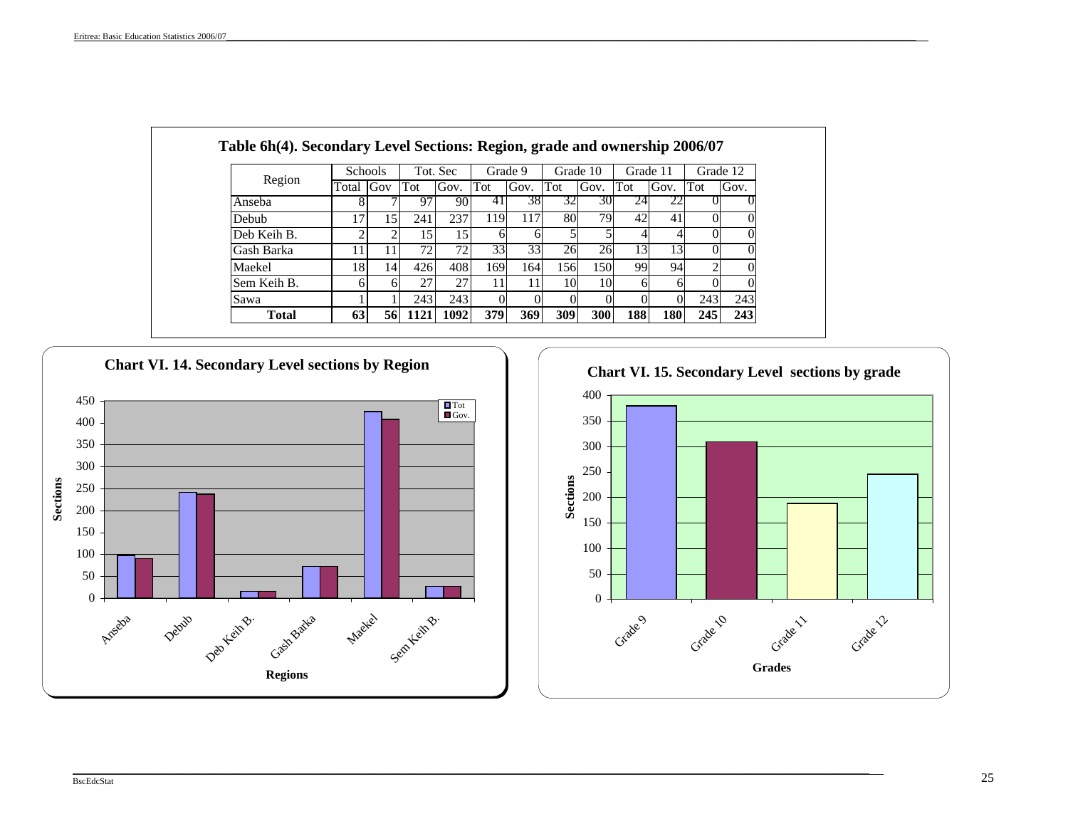## Table 6h(4). Secondary Level Sections: Region, grade and ownership 2006/07

| Region | Schools | | Tot. Sec | | Grade 9 | | Grade 10 | | Grade 11 | | Grade 12 | |
|---|---|---|---|---|---|---|---|---|---|---|---|---|
| | Total | Gov | Tot | Gov. | Tot | Gov. | Tot | Gov. | Tot | Gov. | Tot | Gov. |
| Anseba | 8 | 7 | 97 | 90 | 41 | 38 | 32 | 30 | 24 | 22 | 0 | 0 |
| Debub | 17 | 15 | 241 | 237 | 119 | 117 | 80 | 79 | 42 | 41 | 0 | 0 |
| Deb Keih B. | 2 | 2 | 15 | 15 | 6 | 6 | 5 | 5 | 4 | 4 | 0 | 0 |
| Gash Barka | 11 | 11 | 72 | 72 | 33 | 33 | 26 | 26 | 13 | 13 | 0 | 0 |
| Maekel | 18 | 14 | 426 | 408 | 169 | 164 | 156 | 150 | 99 | 94 | 2 | 0 |
| Sem Keih B. | 6 | 6 | 27 | 27 | 11 | 11 | 10 | 10 | 6 | 6 | 0 | 0 |
| Sawa | 1 | 1 | 243 | 243 | 0 | 0 | 0 | 0 | 0 | 0 | 243 | 243 |
| **Total** | **63** | **56** | **1121** | **1092** | **379** | **369** | **309** | **300** | **188** | **180** | **245** | **243** |

**Chart VI. 14. Secondary Level sections by Region**

**Chart VI. 15. Secondary Level sections by grade**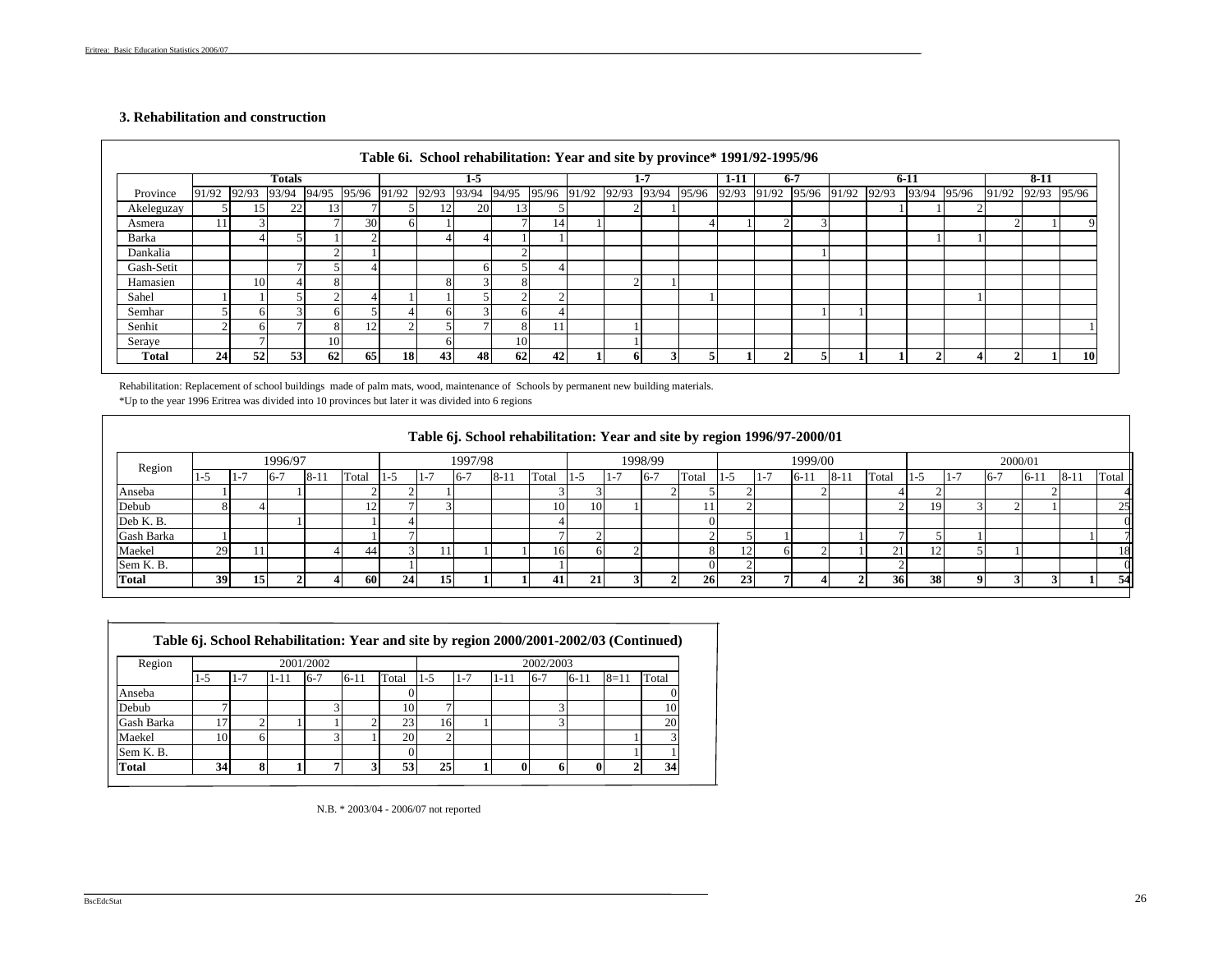### 3. Rehabilitation and construction

**Table 6i. School rehabilitation: Year and site by province* 1991/92-1995/96**

| Province | Totals | | | | | 1-5 | | | | | 1-7 | | | | 1-11 | 6-7 | | 6-11 | | | | 8-11 | | |
|---|---|---|---|---|---|---|---|---|---|---|---|---|---|---|---|---|---|---|---|---|---|---|---|---|
| | 91/92 | 92/93 | 93/94 | 94/95 | 95/96 | 91/92 | 92/93 | 93/94 | 94/95 | 95/96 | 91/92 | 92/93 | 93/94 | 95/96 | 92/93 | 91/92 | 95/96 | 91/92 | 92/93 | 93/94 | 95/96 | 91/92 | 92/93 | 95/96 |
| Akeleguzay | 5 | 15 | 22 | 13 | 7 | 5 | 12 | 20 | 13 | 5 | | 2 | 1 | | | | | | 1 | 1 | 2 | | | |
| Asmera | 11 | 3 | | 7 | 30 | 6 | 1 | | 7 | 14 | 1 | | | 4 | 1 | 2 | 3 | | | | | 2 | 1 | 9 |
| Barka | | 4 | 5 | 1 | 2 | | 4 | 4 | 1 | 1 | | | | | | | | | | 1 | 1 | | | |
| Dankalia | | | | 2 | 1 | | | | 2 | | | | | | | | 1 | | | | | | | |
| Gash-Setit | | | 7 | 5 | 4 | | | 6 | 5 | 4 | | | | | | | | | | | | | | |
| Hamasien | | 10 | 4 | 8 | | | 8 | 3 | 8 | | | 2 | 1 | | | | | | | | | | | |
| Sahel | 1 | 1 | 5 | 2 | 4 | 1 | 1 | 5 | 2 | 2 | | | | 1 | | | | | | | 1 | | | |
| Semhar | 5 | 6 | 3 | 6 | 5 | 4 | 6 | 3 | 6 | 4 | | | | | | | 1 | 1 | | | | | | |
| Senhit | 2 | 6 | 7 | 8 | 12 | 2 | 5 | 7 | 8 | 11 | | 1 | | | | | | | | | | | | 1 |
| Seraye | | 7 | | 10 | | | 6 | | 10 | | | 1 | | | | | | | | | | | | |
| **Total** | **24** | **52** | **53** | **62** | **65** | **18** | **43** | **48** | **62** | **42** | **1** | **6** | **3** | **5** | **1** | **2** | **5** | **1** | **1** | **2** | **4** | **2** | **1** | **10** |

Rehabilitation: Replacement of school buildings made of palm mats, wood, maintenance of Schools by permanent new building materials.

*Up to the year 1996 Eritrea was divided into 10 provinces but later it was divided into 6 regions

**Table 6j. School rehabilitation: Year and site by region 1996/97-2000/01**

| Region | 1996/97 | | | | | 1997/98 | | | | | 1998/99 | | | | 1999/00 | | | | | 2000/01 | | | | | |
|---|---|---|---|---|---|---|---|---|---|---|---|---|---|---|---|---|---|---|---|---|---|---|---|---|---|
| | 1-5 | 1-7 | 6-7 | 8-11 | Total | 1-5 | 1-7 | 6-7 | 8-11 | Total | 1-5 | 1-7 | 6-7 | Total | 1-5 | 1-7 | 6-11 | 8-11 | Total | 1-5 | 1-7 | 6-7 | 6-11 | 8-11 | Total |
| Anseba | 1 | | 1 | | 2 | 2 | 1 | | | 3 | 3 | | 2 | 5 | 2 | | 2 | | 4 | 2 | | | 2 | | 4 |
| Debub | 8 | 4 | | | 12 | 7 | 3 | | | 10 | 10 | 1 | | 11 | 2 | | | | 2 | 19 | 3 | 2 | 1 | | 25 |
| Deb K. B. | | | 1 | | 1 | 4 | | | | 4 | | | | 0 | | | | | | | | | | | 0 |
| Gash Barka | 1 | | | | 1 | 7 | | | | 7 | 2 | | | 2 | 5 | 1 | | 1 | 7 | 5 | 1 | | | 1 | 7 |
| Maekel | 29 | 11 | | 4 | 44 | 3 | 11 | 1 | 1 | 16 | 6 | 2 | | 8 | 12 | 6 | 2 | 1 | 21 | 12 | 5 | 1 | | | 18 |
| Sem K. B. | | | | | | 1 | | | | 1 | | | | 0 | 2 | | | | 2 | | | | | | 0 |
| **Total** | **39** | **15** | **2** | **4** | **60** | **24** | **15** | **1** | **1** | **41** | **21** | **3** | **2** | **26** | **23** | **7** | **4** | **2** | **36** | **38** | **9** | **3** | **3** | **1** | **54** |

**Table 6j. School Rehabilitation: Year and site by region 2000/2001-2002/03 (Continued)**

| Region | 2001/2002 | | | | | | 2002/2003 | | | | | | |
|---|---|---|---|---|---|---|---|---|---|---|---|---|---|
| | 1-5 | 1-7 | 1-11 | 6-7 | 6-11 | Total | 1-5 | 1-7 | 1-11 | 6-7 | 6-11 | 8=11 | Total |
| Anseba | | | | | | 0 | | | | | | | 0 |
| Debub | 7 | | | 3 | | 10 | 7 | | | 3 | | | 10 |
| Gash Barka | 17 | 2 | 1 | 1 | 2 | 23 | 16 | 1 | | 3 | | | 20 |
| Maekel | 10 | 6 | | 3 | 1 | 20 | 2 | | | | | 1 | 3 |
| Sem K. B. | | | | | | 0 | | | | | | 1 | 1 |
| **Total** | **34** | **8** | **1** | **7** | **3** | **53** | **25** | **1** | **0** | **6** | **0** | **2** | **34** |

N.B. * 2003/04 - 2006/07 not reported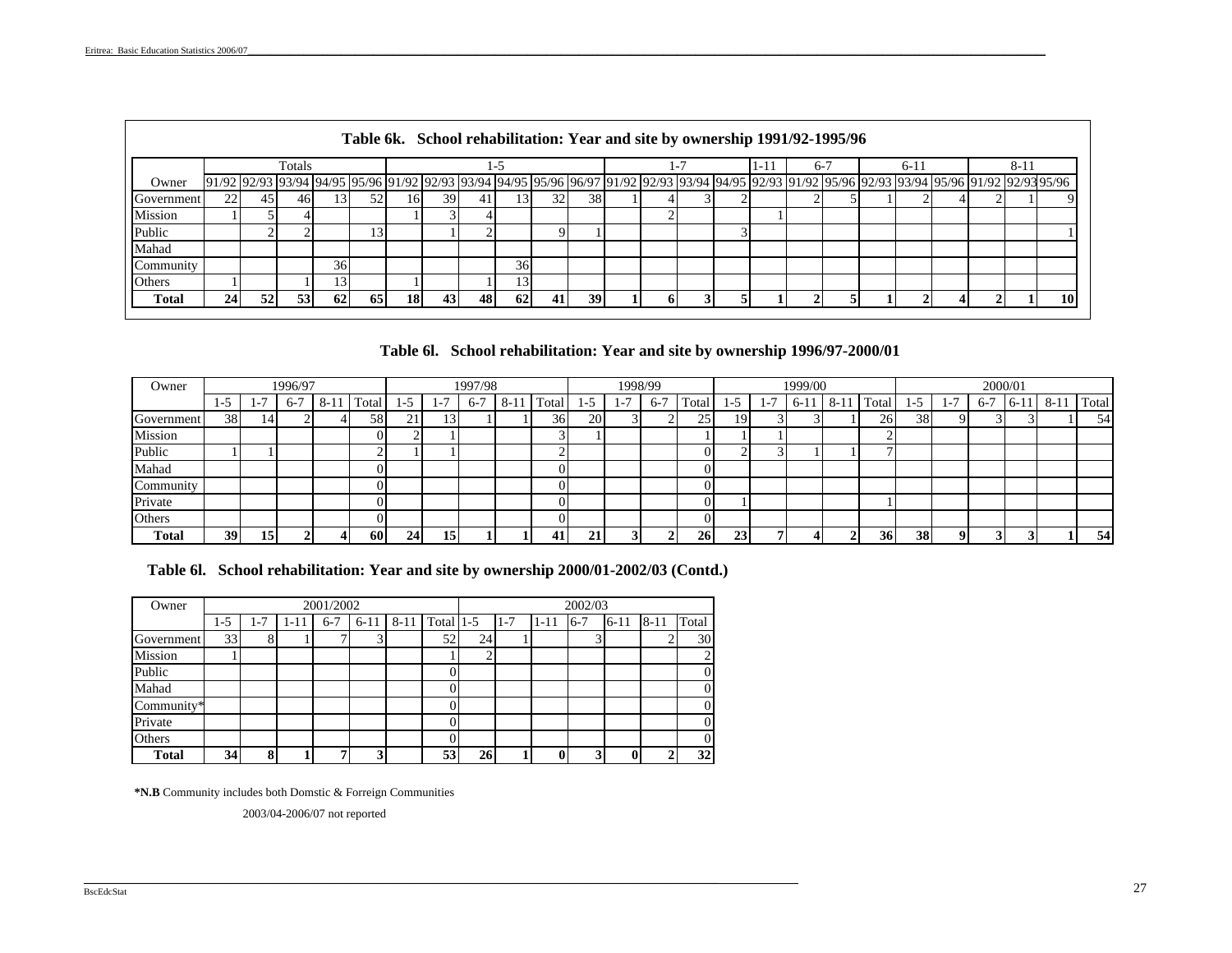## Table 6k. School rehabilitation: Year and site by ownership 1991/92-1995/96

| Owner | Totals | | | | | 1-5 | | | | | | 1-7 | | | | 1-11 | 6-7 | | 6-11 | | | 8-11 | | |
|---|---|---|---|---|---|---|---|---|---|---|---|---|---|---|---|---|---|---|---|---|---|---|---|---|
| | 91/92 | 92/93 | 93/94 | 94/95 | 95/96 | 91/92 | 92/93 | 93/94 | 94/95 | 95/96 | 96/97 | 91/92 | 92/93 | 93/94 | 94/95 | 92/93 | 91/92 | 95/96 | 92/93 | 93/94 | 95/96 | 91/92 | 92/93 | 95/96 |
| Government | 22 | 45 | 46 | 13 | 52 | 16 | 39 | 41 | 13 | 32 | 38 | 1 | 4 | 3 | 2 | | 2 | 5 | 1 | 2 | 4 | 2 | 1 | 9 |
| Mission | 1 | 5 | 4 | | | 1 | 3 | 4 | | | | | 2 | | | 1 | | | | | | | | |
| Public | | 2 | 2 | | 13 | | 1 | 2 | | 9 | 1 | | | | 3 | | | | | | | | | 1 |
| Mahad | | | | | | | | | | | | | | | | | | | | | | | | |
| Community | | | | 36 | | | | | 36 | | | | | | | | | | | | | | | |
| Others | 1 | | 1 | 13 | | 1 | | 1 | 13 | | | | | | | | | | | | | | | |
| **Total** | **24** | **52** | **53** | **62** | **65** | **18** | **43** | **48** | **62** | **41** | **39** | **1** | **6** | **3** | **5** | **1** | **2** | **5** | **1** | **2** | **4** | **2** | **1** | **10** |

## Table 6l. School rehabilitation: Year and site by ownership 1996/97-2000/01

| Owner | 1996/97 | | | | | 1997/98 | | | | | 1998/99 | | | | 1999/00 | | | | | 2000/01 | | | | | |
|---|---|---|---|---|---|---|---|---|---|---|---|---|---|---|---|---|---|---|---|---|---|---|---|---|---|
| | 1-5 | 1-7 | 6-7 | 8-11 | Total | 1-5 | 1-7 | 6-7 | 8-11 | Total | 1-5 | 1-7 | 6-7 | Total | 1-5 | 1-7 | 6-11 | 8-11 | Total | 1-5 | 1-7 | 6-7 | 6-11 | 8-11 | Total |
| Government | 38 | 14 | 2 | 4 | 58 | 21 | 13 | 1 | 1 | 36 | 20 | 3 | 2 | 25 | 19 | 3 | 3 | 1 | 26 | 38 | 9 | 3 | 3 | 1 | 54 |
| Mission | | | | | 0 | 2 | 1 | | | 3 | 1 | | | 1 | 1 | 1 | | | 2 | | | | | | |
| Public | 1 | 1 | | | 2 | 1 | 1 | | | 2 | | | | 0 | 2 | 3 | 1 | 1 | 7 | | | | | | |
| Mahad | | | | | 0 | | | | | 0 | | | | 0 | | | | | | | | | | | |
| Community | | | | | 0 | | | | | 0 | | | | 0 | | | | | | | | | | | |
| Private | | | | | 0 | | | | | 0 | | | | 0 | 1 | | | | 1 | | | | | | |
| Others | | | | | 0 | | | | | 0 | | | | 0 | | | | | | | | | | | |
| **Total** | **39** | **15** | **2** | **4** | **60** | **24** | **15** | **1** | **1** | **41** | **21** | **3** | **2** | **26** | **23** | **7** | **4** | **2** | **36** | **38** | **9** | **3** | **3** | **1** | **54** |

## Table 6l. School rehabilitation: Year and site by ownership 2000/01-2002/03 (Contd.)

| Owner | 2001/2002 | | | | | | | 2002/03 | | | | | | |
|---|---|---|---|---|---|---|---|---|---|---|---|---|---|---|
| | 1-5 | 1-7 | 1-11 | 6-7 | 6-11 | 8-11 | Total | 1-5 | 1-7 | 1-11 | 6-7 | 6-11 | 8-11 | Total |
| Government | 33 | 8 | 1 | 7 | 3 | | 52 | 24 | 1 | | 3 | | 2 | 30 |
| Mission | 1 | | | | | | 1 | 2 | | | | | | 2 |
| Public | | | | | | | 0 | | | | | | | 0 |
| Mahad | | | | | | | 0 | | | | | | | 0 |
| Community* | | | | | | | 0 | | | | | | | 0 |
| Private | | | | | | | 0 | | | | | | | 0 |
| Others | | | | | | | 0 | | | | | | | 0 |
| **Total** | **34** | **8** | **1** | **7** | **3** | | **53** | **26** | **1** | **0** | **3** | **0** | **2** | **32** |

***N.B** Community includes both Domstic & Forreign Communities

2003/04-2006/07 not reported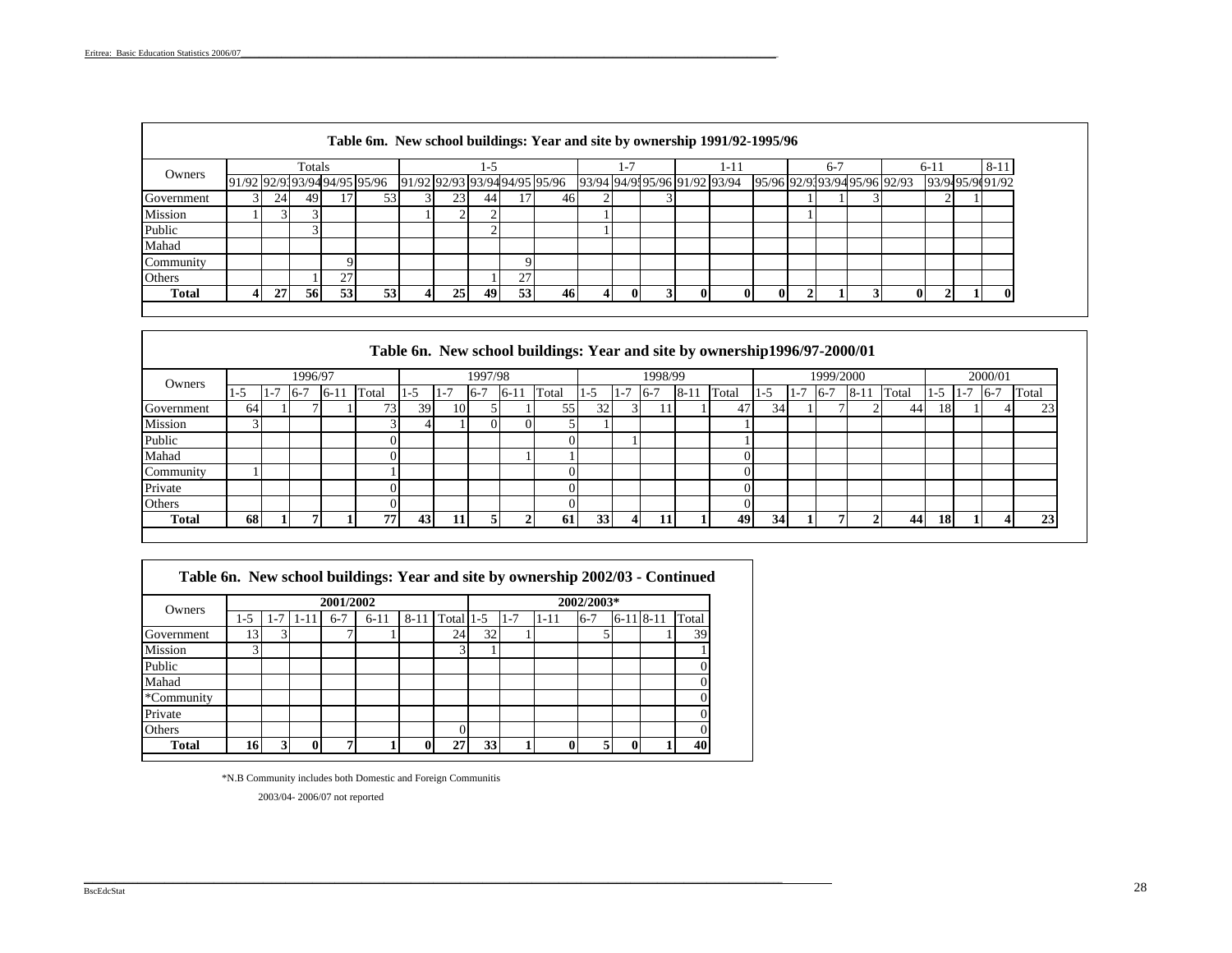**Table 6m. New school buildings: Year and site by ownership 1991/92-1995/96**

| Owners | Totals | | | | | 1-5 | | | | | 1-7 | | | 1-11 | | | 6-7 | | | 6-11 | | | 8-11 |
|---|---|---|---|---|---|---|---|---|---|---|---|---|---|---|---|---|---|---|---|---|---|---|---|
| | 91/92 | 92/93 | 93/94 | 94/95 | 95/96 | 91/92 | 92/93 | 93/94 | 94/95 | 95/96 | 93/94 | 94/95 | 95/96 | 91/92 | 93/94 | 95/96 | 92/93 | 93/94 | 95/96 | 92/93 | 93/94 | 95/96 | 91/92 |
| Government | 3 | 24 | 49 | 17 | 53 | 3 | 23 | 44 | 17 | 46 | 2 | | 3 | | | | 1 | 1 | 3 | | 2 | 1 | |
| Mission | 1 | 3 | 3 | | | 1 | 2 | 2 | | | 1 | | | | | | 1 | | | | | | |
| Public | | | 3 | | | | | 2 | | | 1 | | | | | | | | | | | | |
| Mahad | | | | | | | | | | | | | | | | | | | | | | | |
| Community | | | | 9 | | | | | 9 | | | | | | | | | | | | | | |
| Others | | | 1 | 27 | | | | 1 | 27 | | | | | | | | | | | | | | |
| **Total** | **4** | **27** | **56** | **53** | **53** | **4** | **25** | **49** | **53** | **46** | **4** | **0** | **3** | **0** | **0** | **0** | **2** | **1** | **3** | **0** | **2** | **1** | **0** |

**Table 6n. New school buildings: Year and site by ownership1996/97-2000/01**

| Owners | 1996/97 | | | | | 1997/98 | | | | | 1998/99 | | | | | 1999/2000 | | | | | 2000/01 | | | |
|---|---|---|---|---|---|---|---|---|---|---|---|---|---|---|---|---|---|---|---|---|---|---|---|---|
| | 1-5 | 1-7 | 6-7 | 6-11 | Total | 1-5 | 1-7 | 6-7 | 6-11 | Total | 1-5 | 1-7 | 6-7 | 8-11 | Total | 1-5 | 1-7 | 6-7 | 8-11 | Total | 1-5 | 1-7 | 6-7 | Total |
| Government | 64 | 1 | 7 | 1 | 73 | 39 | 10 | 5 | 1 | 55 | 32 | 3 | 11 | 1 | 47 | 34 | 1 | 7 | 2 | 44 | 18 | 1 | 4 | 23 |
| Mission | 3 | | | | 3 | 4 | 1 | 0 | 0 | 5 | 1 | | | | 1 | | | | | | | | | |
| Public | | | | | 0 | | | | | 0 | | 1 | | | 1 | | | | | | | | | |
| Mahad | | | | | 0 | | | | 1 | 1 | | | | | 0 | | | | | | | | | |
| Community | 1 | | | | 1 | | | | | 0 | | | | | 0 | | | | | | | | | |
| Private | | | | | 0 | | | | | 0 | | | | | 0 | | | | | | | | | |
| Others | | | | | 0 | | | | | 0 | | | | | 0 | | | | | | | | | |
| **Total** | **68** | **1** | **7** | **1** | **77** | **43** | **11** | **5** | **2** | **61** | **33** | **4** | **11** | **1** | **49** | **34** | **1** | **7** | **2** | **44** | **18** | **1** | **4** | **23** |

**Table 6n. New school buildings: Year and site by ownership 2002/03 - Continued**

| Owners | 2001/2002 | | | | | | | 2002/2003* | | | | | | |
|---|---|---|---|---|---|---|---|---|---|---|---|---|---|---|
| | 1-5 | 1-7 | 1-11 | 6-7 | 6-11 | 8-11 | Total | 1-5 | 1-7 | 1-11 | 6-7 | 6-11 | 8-11 | Total |
| Government | 13 | 3 | | 7 | 1 | | 24 | 32 | 1 | | 5 | | 1 | 39 |
| Mission | 3 | | | | | | 3 | 1 | | | | | | 1 |
| Public | | | | | | | | | | | | | | 0 |
| Mahad | | | | | | | | | | | | | | 0 |
| *Community | | | | | | | | | | | | | | 0 |
| Private | | | | | | | | | | | | | | 0 |
| Others | | | | | | | 0 | | | | | | | 0 |
| **Total** | **16** | **3** | **0** | **7** | **1** | **0** | **27** | **33** | **1** | **0** | **5** | **0** | **1** | **40** |

*N.B Community includes both Domestic and Foreign Communitis

2003/04- 2006/07 not reported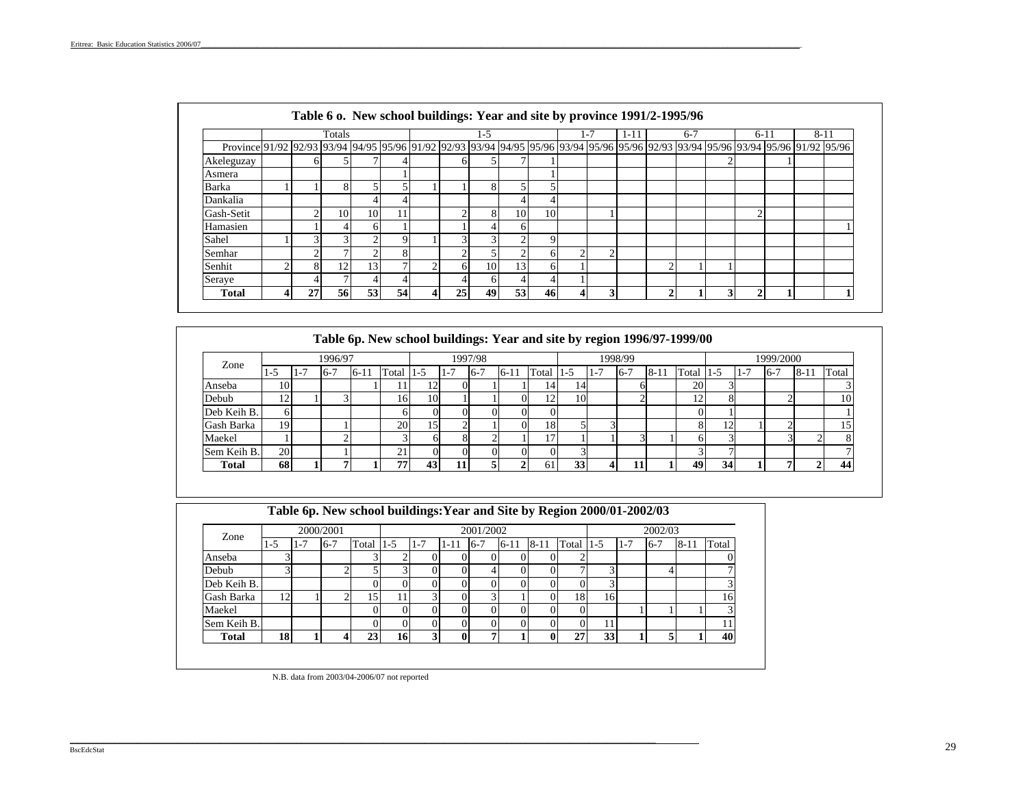### Table 6 o. New school buildings: Year and site by province 1991/2-1995/96

| | Totals | | | | | 1-5 | | | | | 1-7 | | 1-11 | 6-7 | | | 6-11 | | 8-11 | |
|---|---|---|---|---|---|---|---|---|---|---|---|---|---|---|---|---|---|---|---|---|
| Province | 91/92 | 92/93 | 93/94 | 94/95 | 95/96 | 91/92 | 92/93 | 93/94 | 94/95 | 95/96 | 93/94 | 95/96 | 95/96 | 92/93 | 93/94 | 95/96 | 93/94 | 95/96 | 91/92 | 95/96 |
| Akeleguzay | | 6 | 5 | 7 | 4 | | 6 | 5 | 7 | 1 | | | | | | 2 | | 1 | | |
| Asmera | | | | | 1 | | | | | 1 | | | | | | | | | | |
| Barka | 1 | 1 | 8 | 5 | 5 | 1 | 1 | 8 | 5 | 5 | | | | | | | | | | |
| Dankalia | | | | 4 | 4 | | | | 4 | 4 | | | | | | | | | | |
| Gash-Setit | | 2 | 10 | 10 | 11 | | 2 | 8 | 10 | 10 | | 1 | | | | | 2 | | | |
| Hamasien | | 1 | 4 | 6 | 1 | | 1 | 4 | 6 | | | | | | | | | | | 1 |
| Sahel | 1 | 3 | 3 | 2 | 9 | 1 | 3 | 3 | 2 | 9 | | | | | | | | | | |
| Semhar | | 2 | 7 | 2 | 8 | | 2 | 5 | 2 | 6 | 2 | 2 | | | | | | | | |
| Senhit | 2 | 8 | 12 | 13 | 7 | 2 | 6 | 10 | 13 | 6 | 1 | | | 2 | 1 | 1 | | | | |
| Seraye | | 4 | 7 | 4 | 4 | | 4 | 6 | 4 | 4 | 1 | | | | | | | | | |
| **Total** | **4** | **27** | **56** | **53** | **54** | **4** | **25** | **49** | **53** | **46** | **4** | **3** | | **2** | **1** | **3** | **2** | **1** | | **1** |

### Table 6p. New school buildings: Year and site by region 1996/97-1999/00

| Zone | 1996/97 | | | | | 1997/98 | | | | | 1998/99 | | | | | 1999/2000 | | | | |
|---|---|---|---|---|---|---|---|---|---|---|---|---|---|---|---|---|---|---|---|---|
| | 1-5 | 1-7 | 6-7 | 6-11 | Total | 1-5 | 1-7 | 6-7 | 6-11 | Total | 1-5 | 1-7 | 6-7 | 8-11 | Total | 1-5 | 1-7 | 6-7 | 8-11 | Total |
| Anseba | 10 | | | 1 | 11 | 12 | 0 | 1 | 1 | 14 | 14 | | 6 | | 20 | 3 | | | | 3 |
| Debub | 12 | 1 | 3 | | 16 | 10 | 1 | 1 | 0 | 12 | 10 | | 2 | | 12 | 8 | | 2 | | 10 |
| Deb Keih B. | 6 | | | | 6 | 0 | 0 | 0 | 0 | 0 | | | | | 0 | 1 | | | | 1 |
| Gash Barka | 19 | | 1 | | 20 | 15 | 2 | 1 | 0 | 18 | 5 | 3 | | | 8 | 12 | 1 | 2 | | 15 |
| Maekel | 1 | | 2 | | 3 | 6 | 8 | 2 | 1 | 17 | 1 | 1 | 3 | 1 | 6 | 3 | | 3 | 2 | 8 |
| Sem Keih B. | 20 | | 1 | | 21 | 0 | 0 | 0 | 0 | 0 | 3 | | | | 3 | 7 | | | | 7 |
| **Total** | **68** | **1** | **7** | **1** | **77** | **43** | **11** | **5** | **2** | 61 | **33** | **4** | **11** | **1** | **49** | **34** | **1** | **7** | **2** | **44** |

### Table 6p. New school buildings: Year and Site by Region 2000/01-2002/03

| Zone | 2000/2001 | | | | 2001/2002 | | | | | | | 2002/03 | | | | |
|---|---|---|---|---|---|---|---|---|---|---|---|---|---|---|---|---|
| | 1-5 | 1-7 | 6-7 | Total | 1-5 | 1-7 | 1-11 | 6-7 | 6-11 | 8-11 | Total | 1-5 | 1-7 | 6-7 | 8-11 | Total |
| Anseba | 3 | | | 3 | 2 | 0 | 0 | 0 | 0 | 0 | 2 | | | | | 0 |
| Debub | 3 | | 2 | 5 | 3 | 0 | 0 | 4 | 0 | 0 | 7 | 3 | | 4 | | 7 |
| Deb Keih B. | | | | 0 | 0 | 0 | 0 | 0 | 0 | 0 | 0 | 3 | | | | 3 |
| Gash Barka | 12 | 1 | 2 | 15 | 11 | 3 | 0 | 3 | 1 | 0 | 18 | 16 | | | | 16 |
| Maekel | | | | 0 | 0 | 0 | 0 | 0 | 0 | 0 | 0 | | 1 | 1 | 1 | 3 |
| Sem Keih B. | | | | 0 | 0 | 0 | 0 | 0 | 0 | 0 | 0 | 11 | | | | 11 |
| **Total** | **18** | **1** | **4** | **23** | **16** | **3** | **0** | **7** | **1** | **0** | **27** | **33** | **1** | **5** | **1** | **40** |

N.B. data from 2003/04-2006/07 not reported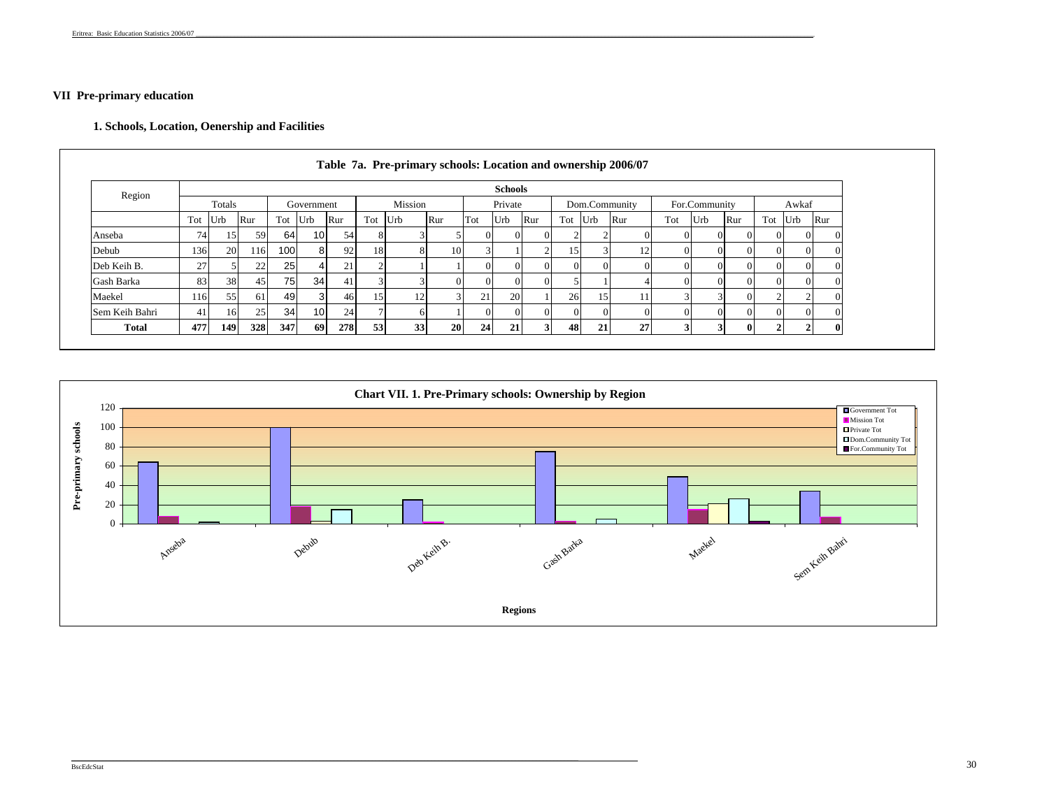## VII Pre-primary education

### 1. Schools, Location, Oenership and Facilities

**Table 7a. Pre-primary schools: Location and ownership 2006/07**

| Region | Schools | | | | | | | | | | | | | | | | | | | | |
|---|---|---|---|---|---|---|---|---|---|---|---|---|---|---|---|---|---|---|---|---|---|
| | Totals | | | Government | | | Mission | | | Private | | | Dom.Community | | | For.Community | | | Awkaf | | |
| | Tot | Urb | Rur | Tot | Urb | Rur | Tot | Urb | Rur | Tot | Urb | Rur | Tot | Urb | Rur | Tot | Urb | Rur | Tot | Urb | Rur |
| Anseba | 74 | 15 | 59 | 64 | 10 | 54 | 8 | 3 | 5 | 0 | 0 | 0 | 2 | 2 | 0 | 0 | 0 | 0 | 0 | 0 | 0 |
| Debub | 136 | 20 | 116 | 100 | 8 | 92 | 18 | 8 | 10 | 3 | 1 | 2 | 15 | 3 | 12 | 0 | 0 | 0 | 0 | 0 | 0 |
| Deb Keih B. | 27 | 5 | 22 | 25 | 4 | 21 | 2 | 1 | 1 | 0 | 0 | 0 | 0 | 0 | 0 | 0 | 0 | 0 | 0 | 0 | 0 |
| Gash Barka | 83 | 38 | 45 | 75 | 34 | 41 | 3 | 3 | 0 | 0 | 0 | 0 | 5 | 1 | 4 | 0 | 0 | 0 | 0 | 0 | 0 |
| Maekel | 116 | 55 | 61 | 49 | 3 | 46 | 15 | 12 | 3 | 21 | 20 | 1 | 26 | 15 | 11 | 3 | 3 | 0 | 2 | 2 | 0 |
| Sem Keih Bahri | 41 | 16 | 25 | 34 | 10 | 24 | 7 | 6 | 1 | 0 | 0 | 0 | 0 | 0 | 0 | 0 | 0 | 0 | 0 | 0 | 0 |
| **Total** | **477** | **149** | **328** | **347** | **69** | **278** | **53** | **33** | **20** | **24** | **21** | **3** | **48** | **21** | **27** | **3** | **3** | **0** | **2** | **2** | **0** |

**Chart VII. 1. Pre-Primary schools: Ownership by Region**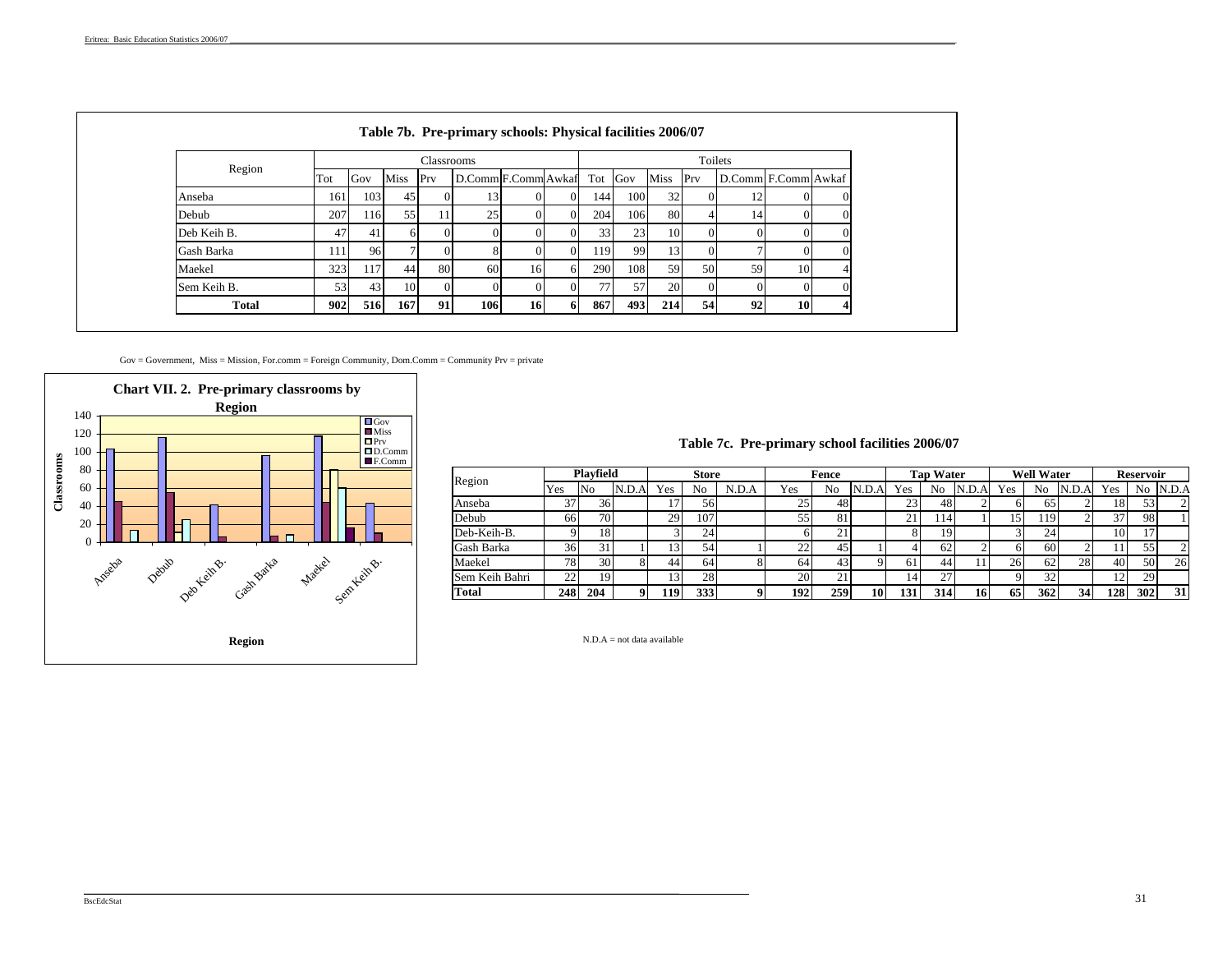**Table 7b. Pre-primary schools: Physical facilities 2006/07**

| Region | Classrooms | | | | | | | Toilets | | | | | | |
|---|---|---|---|---|---|---|---|---|---|---|---|---|---|---|
| | Tot | Gov | Miss | Prv | D.Comm | F.Comm | Awkaf | Tot | Gov | Miss | Prv | D.Comm | F.Comm | Awkaf |
| Anseba | 161 | 103 | 45 | 0 | 13 | 0 | 0 | 144 | 100 | 32 | 0 | 12 | 0 | 0 |
| Debub | 207 | 116 | 55 | 11 | 25 | 0 | 0 | 204 | 106 | 80 | 4 | 14 | 0 | 0 |
| Deb Keih B. | 47 | 41 | 6 | 0 | 0 | 0 | 0 | 33 | 23 | 10 | 0 | 0 | 0 | 0 |
| Gash Barka | 111 | 96 | 7 | 0 | 8 | 0 | 0 | 119 | 99 | 13 | 0 | 7 | 0 | 0 |
| Maekel | 323 | 117 | 44 | 80 | 60 | 16 | 6 | 290 | 108 | 59 | 50 | 59 | 10 | 4 |
| Sem Keih B. | 53 | 43 | 10 | 0 | 0 | 0 | 0 | 77 | 57 | 20 | 0 | 0 | 0 | 0 |
| **Total** | **902** | **516** | **167** | **91** | **106** | **16** | **6** | **867** | **493** | **214** | **54** | **92** | **10** | **4** |

Gov = Government, Miss = Mission, For.comm = Foreign Community, Dom.Comm = Community Prv = private

**Chart VII. 2. Pre-primary classrooms by Region**

**Table 7c. Pre-primary school facilities 2006/07**

| Region | Playfield | | | Store | | | Fence | | | Tap Water | | | Well Water | | | Reservoir | | |
|---|---|---|---|---|---|---|---|---|---|---|---|---|---|---|---|---|---|---|
| | Yes | No | N.D.A | Yes | No | N.D.A | Yes | No | N.D.A | Yes | No | N.D.A | Yes | No | N.D.A | Yes | No | N.D.A |
| Anseba | 37 | 36 | | 17 | 56 | | 25 | 48 | | 23 | 48 | 2 | 6 | 65 | 2 | 18 | 53 | 2 |
| Debub | 66 | 70 | | 29 | 107 | | 55 | 81 | | 21 | 114 | 1 | 15 | 119 | 2 | 37 | 98 | 1 |
| Deb-Keih-B. | 9 | 18 | | 3 | 24 | | 6 | 21 | | 8 | 19 | | 3 | 24 | | 10 | 17 | |
| Gash Barka | 36 | 31 | 1 | 13 | 54 | 1 | 22 | 45 | 1 | 4 | 62 | 2 | 6 | 60 | 2 | 11 | 55 | 2 |
| Maekel | 78 | 30 | 8 | 44 | 64 | 8 | 64 | 43 | 9 | 61 | 44 | 11 | 26 | 62 | 28 | 40 | 50 | 26 |
| Sem Keih Bahri | 22 | 19 | | 13 | 28 | | 20 | 21 | | 14 | 27 | | 9 | 32 | | 12 | 29 | |
| **Total** | **248** | **204** | **9** | **119** | **333** | **9** | **192** | **259** | **10** | **131** | **314** | **16** | **65** | **362** | **34** | **128** | **302** | **31** |

N.D.A = not data available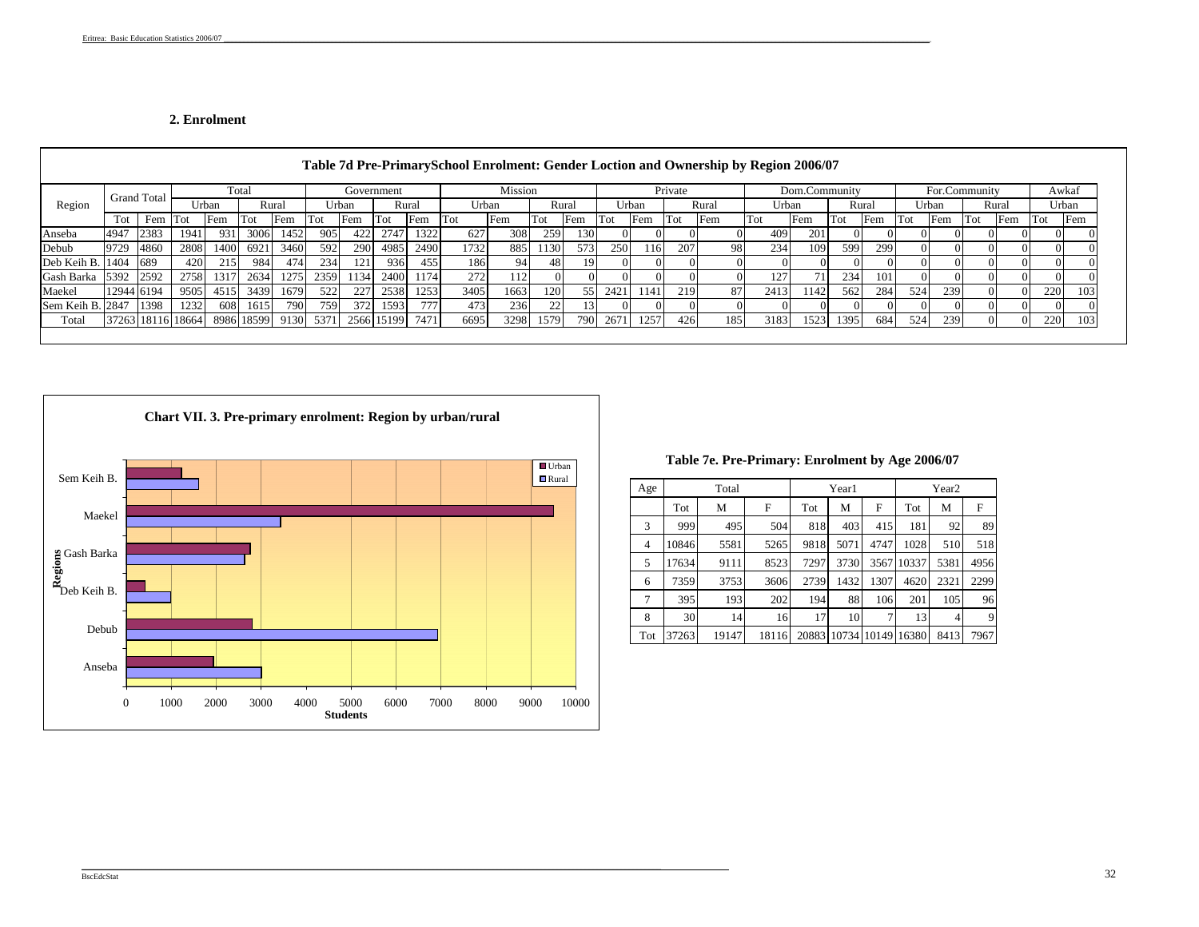## 2. Enrolment

**Table 7d Pre-PrimarySchool Enrolment: Gender Loction and Ownership by Region 2006/07**

| Region | Grand Total | | Total | | | | Government | | | | Mission | | | | Private | | | | Dom.Community | | | | For.Community | | | | Awkaf | |
|---|---|---|---|---|---|---|---|---|---|---|---|---|---|---|---|---|---|---|---|---|---|---|---|---|---|---|---|---|
| | | | Urban | | Rural | | Urban | | Rural | | Urban | | Rural | | Urban | | Rural | | Urban | | Rural | | Urban | | Rural | | Urban | |
| | Tot | Fem | Tot | Fem | Tot | Fem | Tot | Fem | Tot | Fem | Tot | Fem | Tot | Fem | Tot | Fem | Tot | Fem | Tot | Fem | Tot | Fem | Tot | Fem | Tot | Fem | Tot | Fem |
| Anseba | 4947 | 2383 | 1941 | 931 | 3006 | 1452 | 905 | 422 | 2747 | 1322 | 627 | 308 | 259 | 130 | 0 | 0 | 0 | 0 | 409 | 201 | 0 | 0 | 0 | 0 | 0 | 0 | 0 | 0 |
| Debub | 9729 | 4860 | 2808 | 1400 | 6921 | 3460 | 592 | 290 | 4985 | 2490 | 1732 | 885 | 1130 | 573 | 250 | 116 | 207 | 98 | 234 | 109 | 599 | 299 | 0 | 0 | 0 | 0 | 0 | 0 |
| Deb Keih B. | 1404 | 689 | 420 | 215 | 984 | 474 | 234 | 121 | 936 | 455 | 186 | 94 | 48 | 19 | 0 | 0 | 0 | 0 | 0 | 0 | 0 | 0 | 0 | 0 | 0 | 0 | 0 | 0 |
| Gash Barka | 5392 | 2592 | 2758 | 1317 | 2634 | 1275 | 2359 | 1134 | 2400 | 1174 | 272 | 112 | 0 | 0 | 0 | 0 | 0 | 0 | 127 | 71 | 234 | 101 | 0 | 0 | 0 | 0 | 0 | 0 |
| Maekel | 12944 | 6194 | 9505 | 4515 | 3439 | 1679 | 522 | 227 | 2538 | 1253 | 3405 | 1663 | 120 | 55 | 2421 | 1141 | 219 | 87 | 2413 | 1142 | 562 | 284 | 524 | 239 | 0 | 0 | 220 | 103 |
| Sem Keih B. | 2847 | 1398 | 1232 | 608 | 1615 | 790 | 759 | 372 | 1593 | 777 | 473 | 236 | 22 | 13 | 0 | 0 | 0 | 0 | 0 | 0 | 0 | 0 | 0 | 0 | 0 | 0 | 0 | 0 |
| Total | 37263 | 18116 | 18664 | 8986 | 18599 | 9130 | 5371 | 2566 | 15199 | 7471 | 6695 | 3298 | 1579 | 790 | 2671 | 1257 | 426 | 185 | 3183 | 1523 | 1395 | 684 | 524 | 239 | 0 | 0 | 220 | 103 |

**Chart VII. 3. Pre-primary enrolment: Region by urban/rural**

| Region | Urban | Rural |
|---|---|---|
| Sem Keih B. | 1232 | 1615 |
| Maekel | 9505 | 3439 |
| Gash Barka | 2758 | 2634 |
| Deb Keih B. | 420 | 984 |
| Debub | 2808 | 6921 |
| Anseba | 1941 | 3006 |

**Table 7e. Pre-Primary: Enrolment by Age 2006/07**

| Age | Total | | | Year1 | | | Year2 | | |
|---|---|---|---|---|---|---|---|---|---|
| | Tot | M | F | Tot | M | F | Tot | M | F |
| 3 | 999 | 495 | 504 | 818 | 403 | 415 | 181 | 92 | 89 |
| 4 | 10846 | 5581 | 5265 | 9818 | 5071 | 4747 | 1028 | 510 | 518 |
| 5 | 17634 | 9111 | 8523 | 7297 | 3730 | 3567 | 10337 | 5381 | 4956 |
| 6 | 7359 | 3753 | 3606 | 2739 | 1432 | 1307 | 4620 | 2321 | 2299 |
| 7 | 395 | 193 | 202 | 194 | 88 | 106 | 201 | 105 | 96 |
| 8 | 30 | 14 | 16 | 17 | 10 | 7 | 13 | 4 | 9 |
| Tot | 37263 | 19147 | 18116 | 20883 | 10734 | 10149 | 16380 | 8413 | 7967 |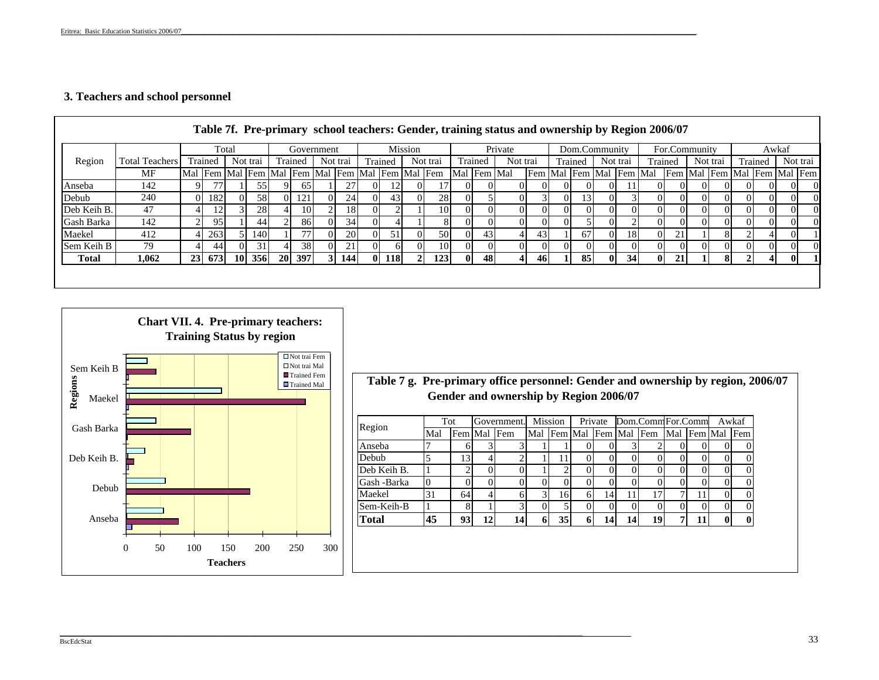### 3. Teachers and school personnel

**Table 7f. Pre-primary school teachers: Gender, training status and ownership by Region 2006/07**

| Region | Total Teachers | Total | | | | Government | | | | Mission | | | | Private | | | | Dom.Community | | | | For.Community | | | | Awkaf | | | |
|---|---|---|---|---|---|---|---|---|---|---|---|---|---|---|---|---|---|---|---|---|---|---|---|---|---|---|---|---|---|
| | | Trained | | Not trai | | Trained | | Not trai | | Trained | | Not trai | | Trained | | Not trai | | Trained | | Not trai | | Trained | | Not trai | | Trained | | Not trai | |
| | MF | Mal | Fem | Mal | Fem | Mal | Fem | Mal | Fem | Mal | Fem | Mal | Fem | Mal | Fem | Mal | Fem | Mal | Fem | Mal | Fem | Mal | Fem | Mal | Fem | Mal | Fem | Mal | Fem |
| Anseba | 142 | 9 | 77 | 1 | 55 | 9 | 65 | 1 | 27 | 0 | 12 | 0 | 17 | 0 | 0 | 0 | 0 | 0 | 0 | 0 | 11 | 0 | 0 | 0 | 0 | 0 | 0 | 0 | 0 |
| Debub | 240 | 0 | 182 | 0 | 58 | 0 | 121 | 0 | 24 | 0 | 43 | 0 | 28 | 0 | 5 | 0 | 3 | 0 | 13 | 0 | 3 | 0 | 0 | 0 | 0 | 0 | 0 | 0 | 0 |
| Deb Keih B. | 47 | 4 | 12 | 3 | 28 | 4 | 10 | 2 | 18 | 0 | 2 | 1 | 10 | 0 | 0 | 0 | 0 | 0 | 0 | 0 | 0 | 0 | 0 | 0 | 0 | 0 | 0 | 0 | 0 |
| Gash Barka | 142 | 2 | 95 | 1 | 44 | 2 | 86 | 0 | 34 | 0 | 4 | 1 | 8 | 0 | 0 | 0 | 0 | 0 | 5 | 0 | 2 | 0 | 0 | 0 | 0 | 0 | 0 | 0 | 0 |
| Maekel | 412 | 4 | 263 | 5 | 140 | 1 | 77 | 0 | 20 | 0 | 51 | 0 | 50 | 0 | 43 | 4 | 43 | 1 | 67 | 0 | 18 | 0 | 21 | 1 | 8 | 2 | 4 | 0 | 1 |
| Sem Keih B | 79 | 4 | 44 | 0 | 31 | 4 | 38 | 0 | 21 | 0 | 6 | 0 | 10 | 0 | 0 | 0 | 0 | 0 | 0 | 0 | 0 | 0 | 0 | 0 | 0 | 0 | 0 | 0 | 0 |
| **Total** | **1,062** | **23** | **673** | **10** | **356** | **20** | **397** | **3** | **144** | **0** | **118** | **2** | **123** | **0** | **48** | **4** | **46** | **1** | **85** | **0** | **34** | **0** | **21** | **1** | **8** | **2** | **4** | **0** | **1** |

**Chart VII. 4. Pre-primary teachers: Training Status by region**

**Table 7 g. Pre-primary office personnel: Gender and ownership by region, 2006/07**
**Gender and ownership by Region 2006/07**

| Region | Tot | | Government. | | Mission | | Private | | Dom.Comm | | For.Comm | | Awkaf | |
|---|---|---|---|---|---|---|---|---|---|---|---|---|---|---|
| | Mal | Fem | Mal | Fem | Mal | Fem | Mal | Fem | Mal | Fem | Mal | Fem | Mal | Fem |
| Anseba | 7 | 6 | 3 | 3 | 1 | 1 | 0 | 0 | 3 | 2 | 0 | 0 | 0 | 0 |
| Debub | 5 | 13 | 4 | 2 | 1 | 11 | 0 | 0 | 0 | 0 | 0 | 0 | 0 | 0 |
| Deb Keih B. | 1 | 2 | 0 | 0 | 1 | 2 | 0 | 0 | 0 | 0 | 0 | 0 | 0 | 0 |
| Gash -Barka | 0 | 0 | 0 | 0 | 0 | 0 | 0 | 0 | 0 | 0 | 0 | 0 | 0 | 0 |
| Maekel | 31 | 64 | 4 | 6 | 3 | 16 | 6 | 14 | 11 | 17 | 7 | 11 | 0 | 0 |
| Sem-Keih-B | 1 | 8 | 1 | 3 | 0 | 5 | 0 | 0 | 0 | 0 | 0 | 0 | 0 | 0 |
| **Total** | **45** | **93** | **12** | **14** | **6** | **35** | **6** | **14** | **14** | **19** | **7** | **11** | **0** | **0** |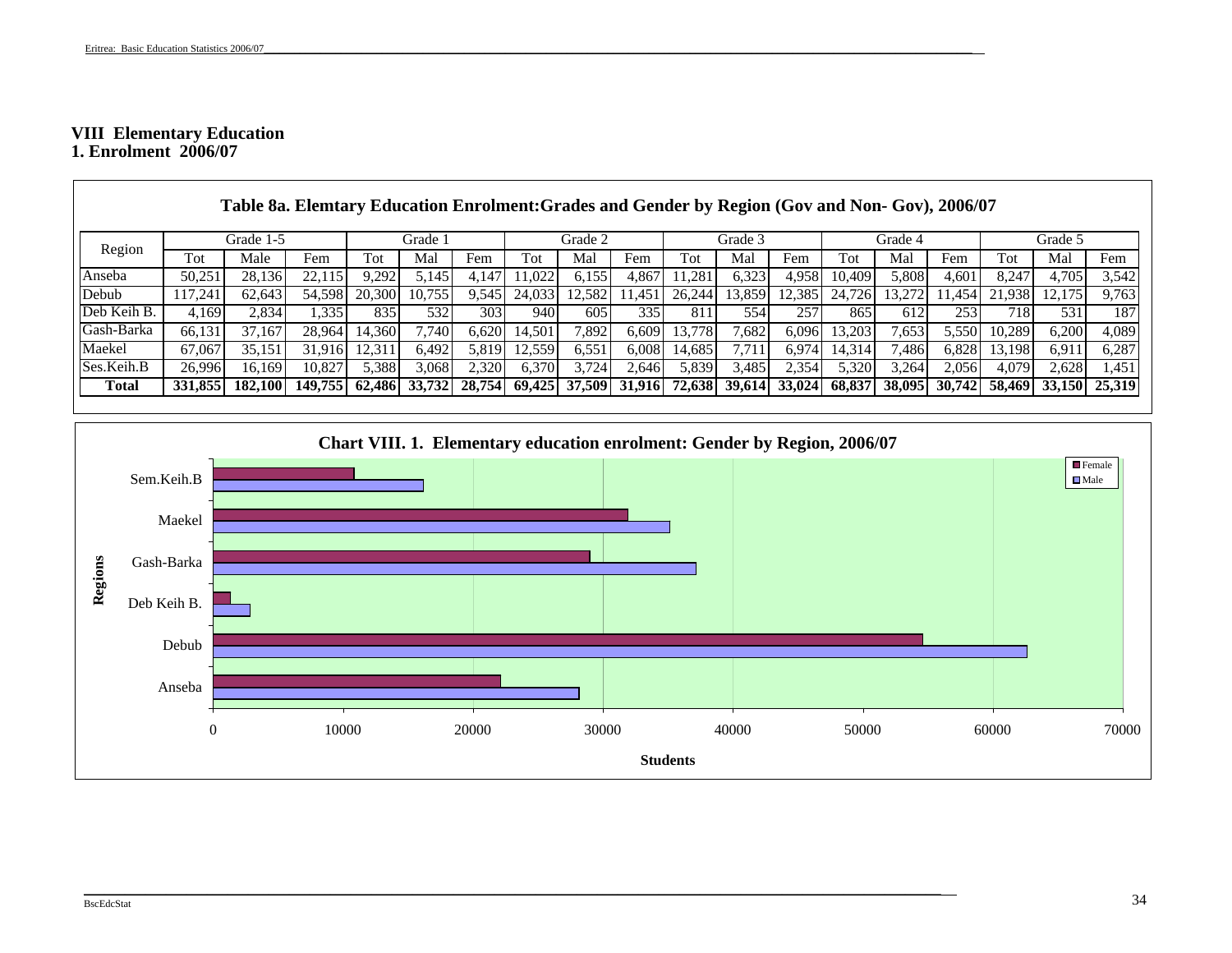## VIII Elementary Education

### 1. Enrolment 2006/07

**Table 8a. Elemtary Education Enrolment:Grades and Gender by Region (Gov and Non- Gov), 2006/07**

| Region | Grade 1-5 | | | Grade 1 | | | Grade 2 | | | Grade 3 | | | Grade 4 | | | Grade 5 | | |
|---|---|---|---|---|---|---|---|---|---|---|---|---|---|---|---|---|---|---|
| | Tot | Male | Fem | Tot | Mal | Fem | Tot | Mal | Fem | Tot | Mal | Fem | Tot | Mal | Fem | Tot | Mal | Fem |
| Anseba | 50,251 | 28,136 | 22,115 | 9,292 | 5,145 | 4,147 | 11,022 | 6,155 | 4,867 | 11,281 | 6,323 | 4,958 | 10,409 | 5,808 | 4,601 | 8,247 | 4,705 | 3,542 |
| Debub | 117,241 | 62,643 | 54,598 | 20,300 | 10,755 | 9,545 | 24,033 | 12,582 | 11,451 | 26,244 | 13,859 | 12,385 | 24,726 | 13,272 | 11,454 | 21,938 | 12,175 | 9,763 |
| Deb Keih B. | 4,169 | 2,834 | 1,335 | 835 | 532 | 303 | 940 | 605 | 335 | 811 | 554 | 257 | 865 | 612 | 253 | 718 | 531 | 187 |
| Gash-Barka | 66,131 | 37,167 | 28,964 | 14,360 | 7,740 | 6,620 | 14,501 | 7,892 | 6,609 | 13,778 | 7,682 | 6,096 | 13,203 | 7,653 | 5,550 | 10,289 | 6,200 | 4,089 |
| Maekel | 67,067 | 35,151 | 31,916 | 12,311 | 6,492 | 5,819 | 12,559 | 6,551 | 6,008 | 14,685 | 7,711 | 6,974 | 14,314 | 7,486 | 6,828 | 13,198 | 6,911 | 6,287 |
| Ses.Keih.B | 26,996 | 16,169 | 10,827 | 5,388 | 3,068 | 2,320 | 6,370 | 3,724 | 2,646 | 5,839 | 3,485 | 2,354 | 5,320 | 3,264 | 2,056 | 4,079 | 2,628 | 1,451 |
| **Total** | **331,855** | **182,100** | **149,755** | **62,486** | **33,732** | **28,754** | **69,425** | **37,509** | **31,916** | **72,638** | **39,614** | **33,024** | **68,837** | **38,095** | **30,742** | **58,469** | **33,150** | **25,319** |

**Chart VIII. 1. Elementary education enrolment: Gender by Region, 2006/07**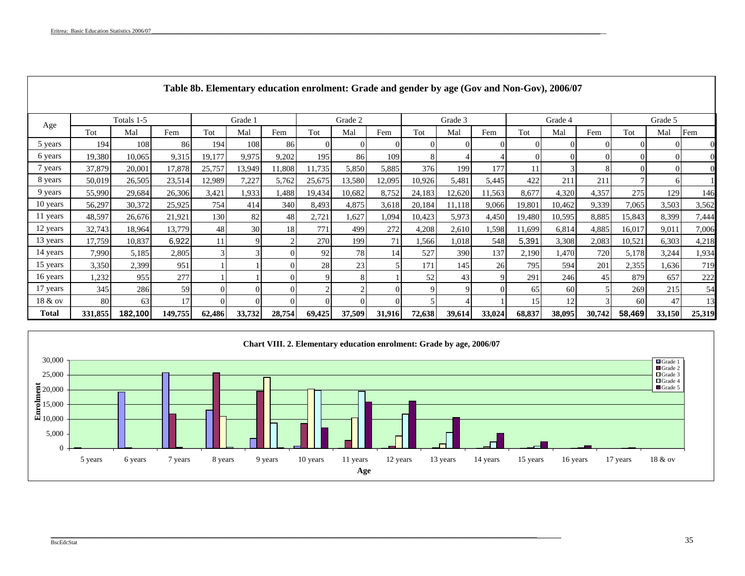## Table 8b. Elementary education enrolment: Grade and gender by age (Gov and Non-Gov), 2006/07

| Age | Totals 1-5 | | | Grade 1 | | | Grade 2 | | | Grade 3 | | | Grade 4 | | | Grade 5 | | |
|---|---|---|---|---|---|---|---|---|---|---|---|---|---|---|---|---|---|---|
| | Tot | Mal | Fem | Tot | Mal | Fem | Tot | Mal | Fem | Tot | Mal | Fem | Tot | Mal | Fem | Tot | Mal | Fem |
| 5 years | 194 | 108 | 86 | 194 | 108 | 86 | 0 | 0 | 0 | 0 | 0 | 0 | 0 | 0 | 0 | 0 | 0 | 0 |
| 6 years | 19,380 | 10,065 | 9,315 | 19,177 | 9,975 | 9,202 | 195 | 86 | 109 | 8 | 4 | 4 | 0 | 0 | 0 | 0 | 0 | 0 |
| 7 years | 37,879 | 20,001 | 17,878 | 25,757 | 13,949 | 11,808 | 11,735 | 5,850 | 5,885 | 376 | 199 | 177 | 11 | 3 | 8 | 0 | 0 | 0 |
| 8 years | 50,019 | 26,505 | 23,514 | 12,989 | 7,227 | 5,762 | 25,675 | 13,580 | 12,095 | 10,926 | 5,481 | 5,445 | 422 | 211 | 211 | 7 | 6 | 1 |
| 9 years | 55,990 | 29,684 | 26,306 | 3,421 | 1,933 | 1,488 | 19,434 | 10,682 | 8,752 | 24,183 | 12,620 | 11,563 | 8,677 | 4,320 | 4,357 | 275 | 129 | 146 |
| 10 years | 56,297 | 30,372 | 25,925 | 754 | 414 | 340 | 8,493 | 4,875 | 3,618 | 20,184 | 11,118 | 9,066 | 19,801 | 10,462 | 9,339 | 7,065 | 3,503 | 3,562 |
| 11 years | 48,597 | 26,676 | 21,921 | 130 | 82 | 48 | 2,721 | 1,627 | 1,094 | 10,423 | 5,973 | 4,450 | 19,480 | 10,595 | 8,885 | 15,843 | 8,399 | 7,444 |
| 12 years | 32,743 | 18,964 | 13,779 | 48 | 30 | 18 | 771 | 499 | 272 | 4,208 | 2,610 | 1,598 | 11,699 | 6,814 | 4,885 | 16,017 | 9,011 | 7,006 |
| 13 years | 17,759 | 10,837 | 6,922 | 11 | 9 | 2 | 270 | 199 | 71 | 1,566 | 1,018 | 548 | 5,391 | 3,308 | 2,083 | 10,521 | 6,303 | 4,218 |
| 14 years | 7,990 | 5,185 | 2,805 | 3 | 3 | 0 | 92 | 78 | 14 | 527 | 390 | 137 | 2,190 | 1,470 | 720 | 5,178 | 3,244 | 1,934 |
| 15 years | 3,350 | 2,399 | 951 | 1 | 1 | 0 | 28 | 23 | 5 | 171 | 145 | 26 | 795 | 594 | 201 | 2,355 | 1,636 | 719 |
| 16 years | 1,232 | 955 | 277 | 1 | 1 | 0 | 9 | 8 | 1 | 52 | 43 | 9 | 291 | 246 | 45 | 879 | 657 | 222 |
| 17 years | 345 | 286 | 59 | 0 | 0 | 0 | 2 | 2 | 0 | 9 | 9 | 0 | 65 | 60 | 5 | 269 | 215 | 54 |
| 18 & ov | 80 | 63 | 17 | 0 | 0 | 0 | 0 | 0 | 0 | 5 | 4 | 1 | 15 | 12 | 3 | 60 | 47 | 13 |
| **Total** | **331,855** | **182,100** | **149,755** | **62,486** | **33,732** | **28,754** | **69,425** | **37,509** | **31,916** | **72,638** | **39,614** | **33,024** | **68,837** | **38,095** | **30,742** | **58,469** | **33,150** | **25,319** |

**Chart VIII. 2. Elementary education enrolment: Grade by age, 2006/07**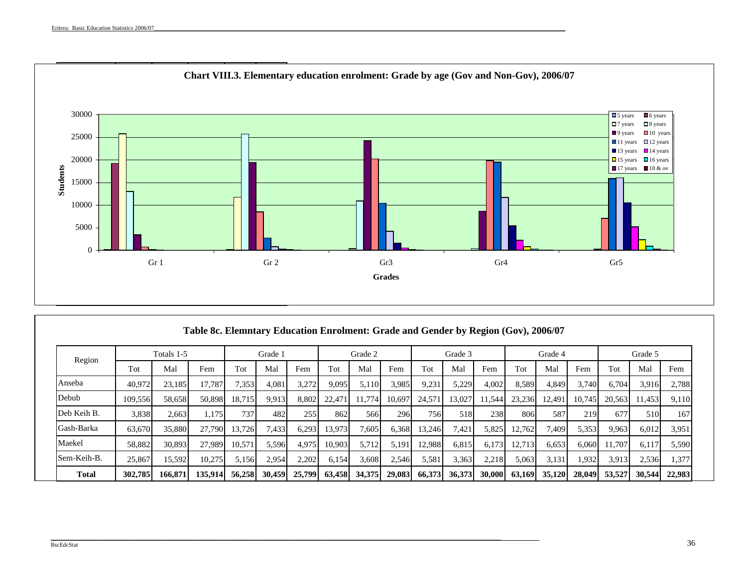**Chart VIII.3. Elementary education enrolment: Grade by age (Gov and Non-Gov), 2006/07**

**Table 8c. Elemntary Education Enrolment: Grade and Gender by Region (Gov), 2006/07**

| Region | Totals 1-5 | | | Grade 1 | | | Grade 2 | | | Grade 3 | | | Grade 4 | | | Grade 5 | | |
|---|---|---|---|---|---|---|---|---|---|---|---|---|---|---|---|---|---|---|
| | Tot | Mal | Fem | Tot | Mal | Fem | Tot | Mal | Fem | Tot | Mal | Fem | Tot | Mal | Fem | Tot | Mal | Fem |
| Anseba | 40,972 | 23,185 | 17,787 | 7,353 | 4,081 | 3,272 | 9,095 | 5,110 | 3,985 | 9,231 | 5,229 | 4,002 | 8,589 | 4,849 | 3,740 | 6,704 | 3,916 | 2,788 |
| Debub | 109,556 | 58,658 | 50,898 | 18,715 | 9,913 | 8,802 | 22,471 | 11,774 | 10,697 | 24,571 | 13,027 | 11,544 | 23,236 | 12,491 | 10,745 | 20,563 | 11,453 | 9,110 |
| Deb Keih B. | 3,838 | 2,663 | 1,175 | 737 | 482 | 255 | 862 | 566 | 296 | 756 | 518 | 238 | 806 | 587 | 219 | 677 | 510 | 167 |
| Gash-Barka | 63,670 | 35,880 | 27,790 | 13,726 | 7,433 | 6,293 | 13,973 | 7,605 | 6,368 | 13,246 | 7,421 | 5,825 | 12,762 | 7,409 | 5,353 | 9,963 | 6,012 | 3,951 |
| Maekel | 58,882 | 30,893 | 27,989 | 10,571 | 5,596 | 4,975 | 10,903 | 5,712 | 5,191 | 12,988 | 6,815 | 6,173 | 12,713 | 6,653 | 6,060 | 11,707 | 6,117 | 5,590 |
| Sem-Keih-B. | 25,867 | 15,592 | 10,275 | 5,156 | 2,954 | 2,202 | 6,154 | 3,608 | 2,546 | 5,581 | 3,363 | 2,218 | 5,063 | 3,131 | 1,932 | 3,913 | 2,536 | 1,377 |
| **Total** | **302,785** | **166,871** | **135,914** | **56,258** | **30,459** | **25,799** | **63,458** | **34,375** | **29,083** | **66,373** | **36,373** | **30,000** | **63,169** | **35,120** | **28,049** | **53,527** | **30,544** | **22,983** |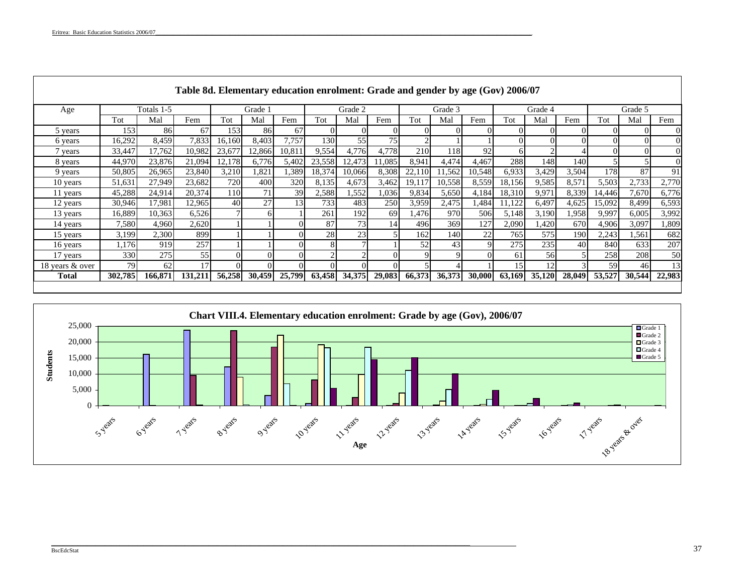**Table 8d. Elementary education enrolment: Grade and gender by age (Gov) 2006/07**

| Age | Totals 1-5 | | | Grade 1 | | | Grade 2 | | | Grade 3 | | | Grade 4 | | | Grade 5 | | |
|---|---|---|---|---|---|---|---|---|---|---|---|---|---|---|---|---|---|---|
| | Tot | Mal | Fem | Tot | Mal | Fem | Tot | Mal | Fem | Tot | Mal | Fem | Tot | Mal | Fem | Tot | Mal | Fem |
| 5 years | 153 | 86 | 67 | 153 | 86 | 67 | 0 | 0 | 0 | 0 | 0 | 0 | 0 | 0 | 0 | 0 | 0 | 0 |
| 6 years | 16,292 | 8,459 | 7,833 | 16,160 | 8,403 | 7,757 | 130 | 55 | 75 | 2 | 1 | 1 | 0 | 0 | 0 | 0 | 0 | 0 |
| 7 years | 33,447 | 17,762 | 10,982 | 23,677 | 12,866 | 10,811 | 9,554 | 4,776 | 4,778 | 210 | 118 | 92 | 6 | 2 | 4 | 0 | 0 | 0 |
| 8 years | 44,970 | 23,876 | 21,094 | 12,178 | 6,776 | 5,402 | 23,558 | 12,473 | 11,085 | 8,941 | 4,474 | 4,467 | 288 | 148 | 140 | 5 | 5 | 0 |
| 9 years | 50,805 | 26,965 | 23,840 | 3,210 | 1,821 | 1,389 | 18,374 | 10,066 | 8,308 | 22,110 | 11,562 | 10,548 | 6,933 | 3,429 | 3,504 | 178 | 87 | 91 |
| 10 years | 51,631 | 27,949 | 23,682 | 720 | 400 | 320 | 8,135 | 4,673 | 3,462 | 19,117 | 10,558 | 8,559 | 18,156 | 9,585 | 8,571 | 5,503 | 2,733 | 2,770 |
| 11 years | 45,288 | 24,914 | 20,374 | 110 | 71 | 39 | 2,588 | 1,552 | 1,036 | 9,834 | 5,650 | 4,184 | 18,310 | 9,971 | 8,339 | 14,446 | 7,670 | 6,776 |
| 12 years | 30,946 | 17,981 | 12,965 | 40 | 27 | 13 | 733 | 483 | 250 | 3,959 | 2,475 | 1,484 | 11,122 | 6,497 | 4,625 | 15,092 | 8,499 | 6,593 |
| 13 years | 16,889 | 10,363 | 6,526 | 7 | 6 | 1 | 261 | 192 | 69 | 1,476 | 970 | 506 | 5,148 | 3,190 | 1,958 | 9,997 | 6,005 | 3,992 |
| 14 years | 7,580 | 4,960 | 2,620 | 1 | 1 | 0 | 87 | 73 | 14 | 496 | 369 | 127 | 2,090 | 1,420 | 670 | 4,906 | 3,097 | 1,809 |
| 15 years | 3,199 | 2,300 | 899 | 1 | 1 | 0 | 28 | 23 | 5 | 162 | 140 | 22 | 765 | 575 | 190 | 2,243 | 1,561 | 682 |
| 16 years | 1,176 | 919 | 257 | 1 | 1 | 0 | 8 | 7 | 1 | 52 | 43 | 9 | 275 | 235 | 40 | 840 | 633 | 207 |
| 17 years | 330 | 275 | 55 | 0 | 0 | 0 | 2 | 2 | 0 | 9 | 9 | 0 | 61 | 56 | 5 | 258 | 208 | 50 |
| 18 years & over | 79 | 62 | 17 | 0 | 0 | 0 | 0 | 0 | 0 | 5 | 4 | 1 | 15 | 12 | 3 | 59 | 46 | 13 |
| **Total** | **302,785** | **166,871** | **131,211** | **56,258** | **30,459** | **25,799** | **63,458** | **34,375** | **29,083** | **66,373** | **36,373** | **30,000** | **63,169** | **35,120** | **28,049** | **53,527** | **30,544** | **22,983** |

**Chart VIII.4. Elementary education enrolment: Grade by age (Gov), 2006/07**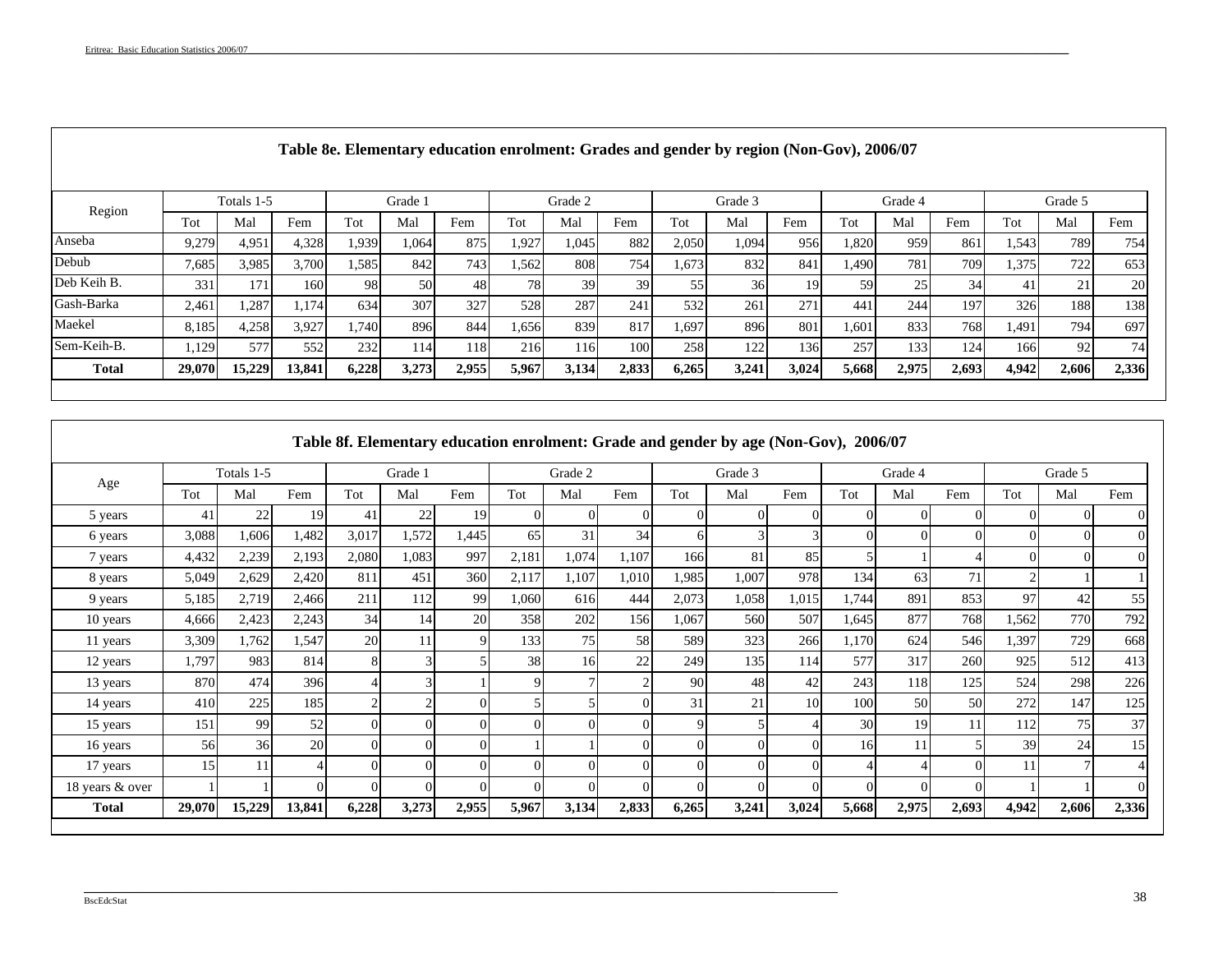**Table 8e. Elementary education enrolment: Grades and gender by region (Non-Gov), 2006/07**

| Region | Totals 1-5 | | | Grade 1 | | | Grade 2 | | | Grade 3 | | | Grade 4 | | | Grade 5 | | |
|---|---|---|---|---|---|---|---|---|---|---|---|---|---|---|---|---|---|---|
| | Tot | Mal | Fem | Tot | Mal | Fem | Tot | Mal | Fem | Tot | Mal | Fem | Tot | Mal | Fem | Tot | Mal | Fem |
| Anseba | 9,279 | 4,951 | 4,328 | 1,939 | 1,064 | 875 | 1,927 | 1,045 | 882 | 2,050 | 1,094 | 956 | 1,820 | 959 | 861 | 1,543 | 789 | 754 |
| Debub | 7,685 | 3,985 | 3,700 | 1,585 | 842 | 743 | 1,562 | 808 | 754 | 1,673 | 832 | 841 | 1,490 | 781 | 709 | 1,375 | 722 | 653 |
| Deb Keih B. | 331 | 171 | 160 | 98 | 50 | 48 | 78 | 39 | 39 | 55 | 36 | 19 | 59 | 25 | 34 | 41 | 21 | 20 |
| Gash-Barka | 2,461 | 1,287 | 1,174 | 634 | 307 | 327 | 528 | 287 | 241 | 532 | 261 | 271 | 441 | 244 | 197 | 326 | 188 | 138 |
| Maekel | 8,185 | 4,258 | 3,927 | 1,740 | 896 | 844 | 1,656 | 839 | 817 | 1,697 | 896 | 801 | 1,601 | 833 | 768 | 1,491 | 794 | 697 |
| Sem-Keih-B. | 1,129 | 577 | 552 | 232 | 114 | 118 | 216 | 116 | 100 | 258 | 122 | 136 | 257 | 133 | 124 | 166 | 92 | 74 |
| **Total** | **29,070** | **15,229** | **13,841** | **6,228** | **3,273** | **2,955** | **5,967** | **3,134** | **2,833** | **6,265** | **3,241** | **3,024** | **5,668** | **2,975** | **2,693** | **4,942** | **2,606** | **2,336** |

**Table 8f. Elementary education enrolment: Grade and gender by age (Non-Gov), 2006/07**

| Age | Totals 1-5 | | | Grade 1 | | | Grade 2 | | | Grade 3 | | | Grade 4 | | | Grade 5 | | |
|---|---|---|---|---|---|---|---|---|---|---|---|---|---|---|---|---|---|---|
| | Tot | Mal | Fem | Tot | Mal | Fem | Tot | Mal | Fem | Tot | Mal | Fem | Tot | Mal | Fem | Tot | Mal | Fem |
| 5 years | 41 | 22 | 19 | 41 | 22 | 19 | 0 | 0 | 0 | 0 | 0 | 0 | 0 | 0 | 0 | 0 | 0 | 0 |
| 6 years | 3,088 | 1,606 | 1,482 | 3,017 | 1,572 | 1,445 | 65 | 31 | 34 | 6 | 3 | 3 | 0 | 0 | 0 | 0 | 0 | 0 |
| 7 years | 4,432 | 2,239 | 2,193 | 2,080 | 1,083 | 997 | 2,181 | 1,074 | 1,107 | 166 | 81 | 85 | 5 | 1 | 4 | 0 | 0 | 0 |
| 8 years | 5,049 | 2,629 | 2,420 | 811 | 451 | 360 | 2,117 | 1,107 | 1,010 | 1,985 | 1,007 | 978 | 134 | 63 | 71 | 2 | 1 | 1 |
| 9 years | 5,185 | 2,719 | 2,466 | 211 | 112 | 99 | 1,060 | 616 | 444 | 2,073 | 1,058 | 1,015 | 1,744 | 891 | 853 | 97 | 42 | 55 |
| 10 years | 4,666 | 2,423 | 2,243 | 34 | 14 | 20 | 358 | 202 | 156 | 1,067 | 560 | 507 | 1,645 | 877 | 768 | 1,562 | 770 | 792 |
| 11 years | 3,309 | 1,762 | 1,547 | 20 | 11 | 9 | 133 | 75 | 58 | 589 | 323 | 266 | 1,170 | 624 | 546 | 1,397 | 729 | 668 |
| 12 years | 1,797 | 983 | 814 | 8 | 3 | 5 | 38 | 16 | 22 | 249 | 135 | 114 | 577 | 317 | 260 | 925 | 512 | 413 |
| 13 years | 870 | 474 | 396 | 4 | 3 | 1 | 9 | 7 | 2 | 90 | 48 | 42 | 243 | 118 | 125 | 524 | 298 | 226 |
| 14 years | 410 | 225 | 185 | 2 | 2 | 0 | 5 | 5 | 0 | 31 | 21 | 10 | 100 | 50 | 50 | 272 | 147 | 125 |
| 15 years | 151 | 99 | 52 | 0 | 0 | 0 | 0 | 0 | 0 | 9 | 5 | 4 | 30 | 19 | 11 | 112 | 75 | 37 |
| 16 years | 56 | 36 | 20 | 0 | 0 | 0 | 1 | 1 | 0 | 0 | 0 | 0 | 16 | 11 | 5 | 39 | 24 | 15 |
| 17 years | 15 | 11 | 4 | 0 | 0 | 0 | 0 | 0 | 0 | 0 | 0 | 0 | 4 | 4 | 0 | 11 | 7 | 4 |
| 18 years & over | 1 | 1 | 0 | 0 | 0 | 0 | 0 | 0 | 0 | 0 | 0 | 0 | 0 | 0 | 0 | 1 | 1 | 0 |
| **Total** | **29,070** | **15,229** | **13,841** | **6,228** | **3,273** | **2,955** | **5,967** | **3,134** | **2,833** | **6,265** | **3,241** | **3,024** | **5,668** | **2,975** | **2,693** | **4,942** | **2,606** | **2,336** |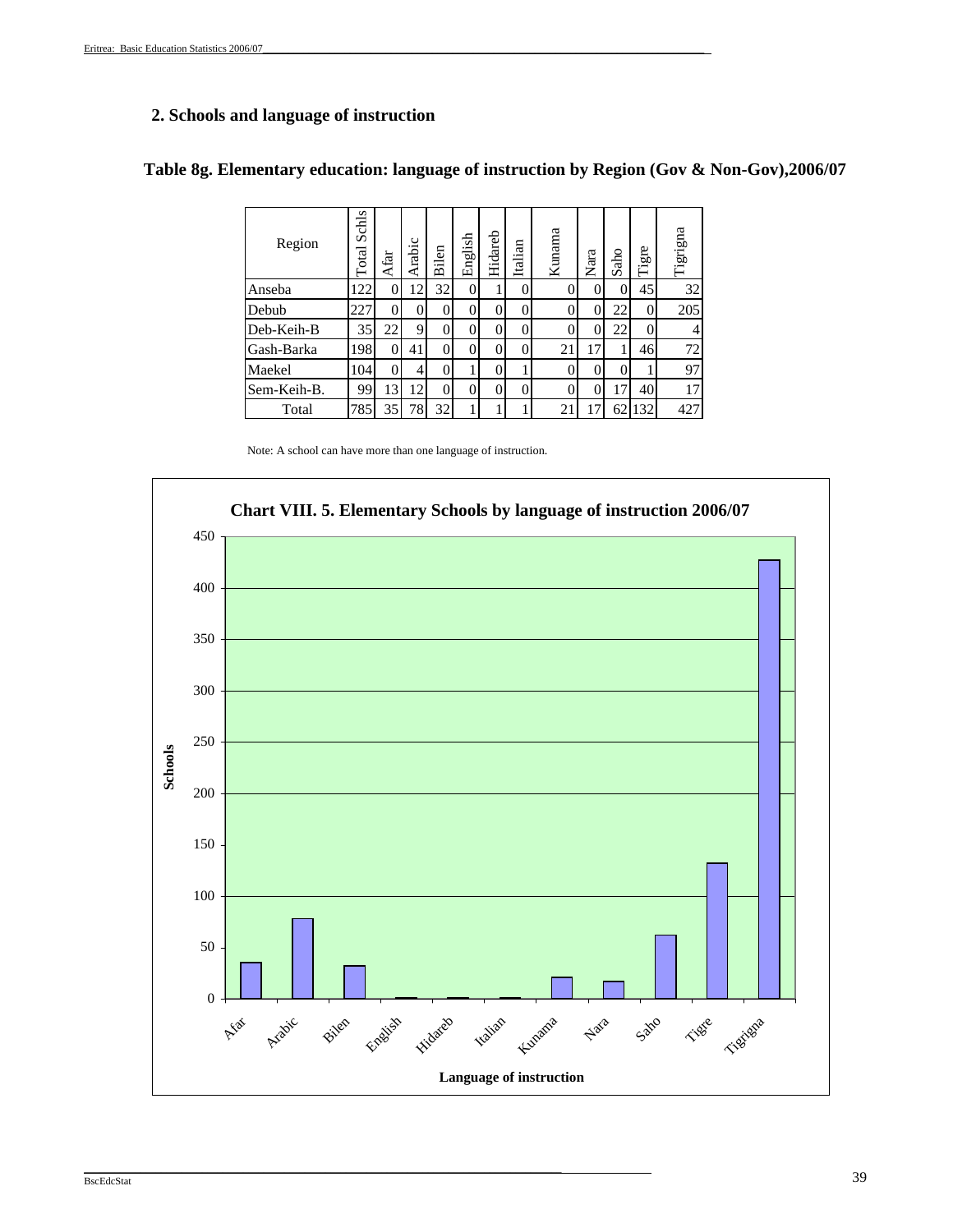## 2. Schools and language of instruction

### Table 8g. Elementary education: language of instruction by Region (Gov & Non-Gov),2006/07

| Region | Total Schls | Afar | Arabic | Bilen | English | Hidareb | Italian | Kunama | Nara | Saho | Tigre | Tigrigna |
|---|---|---|---|---|---|---|---|---|---|---|---|---|
| Anseba | 122 | 0 | 12 | 32 | 0 | 1 | 0 | 0 | 0 | 0 | 45 | 32 |
| Debub | 227 | 0 | 0 | 0 | 0 | 0 | 0 | 0 | 0 | 22 | 0 | 205 |
| Deb-Keih-B | 35 | 22 | 9 | 0 | 0 | 0 | 0 | 0 | 0 | 22 | 0 | 4 |
| Gash-Barka | 198 | 0 | 41 | 0 | 0 | 0 | 0 | 21 | 17 | 1 | 46 | 72 |
| Maekel | 104 | 0 | 4 | 0 | 1 | 0 | 1 | 0 | 0 | 0 | 1 | 97 |
| Sem-Keih-B. | 99 | 13 | 12 | 0 | 0 | 0 | 0 | 0 | 0 | 17 | 40 | 17 |
| Total | 785 | 35 | 78 | 32 | 1 | 1 | 1 | 21 | 17 | 62 | 132 | 427 |

Note: A school can have more than one language of instruction.

**Chart VIII. 5. Elementary Schools by language of instruction 2006/07**

| Language of instruction | Schools |
|---|---|
| Afar | 35 |
| Arabic | 78 |
| Bilen | 32 |
| English | 1 |
| Hidareb | 1 |
| Italian | 1 |
| Kunama | 21 |
| Nara | 17 |
| Saho | 62 |
| Tigre | 132 |
| Tigrigna | 427 |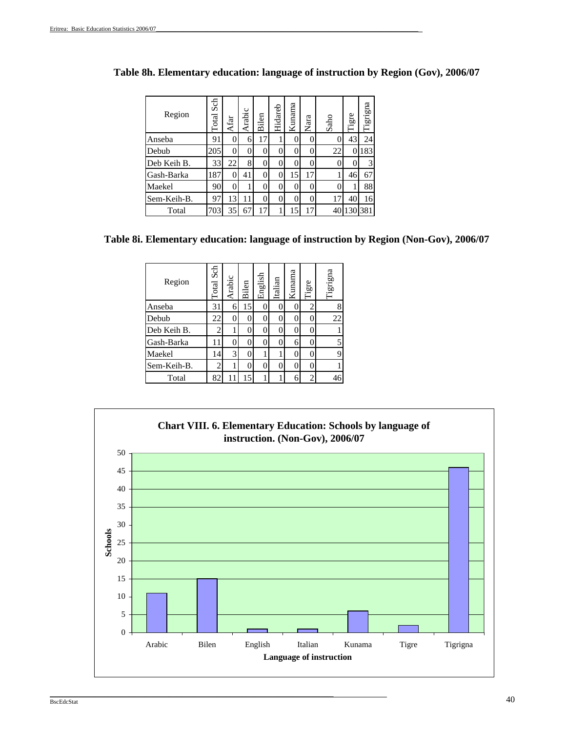## Table 8h. Elementary education: language of instruction by Region (Gov), 2006/07

| Region | Total Sch | Afar | Arabic | Bilen | Hidareb | Kunama | Nara | Saho | Tigre | Tigrigna |
|---|---|---|---|---|---|---|---|---|---|---|
| Anseba | 91 | 0 | 6 | 17 | 1 | 0 | 0 | 0 | 43 | 24 |
| Debub | 205 | 0 | 0 | 0 | 0 | 0 | 0 | 22 | 0 | 183 |
| Deb Keih B. | 33 | 22 | 8 | 0 | 0 | 0 | 0 | 0 | 0 | 3 |
| Gash-Barka | 187 | 0 | 41 | 0 | 0 | 15 | 17 | 1 | 46 | 67 |
| Maekel | 90 | 0 | 1 | 0 | 0 | 0 | 0 | 0 | 1 | 88 |
| Sem-Keih-B. | 97 | 13 | 11 | 0 | 0 | 0 | 0 | 17 | 40 | 16 |
| Total | 703 | 35 | 67 | 17 | 1 | 15 | 17 | 40 | 130 | 381 |

## Table 8i. Elementary education: language of instruction by Region (Non-Gov), 2006/07

| Region | Total Sch | Arabic | Bilen | English | Italian | Kunama | Tigre | Tigrigna |
|---|---|---|---|---|---|---|---|---|
| Anseba | 31 | 6 | 15 | 0 | 0 | 0 | 2 | 8 |
| Debub | 22 | 0 | 0 | 0 | 0 | 0 | 0 | 22 |
| Deb Keih B. | 2 | 1 | 0 | 0 | 0 | 0 | 0 | 1 |
| Gash-Barka | 11 | 0 | 0 | 0 | 0 | 6 | 0 | 5 |
| Maekel | 14 | 3 | 0 | 1 | 1 | 0 | 0 | 9 |
| Sem-Keih-B. | 2 | 1 | 0 | 0 | 0 | 0 | 0 | 1 |
| Total | 82 | 11 | 15 | 1 | 1 | 6 | 2 | 46 |

**Chart VIII. 6. Elementary Education: Schools by language of instruction. (Non-Gov), 2006/07**

| Language of instruction | Schools |
|---|---|
| Arabic | 11 |
| Bilen | 15 |
| English | 1 |
| Italian | 1 |
| Kunama | 6 |
| Tigre | 2 |
| Tigrigna | 46 |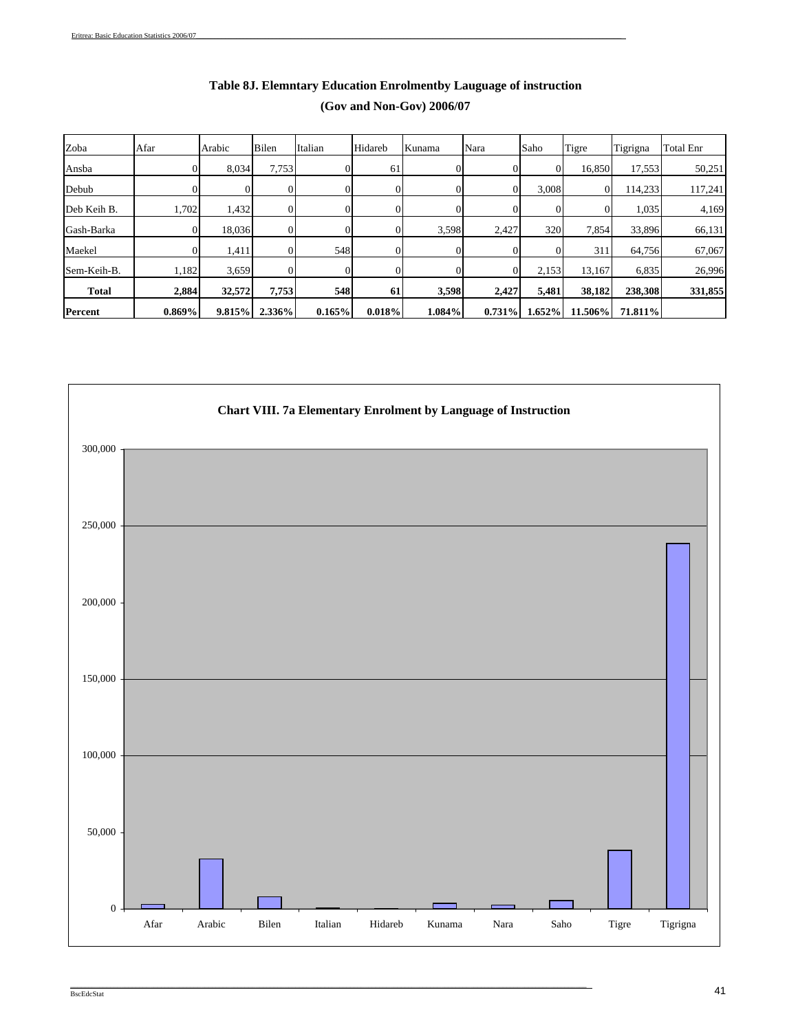**Table 8J. Elemntary Education Enrolmentby Lauguage of instruction**

**(Gov and Non-Gov) 2006/07**

| Zoba | Afar | Arabic | Bilen | Italian | Hidareb | Kunama | Nara | Saho | Tigre | Tigrigna | Total Enr |
|---|---|---|---|---|---|---|---|---|---|---|---|
| Ansba | 0 | 8,034 | 7,753 | 0 | 61 | 0 | 0 | 0 | 16,850 | 17,553 | 50,251 |
| Debub | 0 | 0 | 0 | 0 | 0 | 0 | 0 | 3,008 | 0 | 114,233 | 117,241 |
| Deb Keih B. | 1,702 | 1,432 | 0 | 0 | 0 | 0 | 0 | 0 | 0 | 1,035 | 4,169 |
| Gash-Barka | 0 | 18,036 | 0 | 0 | 0 | 3,598 | 2,427 | 320 | 7,854 | 33,896 | 66,131 |
| Maekel | 0 | 1,411 | 0 | 548 | 0 | 0 | 0 | 0 | 311 | 64,756 | 67,067 |
| Sem-Keih-B. | 1,182 | 3,659 | 0 | 0 | 0 | 0 | 0 | 2,153 | 13,167 | 6,835 | 26,996 |
| **Total** | **2,884** | **32,572** | **7,753** | **548** | **61** | **3,598** | **2,427** | **5,481** | **38,182** | **238,308** | **331,855** |
| **Percent** | **0.869%** | **9.815%** | **2.336%** | **0.165%** | **0.018%** | **1.084%** | **0.731%** | **1.652%** | **11.506%** | **71.811%** | |

**Chart VIII. 7a Elementary Enrolment by Language of Instruction**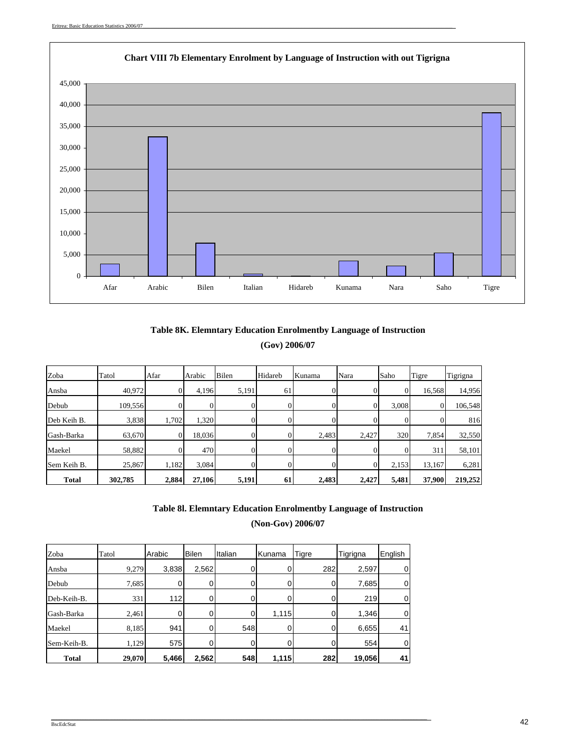**Chart VIII 7b Elementary Enrolment by Language of Instruction with out Tigrigna**

**Table 8K. Elemntary Education Enrolmentby Language of Instruction**

**(Gov) 2006/07**

| Zoba | Tatol | Afar | Arabic | Bilen | Hidareb | Kunama | Nara | Saho | Tigre | Tigrigna |
|---|---|---|---|---|---|---|---|---|---|---|
| Ansba | 40,972 | 0 | 4,196 | 5,191 | 61 | 0 | 0 | 0 | 16,568 | 14,956 |
| Debub | 109,556 | 0 | 0 | 0 | 0 | 0 | 0 | 3,008 | 0 | 106,548 |
| Deb Keih B. | 3,838 | 1,702 | 1,320 | 0 | 0 | 0 | 0 | 0 | 0 | 816 |
| Gash-Barka | 63,670 | 0 | 18,036 | 0 | 0 | 2,483 | 2,427 | 320 | 7,854 | 32,550 |
| Maekel | 58,882 | 0 | 470 | 0 | 0 | 0 | 0 | 0 | 311 | 58,101 |
| Sem Keih B. | 25,867 | 1,182 | 3,084 | 0 | 0 | 0 | 0 | 2,153 | 13,167 | 6,281 |
| **Total** | **302,785** | **2,884** | **27,106** | **5,191** | **61** | **2,483** | **2,427** | **5,481** | **37,900** | **219,252** |

**Table 8l. Elemntary Education Enrolmentby Language of Instruction**

**(Non-Gov) 2006/07**

| Zoba | Tatol | Arabic | Bilen | Italian | Kunama | Tigre | Tigrigna | English |
|---|---|---|---|---|---|---|---|---|
| Ansba | 9,279 | 3,838 | 2,562 | 0 | 0 | 282 | 2,597 | 0 |
| Debub | 7,685 | 0 | 0 | 0 | 0 | 0 | 7,685 | 0 |
| Deb-Keih-B. | 331 | 112 | 0 | 0 | 0 | 0 | 219 | 0 |
| Gash-Barka | 2,461 | 0 | 0 | 0 | 1,115 | 0 | 1,346 | 0 |
| Maekel | 8,185 | 941 | 0 | 548 | 0 | 0 | 6,655 | 41 |
| Sem-Keih-B. | 1,129 | 575 | 0 | 0 | 0 | 0 | 554 | 0 |
| **Total** | **29,070** | **5,466** | **2,562** | **548** | **1,115** | **282** | **19,056** | **41** |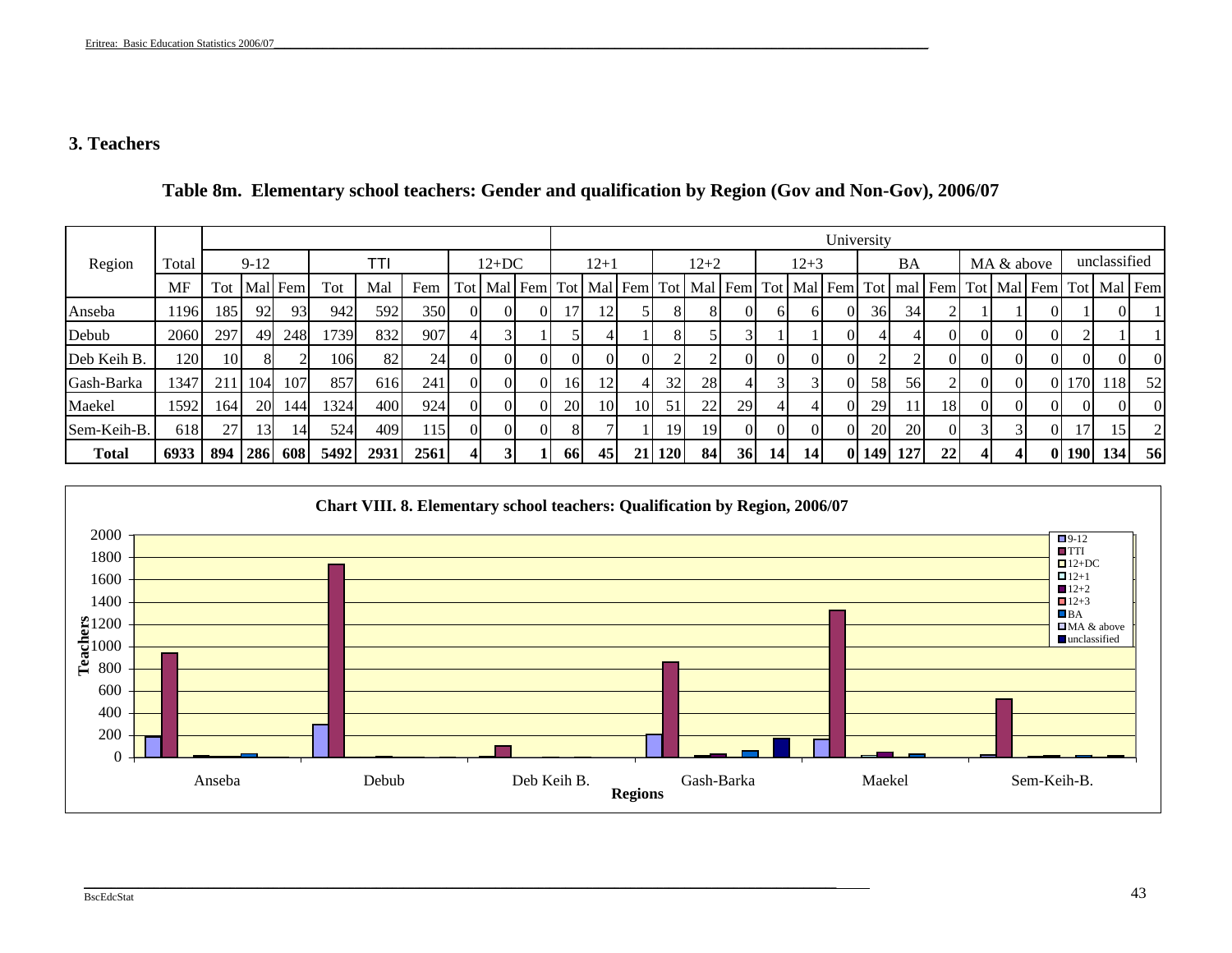## 3. Teachers

### Table 8m. Elementary school teachers: Gender and qualification by Region (Gov and Non-Gov), 2006/07

| Region | Total | 9-12 | | | TTI | | | 12+DC | | | University | | | | | | | | | | | | | | | | | |
|---|---|---|---|---|---|---|---|---|---|---|---|---|---|---|---|---|---|---|---|---|---|---|---|---|---|---|---|---|
| | | | | | | | | | | | 12+1 | | | 12+2 | | | 12+3 | | | BA | | | MA & above | | | unclassified | | |
| | MF | Tot | Mal | Fem | Tot | Mal | Fem | Tot | Mal | Fem | Tot | Mal | Fem | Tot | Mal | Fem | Tot | Mal | Fem | Tot | mal | Fem | Tot | Mal | Fem | Tot | Mal | Fem |
| Anseba | 1196 | 185 | 92 | 93 | 942 | 592 | 350 | 0 | 0 | 0 | 17 | 12 | 5 | 8 | 8 | 0 | 6 | 6 | 0 | 36 | 34 | 2 | 1 | 1 | 0 | 1 | 0 | 1 |
| Debub | 2060 | 297 | 49 | 248 | 1739 | 832 | 907 | 4 | 3 | 1 | 5 | 4 | 1 | 8 | 5 | 3 | 1 | 1 | 0 | 4 | 4 | 0 | 0 | 0 | 0 | 2 | 1 | 1 |
| Deb Keih B. | 120 | 10 | 8 | 2 | 106 | 82 | 24 | 0 | 0 | 0 | 0 | 0 | 0 | 2 | 2 | 0 | 0 | 0 | 0 | 2 | 2 | 0 | 0 | 0 | 0 | 0 | 0 | 0 |
| Gash-Barka | 1347 | 211 | 104 | 107 | 857 | 616 | 241 | 0 | 0 | 0 | 16 | 12 | 4 | 32 | 28 | 4 | 3 | 3 | 0 | 58 | 56 | 2 | 0 | 0 | 0 | 170 | 118 | 52 |
| Maekel | 1592 | 164 | 20 | 144 | 1324 | 400 | 924 | 0 | 0 | 0 | 20 | 10 | 10 | 51 | 22 | 29 | 4 | 4 | 0 | 29 | 11 | 18 | 0 | 0 | 0 | 0 | 0 | 0 |
| Sem-Keih-B. | 618 | 27 | 13 | 14 | 524 | 409 | 115 | 0 | 0 | 0 | 8 | 7 | 1 | 19 | 19 | 0 | 0 | 0 | 0 | 20 | 20 | 0 | 3 | 3 | 0 | 17 | 15 | 2 |
| **Total** | **6933** | **894** | **286** | **608** | **5492** | **2931** | **2561** | **4** | **3** | **1** | **66** | **45** | **21** | **120** | **84** | **36** | **14** | **14** | **0** | **149** | **127** | **22** | **4** | **4** | **0** | **190** | **134** | **56** |

**Chart VIII. 8. Elementary school teachers: Qualification by Region, 2006/07**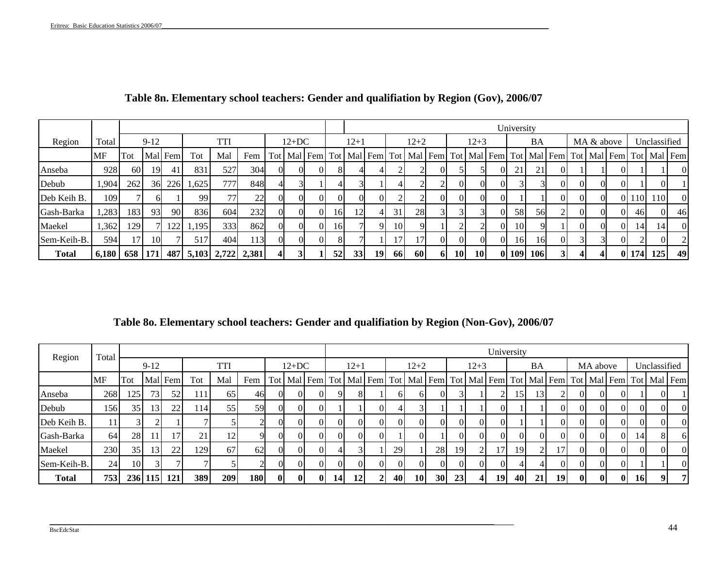## Table 8n. Elementary school teachers: Gender and qualifiation by Region (Gov), 2006/07

| Region | Total | | | | | | | | | | University | | | | | | | | | | | | | | | | | |
|---|---|---|---|---|---|---|---|---|---|---|---|---|---|---|---|---|---|---|---|---|---|---|---|---|---|---|---|---|
| | | 9-12 | | | TTI | | | 12+DC | | | 12+1 | | | 12+2 | | | 12+3 | | | BA | | | MA & above | | | Unclassified | | |
| | MF | Tot | Mal | Fem | Tot | Mal | Fem | Tot | Mal | Fem | Tot | Mal | Fem | Tot | Mal | Fem | Tot | Mal | Fem | Tot | Mal | Fem | Tot | Mal | Fem | Tot | Mal | Fem |
| Anseba | 928 | 60 | 19 | 41 | 831 | 527 | 304 | 0 | 0 | 0 | 8 | 4 | 4 | 2 | 2 | 0 | 5 | 5 | 0 | 21 | 21 | 0 | 1 | 1 | 0 | 1 | 1 | 0 |
| Debub | 1,904 | 262 | 36 | 226 | 1,625 | 777 | 848 | 4 | 3 | 1 | 4 | 3 | 1 | 4 | 2 | 2 | 0 | 0 | 0 | 3 | 3 | 0 | 0 | 0 | 0 | 1 | 0 | 1 |
| Deb Keih B. | 109 | 7 | 6 | 1 | 99 | 77 | 22 | 0 | 0 | 0 | 0 | 0 | 0 | 2 | 2 | 0 | 0 | 0 | 0 | 1 | 1 | 0 | 0 | 0 | 0 | 110 | 110 | 0 |
| Gash-Barka | 1,283 | 183 | 93 | 90 | 836 | 604 | 232 | 0 | 0 | 0 | 16 | 12 | 4 | 31 | 28 | 3 | 3 | 3 | 0 | 58 | 56 | 2 | 0 | 0 | 0 | 46 | 0 | 46 |
| Maekel | 1,362 | 129 | 7 | 122 | 1,195 | 333 | 862 | 0 | 0 | 0 | 16 | 7 | 9 | 10 | 9 | 1 | 2 | 2 | 0 | 10 | 9 | 1 | 0 | 0 | 0 | 14 | 14 | 0 |
| Sem-Keih-B. | 594 | 17 | 10 | 7 | 517 | 404 | 113 | 0 | 0 | 0 | 8 | 7 | 1 | 17 | 17 | 0 | 0 | 0 | 0 | 16 | 16 | 0 | 3 | 3 | 0 | 2 | 0 | 2 |
| **Total** | **6,180** | **658** | **171** | **487** | **5,103** | **2,722** | **2,381** | **4** | **3** | **1** | **52** | **33** | **19** | **66** | **60** | **6** | **10** | **10** | **0** | **109** | **106** | **3** | **4** | **4** | **0** | **174** | **125** | **49** |

## Table 8o. Elementary school teachers: Gender and qualifiation by Region (Non-Gov), 2006/07

| Region | Total | | | | | | | | | | University | | | | | | | | | | | | | | | | | |
|---|---|---|---|---|---|---|---|---|---|---|---|---|---|---|---|---|---|---|---|---|---|---|---|---|---|---|---|---|
| | | 9-12 | | | TTI | | | 12+DC | | | 12+1 | | | 12+2 | | | 12+3 | | | BA | | | MA above | | | Unclassified | | |
| | MF | Tot | Mal | Fem | Tot | Mal | Fem | Tot | Mal | Fem | Tot | Mal | Fem | Tot | Mal | Fem | Tot | Mal | Fem | Tot | Mal | Fem | Tot | Mal | Fem | Tot | Mal | Fem |
| Anseba | 268 | 125 | 73 | 52 | 111 | 65 | 46 | 0 | 0 | 0 | 9 | 8 | 1 | 6 | 6 | 0 | 3 | 1 | 2 | 15 | 13 | 2 | 0 | 0 | 0 | 1 | 0 | 1 |
| Debub | 156 | 35 | 13 | 22 | 114 | 55 | 59 | 0 | 0 | 0 | 1 | 1 | 0 | 4 | 3 | 1 | 1 | 1 | 0 | 1 | 1 | 0 | 0 | 0 | 0 | 0 | 0 | 0 |
| Deb Keih B. | 11 | 3 | 2 | 1 | 7 | 5 | 2 | 0 | 0 | 0 | 0 | 0 | 0 | 0 | 0 | 0 | 0 | 0 | 0 | 1 | 1 | 0 | 0 | 0 | 0 | 0 | 0 | 0 |
| Gash-Barka | 64 | 28 | 11 | 17 | 21 | 12 | 9 | 0 | 0 | 0 | 0 | 0 | 0 | 1 | 0 | 1 | 0 | 0 | 0 | 0 | 0 | 0 | 0 | 0 | 0 | 14 | 8 | 6 |
| Maekel | 230 | 35 | 13 | 22 | 129 | 67 | 62 | 0 | 0 | 0 | 4 | 3 | 1 | 29 | 1 | 28 | 19 | 2 | 17 | 19 | 2 | 17 | 0 | 0 | 0 | 0 | 0 | 0 |
| Sem-Keih-B. | 24 | 10 | 3 | 7 | 7 | 5 | 2 | 0 | 0 | 0 | 0 | 0 | 0 | 0 | 0 | 0 | 0 | 0 | 0 | 4 | 4 | 0 | 0 | 0 | 0 | 1 | 1 | 0 |
| **Total** | **753** | **236** | **115** | **121** | **389** | **209** | **180** | **0** | **0** | **0** | **14** | **12** | **2** | **40** | **10** | **30** | **23** | **4** | **19** | **40** | **21** | **19** | **0** | **0** | **0** | **16** | **9** | **7** |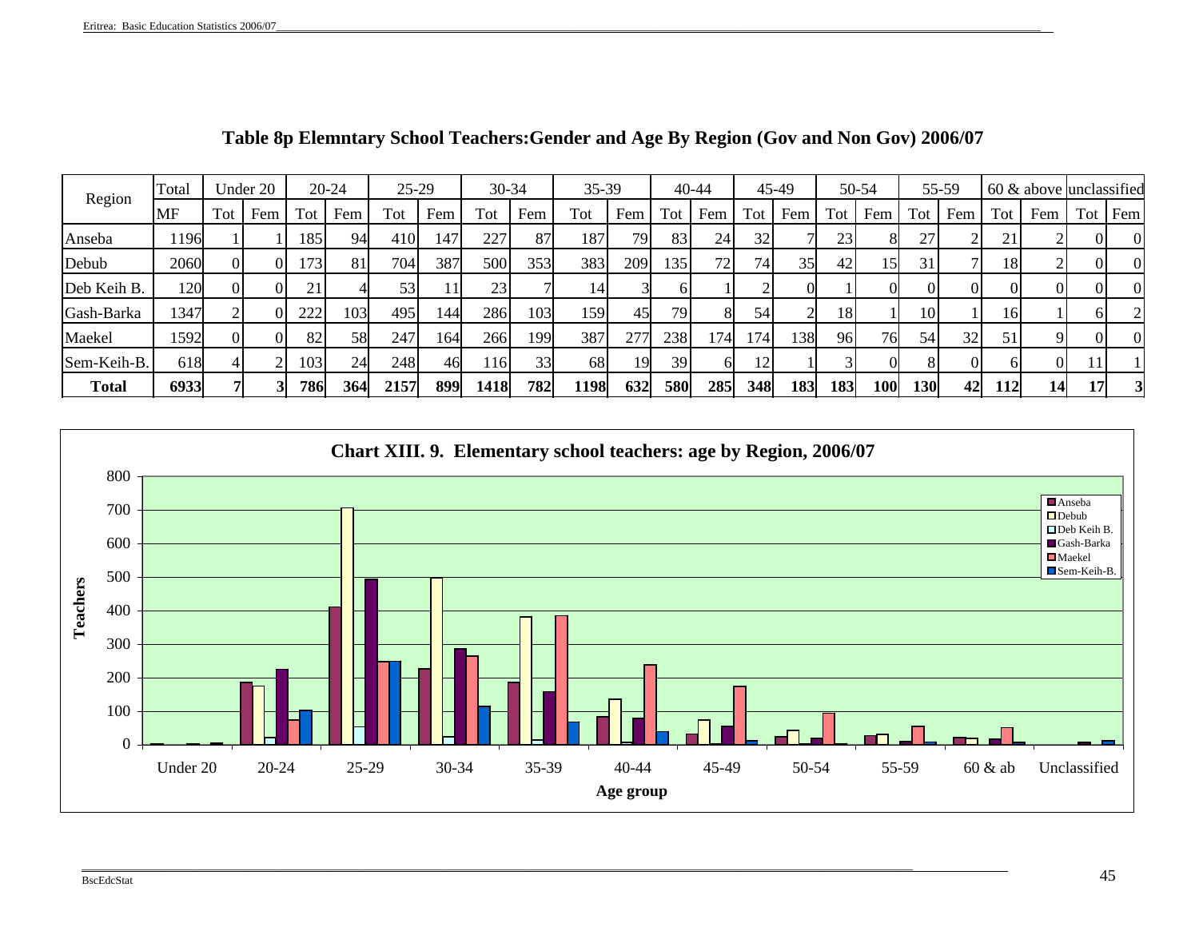## Table 8p Elemntary School Teachers:Gender and Age By Region (Gov and Non Gov) 2006/07

| Region | Total | Under 20 | | 20-24 | | 25-29 | | 30-34 | | 35-39 | | 40-44 | | 45-49 | | 50-54 | | 55-59 | | 60 & above | | unclassified | |
|---|---|---|---|---|---|---|---|---|---|---|---|---|---|---|---|---|---|---|---|---|---|---|---|
| | MF | Tot | Fem | Tot | Fem | Tot | Fem | Tot | Fem | Tot | Fem | Tot | Fem | Tot | Fem | Tot | Fem | Tot | Fem | Tot | Fem | Tot | Fem |
| Anseba | 1196 | 1 | 1 | 185 | 94 | 410 | 147 | 227 | 87 | 187 | 79 | 83 | 24 | 32 | 7 | 23 | 8 | 27 | 2 | 21 | 2 | 0 | 0 |
| Debub | 2060 | 0 | 0 | 173 | 81 | 704 | 387 | 500 | 353 | 383 | 209 | 135 | 72 | 74 | 35 | 42 | 15 | 31 | 7 | 18 | 2 | 0 | 0 |
| Deb Keih B. | 120 | 0 | 0 | 21 | 4 | 53 | 11 | 23 | 7 | 14 | 3 | 6 | 1 | 2 | 0 | 1 | 0 | 0 | 0 | 0 | 0 | 0 | 0 |
| Gash-Barka | 1347 | 2 | 0 | 222 | 103 | 495 | 144 | 286 | 103 | 159 | 45 | 79 | 8 | 54 | 2 | 18 | 1 | 10 | 1 | 16 | 1 | 6 | 2 |
| Maekel | 1592 | 0 | 0 | 82 | 58 | 247 | 164 | 266 | 199 | 387 | 277 | 238 | 174 | 174 | 138 | 96 | 76 | 54 | 32 | 51 | 9 | 0 | 0 |
| Sem-Keih-B. | 618 | 4 | 2 | 103 | 24 | 248 | 46 | 116 | 33 | 68 | 19 | 39 | 6 | 12 | 1 | 3 | 0 | 8 | 0 | 6 | 0 | 11 | 1 |
| **Total** | **6933** | **7** | **3** | **786** | **364** | **2157** | **899** | **1418** | **782** | **1198** | **632** | **580** | **285** | **348** | **183** | **183** | **100** | **130** | **42** | **112** | **14** | **17** | **3** |

**Chart XIII. 9. Elementary school teachers: age by Region, 2006/07**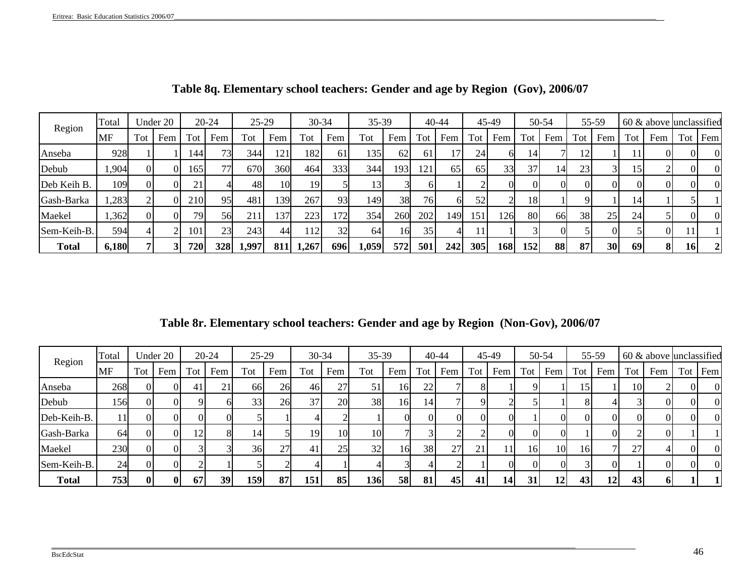### Table 8q. Elementary school teachers: Gender and age by Region (Gov), 2006/07

| Region | Total | Under 20 | | 20-24 | | 25-29 | | 30-34 | | 35-39 | | 40-44 | | 45-49 | | 50-54 | | 55-59 | | 60 & above | | unclassified | |
|---|---|---|---|---|---|---|---|---|---|---|---|---|---|---|---|---|---|---|---|---|---|---|---|
| | MF | Tot | Fem | Tot | Fem | Tot | Fem | Tot | Fem | Tot | Fem | Tot | Fem | Tot | Fem | Tot | Fem | Tot | Fem | Tot | Fem | Tot | Fem |
| Anseba | 928 | 1 | 1 | 144 | 73 | 344 | 121 | 182 | 61 | 135 | 62 | 61 | 17 | 24 | 6 | 14 | 7 | 12 | 1 | 11 | 0 | 0 | 0 |
| Debub | 1,904 | 0 | 0 | 165 | 77 | 670 | 360 | 464 | 333 | 344 | 193 | 121 | 65 | 65 | 33 | 37 | 14 | 23 | 3 | 15 | 2 | 0 | 0 |
| Deb Keih B. | 109 | 0 | 0 | 21 | 4 | 48 | 10 | 19 | 5 | 13 | 3 | 6 | 1 | 2 | 0 | 0 | 0 | 0 | 0 | 0 | 0 | 0 | 0 |
| Gash-Barka | 1,283 | 2 | 0 | 210 | 95 | 481 | 139 | 267 | 93 | 149 | 38 | 76 | 6 | 52 | 2 | 18 | 1 | 9 | 1 | 14 | 1 | 5 | 1 |
| Maekel | 1,362 | 0 | 0 | 79 | 56 | 211 | 137 | 223 | 172 | 354 | 260 | 202 | 149 | 151 | 126 | 80 | 66 | 38 | 25 | 24 | 5 | 0 | 0 |
| Sem-Keih-B. | 594 | 4 | 2 | 101 | 23 | 243 | 44 | 112 | 32 | 64 | 16 | 35 | 4 | 11 | 1 | 3 | 0 | 5 | 0 | 5 | 0 | 11 | 1 |
| **Total** | **6,180** | **7** | **3** | **720** | **328** | **1,997** | **811** | **1,267** | **696** | **1,059** | **572** | **501** | **242** | **305** | **168** | **152** | **88** | **87** | **30** | **69** | **8** | **16** | **2** |

### Table 8r. Elementary school teachers: Gender and age by Region (Non-Gov), 2006/07

| Region | Total | Under 20 | | 20-24 | | 25-29 | | 30-34 | | 35-39 | | 40-44 | | 45-49 | | 50-54 | | 55-59 | | 60 & above | | unclassified | |
|---|---|---|---|---|---|---|---|---|---|---|---|---|---|---|---|---|---|---|---|---|---|---|---|
| | MF | Tot | Fem | Tot | Fem | Tot | Fem | Tot | Fem | Tot | Fem | Tot | Fem | Tot | Fem | Tot | Fem | Tot | Fem | Tot | Fem | Tot | Fem |
| Anseba | 268 | 0 | 0 | 41 | 21 | 66 | 26 | 46 | 27 | 51 | 16 | 22 | 7 | 8 | 1 | 9 | 1 | 15 | 1 | 10 | 2 | 0 | 0 |
| Debub | 156 | 0 | 0 | 9 | 6 | 33 | 26 | 37 | 20 | 38 | 16 | 14 | 7 | 9 | 2 | 5 | 1 | 8 | 4 | 3 | 0 | 0 | 0 |
| Deb-Keih-B. | 11 | 0 | 0 | 0 | 0 | 5 | 1 | 4 | 2 | 1 | 0 | 0 | 0 | 0 | 0 | 1 | 0 | 0 | 0 | 0 | 0 | 0 | 0 |
| Gash-Barka | 64 | 0 | 0 | 12 | 8 | 14 | 5 | 19 | 10 | 10 | 7 | 3 | 2 | 2 | 0 | 0 | 0 | 1 | 0 | 2 | 0 | 1 | 1 |
| Maekel | 230 | 0 | 0 | 3 | 3 | 36 | 27 | 41 | 25 | 32 | 16 | 38 | 27 | 21 | 11 | 16 | 10 | 16 | 7 | 27 | 4 | 0 | 0 |
| Sem-Keih-B. | 24 | 0 | 0 | 2 | 1 | 5 | 2 | 4 | 1 | 4 | 3 | 4 | 2 | 1 | 0 | 0 | 0 | 3 | 0 | 1 | 0 | 0 | 0 |
| **Total** | **753** | **0** | **0** | **67** | **39** | **159** | **87** | **151** | **85** | **136** | **58** | **81** | **45** | **41** | **14** | **31** | **12** | **43** | **12** | **43** | **6** | **1** | **1** |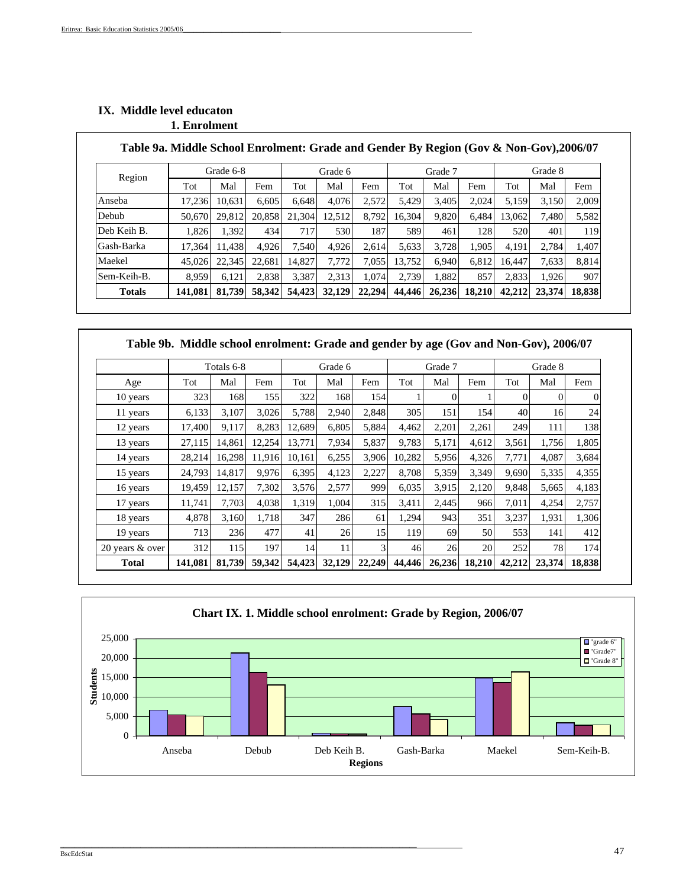# IX. Middle level educaton

## 1. Enrolment

**Table 9a. Middle School Enrolment: Grade and Gender By Region (Gov & Non-Gov),2006/07**

| Region | Grade 6-8 | | | Grade 6 | | | Grade 7 | | | Grade 8 | | |
|---|---|---|---|---|---|---|---|---|---|---|---|---|
| | Tot | Mal | Fem | Tot | Mal | Fem | Tot | Mal | Fem | Tot | Mal | Fem |
| Anseba | 17,236 | 10,631 | 6,605 | 6,648 | 4,076 | 2,572 | 5,429 | 3,405 | 2,024 | 5,159 | 3,150 | 2,009 |
| Debub | 50,670 | 29,812 | 20,858 | 21,304 | 12,512 | 8,792 | 16,304 | 9,820 | 6,484 | 13,062 | 7,480 | 5,582 |
| Deb Keih B. | 1,826 | 1,392 | 434 | 717 | 530 | 187 | 589 | 461 | 128 | 520 | 401 | 119 |
| Gash-Barka | 17,364 | 11,438 | 4,926 | 7,540 | 4,926 | 2,614 | 5,633 | 3,728 | 1,905 | 4,191 | 2,784 | 1,407 |
| Maekel | 45,026 | 22,345 | 22,681 | 14,827 | 7,772 | 7,055 | 13,752 | 6,940 | 6,812 | 16,447 | 7,633 | 8,814 |
| Sem-Keih-B. | 8,959 | 6,121 | 2,838 | 3,387 | 2,313 | 1,074 | 2,739 | 1,882 | 857 | 2,833 | 1,926 | 907 |
| **Totals** | **141,081** | **81,739** | **58,342** | **54,423** | **32,129** | **22,294** | **44,446** | **26,236** | **18,210** | **42,212** | **23,374** | **18,838** |

**Table 9b. Middle school enrolment: Grade and gender by age (Gov and Non-Gov), 2006/07**

| | Totals 6-8 | | | Grade 6 | | | Grade 7 | | | Grade 8 | | |
|---|---|---|---|---|---|---|---|---|---|---|---|---|
| Age | Tot | Mal | Fem | Tot | Mal | Fem | Tot | Mal | Fem | Tot | Mal | Fem |
| 10 years | 323 | 168 | 155 | 322 | 168 | 154 | 1 | 0 | 1 | 0 | 0 | 0 |
| 11 years | 6,133 | 3,107 | 3,026 | 5,788 | 2,940 | 2,848 | 305 | 151 | 154 | 40 | 16 | 24 |
| 12 years | 17,400 | 9,117 | 8,283 | 12,689 | 6,805 | 5,884 | 4,462 | 2,201 | 2,261 | 249 | 111 | 138 |
| 13 years | 27,115 | 14,861 | 12,254 | 13,771 | 7,934 | 5,837 | 9,783 | 5,171 | 4,612 | 3,561 | 1,756 | 1,805 |
| 14 years | 28,214 | 16,298 | 11,916 | 10,161 | 6,255 | 3,906 | 10,282 | 5,956 | 4,326 | 7,771 | 4,087 | 3,684 |
| 15 years | 24,793 | 14,817 | 9,976 | 6,395 | 4,123 | 2,227 | 8,708 | 5,359 | 3,349 | 9,690 | 5,335 | 4,355 |
| 16 years | 19,459 | 12,157 | 7,302 | 3,576 | 2,577 | 999 | 6,035 | 3,915 | 2,120 | 9,848 | 5,665 | 4,183 |
| 17 years | 11,741 | 7,703 | 4,038 | 1,319 | 1,004 | 315 | 3,411 | 2,445 | 966 | 7,011 | 4,254 | 2,757 |
| 18 years | 4,878 | 3,160 | 1,718 | 347 | 286 | 61 | 1,294 | 943 | 351 | 3,237 | 1,931 | 1,306 |
| 19 years | 713 | 236 | 477 | 41 | 26 | 15 | 119 | 69 | 50 | 553 | 141 | 412 |
| 20 years & over | 312 | 115 | 197 | 14 | 11 | 3 | 46 | 26 | 20 | 252 | 78 | 174 |
| **Total** | **141,081** | **81,739** | **59,342** | **54,423** | **32,129** | **22,249** | **44,446** | **26,236** | **18,210** | **42,212** | **23,374** | **18,838** |

**Chart IX. 1. Middle school enrolment: Grade by Region, 2006/07**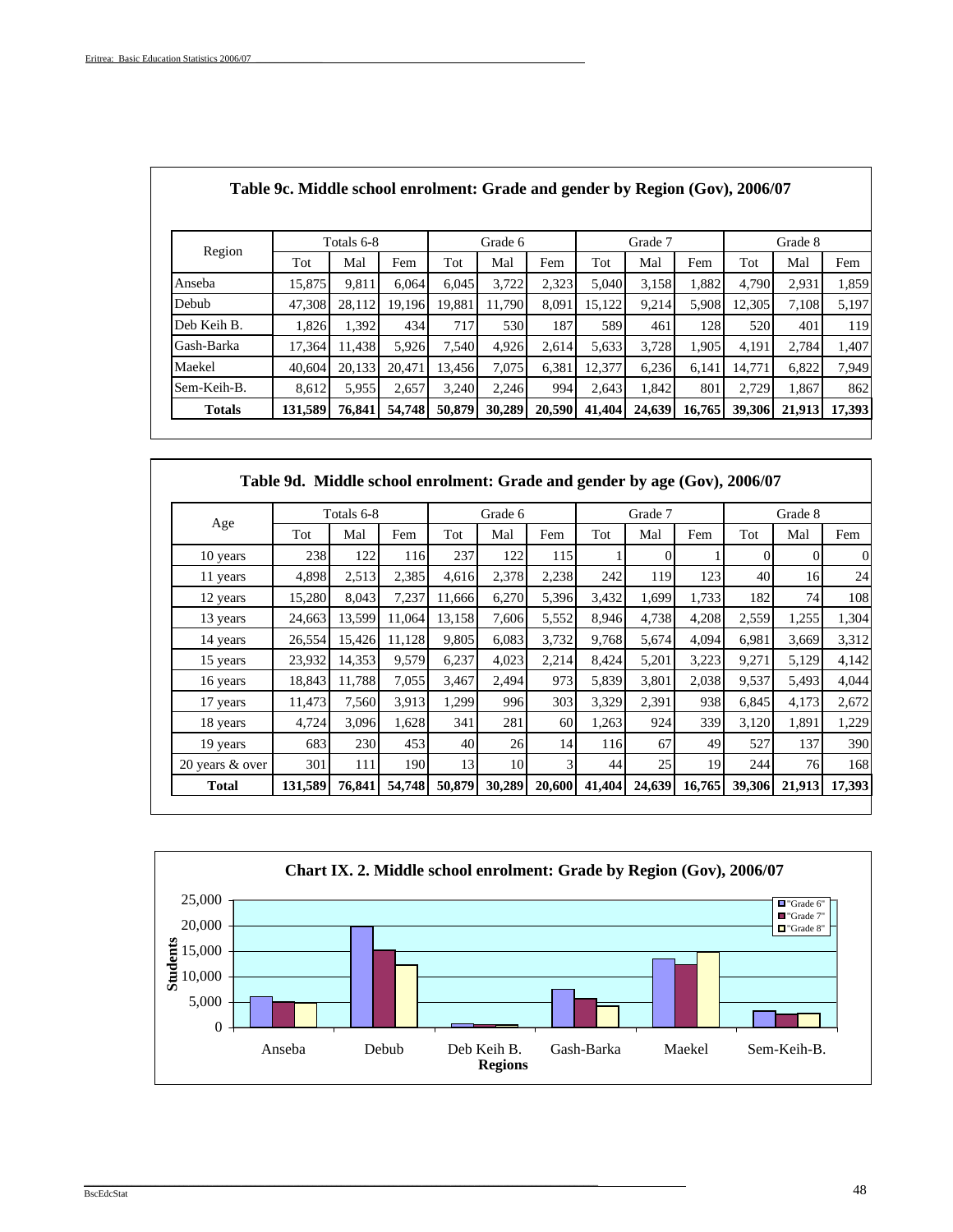## Table 9c. Middle school enrolment: Grade and gender by Region (Gov), 2006/07

| Region | Totals 6-8 | | | Grade 6 | | | Grade 7 | | | Grade 8 | | |
|---|---|---|---|---|---|---|---|---|---|---|---|---|
| | Tot | Mal | Fem | Tot | Mal | Fem | Tot | Mal | Fem | Tot | Mal | Fem |
| Anseba | 15,875 | 9,811 | 6,064 | 6,045 | 3,722 | 2,323 | 5,040 | 3,158 | 1,882 | 4,790 | 2,931 | 1,859 |
| Debub | 47,308 | 28,112 | 19,196 | 19,881 | 11,790 | 8,091 | 15,122 | 9,214 | 5,908 | 12,305 | 7,108 | 5,197 |
| Deb Keih B. | 1,826 | 1,392 | 434 | 717 | 530 | 187 | 589 | 461 | 128 | 520 | 401 | 119 |
| Gash-Barka | 17,364 | 11,438 | 5,926 | 7,540 | 4,926 | 2,614 | 5,633 | 3,728 | 1,905 | 4,191 | 2,784 | 1,407 |
| Maekel | 40,604 | 20,133 | 20,471 | 13,456 | 7,075 | 6,381 | 12,377 | 6,236 | 6,141 | 14,771 | 6,822 | 7,949 |
| Sem-Keih-B. | 8,612 | 5,955 | 2,657 | 3,240 | 2,246 | 994 | 2,643 | 1,842 | 801 | 2,729 | 1,867 | 862 |
| **Totals** | **131,589** | **76,841** | **54,748** | **50,879** | **30,289** | **20,590** | **41,404** | **24,639** | **16,765** | **39,306** | **21,913** | **17,393** |

## Table 9d. Middle school enrolment: Grade and gender by age (Gov), 2006/07

| Age | Totals 6-8 | | | Grade 6 | | | Grade 7 | | | Grade 8 | | |
|---|---|---|---|---|---|---|---|---|---|---|---|---|
| | Tot | Mal | Fem | Tot | Mal | Fem | Tot | Mal | Fem | Tot | Mal | Fem |
| 10 years | 238 | 122 | 116 | 237 | 122 | 115 | 1 | 0 | 1 | 0 | 0 | 0 |
| 11 years | 4,898 | 2,513 | 2,385 | 4,616 | 2,378 | 2,238 | 242 | 119 | 123 | 40 | 16 | 24 |
| 12 years | 15,280 | 8,043 | 7,237 | 11,666 | 6,270 | 5,396 | 3,432 | 1,699 | 1,733 | 182 | 74 | 108 |
| 13 years | 24,663 | 13,599 | 11,064 | 13,158 | 7,606 | 5,552 | 8,946 | 4,738 | 4,208 | 2,559 | 1,255 | 1,304 |
| 14 years | 26,554 | 15,426 | 11,128 | 9,805 | 6,083 | 3,732 | 9,768 | 5,674 | 4,094 | 6,981 | 3,669 | 3,312 |
| 15 years | 23,932 | 14,353 | 9,579 | 6,237 | 4,023 | 2,214 | 8,424 | 5,201 | 3,223 | 9,271 | 5,129 | 4,142 |
| 16 years | 18,843 | 11,788 | 7,055 | 3,467 | 2,494 | 973 | 5,839 | 3,801 | 2,038 | 9,537 | 5,493 | 4,044 |
| 17 years | 11,473 | 7,560 | 3,913 | 1,299 | 996 | 303 | 3,329 | 2,391 | 938 | 6,845 | 4,173 | 2,672 |
| 18 years | 4,724 | 3,096 | 1,628 | 341 | 281 | 60 | 1,263 | 924 | 339 | 3,120 | 1,891 | 1,229 |
| 19 years | 683 | 230 | 453 | 40 | 26 | 14 | 116 | 67 | 49 | 527 | 137 | 390 |
| 20 years & over | 301 | 111 | 190 | 13 | 10 | 3 | 44 | 25 | 19 | 244 | 76 | 168 |
| **Total** | **131,589** | **76,841** | **54,748** | **50,879** | **30,289** | **20,600** | **41,404** | **24,639** | **16,765** | **39,306** | **21,913** | **17,393** |

## Chart IX. 2. Middle school enrolment: Grade by Region (Gov), 2006/07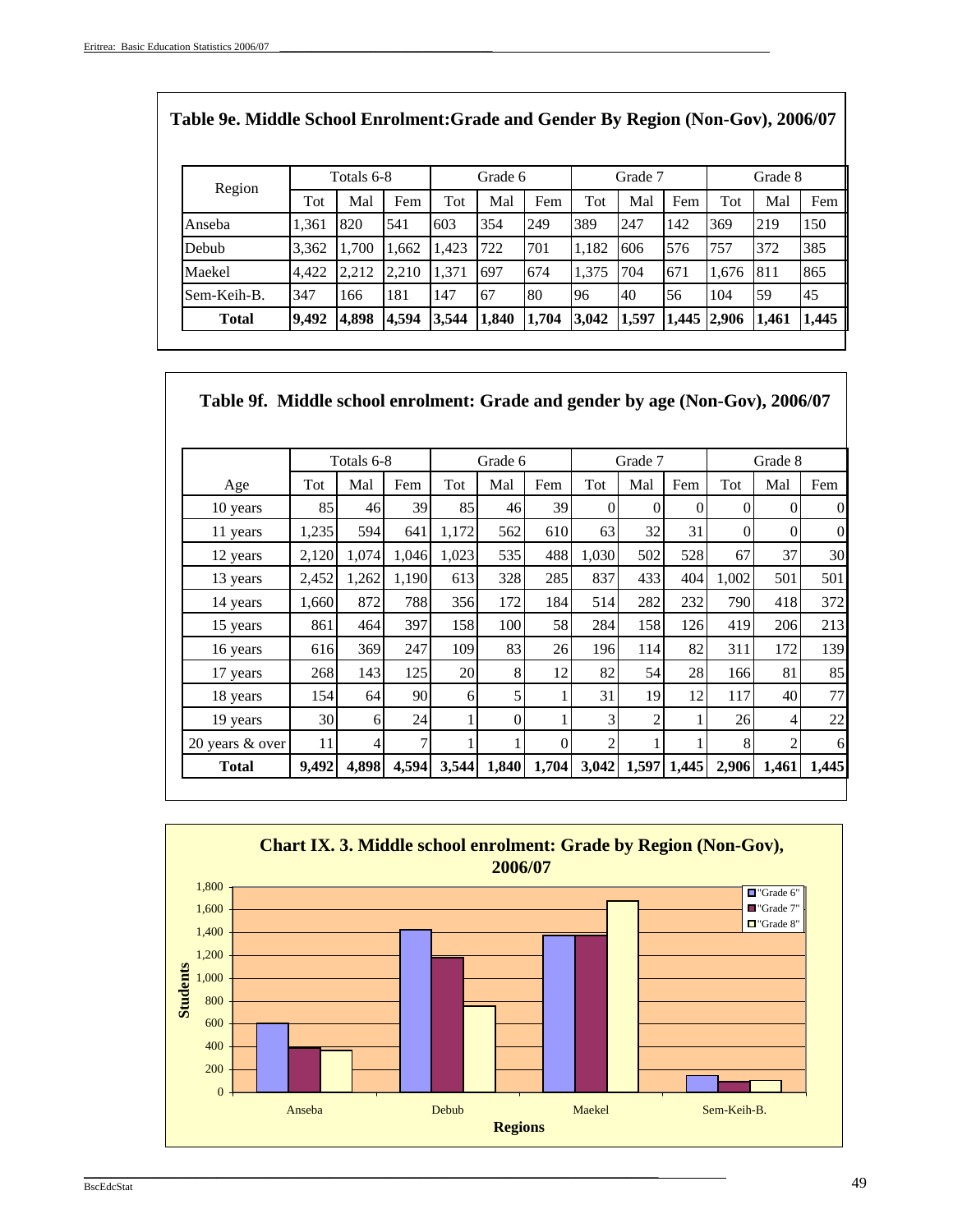## Table 9e. Middle School Enrolment:Grade and Gender By Region (Non-Gov), 2006/07

| Region | Totals 6-8 | | | Grade 6 | | | Grade 7 | | | Grade 8 | | |
|---|---|---|---|---|---|---|---|---|---|---|---|---|
| | Tot | Mal | Fem | Tot | Mal | Fem | Tot | Mal | Fem | Tot | Mal | Fem |
| Anseba | 1,361 | 820 | 541 | 603 | 354 | 249 | 389 | 247 | 142 | 369 | 219 | 150 |
| Debub | 3,362 | 1,700 | 1,662 | 1,423 | 722 | 701 | 1,182 | 606 | 576 | 757 | 372 | 385 |
| Maekel | 4,422 | 2,212 | 2,210 | 1,371 | 697 | 674 | 1,375 | 704 | 671 | 1,676 | 811 | 865 |
| Sem-Keih-B. | 347 | 166 | 181 | 147 | 67 | 80 | 96 | 40 | 56 | 104 | 59 | 45 |
| **Total** | **9,492** | **4,898** | **4,594** | **3,544** | **1,840** | **1,704** | **3,042** | **1,597** | **1,445** | **2,906** | **1,461** | **1,445** |

## Table 9f. Middle school enrolment: Grade and gender by age (Non-Gov), 2006/07

| Age | Totals 6-8 | | | Grade 6 | | | Grade 7 | | | Grade 8 | | |
|---|---|---|---|---|---|---|---|---|---|---|---|---|
| | Tot | Mal | Fem | Tot | Mal | Fem | Tot | Mal | Fem | Tot | Mal | Fem |
| 10 years | 85 | 46 | 39 | 85 | 46 | 39 | 0 | 0 | 0 | 0 | 0 | 0 |
| 11 years | 1,235 | 594 | 641 | 1,172 | 562 | 610 | 63 | 32 | 31 | 0 | 0 | 0 |
| 12 years | 2,120 | 1,074 | 1,046 | 1,023 | 535 | 488 | 1,030 | 502 | 528 | 67 | 37 | 30 |
| 13 years | 2,452 | 1,262 | 1,190 | 613 | 328 | 285 | 837 | 433 | 404 | 1,002 | 501 | 501 |
| 14 years | 1,660 | 872 | 788 | 356 | 172 | 184 | 514 | 282 | 232 | 790 | 418 | 372 |
| 15 years | 861 | 464 | 397 | 158 | 100 | 58 | 284 | 158 | 126 | 419 | 206 | 213 |
| 16 years | 616 | 369 | 247 | 109 | 83 | 26 | 196 | 114 | 82 | 311 | 172 | 139 |
| 17 years | 268 | 143 | 125 | 20 | 8 | 12 | 82 | 54 | 28 | 166 | 81 | 85 |
| 18 years | 154 | 64 | 90 | 6 | 5 | 1 | 31 | 19 | 12 | 117 | 40 | 77 |
| 19 years | 30 | 6 | 24 | 1 | 0 | 1 | 3 | 2 | 1 | 26 | 4 | 22 |
| 20 years & over | 11 | 4 | 7 | 1 | 1 | 0 | 2 | 1 | 1 | 8 | 2 | 6 |
| **Total** | **9,492** | **4,898** | **4,594** | **3,544** | **1,840** | **1,704** | **3,042** | **1,597** | **1,445** | **2,906** | **1,461** | **1,445** |

**Chart IX. 3. Middle school enrolment: Grade by Region (Non-Gov), 2006/07**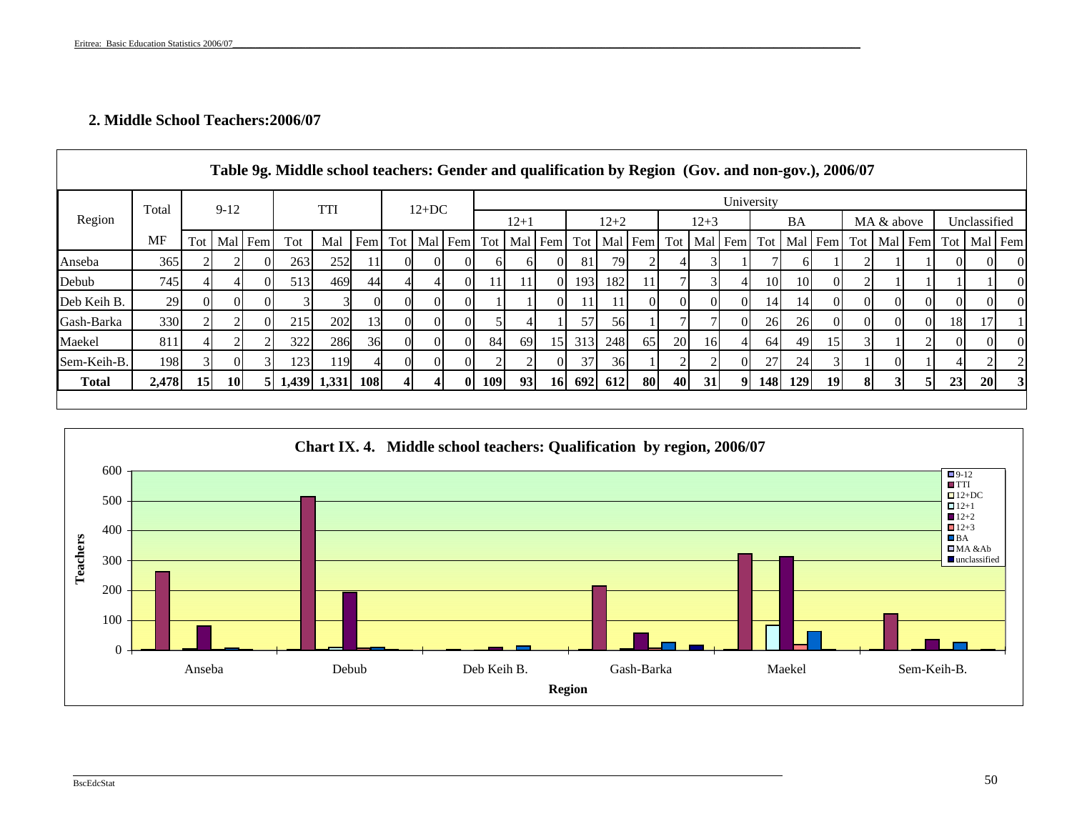## 2. Middle School Teachers:2006/07

**Table 9g. Middle school teachers: Gender and qualification by Region (Gov. and non-gov.), 2006/07**

| Region | Total | 9-12 | | | TTI | | | 12+DC | | | University | | | | | | | | | | | | | | | | | |
|---|---|---|---|---|---|---|---|---|---|---|---|---|---|---|---|---|---|---|---|---|---|---|---|---|---|---|---|---|
| | | | | | | | | | | | 12+1 | | | 12+2 | | | 12+3 | | | BA | | | MA & above | | | Unclassified | | |
| | MF | Tot | Mal | Fem | Tot | Mal | Fem | Tot | Mal | Fem | Tot | Mal | Fem | Tot | Mal | Fem | Tot | Mal | Fem | Tot | Mal | Fem | Tot | Mal | Fem | Tot | Mal | Fem |
| Anseba | 365 | 2 | 2 | 0 | 263 | 252 | 11 | 0 | 0 | 0 | 6 | 6 | 0 | 81 | 79 | 2 | 4 | 3 | 1 | 7 | 6 | 1 | 2 | 1 | 1 | 0 | 0 | 0 |
| Debub | 745 | 4 | 4 | 0 | 513 | 469 | 44 | 4 | 4 | 0 | 11 | 11 | 0 | 193 | 182 | 11 | 7 | 3 | 4 | 10 | 10 | 0 | 2 | 1 | 1 | 1 | 1 | 0 |
| Deb Keih B. | 29 | 0 | 0 | 0 | 3 | 3 | 0 | 0 | 0 | 0 | 1 | 1 | 0 | 11 | 11 | 0 | 0 | 0 | 0 | 14 | 14 | 0 | 0 | 0 | 0 | 0 | 0 | 0 |
| Gash-Barka | 330 | 2 | 2 | 0 | 215 | 202 | 13 | 0 | 0 | 0 | 5 | 4 | 1 | 57 | 56 | 1 | 7 | 7 | 0 | 26 | 26 | 0 | 0 | 0 | 0 | 18 | 17 | 1 |
| Maekel | 811 | 4 | 2 | 2 | 322 | 286 | 36 | 0 | 0 | 0 | 84 | 69 | 15 | 313 | 248 | 65 | 20 | 16 | 4 | 64 | 49 | 15 | 3 | 1 | 2 | 0 | 0 | 0 |
| Sem-Keih-B. | 198 | 3 | 0 | 3 | 123 | 119 | 4 | 0 | 0 | 0 | 2 | 2 | 0 | 37 | 36 | 1 | 2 | 2 | 0 | 27 | 24 | 3 | 1 | 0 | 1 | 4 | 2 | 2 |
| **Total** | **2,478** | **15** | **10** | **5** | **1,439** | **1,331** | **108** | **4** | **4** | **0** | **109** | **93** | **16** | **692** | **612** | **80** | **40** | **31** | **9** | **148** | **129** | **19** | **8** | **3** | **5** | **23** | **20** | **3** |

**Chart IX. 4. Middle school teachers: Qualification by region, 2006/07**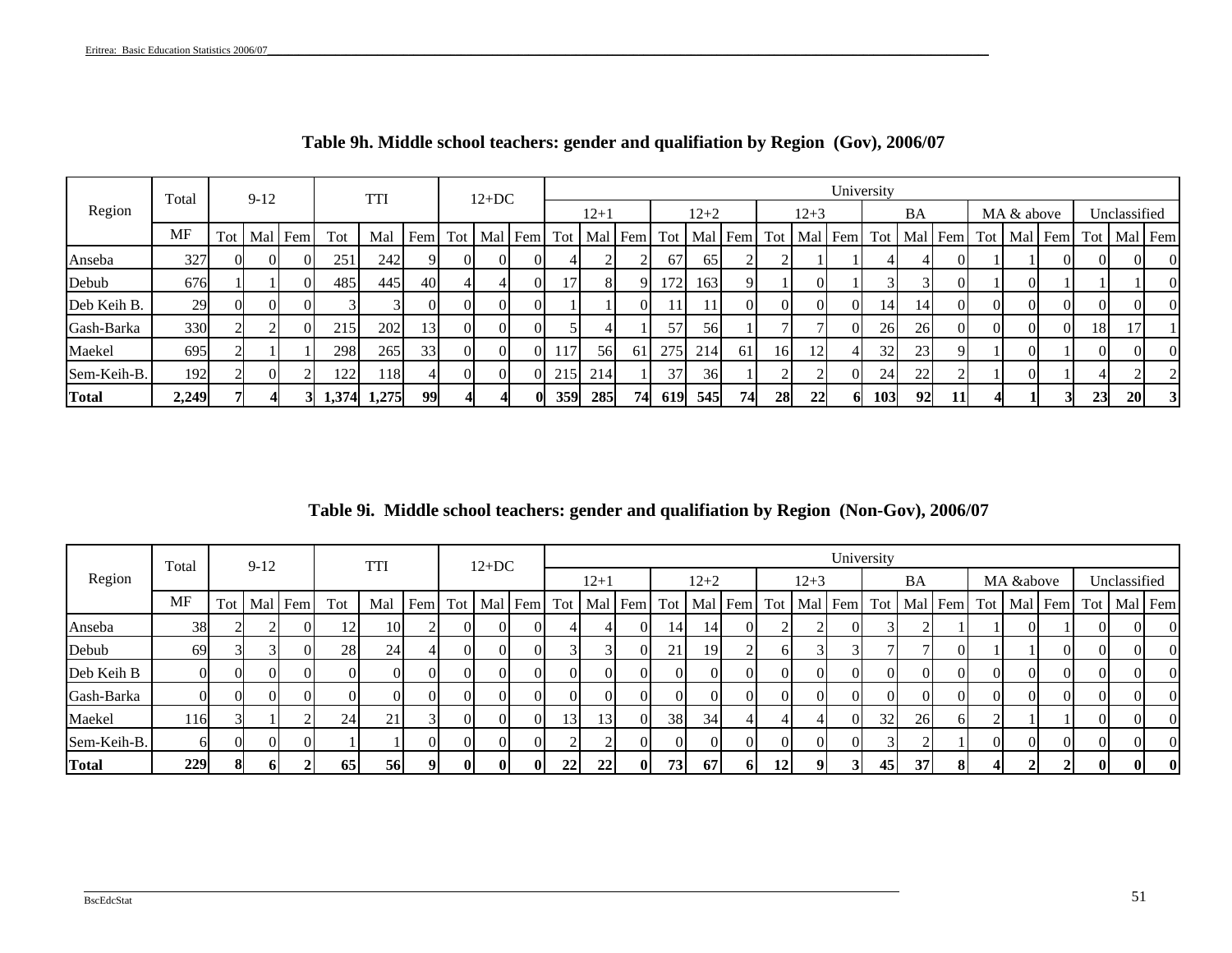## Table 9h. Middle school teachers: gender and qualifiation by Region (Gov), 2006/07

| Region | Total | 9-12 | | | TTI | | | 12+DC | | | University | | | | | | | | | | | | | | | | | |
|---|---|---|---|---|---|---|---|---|---|---|---|---|---|---|---|---|---|---|---|---|---|---|---|---|---|---|---|---|
| | | | | | | | | | | | 12+1 | | | 12+2 | | | 12+3 | | | BA | | | MA & above | | | Unclassified | | |
| | MF | Tot | Mal | Fem | Tot | Mal | Fem | Tot | Mal | Fem | Tot | Mal | Fem | Tot | Mal | Fem | Tot | Mal | Fem | Tot | Mal | Fem | Tot | Mal | Fem | Tot | Mal | Fem |
| Anseba | 327 | 0 | 0 | 0 | 251 | 242 | 9 | 0 | 0 | 0 | 4 | 2 | 2 | 67 | 65 | 2 | 2 | 1 | 1 | 4 | 4 | 0 | 1 | 1 | 0 | 0 | 0 | 0 |
| Debub | 676 | 1 | 1 | 0 | 485 | 445 | 40 | 4 | 4 | 0 | 17 | 8 | 9 | 172 | 163 | 9 | 1 | 0 | 1 | 3 | 3 | 0 | 1 | 0 | 1 | 1 | 1 | 0 |
| Deb Keih B. | 29 | 0 | 0 | 0 | 3 | 3 | 0 | 0 | 0 | 0 | 1 | 1 | 0 | 11 | 11 | 0 | 0 | 0 | 0 | 14 | 14 | 0 | 0 | 0 | 0 | 0 | 0 | 0 |
| Gash-Barka | 330 | 2 | 2 | 0 | 215 | 202 | 13 | 0 | 0 | 0 | 5 | 4 | 1 | 57 | 56 | 1 | 7 | 7 | 0 | 26 | 26 | 0 | 0 | 0 | 0 | 18 | 17 | 1 |
| Maekel | 695 | 2 | 1 | 1 | 298 | 265 | 33 | 0 | 0 | 0 | 117 | 56 | 61 | 275 | 214 | 61 | 16 | 12 | 4 | 32 | 23 | 9 | 1 | 0 | 1 | 0 | 0 | 0 |
| Sem-Keih-B. | 192 | 2 | 0 | 2 | 122 | 118 | 4 | 0 | 0 | 0 | 215 | 214 | 1 | 37 | 36 | 1 | 2 | 2 | 0 | 24 | 22 | 2 | 1 | 0 | 1 | 4 | 2 | 2 |
| **Total** | **2,249** | **7** | **4** | **3** | **1,374** | **1,275** | **99** | **4** | **4** | **0** | **359** | **285** | **74** | **619** | **545** | **74** | **28** | **22** | **6** | **103** | **92** | **11** | **4** | **1** | **3** | **23** | **20** | **3** |

## Table 9i. Middle school teachers: gender and qualifiation by Region (Non-Gov), 2006/07

| Region | Total | 9-12 | | | TTI | | | 12+DC | | | University | | | | | | | | | | | | | | | | | |
|---|---|---|---|---|---|---|---|---|---|---|---|---|---|---|---|---|---|---|---|---|---|---|---|---|---|---|---|---|
| | | | | | | | | | | | 12+1 | | | 12+2 | | | 12+3 | | | BA | | | MA &above | | | Unclassified | | |
| | MF | Tot | Mal | Fem | Tot | Mal | Fem | Tot | Mal | Fem | Tot | Mal | Fem | Tot | Mal | Fem | Tot | Mal | Fem | Tot | Mal | Fem | Tot | Mal | Fem | Tot | Mal | Fem |
| Anseba | 38 | 2 | 2 | 0 | 12 | 10 | 2 | 0 | 0 | 0 | 4 | 4 | 0 | 14 | 14 | 0 | 2 | 2 | 0 | 3 | 2 | 1 | 1 | 0 | 1 | 0 | 0 | 0 |
| Debub | 69 | 3 | 3 | 0 | 28 | 24 | 4 | 0 | 0 | 0 | 3 | 3 | 0 | 21 | 19 | 2 | 6 | 3 | 3 | 7 | 7 | 0 | 1 | 1 | 0 | 0 | 0 | 0 |
| Deb Keih B | 0 | 0 | 0 | 0 | 0 | 0 | 0 | 0 | 0 | 0 | 0 | 0 | 0 | 0 | 0 | 0 | 0 | 0 | 0 | 0 | 0 | 0 | 0 | 0 | 0 | 0 | 0 | 0 |
| Gash-Barka | 0 | 0 | 0 | 0 | 0 | 0 | 0 | 0 | 0 | 0 | 0 | 0 | 0 | 0 | 0 | 0 | 0 | 0 | 0 | 0 | 0 | 0 | 0 | 0 | 0 | 0 | 0 | 0 |
| Maekel | 116 | 3 | 1 | 2 | 24 | 21 | 3 | 0 | 0 | 0 | 13 | 13 | 0 | 38 | 34 | 4 | 4 | 4 | 0 | 32 | 26 | 6 | 2 | 1 | 1 | 0 | 0 | 0 |
| Sem-Keih-B. | 6 | 0 | 0 | 0 | 1 | 1 | 0 | 0 | 0 | 0 | 2 | 2 | 0 | 0 | 0 | 0 | 0 | 0 | 0 | 3 | 2 | 1 | 0 | 0 | 0 | 0 | 0 | 0 |
| **Total** | **229** | **8** | **6** | **2** | **65** | **56** | **9** | **0** | **0** | **0** | **22** | **22** | **0** | **73** | **67** | **6** | **12** | **9** | **3** | **45** | **37** | **8** | **4** | **2** | **2** | **0** | **0** | **0** |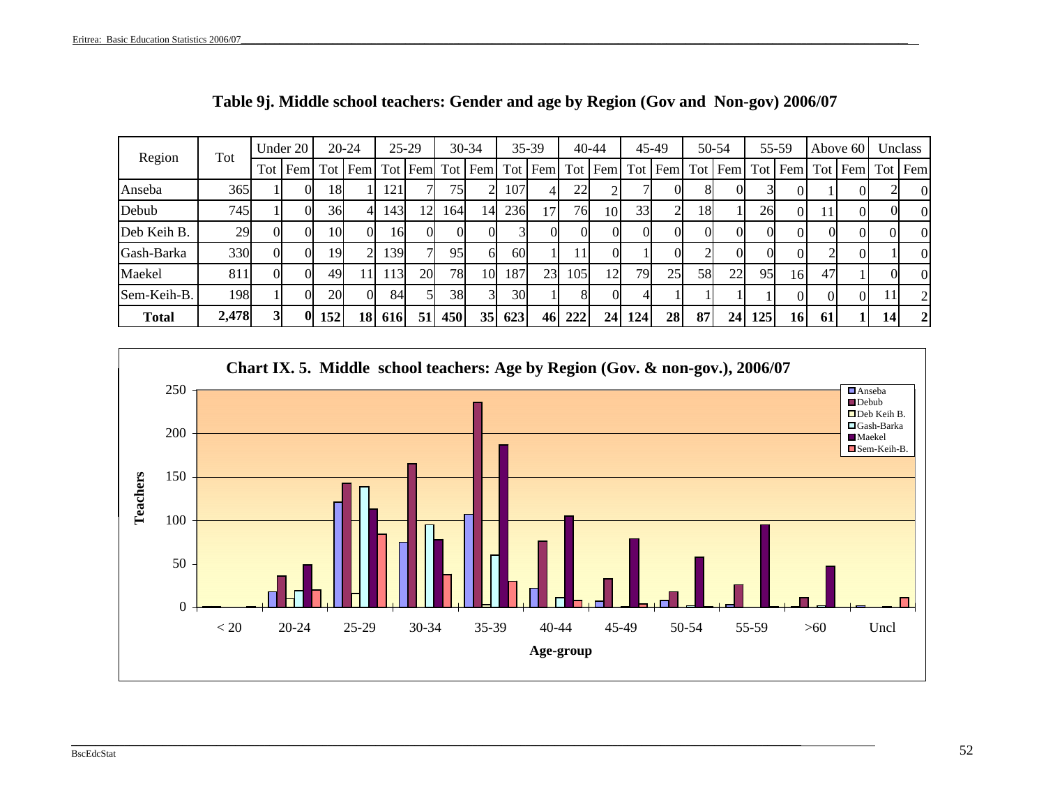## Table 9j. Middle school teachers: Gender and age by Region (Gov and Non-gov) 2006/07

| Region | Tot | Under 20 | | 20-24 | | 25-29 | | 30-34 | | 35-39 | | 40-44 | | 45-49 | | 50-54 | | 55-59 | | Above 60 | | Unclass | |
|---|---|---|---|---|---|---|---|---|---|---|---|---|---|---|---|---|---|---|---|---|---|---|---|
| | | Tot | Fem | Tot | Fem | Tot | Fem | Tot | Fem | Tot | Fem | Tot | Fem | Tot | Fem | Tot | Fem | Tot | Fem | Tot | Fem | Tot | Fem |
| Anseba | 365 | 1 | 0 | 18 | 1 | 121 | 7 | 75 | 2 | 107 | 4 | 22 | 2 | 7 | 0 | 8 | 0 | 3 | 0 | 1 | 0 | 2 | 0 |
| Debub | 745 | 1 | 0 | 36 | 4 | 143 | 12 | 164 | 14 | 236 | 17 | 76 | 10 | 33 | 2 | 18 | 1 | 26 | 0 | 11 | 0 | 0 | 0 |
| Deb Keih B. | 29 | 0 | 0 | 10 | 0 | 16 | 0 | 0 | 0 | 3 | 0 | 0 | 0 | 0 | 0 | 0 | 0 | 0 | 0 | 0 | 0 | 0 | 0 |
| Gash-Barka | 330 | 0 | 0 | 19 | 2 | 139 | 7 | 95 | 6 | 60 | 1 | 11 | 0 | 1 | 0 | 2 | 0 | 0 | 0 | 2 | 0 | 1 | 0 |
| Maekel | 811 | 0 | 0 | 49 | 11 | 113 | 20 | 78 | 10 | 187 | 23 | 105 | 12 | 79 | 25 | 58 | 22 | 95 | 16 | 47 | 1 | 0 | 0 |
| Sem-Keih-B. | 198 | 1 | 0 | 20 | 0 | 84 | 5 | 38 | 3 | 30 | 1 | 8 | 0 | 4 | 1 | 1 | 1 | 1 | 0 | 0 | 0 | 11 | 2 |
| **Total** | **2,478** | **3** | **0** | **152** | **18** | **616** | **51** | **450** | **35** | **623** | **46** | **222** | **24** | **124** | **28** | **87** | **24** | **125** | **16** | **61** | **1** | **14** | **2** |

**Chart IX. 5. Middle school teachers: Age by Region (Gov. & non-gov.), 2006/07**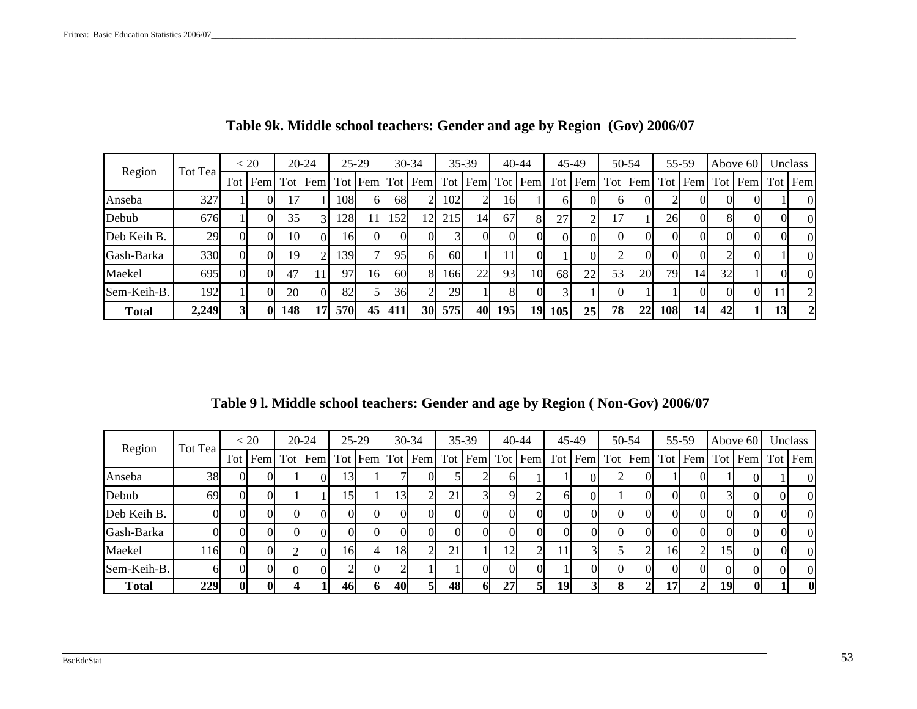## Table 9k. Middle school teachers: Gender and age by Region (Gov) 2006/07

| Region | Tot Tea | < 20 | | 20-24 | | 25-29 | | 30-34 | | 35-39 | | 40-44 | | 45-49 | | 50-54 | | 55-59 | | Above 60 | | Unclass | |
|---|---|---|---|---|---|---|---|---|---|---|---|---|---|---|---|---|---|---|---|---|---|---|---|
| | | Tot | Fem | Tot | Fem | Tot | Fem | Tot | Fem | Tot | Fem | Tot | Fem | Tot | Fem | Tot | Fem | Tot | Fem | Tot | Fem | Tot | Fem |
| Anseba | 327 | 1 | 0 | 17 | 1 | 108 | 6 | 68 | 2 | 102 | 2 | 16 | 1 | 6 | 0 | 6 | 0 | 2 | 0 | 0 | 0 | 1 | 0 |
| Debub | 676 | 1 | 0 | 35 | 3 | 128 | 11 | 152 | 12 | 215 | 14 | 67 | 8 | 27 | 2 | 17 | 1 | 26 | 0 | 8 | 0 | 0 | 0 |
| Deb Keih B. | 29 | 0 | 0 | 10 | 0 | 16 | 0 | 0 | 0 | 3 | 0 | 0 | 0 | 0 | 0 | 0 | 0 | 0 | 0 | 0 | 0 | 0 | 0 |
| Gash-Barka | 330 | 0 | 0 | 19 | 2 | 139 | 7 | 95 | 6 | 60 | 1 | 11 | 0 | 1 | 0 | 2 | 0 | 0 | 0 | 2 | 0 | 1 | 0 |
| Maekel | 695 | 0 | 0 | 47 | 11 | 97 | 16 | 60 | 8 | 166 | 22 | 93 | 10 | 68 | 22 | 53 | 20 | 79 | 14 | 32 | 1 | 0 | 0 |
| Sem-Keih-B. | 192 | 1 | 0 | 20 | 0 | 82 | 5 | 36 | 2 | 29 | 1 | 8 | 0 | 3 | 1 | 0 | 1 | 1 | 0 | 0 | 0 | 11 | 2 |
| **Total** | **2,249** | **3** | **0** | **148** | **17** | **570** | **45** | **411** | **30** | **575** | **40** | **195** | **19** | **105** | **25** | **78** | **22** | **108** | **14** | **42** | **1** | **13** | **2** |

## Table 9 l. Middle school teachers: Gender and age by Region ( Non-Gov) 2006/07

| Region | Tot Tea | < 20 | | 20-24 | | 25-29 | | 30-34 | | 35-39 | | 40-44 | | 45-49 | | 50-54 | | 55-59 | | Above 60 | | Unclass | |
|---|---|---|---|---|---|---|---|---|---|---|---|---|---|---|---|---|---|---|---|---|---|---|---|
| | | Tot | Fem | Tot | Fem | Tot | Fem | Tot | Fem | Tot | Fem | Tot | Fem | Tot | Fem | Tot | Fem | Tot | Fem | Tot | Fem | Tot | Fem |
| Anseba | 38 | 0 | 0 | 1 | 0 | 13 | 1 | 7 | 0 | 5 | 2 | 6 | 1 | 1 | 0 | 2 | 0 | 1 | 0 | 1 | 0 | 1 | 0 |
| Debub | 69 | 0 | 0 | 1 | 1 | 15 | 1 | 13 | 2 | 21 | 3 | 9 | 2 | 6 | 0 | 1 | 0 | 0 | 0 | 3 | 0 | 0 | 0 |
| Deb Keih B. | 0 | 0 | 0 | 0 | 0 | 0 | 0 | 0 | 0 | 0 | 0 | 0 | 0 | 0 | 0 | 0 | 0 | 0 | 0 | 0 | 0 | 0 | 0 |
| Gash-Barka | 0 | 0 | 0 | 0 | 0 | 0 | 0 | 0 | 0 | 0 | 0 | 0 | 0 | 0 | 0 | 0 | 0 | 0 | 0 | 0 | 0 | 0 | 0 |
| Maekel | 116 | 0 | 0 | 2 | 0 | 16 | 4 | 18 | 2 | 21 | 1 | 12 | 2 | 11 | 3 | 5 | 2 | 16 | 2 | 15 | 0 | 0 | 0 |
| Sem-Keih-B. | 6 | 0 | 0 | 0 | 0 | 2 | 0 | 2 | 1 | 1 | 0 | 0 | 0 | 1 | 0 | 0 | 0 | 0 | 0 | 0 | 0 | 0 | 0 |
| **Total** | **229** | **0** | **0** | **4** | **1** | **46** | **6** | **40** | **5** | **48** | **6** | **27** | **5** | **19** | **3** | **8** | **2** | **17** | **2** | **19** | **0** | **1** | **0** |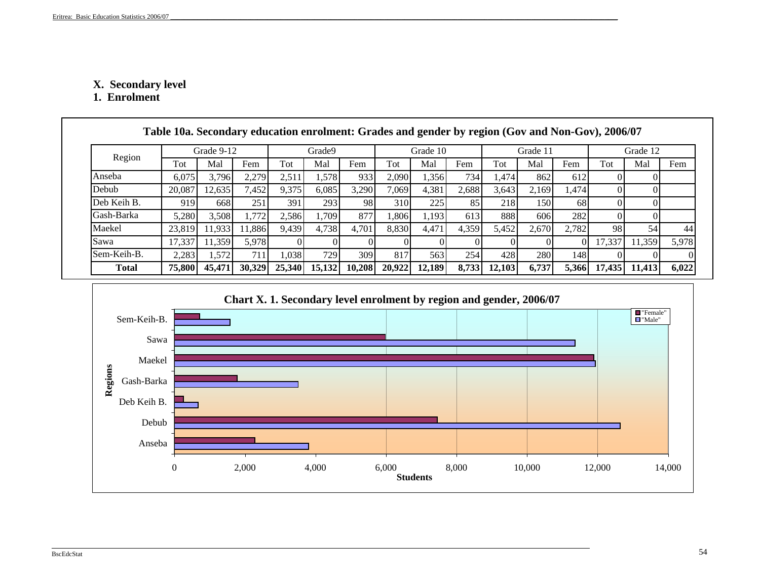## X. Secondary level

### 1. Enrolment

**Table 10a. Secondary education enrolment: Grades and gender by region (Gov and Non-Gov), 2006/07**

| Region | Grade 9-12 | | | Grade9 | | | Grade 10 | | | Grade 11 | | | Grade 12 | | |
|---|---|---|---|---|---|---|---|---|---|---|---|---|---|---|---|
| | Tot | Mal | Fem | Tot | Mal | Fem | Tot | Mal | Fem | Tot | Mal | Fem | Tot | Mal | Fem |
| Anseba | 6,075 | 3,796 | 2,279 | 2,511 | 1,578 | 933 | 2,090 | 1,356 | 734 | 1,474 | 862 | 612 | 0 | 0 | |
| Debub | 20,087 | 12,635 | 7,452 | 9,375 | 6,085 | 3,290 | 7,069 | 4,381 | 2,688 | 3,643 | 2,169 | 1,474 | 0 | 0 | |
| Deb Keih B. | 919 | 668 | 251 | 391 | 293 | 98 | 310 | 225 | 85 | 218 | 150 | 68 | 0 | 0 | |
| Gash-Barka | 5,280 | 3,508 | 1,772 | 2,586 | 1,709 | 877 | 1,806 | 1,193 | 613 | 888 | 606 | 282 | 0 | 0 | |
| Maekel | 23,819 | 11,933 | 11,886 | 9,439 | 4,738 | 4,701 | 8,830 | 4,471 | 4,359 | 5,452 | 2,670 | 2,782 | 98 | 54 | 44 |
| Sawa | 17,337 | 11,359 | 5,978 | 0 | 0 | 0 | 0 | 0 | 0 | 0 | 0 | 0 | 17,337 | 11,359 | 5,978 |
| Sem-Keih-B. | 2,283 | 1,572 | 711 | 1,038 | 729 | 309 | 817 | 563 | 254 | 428 | 280 | 148 | 0 | 0 | 0 |
| **Total** | **75,800** | **45,471** | **30,329** | **25,340** | **15,132** | **10,208** | **20,922** | **12,189** | **8,733** | **12,103** | **6,737** | **5,366** | **17,435** | **11,413** | **6,022** |

**Chart X. 1. Secondary level enrolment by region and gender, 2006/07**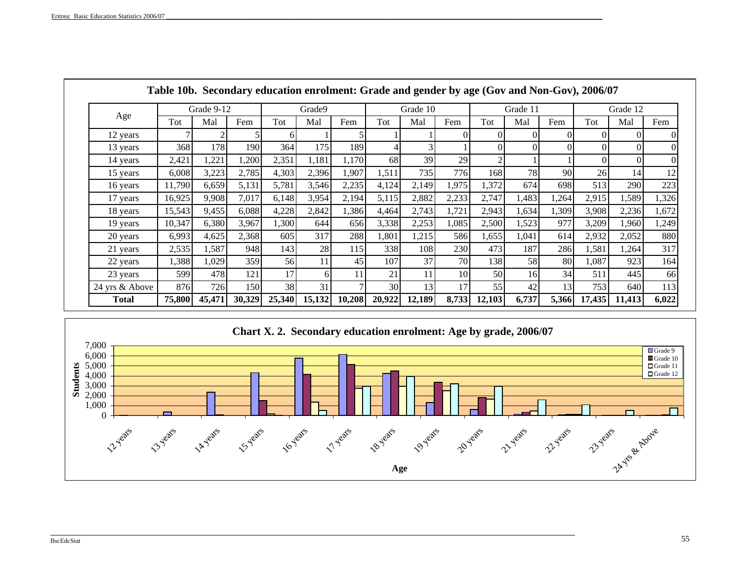## Table 10b. Secondary education enrolment: Grade and gender by age (Gov and Non-Gov), 2006/07

| Age | Grade 9-12 | | | Grade9 | | | Grade 10 | | | Grade 11 | | | Grade 12 | | |
|---|---|---|---|---|---|---|---|---|---|---|---|---|---|---|---|
| | Tot | Mal | Fem | Tot | Mal | Fem | Tot | Mal | Fem | Tot | Mal | Fem | Tot | Mal | Fem |
| 12 years | 7 | 2 | 5 | 6 | 1 | 5 | 1 | 1 | 0 | 0 | 0 | 0 | 0 | 0 | 0 |
| 13 years | 368 | 178 | 190 | 364 | 175 | 189 | 4 | 3 | 1 | 0 | 0 | 0 | 0 | 0 | 0 |
| 14 years | 2,421 | 1,221 | 1,200 | 2,351 | 1,181 | 1,170 | 68 | 39 | 29 | 2 | 1 | 1 | 0 | 0 | 0 |
| 15 years | 6,008 | 3,223 | 2,785 | 4,303 | 2,396 | 1,907 | 1,511 | 735 | 776 | 168 | 78 | 90 | 26 | 14 | 12 |
| 16 years | 11,790 | 6,659 | 5,131 | 5,781 | 3,546 | 2,235 | 4,124 | 2,149 | 1,975 | 1,372 | 674 | 698 | 513 | 290 | 223 |
| 17 years | 16,925 | 9,908 | 7,017 | 6,148 | 3,954 | 2,194 | 5,115 | 2,882 | 2,233 | 2,747 | 1,483 | 1,264 | 2,915 | 1,589 | 1,326 |
| 18 years | 15,543 | 9,455 | 6,088 | 4,228 | 2,842 | 1,386 | 4,464 | 2,743 | 1,721 | 2,943 | 1,634 | 1,309 | 3,908 | 2,236 | 1,672 |
| 19 years | 10,347 | 6,380 | 3,967 | 1,300 | 644 | 656 | 3,338 | 2,253 | 1,085 | 2,500 | 1,523 | 977 | 3,209 | 1,960 | 1,249 |
| 20 years | 6,993 | 4,625 | 2,368 | 605 | 317 | 288 | 1,801 | 1,215 | 586 | 1,655 | 1,041 | 614 | 2,932 | 2,052 | 880 |
| 21 years | 2,535 | 1,587 | 948 | 143 | 28 | 115 | 338 | 108 | 230 | 473 | 187 | 286 | 1,581 | 1,264 | 317 |
| 22 years | 1,388 | 1,029 | 359 | 56 | 11 | 45 | 107 | 37 | 70 | 138 | 58 | 80 | 1,087 | 923 | 164 |
| 23 years | 599 | 478 | 121 | 17 | 6 | 11 | 21 | 11 | 10 | 50 | 16 | 34 | 511 | 445 | 66 |
| 24 yrs & Above | 876 | 726 | 150 | 38 | 31 | 7 | 30 | 13 | 17 | 55 | 42 | 13 | 753 | 640 | 113 |
| **Total** | **75,800** | **45,471** | **30,329** | **25,340** | **15,132** | **10,208** | **20,922** | **12,189** | **8,733** | **12,103** | **6,737** | **5,366** | **17,435** | **11,413** | **6,022** |

## Chart X. 2. Secondary education enrolment: Age by grade, 2006/07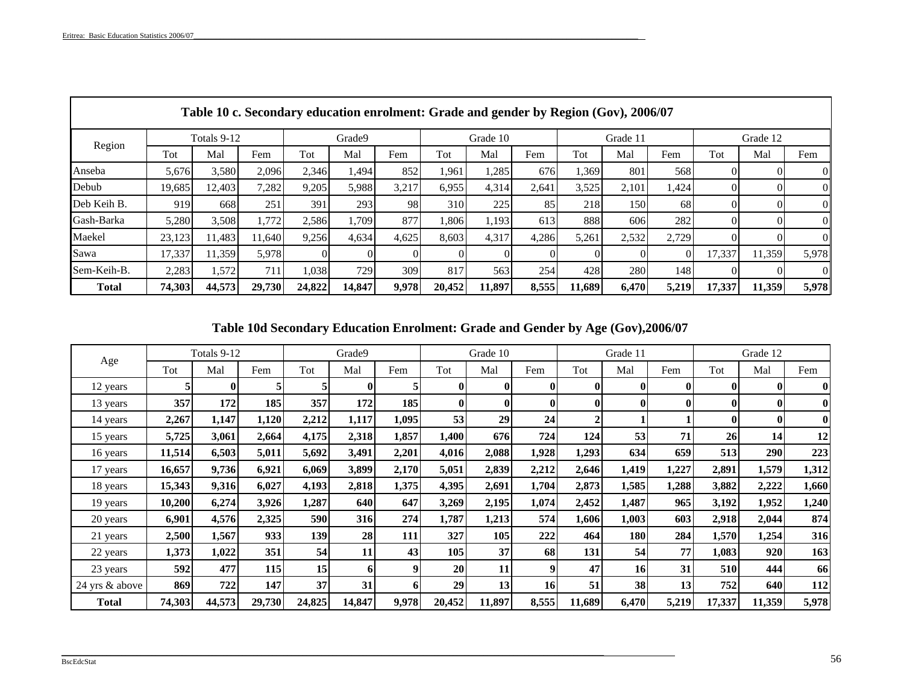## Table 10 c. Secondary education enrolment: Grade and gender by Region (Gov), 2006/07

| Region | Totals 9-12 | | | Grade9 | | | Grade 10 | | | Grade 11 | | | Grade 12 | | |
|---|---|---|---|---|---|---|---|---|---|---|---|---|---|---|---|
| | Tot | Mal | Fem | Tot | Mal | Fem | Tot | Mal | Fem | Tot | Mal | Fem | Tot | Mal | Fem |
| Anseba | 5,676 | 3,580 | 2,096 | 2,346 | 1,494 | 852 | 1,961 | 1,285 | 676 | 1,369 | 801 | 568 | 0 | 0 | 0 |
| Debub | 19,685 | 12,403 | 7,282 | 9,205 | 5,988 | 3,217 | 6,955 | 4,314 | 2,641 | 3,525 | 2,101 | 1,424 | 0 | 0 | 0 |
| Deb Keih B. | 919 | 668 | 251 | 391 | 293 | 98 | 310 | 225 | 85 | 218 | 150 | 68 | 0 | 0 | 0 |
| Gash-Barka | 5,280 | 3,508 | 1,772 | 2,586 | 1,709 | 877 | 1,806 | 1,193 | 613 | 888 | 606 | 282 | 0 | 0 | 0 |
| Maekel | 23,123 | 11,483 | 11,640 | 9,256 | 4,634 | 4,625 | 8,603 | 4,317 | 4,286 | 5,261 | 2,532 | 2,729 | 0 | 0 | 0 |
| Sawa | 17,337 | 11,359 | 5,978 | 0 | 0 | 0 | 0 | 0 | 0 | 0 | 0 | 0 | 17,337 | 11,359 | 5,978 |
| Sem-Keih-B. | 2,283 | 1,572 | 711 | 1,038 | 729 | 309 | 817 | 563 | 254 | 428 | 280 | 148 | 0 | 0 | 0 |
| **Total** | **74,303** | **44,573** | **29,730** | **24,822** | **14,847** | **9,978** | **20,452** | **11,897** | **8,555** | **11,689** | **6,470** | **5,219** | **17,337** | **11,359** | **5,978** |

## Table 10d Secondary Education Enrolment: Grade and Gender by Age (Gov),2006/07

| Age | Totals 9-12 | | | Grade9 | | | Grade 10 | | | Grade 11 | | | Grade 12 | | |
|---|---|---|---|---|---|---|---|---|---|---|---|---|---|---|---|
| | Tot | Mal | Fem | Tot | Mal | Fem | Tot | Mal | Fem | Tot | Mal | Fem | Tot | Mal | Fem |
| 12 years | **5** | **0** | **5** | **5** | **0** | **5** | **0** | **0** | **0** | **0** | **0** | **0** | **0** | **0** | **0** |
| 13 years | **357** | **172** | **185** | **357** | **172** | **185** | **0** | **0** | **0** | **0** | **0** | **0** | **0** | **0** | **0** |
| 14 years | **2,267** | **1,147** | **1,120** | **2,212** | **1,117** | **1,095** | **53** | **29** | **24** | **2** | **1** | **1** | **0** | **0** | **0** |
| 15 years | **5,725** | **3,061** | **2,664** | **4,175** | **2,318** | **1,857** | **1,400** | **676** | **724** | **124** | **53** | **71** | **26** | **14** | **12** |
| 16 years | **11,514** | **6,503** | **5,011** | **5,692** | **3,491** | **2,201** | **4,016** | **2,088** | **1,928** | **1,293** | **634** | **659** | **513** | **290** | **223** |
| 17 years | **16,657** | **9,736** | **6,921** | **6,069** | **3,899** | **2,170** | **5,051** | **2,839** | **2,212** | **2,646** | **1,419** | **1,227** | **2,891** | **1,579** | **1,312** |
| 18 years | **15,343** | **9,316** | **6,027** | **4,193** | **2,818** | **1,375** | **4,395** | **2,691** | **1,704** | **2,873** | **1,585** | **1,288** | **3,882** | **2,222** | **1,660** |
| 19 years | **10,200** | **6,274** | **3,926** | **1,287** | **640** | **647** | **3,269** | **2,195** | **1,074** | **2,452** | **1,487** | **965** | **3,192** | **1,952** | **1,240** |
| 20 years | **6,901** | **4,576** | **2,325** | **590** | **316** | **274** | **1,787** | **1,213** | **574** | **1,606** | **1,003** | **603** | **2,918** | **2,044** | **874** |
| 21 years | **2,500** | **1,567** | **933** | **139** | **28** | **111** | **327** | **105** | **222** | **464** | **180** | **284** | **1,570** | **1,254** | **316** |
| 22 years | **1,373** | **1,022** | **351** | **54** | **11** | **43** | **105** | **37** | **68** | **131** | **54** | **77** | **1,083** | **920** | **163** |
| 23 years | **592** | **477** | **115** | **15** | **6** | **9** | **20** | **11** | **9** | **47** | **16** | **31** | **510** | **444** | **66** |
| 24 yrs & above | **869** | **722** | **147** | **37** | **31** | **6** | **29** | **13** | **16** | **51** | **38** | **13** | **752** | **640** | **112** |
| **Total** | **74,303** | **44,573** | **29,730** | **24,825** | **14,847** | **9,978** | **20,452** | **11,897** | **8,555** | **11,689** | **6,470** | **5,219** | **17,337** | **11,359** | **5,978** |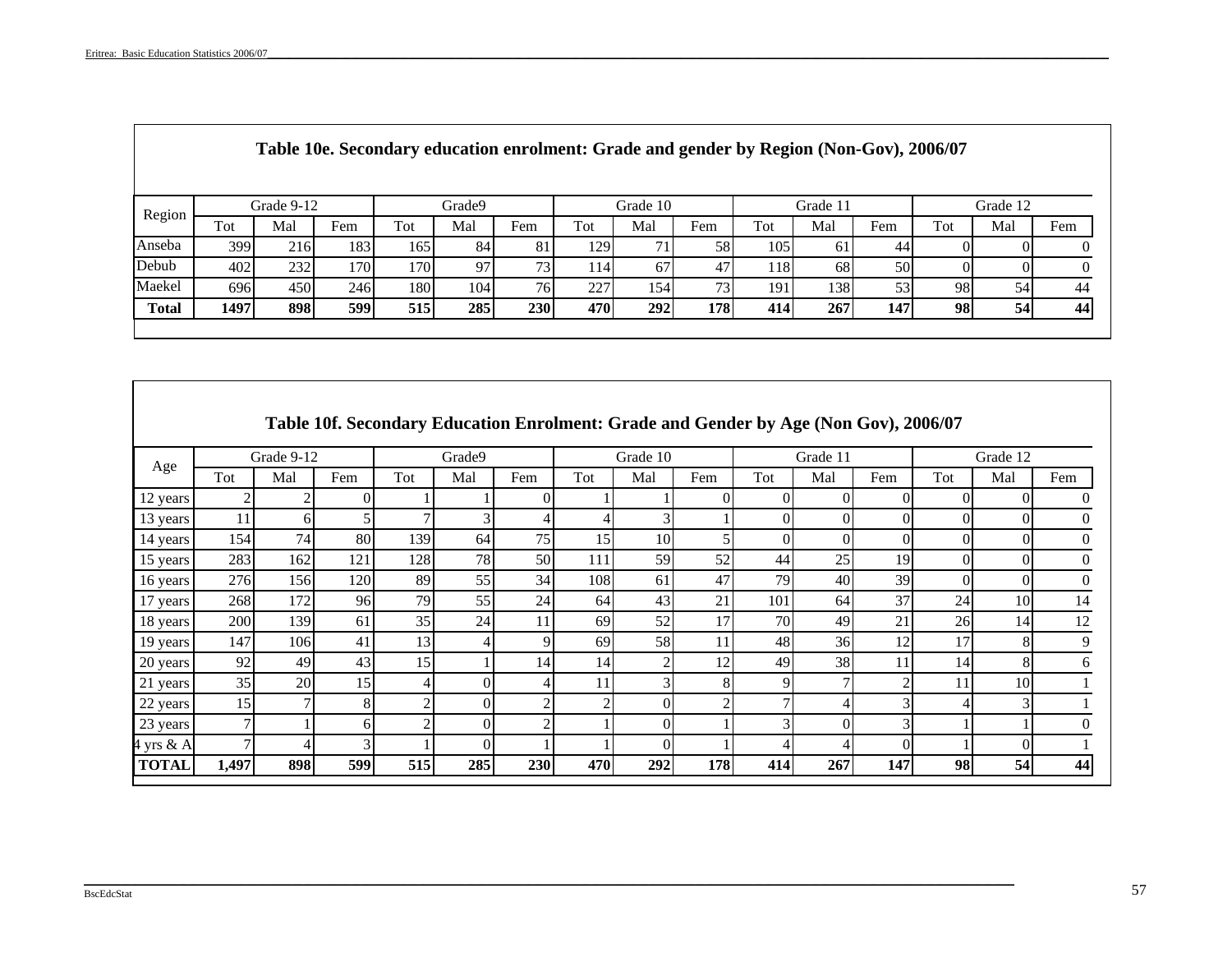## Table 10e. Secondary education enrolment: Grade and gender by Region (Non-Gov), 2006/07

| Region | Grade 9-12 | | | Grade9 | | | Grade 10 | | | Grade 11 | | | Grade 12 | | |
|---|---|---|---|---|---|---|---|---|---|---|---|---|---|---|---|
| | Tot | Mal | Fem | Tot | Mal | Fem | Tot | Mal | Fem | Tot | Mal | Fem | Tot | Mal | Fem |
| Anseba | 399 | 216 | 183 | 165 | 84 | 81 | 129 | 71 | 58 | 105 | 61 | 44 | 0 | 0 | 0 |
| Debub | 402 | 232 | 170 | 170 | 97 | 73 | 114 | 67 | 47 | 118 | 68 | 50 | 0 | 0 | 0 |
| Maekel | 696 | 450 | 246 | 180 | 104 | 76 | 227 | 154 | 73 | 191 | 138 | 53 | 98 | 54 | 44 |
| **Total** | **1497** | **898** | **599** | **515** | **285** | **230** | **470** | **292** | **178** | **414** | **267** | **147** | **98** | **54** | **44** |

## Table 10f. Secondary Education Enrolment: Grade and Gender by Age (Non Gov), 2006/07

| Age | Grade 9-12 | | | Grade9 | | | Grade 10 | | | Grade 11 | | | Grade 12 | | |
|---|---|---|---|---|---|---|---|---|---|---|---|---|---|---|---|
| | Tot | Mal | Fem | Tot | Mal | Fem | Tot | Mal | Fem | Tot | Mal | Fem | Tot | Mal | Fem |
| 12 years | 2 | 2 | 0 | 1 | 1 | 0 | 1 | 1 | 0 | 0 | 0 | 0 | 0 | 0 | 0 |
| 13 years | 11 | 6 | 5 | 7 | 3 | 4 | 4 | 3 | 1 | 0 | 0 | 0 | 0 | 0 | 0 |
| 14 years | 154 | 74 | 80 | 139 | 64 | 75 | 15 | 10 | 5 | 0 | 0 | 0 | 0 | 0 | 0 |
| 15 years | 283 | 162 | 121 | 128 | 78 | 50 | 111 | 59 | 52 | 44 | 25 | 19 | 0 | 0 | 0 |
| 16 years | 276 | 156 | 120 | 89 | 55 | 34 | 108 | 61 | 47 | 79 | 40 | 39 | 0 | 0 | 0 |
| 17 years | 268 | 172 | 96 | 79 | 55 | 24 | 64 | 43 | 21 | 101 | 64 | 37 | 24 | 10 | 14 |
| 18 years | 200 | 139 | 61 | 35 | 24 | 11 | 69 | 52 | 17 | 70 | 49 | 21 | 26 | 14 | 12 |
| 19 years | 147 | 106 | 41 | 13 | 4 | 9 | 69 | 58 | 11 | 48 | 36 | 12 | 17 | 8 | 9 |
| 20 years | 92 | 49 | 43 | 15 | 1 | 14 | 14 | 2 | 12 | 49 | 38 | 11 | 14 | 8 | 6 |
| 21 years | 35 | 20 | 15 | 4 | 0 | 4 | 11 | 3 | 8 | 9 | 7 | 2 | 11 | 10 | 1 |
| 22 years | 15 | 7 | 8 | 2 | 0 | 2 | 2 | 0 | 2 | 7 | 4 | 3 | 4 | 3 | 1 |
| 23 years | 7 | 1 | 6 | 2 | 0 | 2 | 1 | 0 | 1 | 3 | 0 | 3 | 1 | 1 | 0 |
| 24 yrs & A | 7 | 4 | 3 | 1 | 0 | 1 | 1 | 0 | 1 | 4 | 4 | 0 | 1 | 0 | 1 |
| **TOTAL** | **1,497** | **898** | **599** | **515** | **285** | **230** | **470** | **292** | **178** | **414** | **267** | **147** | **98** | **54** | **44** |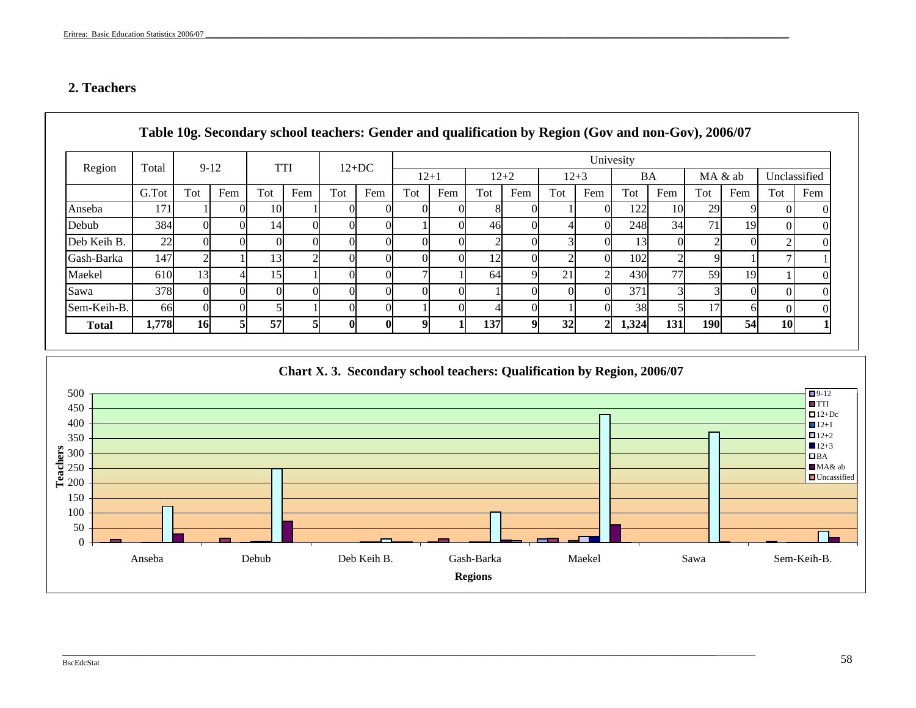## 2. Teachers

**Table 10g. Secondary school teachers: Gender and qualification by Region (Gov and non-Gov), 2006/07**

| Region | Total | 9-12 | | TTI | | 12+DC | | Univesity | | | | | | | | | | | |
|---|---|---|---|---|---|---|---|---|---|---|---|---|---|---|---|---|---|---|---|
| | | | | | | | | 12+1 | | 12+2 | | 12+3 | | BA | | MA & ab | | Unclassified | |
| | G.Tot | Tot | Fem | Tot | Fem | Tot | Fem | Tot | Fem | Tot | Fem | Tot | Fem | Tot | Fem | Tot | Fem | Tot | Fem |
| Anseba | 171 | 1 | 0 | 10 | 1 | 0 | 0 | 0 | 0 | 8 | 0 | 1 | 0 | 122 | 10 | 29 | 9 | 0 | 0 |
| Debub | 384 | 0 | 0 | 14 | 0 | 0 | 0 | 1 | 0 | 46 | 0 | 4 | 0 | 248 | 34 | 71 | 19 | 0 | 0 |
| Deb Keih B. | 22 | 0 | 0 | 0 | 0 | 0 | 0 | 0 | 0 | 2 | 0 | 3 | 0 | 13 | 0 | 2 | 0 | 2 | 0 |
| Gash-Barka | 147 | 2 | 1 | 13 | 2 | 0 | 0 | 0 | 0 | 12 | 0 | 2 | 0 | 102 | 2 | 9 | 1 | 7 | 1 |
| Maekel | 610 | 13 | 4 | 15 | 1 | 0 | 0 | 7 | 1 | 64 | 9 | 21 | 2 | 430 | 77 | 59 | 19 | 1 | 0 |
| Sawa | 378 | 0 | 0 | 0 | 0 | 0 | 0 | 0 | 0 | 1 | 0 | 0 | 0 | 371 | 3 | 3 | 0 | 0 | 0 |
| Sem-Keih-B. | 66 | 0 | 0 | 5 | 1 | 0 | 0 | 1 | 0 | 4 | 0 | 1 | 0 | 38 | 5 | 17 | 6 | 0 | 0 |
| **Total** | **1,778** | **16** | **5** | **57** | **5** | **0** | **0** | **9** | **1** | **137** | **9** | **32** | **2** | **1,324** | **131** | **190** | **54** | **10** | **1** |

**Chart X. 3. Secondary school teachers: Qualification by Region, 2006/07**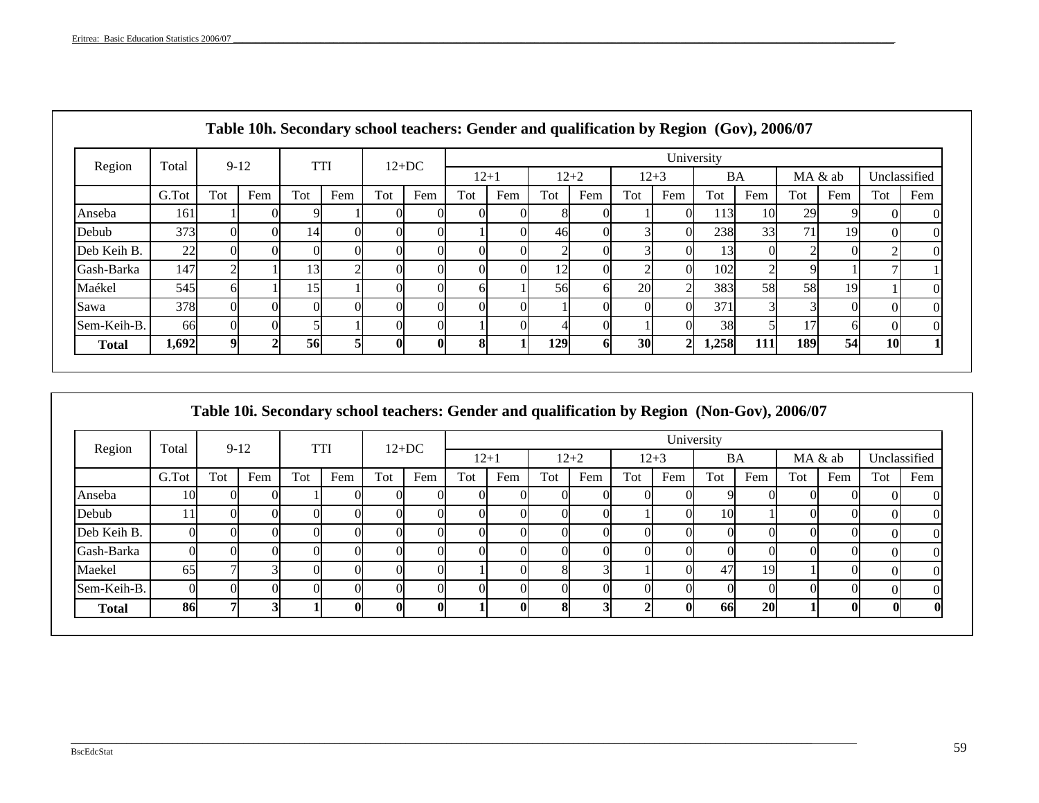## Table 10h. Secondary school teachers: Gender and qualification by Region (Gov), 2006/07

| Region | Total | 9-12 | | TTI | | 12+DC | | University | | | | | | | | | | | |
|---|---|---|---|---|---|---|---|---|---|---|---|---|---|---|---|---|---|---|---|
| | | | | | | | | 12+1 | | 12+2 | | 12+3 | | BA | | MA & ab | | Unclassified | |
| | G.Tot | Tot | Fem | Tot | Fem | Tot | Fem | Tot | Fem | Tot | Fem | Tot | Fem | Tot | Fem | Tot | Fem | Tot | Fem |
| Anseba | 161 | 1 | 0 | 9 | 1 | 0 | 0 | 0 | 0 | 8 | 0 | 1 | 0 | 113 | 10 | 29 | 9 | 0 | 0 |
| Debub | 373 | 0 | 0 | 14 | 0 | 0 | 0 | 1 | 0 | 46 | 0 | 3 | 0 | 238 | 33 | 71 | 19 | 0 | 0 |
| Deb Keih B. | 22 | 0 | 0 | 0 | 0 | 0 | 0 | 0 | 0 | 2 | 0 | 3 | 0 | 13 | 0 | 2 | 0 | 2 | 0 |
| Gash-Barka | 147 | 2 | 1 | 13 | 2 | 0 | 0 | 0 | 0 | 12 | 0 | 2 | 0 | 102 | 2 | 9 | 1 | 7 | 1 |
| Maékel | 545 | 6 | 1 | 15 | 1 | 0 | 0 | 6 | 1 | 56 | 6 | 20 | 2 | 383 | 58 | 58 | 19 | 1 | 0 |
| Sawa | 378 | 0 | 0 | 0 | 0 | 0 | 0 | 0 | 0 | 1 | 0 | 0 | 0 | 371 | 3 | 3 | 0 | 0 | 0 |
| Sem-Keih-B. | 66 | 0 | 0 | 5 | 1 | 0 | 0 | 1 | 0 | 4 | 0 | 1 | 0 | 38 | 5 | 17 | 6 | 0 | 0 |
| **Total** | **1,692** | **9** | **2** | **56** | **5** | **0** | **0** | **8** | **1** | **129** | **6** | **30** | **2** | **1,258** | **111** | **189** | **54** | **10** | **1** |

## Table 10i. Secondary school teachers: Gender and qualification by Region (Non-Gov), 2006/07

| Region | Total | 9-12 | | TTI | | 12+DC | | University | | | | | | | | | | | |
|---|---|---|---|---|---|---|---|---|---|---|---|---|---|---|---|---|---|---|---|
| | | | | | | | | 12+1 | | 12+2 | | 12+3 | | BA | | MA & ab | | Unclassified | |
| | G.Tot | Tot | Fem | Tot | Fem | Tot | Fem | Tot | Fem | Tot | Fem | Tot | Fem | Tot | Fem | Tot | Fem | Tot | Fem |
| Anseba | 10 | 0 | 0 | 1 | 0 | 0 | 0 | 0 | 0 | 0 | 0 | 0 | 0 | 9 | 0 | 0 | 0 | 0 | 0 |
| Debub | 11 | 0 | 0 | 0 | 0 | 0 | 0 | 0 | 0 | 0 | 0 | 1 | 0 | 10 | 1 | 0 | 0 | 0 | 0 |
| Deb Keih B. | 0 | 0 | 0 | 0 | 0 | 0 | 0 | 0 | 0 | 0 | 0 | 0 | 0 | 0 | 0 | 0 | 0 | 0 | 0 |
| Gash-Barka | 0 | 0 | 0 | 0 | 0 | 0 | 0 | 0 | 0 | 0 | 0 | 0 | 0 | 0 | 0 | 0 | 0 | 0 | 0 |
| Maekel | 65 | 7 | 3 | 0 | 0 | 0 | 0 | 1 | 0 | 8 | 3 | 1 | 0 | 47 | 19 | 1 | 0 | 0 | 0 |
| Sem-Keih-B. | 0 | 0 | 0 | 0 | 0 | 0 | 0 | 0 | 0 | 0 | 0 | 0 | 0 | 0 | 0 | 0 | 0 | 0 | 0 |
| **Total** | **86** | **7** | **3** | **1** | **0** | **0** | **0** | **1** | **0** | **8** | **3** | **2** | **0** | **66** | **20** | **1** | **0** | **0** | **0** |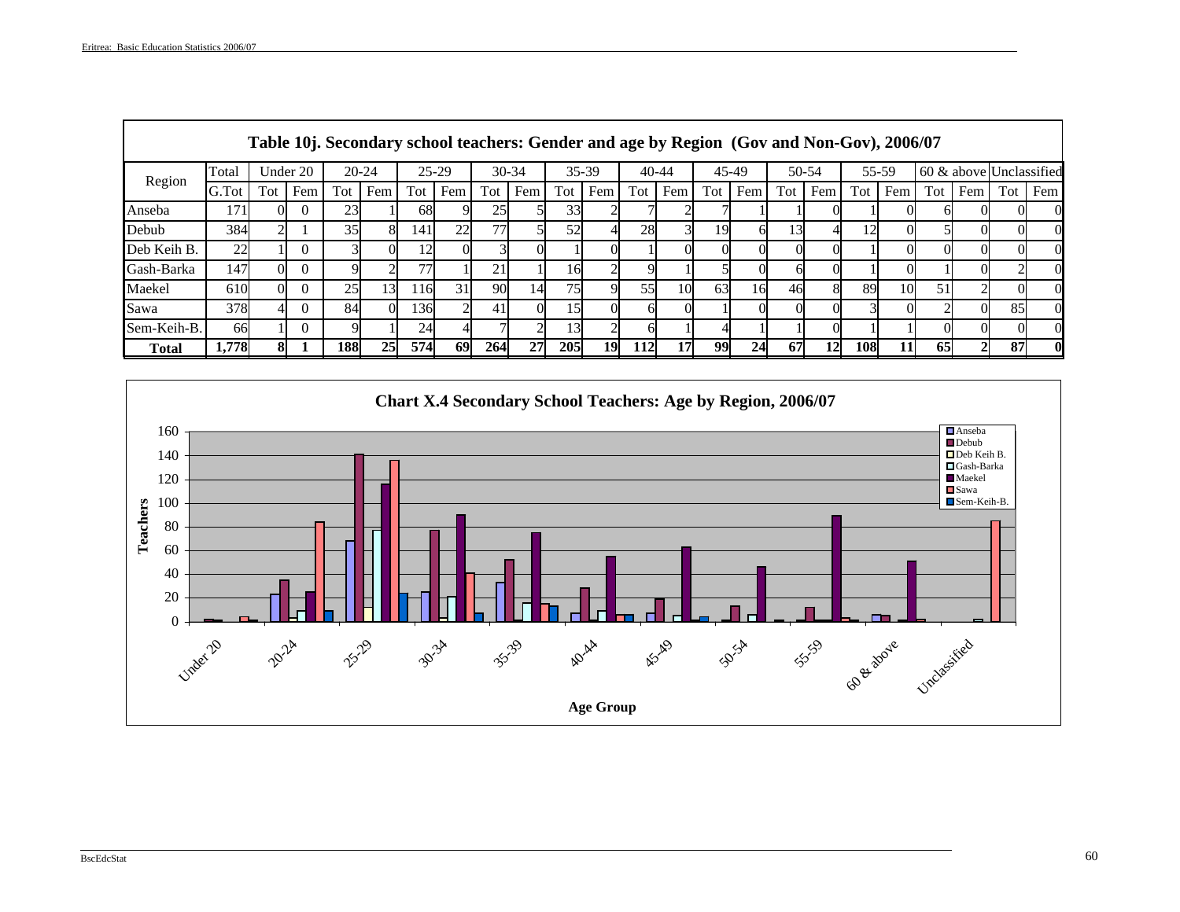## Table 10j. Secondary school teachers: Gender and age by Region (Gov and Non-Gov), 2006/07

| Region | Total | Under 20 | | 20-24 | | 25-29 | | 30-34 | | 35-39 | | 40-44 | | 45-49 | | 50-54 | | 55-59 | | 60 & above | | Unclassified | |
|---|---|---|---|---|---|---|---|---|---|---|---|---|---|---|---|---|---|---|---|---|---|---|---|
| | G.Tot | Tot | Fem | Tot | Fem | Tot | Fem | Tot | Fem | Tot | Fem | Tot | Fem | Tot | Fem | Tot | Fem | Tot | Fem | Tot | Fem | Tot | Fem |
| Anseba | 171 | 0 | 0 | 23 | 1 | 68 | 9 | 25 | 5 | 33 | 2 | 7 | 2 | 7 | 1 | 1 | 0 | 1 | 0 | 6 | 0 | 0 | 0 |
| Debub | 384 | 2 | 1 | 35 | 8 | 141 | 22 | 77 | 5 | 52 | 4 | 28 | 3 | 19 | 6 | 13 | 4 | 12 | 0 | 5 | 0 | 0 | 0 |
| Deb Keih B. | 22 | 1 | 0 | 3 | 0 | 12 | 0 | 3 | 0 | 1 | 0 | 1 | 0 | 0 | 0 | 0 | 0 | 1 | 0 | 0 | 0 | 0 | 0 |
| Gash-Barka | 147 | 0 | 0 | 9 | 2 | 77 | 1 | 21 | 1 | 16 | 2 | 9 | 1 | 5 | 0 | 6 | 0 | 1 | 0 | 1 | 0 | 2 | 0 |
| Maekel | 610 | 0 | 0 | 25 | 13 | 116 | 31 | 90 | 14 | 75 | 9 | 55 | 10 | 63 | 16 | 46 | 8 | 89 | 10 | 51 | 2 | 0 | 0 |
| Sawa | 378 | 4 | 0 | 84 | 0 | 136 | 2 | 41 | 0 | 15 | 0 | 6 | 0 | 1 | 0 | 0 | 0 | 3 | 0 | 2 | 0 | 85 | 0 |
| Sem-Keih-B. | 66 | 1 | 0 | 9 | 1 | 24 | 4 | 7 | 2 | 13 | 2 | 6 | 1 | 4 | 1 | 1 | 0 | 1 | 1 | 0 | 0 | 0 | 0 |
| **Total** | **1,778** | **8** | **1** | **188** | **25** | **574** | **69** | **264** | **27** | **205** | **19** | **112** | **17** | **99** | **24** | **67** | **12** | **108** | **11** | **65** | **2** | **87** | **0** |

### Chart X.4 Secondary School Teachers: Age by Region, 2006/07

| Age Group | Anseba | Debub | Deb Keih B. | Gash-Barka | Maekel | Sawa | Sem-Keih-B. |
|---|---|---|---|---|---|---|---|
| Under 20 | 0 | 2 | 1 | 0 | 0 | 4 | 1 |
| 20-24 | 23 | 35 | 3 | 9 | 25 | 84 | 9 |
| 25-29 | 68 | 141 | 12 | 77 | 116 | 136 | 24 |
| 30-34 | 25 | 77 | 3 | 21 | 90 | 41 | 7 |
| 35-39 | 33 | 52 | 1 | 16 | 75 | 15 | 13 |
| 40-44 | 7 | 28 | 1 | 9 | 55 | 6 | 6 |
| 45-49 | 7 | 19 | 0 | 5 | 63 | 1 | 4 |
| 50-54 | 1 | 13 | 0 | 6 | 46 | 0 | 1 |
| 55-59 | 1 | 12 | 1 | 1 | 89 | 3 | 1 |
| 60 & above | 6 | 5 | 0 | 1 | 51 | 2 | 0 |
| Unclassified | 0 | 0 | 0 | 2 | 0 | 85 | 0 |

Teachers (y-axis); Age Group (x-axis)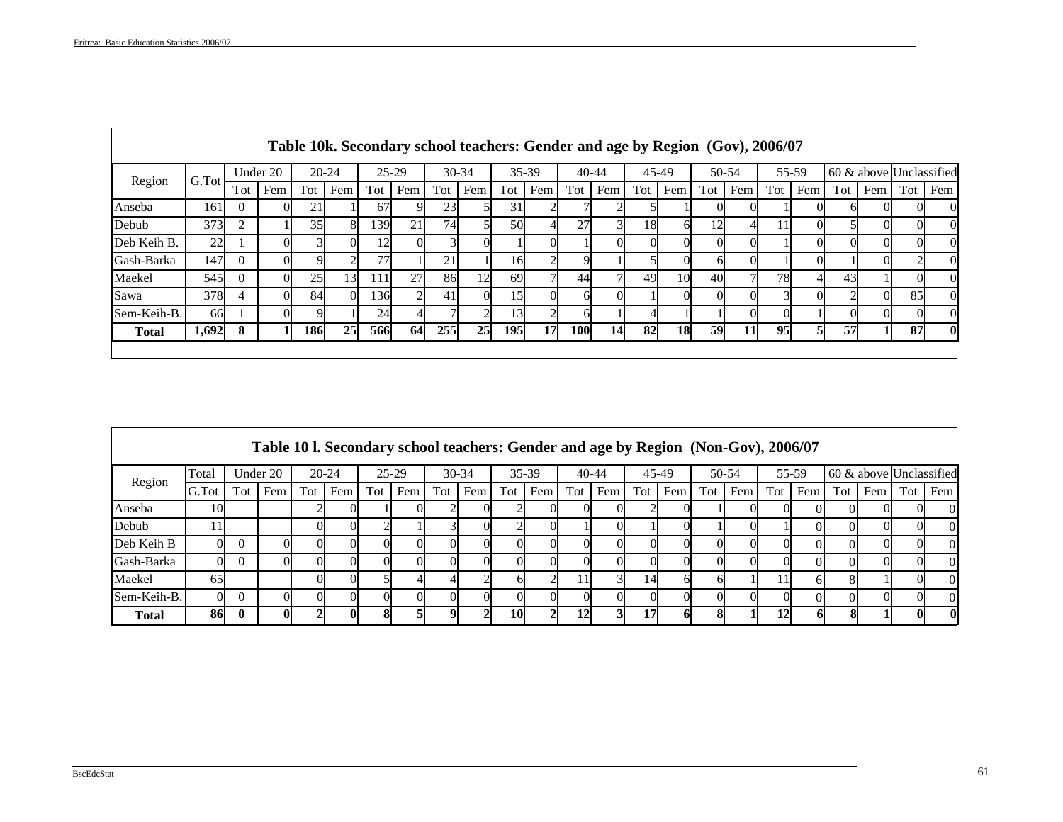## Table 10k. Secondary school teachers: Gender and age by Region (Gov), 2006/07

| Region | G.Tot | Under 20 | | 20-24 | | 25-29 | | 30-34 | | 35-39 | | 40-44 | | 45-49 | | 50-54 | | 55-59 | | 60 & above | | Unclassified | |
|---|---|---|---|---|---|---|---|---|---|---|---|---|---|---|---|---|---|---|---|---|---|---|---|
| | | Tot | Fem | Tot | Fem | Tot | Fem | Tot | Fem | Tot | Fem | Tot | Fem | Tot | Fem | Tot | Fem | Tot | Fem | Tot | Fem | Tot | Fem |
| Anseba | 161 | 0 | 0 | 21 | 1 | 67 | 9 | 23 | 5 | 31 | 2 | 7 | 2 | 5 | 1 | 0 | 0 | 1 | 0 | 6 | 0 | 0 | 0 |
| Debub | 373 | 2 | 1 | 35 | 8 | 139 | 21 | 74 | 5 | 50 | 4 | 27 | 3 | 18 | 6 | 12 | 4 | 11 | 0 | 5 | 0 | 0 | 0 |
| Deb Keih B. | 22 | 1 | 0 | 3 | 0 | 12 | 0 | 3 | 0 | 1 | 0 | 1 | 0 | 0 | 0 | 0 | 0 | 1 | 0 | 0 | 0 | 0 | 0 |
| Gash-Barka | 147 | 0 | 0 | 9 | 2 | 77 | 1 | 21 | 1 | 16 | 2 | 9 | 1 | 5 | 0 | 6 | 0 | 1 | 0 | 1 | 0 | 2 | 0 |
| Maekel | 545 | 0 | 0 | 25 | 13 | 111 | 27 | 86 | 12 | 69 | 7 | 44 | 7 | 49 | 10 | 40 | 7 | 78 | 4 | 43 | 1 | 0 | 0 |
| Sawa | 378 | 4 | 0 | 84 | 0 | 136 | 2 | 41 | 0 | 15 | 0 | 6 | 0 | 1 | 0 | 0 | 0 | 3 | 0 | 2 | 0 | 85 | 0 |
| Sem-Keih-B. | 66 | 1 | 0 | 9 | 1 | 24 | 4 | 7 | 2 | 13 | 2 | 6 | 1 | 4 | 1 | 1 | 0 | 0 | 1 | 0 | 0 | 0 | 0 |
| **Total** | **1,692** | **8** | **1** | **186** | **25** | **566** | **64** | **255** | **25** | **195** | **17** | **100** | **14** | **82** | **18** | **59** | **11** | **95** | **5** | **57** | **1** | **87** | **0** |

## Table 10 l. Secondary school teachers: Gender and age by Region (Non-Gov), 2006/07

| Region | Total | Under 20 | | 20-24 | | 25-29 | | 30-34 | | 35-39 | | 40-44 | | 45-49 | | 50-54 | | 55-59 | | 60 & above | | Unclassified | |
|---|---|---|---|---|---|---|---|---|---|---|---|---|---|---|---|---|---|---|---|---|---|---|---|
| | G.Tot | Tot | Fem | Tot | Fem | Tot | Fem | Tot | Fem | Tot | Fem | Tot | Fem | Tot | Fem | Tot | Fem | Tot | Fem | Tot | Fem | Tot | Fem |
| Anseba | 10 | | | 2 | 0 | 1 | 0 | 2 | 0 | 2 | 0 | 0 | 0 | 2 | 0 | 1 | 0 | 0 | 0 | 0 | 0 | 0 | 0 |
| Debub | 11 | | | 0 | 0 | 2 | 1 | 3 | 0 | 2 | 0 | 1 | 0 | 1 | 0 | 1 | 0 | 1 | 0 | 0 | 0 | 0 | 0 |
| Deb Keih B | 0 | 0 | 0 | 0 | 0 | 0 | 0 | 0 | 0 | 0 | 0 | 0 | 0 | 0 | 0 | 0 | 0 | 0 | 0 | 0 | 0 | 0 | 0 |
| Gash-Barka | 0 | 0 | 0 | 0 | 0 | 0 | 0 | 0 | 0 | 0 | 0 | 0 | 0 | 0 | 0 | 0 | 0 | 0 | 0 | 0 | 0 | 0 | 0 |
| Maekel | 65 | | | 0 | 0 | 5 | 4 | 4 | 2 | 6 | 2 | 11 | 3 | 14 | 6 | 6 | 1 | 11 | 6 | 8 | 1 | 0 | 0 |
| Sem-Keih-B. | 0 | 0 | 0 | 0 | 0 | 0 | 0 | 0 | 0 | 0 | 0 | 0 | 0 | 0 | 0 | 0 | 0 | 0 | 0 | 0 | 0 | 0 | 0 |
| **Total** | **86** | **0** | **0** | **2** | **0** | **8** | **5** | **9** | **2** | **10** | **2** | **12** | **3** | **17** | **6** | **8** | **1** | **12** | **6** | **8** | **1** | **0** | **0** |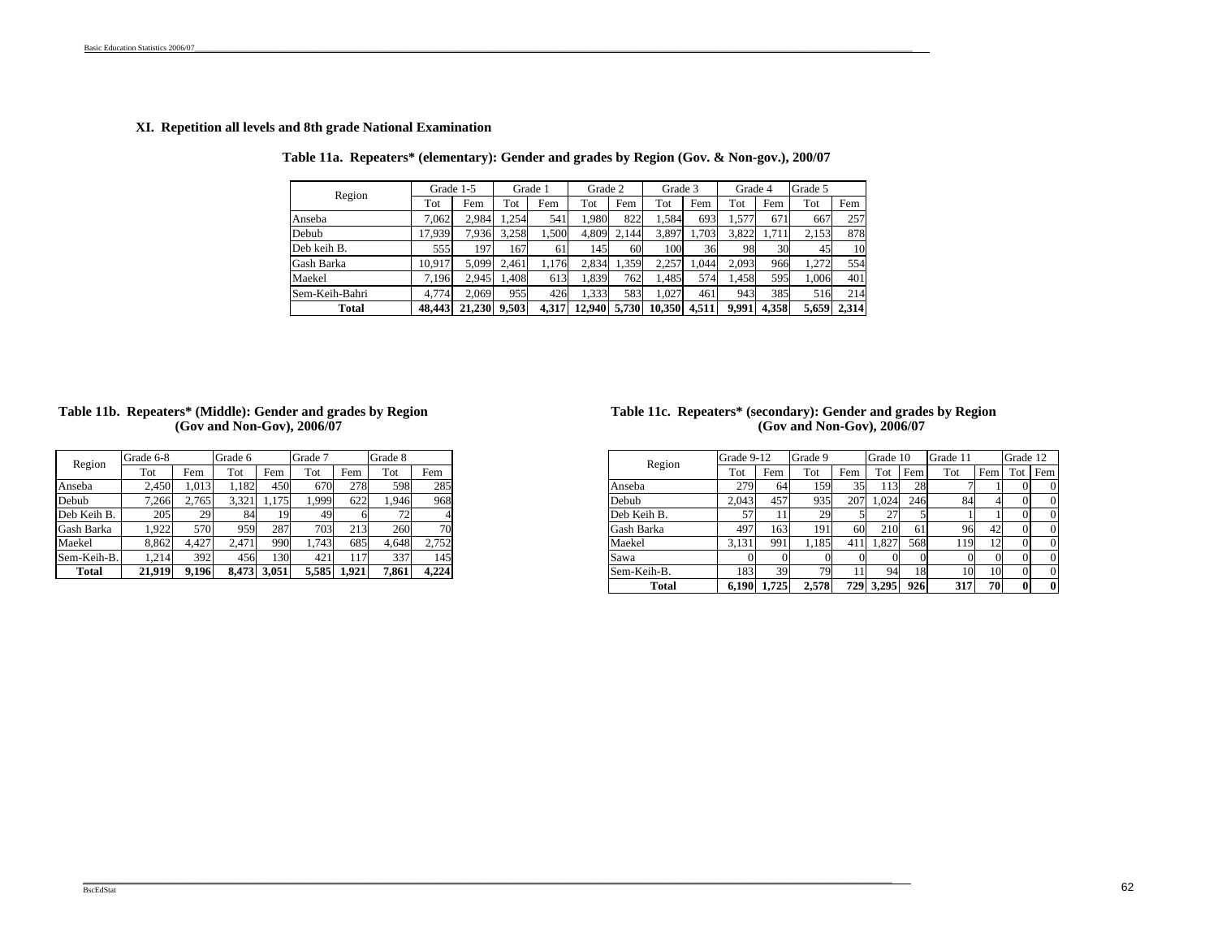## XI. Repetition all levels and 8th grade National Examination

**Table 11a. Repeaters* (elementary): Gender and grades by Region (Gov. & Non-gov.), 200/07**

| Region | Grade 1-5 | | Grade 1 | | Grade 2 | | Grade 3 | | Grade 4 | | Grade 5 | |
|---|---|---|---|---|---|---|---|---|---|---|---|---|
| | Tot | Fem | Tot | Fem | Tot | Fem | Tot | Fem | Tot | Fem | Tot | Fem |
| Anseba | 7,062 | 2,984 | 1,254 | 541 | 1,980 | 822 | 1,584 | 693 | 1,577 | 671 | 667 | 257 |
| Debub | 17,939 | 7,936 | 3,258 | 1,500 | 4,809 | 2,144 | 3,897 | 1,703 | 3,822 | 1,711 | 2,153 | 878 |
| Deb keih B. | 555 | 197 | 167 | 61 | 145 | 60 | 100 | 36 | 98 | 30 | 45 | 10 |
| Gash Barka | 10,917 | 5,099 | 2,461 | 1,176 | 2,834 | 1,359 | 2,257 | 1,044 | 2,093 | 966 | 1,272 | 554 |
| Maekel | 7,196 | 2,945 | 1,408 | 613 | 1,839 | 762 | 1,485 | 574 | 1,458 | 595 | 1,006 | 401 |
| Sem-Keih-Bahri | 4,774 | 2,069 | 955 | 426 | 1,333 | 583 | 1,027 | 461 | 943 | 385 | 516 | 214 |
| **Total** | **48,443** | **21,230** | **9,503** | **4,317** | **12,940** | **5,730** | **10,350** | **4,511** | **9,991** | **4,358** | **5,659** | **2,314** |

**Table 11b. Repeaters* (Middle): Gender and grades by Region (Gov and Non-Gov), 2006/07**

| Region | Grade 6-8 | | Grade 6 | | Grade 7 | | Grade 8 | |
|---|---|---|---|---|---|---|---|---|
| | Tot | Fem | Tot | Fem | Tot | Fem | Tot | Fem |
| Anseba | 2,450 | 1,013 | 1,182 | 450 | 670 | 278 | 598 | 285 |
| Debub | 7,266 | 2,765 | 3,321 | 1,175 | 1,999 | 622 | 1,946 | 968 |
| Deb Keih B. | 205 | 29 | 84 | 19 | 49 | 6 | 72 | 4 |
| Gash Barka | 1,922 | 570 | 959 | 287 | 703 | 213 | 260 | 70 |
| Maekel | 8,862 | 4,427 | 2,471 | 990 | 1,743 | 685 | 4,648 | 2,752 |
| Sem-Keih-B. | 1,214 | 392 | 456 | 130 | 421 | 117 | 337 | 145 |
| **Total** | **21,919** | **9,196** | **8,473** | **3,051** | **5,585** | **1,921** | **7,861** | **4,224** |

**Table 11c. Repeaters* (secondary): Gender and grades by Region (Gov and Non-Gov), 2006/07**

| Region | Grade 9-12 | | Grade 9 | | Grade 10 | | Grade 11 | | Grade 12 | |
|---|---|---|---|---|---|---|---|---|---|---|
| | Tot | Fem | Tot | Fem | Tot | Fem | Tot | Fem | Tot | Fem |
| Anseba | 279 | 64 | 159 | 35 | 113 | 28 | 7 | 1 | 0 | 0 |
| Debub | 2,043 | 457 | 935 | 207 | 1,024 | 246 | 84 | 4 | 0 | 0 |
| Deb Keih B. | 57 | 11 | 29 | 5 | 27 | 5 | 1 | 1 | 0 | 0 |
| Gash Barka | 497 | 163 | 191 | 60 | 210 | 61 | 96 | 42 | 0 | 0 |
| Maekel | 3,131 | 991 | 1,185 | 411 | 1,827 | 568 | 119 | 12 | 0 | 0 |
| Sawa | 0 | 0 | 0 | 0 | 0 | 0 | 0 | 0 | 0 | 0 |
| Sem-Keih-B. | 183 | 39 | 79 | 11 | 94 | 18 | 10 | 10 | 0 | 0 |
| **Total** | **6,190** | **1,725** | **2,578** | **729** | **3,295** | **926** | **317** | **70** | **0** | **0** |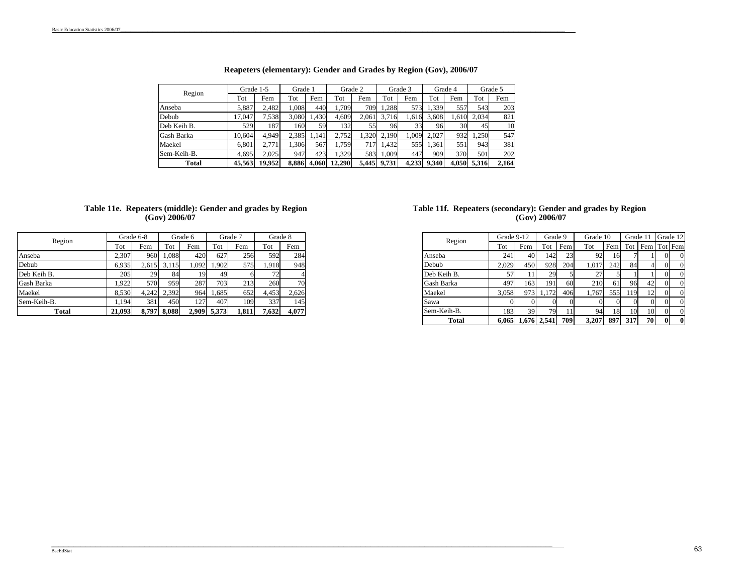## Reapeters (elementary): Gender and Grades by Region (Gov), 2006/07

| Region | Grade 1-5 | | Grade 1 | | Grade 2 | | Grade 3 | | Grade 4 | | Grade 5 | |
|---|---|---|---|---|---|---|---|---|---|---|---|---|
| | Tot | Fem | Tot | Fem | Tot | Fem | Tot | Fem | Tot | Fem | Tot | Fem |
| Anseba | 5,887 | 2,482 | 1,008 | 440 | 1,709 | 709 | 1,288 | 573 | 1,339 | 557 | 543 | 203 |
| Debub | 17,047 | 7,538 | 3,080 | 1,430 | 4,609 | 2,061 | 3,716 | 1,616 | 3,608 | 1,610 | 2,034 | 821 |
| Deb Keih B. | 529 | 187 | 160 | 59 | 132 | 55 | 96 | 33 | 96 | 30 | 45 | 10 |
| Gash Barka | 10,604 | 4,949 | 2,385 | 1,141 | 2,752 | 1,320 | 2,190 | 1,009 | 2,027 | 932 | 1,250 | 547 |
| Maekel | 6,801 | 2,771 | 1,306 | 567 | 1,759 | 717 | 1,432 | 555 | 1,361 | 551 | 943 | 381 |
| Sem-Keih-B. | 4,695 | 2,025 | 947 | 423 | 1,329 | 583 | 1,009 | 447 | 909 | 370 | 501 | 202 |
| **Total** | **45,563** | **19,952** | **8,886** | **4,060** | **12,290** | **5,445** | **9,731** | **4,233** | **9,340** | **4,050** | **5,316** | **2,164** |

## Table 11e. Repeaters (middle): Gender and grades by Region (Gov) 2006/07

| Region | Grade 6-8 | | Grade 6 | | Grade 7 | | Grade 8 | |
|---|---|---|---|---|---|---|---|---|
| | Tot | Fem | Tot | Fem | Tot | Fem | Tot | Fem |
| Anseba | 2,307 | 960 | 1,088 | 420 | 627 | 256 | 592 | 284 |
| Debub | 6,935 | 2,615 | 3,115 | 1,092 | 1,902 | 575 | 1,918 | 948 |
| Deb Keih B. | 205 | 29 | 84 | 19 | 49 | 6 | 72 | 4 |
| Gash Barka | 1,922 | 570 | 959 | 287 | 703 | 213 | 260 | 70 |
| Maekel | 8,530 | 4,242 | 2,392 | 964 | 1,685 | 652 | 4,453 | 2,626 |
| Sem-Keih-B. | 1,194 | 381 | 450 | 127 | 407 | 109 | 337 | 145 |
| **Total** | **21,093** | **8,797** | **8,088** | **2,909** | **5,373** | **1,811** | **7,632** | **4,077** |

## Table 11f. Repeaters (secondary): Gender and grades by Region (Gov) 2006/07

| Region | Grade 9-12 | | Grade 9 | | Grade 10 | | Grade 11 | | Grade 12 | |
|---|---|---|---|---|---|---|---|---|---|---|
| | Tot | Fem | Tot | Fem | Tot | Fem | Tot | Fem | Tot | Fem |
| Anseba | 241 | 40 | 142 | 23 | 92 | 16 | 7 | 1 | 0 | 0 |
| Debub | 2,029 | 450 | 928 | 204 | 1,017 | 242 | 84 | 4 | 0 | 0 |
| Deb Keih B. | 57 | 11 | 29 | 5 | 27 | 5 | 1 | 1 | 0 | 0 |
| Gash Barka | 497 | 163 | 191 | 60 | 210 | 61 | 96 | 42 | 0 | 0 |
| Maekel | 3,058 | 973 | 1,172 | 406 | 1,767 | 555 | 119 | 12 | 0 | 0 |
| Sawa | 0 | 0 | 0 | 0 | 0 | 0 | 0 | 0 | 0 | 0 |
| Sem-Keih-B. | 183 | 39 | 79 | 11 | 94 | 18 | 10 | 10 | 0 | 0 |
| **Total** | **6,065** | **1,676** | **2,541** | **709** | **3,207** | **897** | **317** | **70** | **0** | **0** |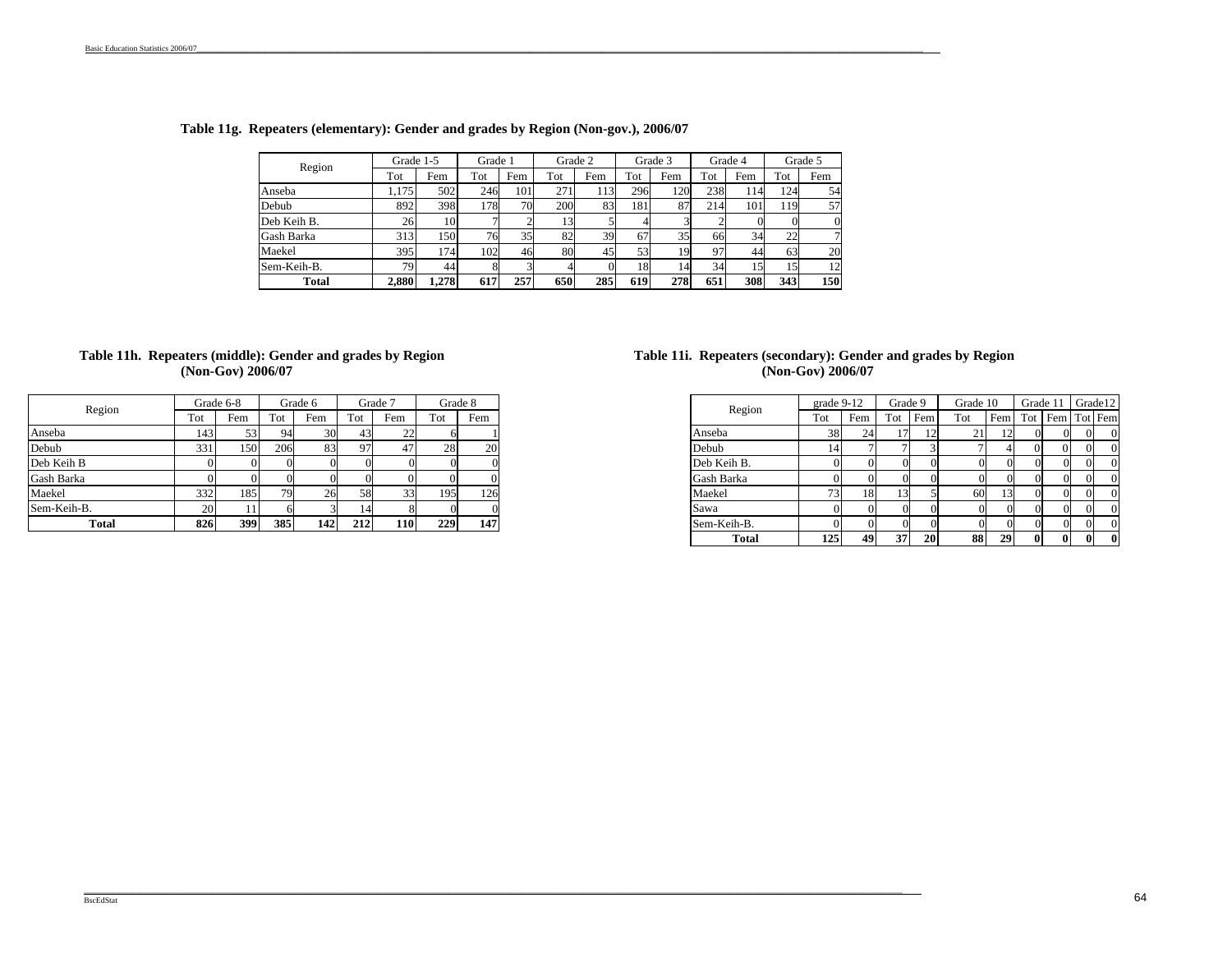**Table 11g. Repeaters (elementary): Gender and grades by Region (Non-gov.), 2006/07**

| Region | Grade 1-5 | | Grade 1 | | Grade 2 | | Grade 3 | | Grade 4 | | Grade 5 | |
|---|---|---|---|---|---|---|---|---|---|---|---|---|
| | Tot | Fem | Tot | Fem | Tot | Fem | Tot | Fem | Tot | Fem | Tot | Fem |
| Anseba | 1,175 | 502 | 246 | 101 | 271 | 113 | 296 | 120 | 238 | 114 | 124 | 54 |
| Debub | 892 | 398 | 178 | 70 | 200 | 83 | 181 | 87 | 214 | 101 | 119 | 57 |
| Deb Keih B. | 26 | 10 | 7 | 2 | 13 | 5 | 4 | 3 | 2 | 0 | 0 | 0 |
| Gash Barka | 313 | 150 | 76 | 35 | 82 | 39 | 67 | 35 | 66 | 34 | 22 | 7 |
| Maekel | 395 | 174 | 102 | 46 | 80 | 45 | 53 | 19 | 97 | 44 | 63 | 20 |
| Sem-Keih-B. | 79 | 44 | 8 | 3 | 4 | 0 | 18 | 14 | 34 | 15 | 15 | 12 |
| **Total** | **2,880** | **1,278** | **617** | **257** | **650** | **285** | **619** | **278** | **651** | **308** | **343** | **150** |

**Table 11h. Repeaters (middle): Gender and grades by Region (Non-Gov) 2006/07**

| Region | Grade 6-8 | | Grade 6 | | Grade 7 | | Grade 8 | |
|---|---|---|---|---|---|---|---|---|
| | Tot | Fem | Tot | Fem | Tot | Fem | Tot | Fem |
| Anseba | 143 | 53 | 94 | 30 | 43 | 22 | 6 | 1 |
| Debub | 331 | 150 | 206 | 83 | 97 | 47 | 28 | 20 |
| Deb Keih B | 0 | 0 | 0 | 0 | 0 | 0 | 0 | 0 |
| Gash Barka | 0 | 0 | 0 | 0 | 0 | 0 | 0 | 0 |
| Maekel | 332 | 185 | 79 | 26 | 58 | 33 | 195 | 126 |
| Sem-Keih-B. | 20 | 11 | 6 | 3 | 14 | 8 | 0 | 0 |
| **Total** | **826** | **399** | **385** | **142** | **212** | **110** | **229** | **147** |

**Table 11i. Repeaters (secondary): Gender and grades by Region (Non-Gov) 2006/07**

| Region | grade 9-12 | | Grade 9 | | Grade 10 | | Grade 11 | | Grade12 | |
|---|---|---|---|---|---|---|---|---|---|---|
| | Tot | Fem | Tot | Fem | Tot | Fem | Tot | Fem | Tot | Fem |
| Anseba | 38 | 24 | 17 | 12 | 21 | 12 | 0 | 0 | 0 | 0 |
| Debub | 14 | 7 | 7 | 3 | 7 | 4 | 0 | 0 | 0 | 0 |
| Deb Keih B. | 0 | 0 | 0 | 0 | 0 | 0 | 0 | 0 | 0 | 0 |
| Gash Barka | 0 | 0 | 0 | 0 | 0 | 0 | 0 | 0 | 0 | 0 |
| Maekel | 73 | 18 | 13 | 5 | 60 | 13 | 0 | 0 | 0 | 0 |
| Sawa | 0 | 0 | 0 | 0 | 0 | 0 | 0 | 0 | 0 | 0 |
| Sem-Keih-B. | 0 | 0 | 0 | 0 | 0 | 0 | 0 | 0 | 0 | 0 |
| **Total** | **125** | **49** | **37** | **20** | **88** | **29** | **0** | **0** | **0** | **0** |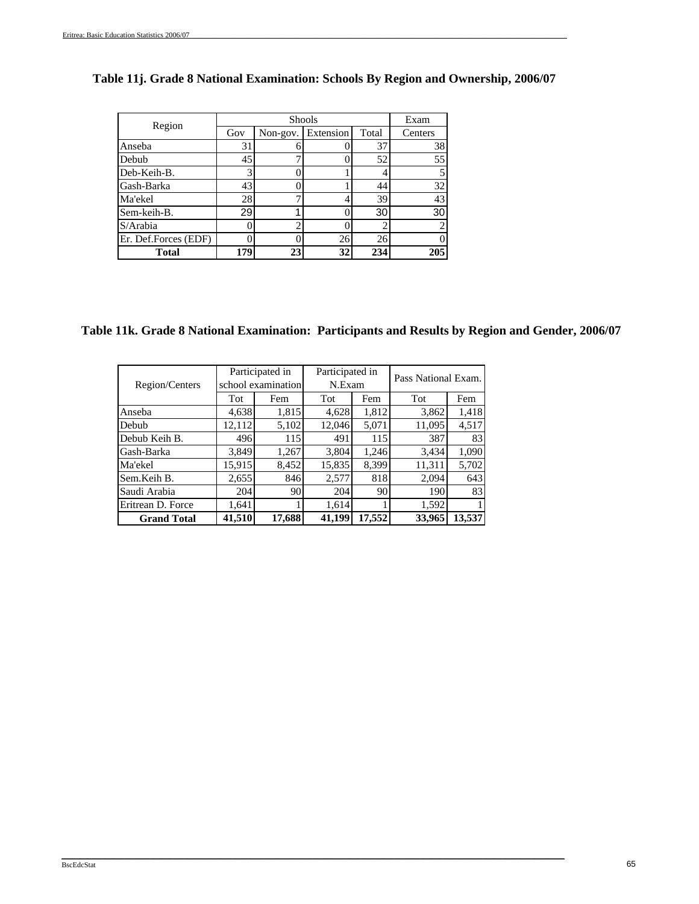## Table 11j. Grade 8 National Examination: Schools By Region and Ownership, 2006/07

| Region | Shools | | | | Exam |
|---|---|---|---|---|---|
| | Gov | Non-gov. | Extension | Total | Centers |
| Anseba | 31 | 6 | 0 | 37 | 38 |
| Debub | 45 | 7 | 0 | 52 | 55 |
| Deb-Keih-B. | 3 | 0 | 1 | 4 | 5 |
| Gash-Barka | 43 | 0 | 1 | 44 | 32 |
| Ma'ekel | 28 | 7 | 4 | 39 | 43 |
| Sem-keih-B. | 29 | 1 | 0 | 30 | 30 |
| S/Arabia | 0 | 2 | 0 | 2 | 2 |
| Er. Def.Forces (EDF) | 0 | 0 | 26 | 26 | 0 |
| **Total** | **179** | **23** | **32** | **234** | **205** |

## Table 11k. Grade 8 National Examination: Participants and Results by Region and Gender, 2006/07

| Region/Centers | Participated in school examination | | Participated in N.Exam | | Pass National Exam. | |
|---|---|---|---|---|---|---|
| | Tot | Fem | Tot | Fem | Tot | Fem |
| Anseba | 4,638 | 1,815 | 4,628 | 1,812 | 3,862 | 1,418 |
| Debub | 12,112 | 5,102 | 12,046 | 5,071 | 11,095 | 4,517 |
| Debub Keih B. | 496 | 115 | 491 | 115 | 387 | 83 |
| Gash-Barka | 3,849 | 1,267 | 3,804 | 1,246 | 3,434 | 1,090 |
| Ma'ekel | 15,915 | 8,452 | 15,835 | 8,399 | 11,311 | 5,702 |
| Sem.Keih B. | 2,655 | 846 | 2,577 | 818 | 2,094 | 643 |
| Saudi Arabia | 204 | 90 | 204 | 90 | 190 | 83 |
| Eritrean D. Force | 1,641 | 1 | 1,614 | 1 | 1,592 | 1 |
| **Grand Total** | **41,510** | **17,688** | **41,199** | **17,552** | **33,965** | **13,537** |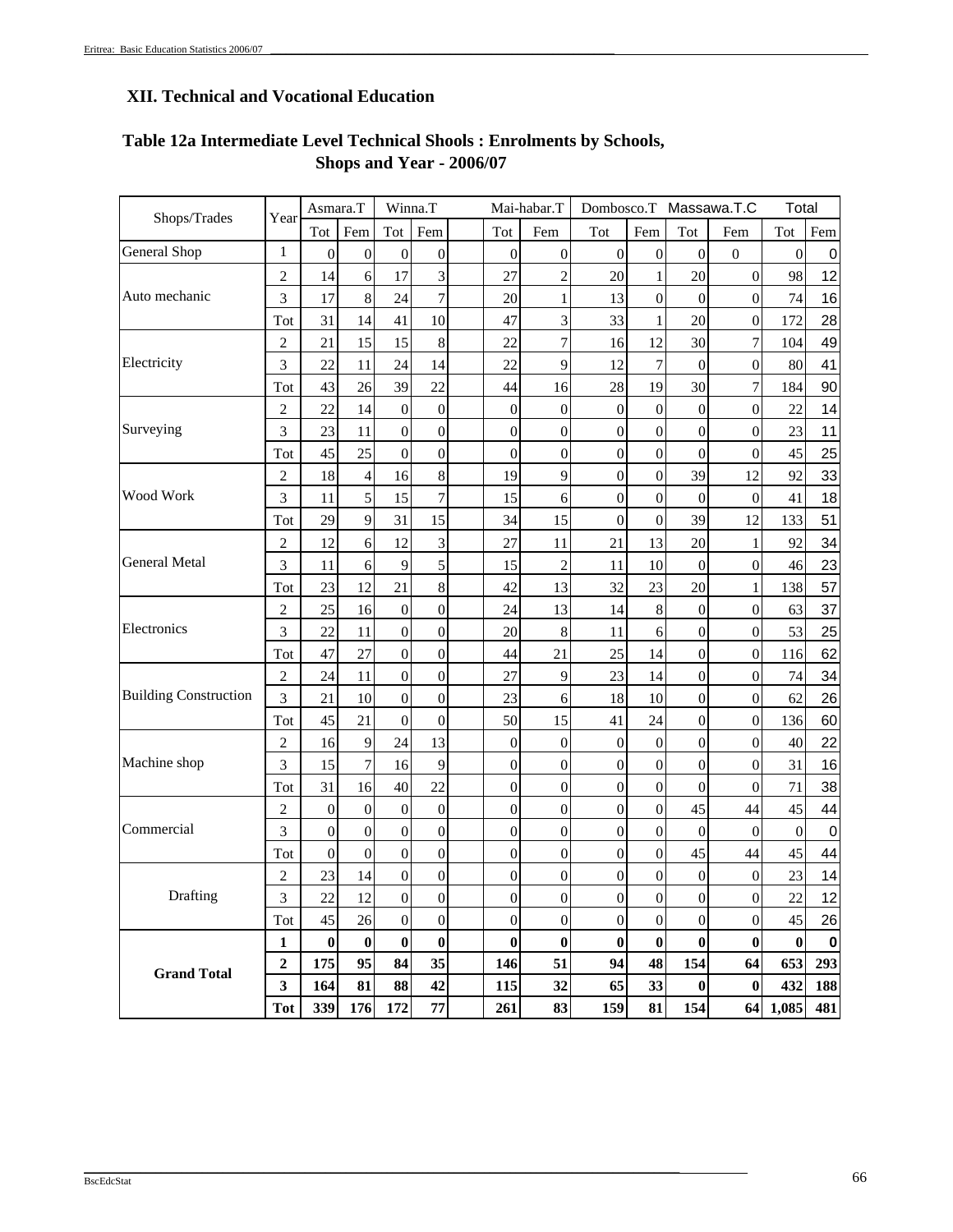## XII. Technical and Vocational Education

### Table 12a Intermediate Level Technical Shools : Enrolments by Schools, Shops and Year - 2006/07

| Shops/Trades | Year | Asmara.T | | Winna.T | | Mai-habar.T | | Dombosco.T | | Massawa.T.C | | Total | |
|---|---|---|---|---|---|---|---|---|---|---|---|---|---|
| | | Tot | Fem | Tot | Fem | Tot | Fem | Tot | Fem | Tot | Fem | Tot | Fem |
| General Shop | 1 | 0 | 0 | 0 | 0 | 0 | 0 | 0 | 0 | 0 | 0 | 0 | 0 |
| Auto mechanic | 2 | 14 | 6 | 17 | 3 | 27 | 2 | 20 | 1 | 20 | 0 | 98 | 12 |
| | 3 | 17 | 8 | 24 | 7 | 20 | 1 | 13 | 0 | 0 | 0 | 74 | 16 |
| | Tot | 31 | 14 | 41 | 10 | 47 | 3 | 33 | 1 | 20 | 0 | 172 | 28 |
| Electricity | 2 | 21 | 15 | 15 | 8 | 22 | 7 | 16 | 12 | 30 | 7 | 104 | 49 |
| | 3 | 22 | 11 | 24 | 14 | 22 | 9 | 12 | 7 | 0 | 0 | 80 | 41 |
| | Tot | 43 | 26 | 39 | 22 | 44 | 16 | 28 | 19 | 30 | 7 | 184 | 90 |
| Surveying | 2 | 22 | 14 | 0 | 0 | 0 | 0 | 0 | 0 | 0 | 0 | 22 | 14 |
| | 3 | 23 | 11 | 0 | 0 | 0 | 0 | 0 | 0 | 0 | 0 | 23 | 11 |
| | Tot | 45 | 25 | 0 | 0 | 0 | 0 | 0 | 0 | 0 | 0 | 45 | 25 |
| Wood Work | 2 | 18 | 4 | 16 | 8 | 19 | 9 | 0 | 0 | 39 | 12 | 92 | 33 |
| | 3 | 11 | 5 | 15 | 7 | 15 | 6 | 0 | 0 | 0 | 0 | 41 | 18 |
| | Tot | 29 | 9 | 31 | 15 | 34 | 15 | 0 | 0 | 39 | 12 | 133 | 51 |
| General Metal | 2 | 12 | 6 | 12 | 3 | 27 | 11 | 21 | 13 | 20 | 1 | 92 | 34 |
| | 3 | 11 | 6 | 9 | 5 | 15 | 2 | 11 | 10 | 0 | 0 | 46 | 23 |
| | Tot | 23 | 12 | 21 | 8 | 42 | 13 | 32 | 23 | 20 | 1 | 138 | 57 |
| Electronics | 2 | 25 | 16 | 0 | 0 | 24 | 13 | 14 | 8 | 0 | 0 | 63 | 37 |
| | 3 | 22 | 11 | 0 | 0 | 20 | 8 | 11 | 6 | 0 | 0 | 53 | 25 |
| | Tot | 47 | 27 | 0 | 0 | 44 | 21 | 25 | 14 | 0 | 0 | 116 | 62 |
| Building Construction | 2 | 24 | 11 | 0 | 0 | 27 | 9 | 23 | 14 | 0 | 0 | 74 | 34 |
| | 3 | 21 | 10 | 0 | 0 | 23 | 6 | 18 | 10 | 0 | 0 | 62 | 26 |
| | Tot | 45 | 21 | 0 | 0 | 50 | 15 | 41 | 24 | 0 | 0 | 136 | 60 |
| Machine shop | 2 | 16 | 9 | 24 | 13 | 0 | 0 | 0 | 0 | 0 | 0 | 40 | 22 |
| | 3 | 15 | 7 | 16 | 9 | 0 | 0 | 0 | 0 | 0 | 0 | 31 | 16 |
| | Tot | 31 | 16 | 40 | 22 | 0 | 0 | 0 | 0 | 0 | 0 | 71 | 38 |
| Commercial | 2 | 0 | 0 | 0 | 0 | 0 | 0 | 0 | 0 | 45 | 44 | 45 | 44 |
| | 3 | 0 | 0 | 0 | 0 | 0 | 0 | 0 | 0 | 0 | 0 | 0 | 0 |
| | Tot | 0 | 0 | 0 | 0 | 0 | 0 | 0 | 0 | 45 | 44 | 45 | 44 |
| Drafting | 2 | 23 | 14 | 0 | 0 | 0 | 0 | 0 | 0 | 0 | 0 | 23 | 14 |
| | 3 | 22 | 12 | 0 | 0 | 0 | 0 | 0 | 0 | 0 | 0 | 22 | 12 |
| | Tot | 45 | 26 | 0 | 0 | 0 | 0 | 0 | 0 | 0 | 0 | 45 | 26 |
| **Grand Total** | **1** | **0** | **0** | **0** | **0** | **0** | **0** | **0** | **0** | **0** | **0** | **0** | **0** |
| | **2** | **175** | **95** | **84** | **35** | **146** | **51** | **94** | **48** | **154** | **64** | **653** | **293** |
| | **3** | **164** | **81** | **88** | **42** | **115** | **32** | **65** | **33** | **0** | **0** | **432** | **188** |
| | **Tot** | **339** | **176** | **172** | **77** | **261** | **83** | **159** | **81** | **154** | **64** | **1,085** | **481** |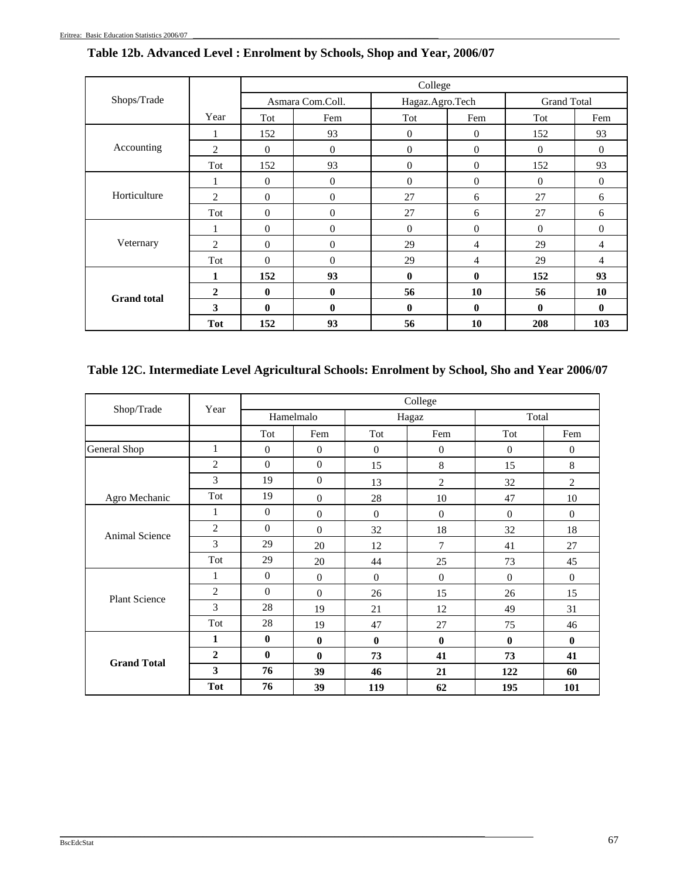## Table 12b. Advanced Level : Enrolment by Schools, Shop and Year, 2006/07

| Shops/Trade | Year | College | | | | | |
|---|---|---|---|---|---|---|---|
| | | Asmara Com.Coll. | | Hagaz.Agro.Tech | | Grand Total | |
| | | Tot | Fem | Tot | Fem | Tot | Fem |
| Accounting | 1 | 152 | 93 | 0 | 0 | 152 | 93 |
| | 2 | 0 | 0 | 0 | 0 | 0 | 0 |
| | Tot | 152 | 93 | 0 | 0 | 152 | 93 |
| Horticulture | 1 | 0 | 0 | 0 | 0 | 0 | 0 |
| | 2 | 0 | 0 | 27 | 6 | 27 | 6 |
| | Tot | 0 | 0 | 27 | 6 | 27 | 6 |
| Veternary | 1 | 0 | 0 | 0 | 0 | 0 | 0 |
| | 2 | 0 | 0 | 29 | 4 | 29 | 4 |
| | Tot | 0 | 0 | 29 | 4 | 29 | 4 |
| **Grand total** | **1** | **152** | **93** | **0** | **0** | **152** | **93** |
| | **2** | **0** | **0** | **56** | **10** | **56** | **10** |
| | **3** | **0** | **0** | **0** | **0** | **0** | **0** |
| | **Tot** | **152** | **93** | **56** | **10** | **208** | **103** |

## Table 12C. Intermediate Level Agricultural Schools: Enrolment by School, Sho and Year 2006/07

| Shop/Trade | Year | College | | | | | |
|---|---|---|---|---|---|---|---|
| | | Hamelmalo | | Hagaz | | Total | |
| | | Tot | Fem | Tot | Fem | Tot | Fem |
| General Shop | 1 | 0 | 0 | 0 | 0 | 0 | 0 |
| Agro Mechanic | 2 | 0 | 0 | 15 | 8 | 15 | 8 |
| | 3 | 19 | 0 | 13 | 2 | 32 | 2 |
| | Tot | 19 | 0 | 28 | 10 | 47 | 10 |
| Animal Science | 1 | 0 | 0 | 0 | 0 | 0 | 0 |
| | 2 | 0 | 0 | 32 | 18 | 32 | 18 |
| | 3 | 29 | 20 | 12 | 7 | 41 | 27 |
| | Tot | 29 | 20 | 44 | 25 | 73 | 45 |
| Plant Science | 1 | 0 | 0 | 0 | 0 | 0 | 0 |
| | 2 | 0 | 0 | 26 | 15 | 26 | 15 |
| | 3 | 28 | 19 | 21 | 12 | 49 | 31 |
| | Tot | 28 | 19 | 47 | 27 | 75 | 46 |
| **Grand Total** | **1** | **0** | **0** | **0** | **0** | **0** | **0** |
| | **2** | **0** | **0** | **73** | **41** | **73** | **41** |
| | **3** | **76** | **39** | **46** | **21** | **122** | **60** |
| | **Tot** | **76** | **39** | **119** | **62** | **195** | **101** |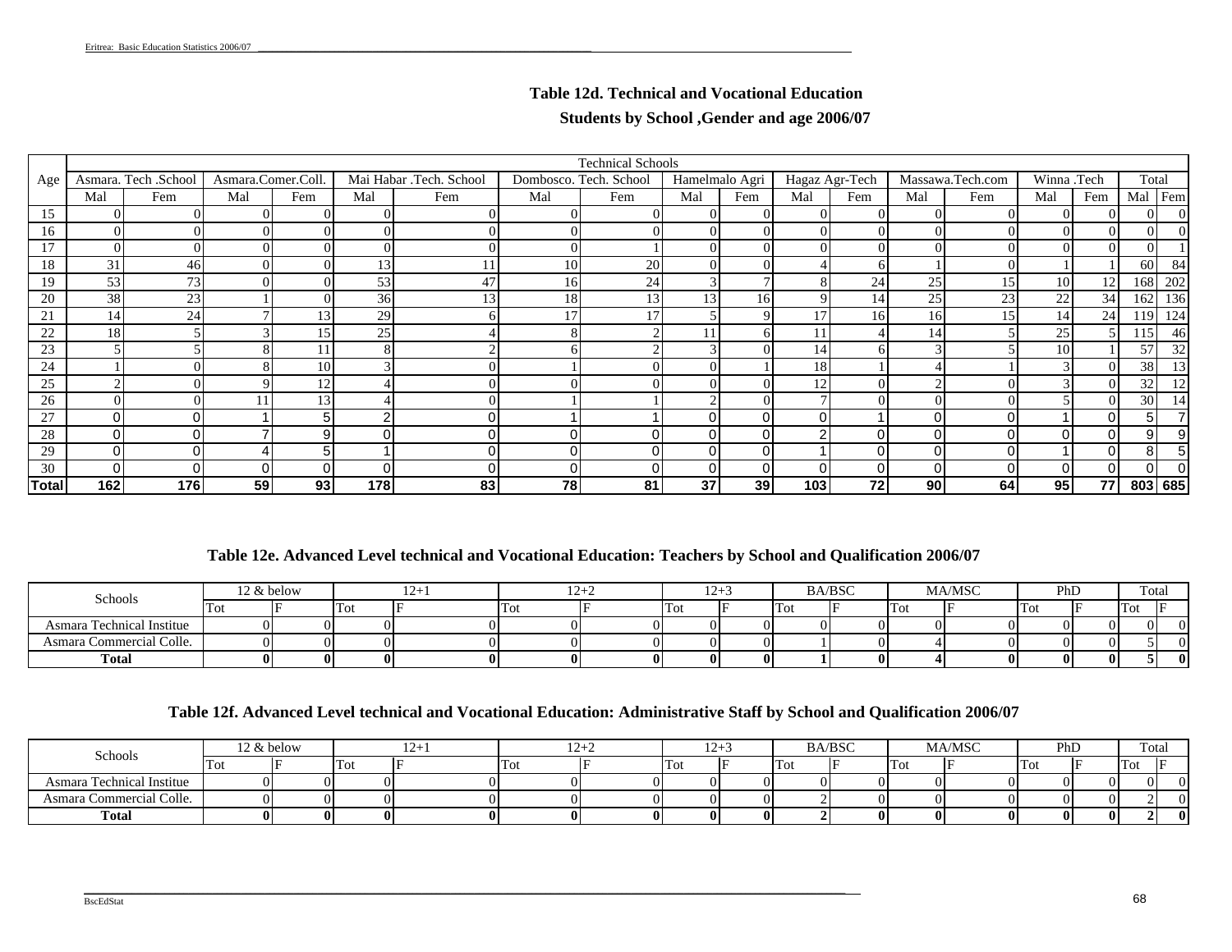## Table 12d. Technical and Vocational Education

### Students by School ,Gender and age 2006/07

| Age | Technical Schools | | | | | | | | | | | | | | | | | |
|---|---|---|---|---|---|---|---|---|---|---|---|---|---|---|---|---|---|---|
| | Asmara. Tech .School | | Asmara.Comer.Coll. | | Mai Habar .Tech. School | | Dombosco. Tech. School | | Hamelmalo Agri | | Hagaz Agr-Tech | | Massawa.Tech.com | | Winna .Tech | | Total | |
| | Mal | Fem | Mal | Fem | Mal | Fem | Mal | Fem | Mal | Fem | Mal | Fem | Mal | Fem | Mal | Fem | Mal | Fem |
| 15 | 0 | 0 | 0 | 0 | 0 | 0 | 0 | 0 | 0 | 0 | 0 | 0 | 0 | 0 | 0 | 0 | 0 | 0 |
| 16 | 0 | 0 | 0 | 0 | 0 | 0 | 0 | 0 | 0 | 0 | 0 | 0 | 0 | 0 | 0 | 0 | 0 | 0 |
| 17 | 0 | 0 | 0 | 0 | 0 | 0 | 0 | 1 | 0 | 0 | 0 | 0 | 0 | 0 | 0 | 0 | 0 | 1 |
| 18 | 31 | 46 | 0 | 0 | 13 | 11 | 10 | 20 | 0 | 0 | 4 | 6 | 1 | 0 | 1 | 1 | 60 | 84 |
| 19 | 53 | 73 | 0 | 0 | 53 | 47 | 16 | 24 | 3 | 7 | 8 | 24 | 25 | 15 | 10 | 12 | 168 | 202 |
| 20 | 38 | 23 | 1 | 0 | 36 | 13 | 18 | 13 | 13 | 16 | 9 | 14 | 25 | 23 | 22 | 34 | 162 | 136 |
| 21 | 14 | 24 | 7 | 13 | 29 | 6 | 17 | 17 | 5 | 9 | 17 | 16 | 16 | 15 | 14 | 24 | 119 | 124 |
| 22 | 18 | 5 | 3 | 15 | 25 | 4 | 8 | 2 | 11 | 6 | 11 | 4 | 14 | 5 | 25 | 5 | 115 | 46 |
| 23 | 5 | 5 | 8 | 11 | 8 | 2 | 6 | 2 | 3 | 0 | 14 | 6 | 3 | 5 | 10 | 1 | 57 | 32 |
| 24 | 1 | 0 | 8 | 10 | 3 | 0 | 1 | 0 | 0 | 1 | 18 | 1 | 4 | 1 | 3 | 0 | 38 | 13 |
| 25 | 2 | 0 | 9 | 12 | 4 | 0 | 0 | 0 | 0 | 0 | 12 | 0 | 2 | 0 | 3 | 0 | 32 | 12 |
| 26 | 0 | 0 | 11 | 13 | 4 | 0 | 1 | 1 | 2 | 0 | 7 | 0 | 0 | 0 | 5 | 0 | 30 | 14 |
| 27 | 0 | 0 | 1 | 5 | 2 | 0 | 1 | 1 | 0 | 0 | 0 | 1 | 0 | 0 | 1 | 0 | 5 | 7 |
| 28 | 0 | 0 | 7 | 9 | 0 | 0 | 0 | 0 | 0 | 0 | 2 | 0 | 0 | 0 | 0 | 0 | 9 | 9 |
| 29 | 0 | 0 | 4 | 5 | 1 | 0 | 0 | 0 | 0 | 0 | 1 | 0 | 0 | 0 | 1 | 0 | 8 | 5 |
| 30 | 0 | 0 | 0 | 0 | 0 | 0 | 0 | 0 | 0 | 0 | 0 | 0 | 0 | 0 | 0 | 0 | 0 | 0 |
| **Total** | **162** | **176** | **59** | **93** | **178** | **83** | **78** | **81** | **37** | **39** | **103** | **72** | **90** | **64** | **95** | **77** | **803** | **685** |

## Table 12e. Advanced Level technical and Vocational Education: Teachers by School and Qualification 2006/07

| Schools | 12 & below | | 12+1 | | 12+2 | | 12+3 | | BA/BSC | | MA/MSC | | PhD | | Total | |
|---|---|---|---|---|---|---|---|---|---|---|---|---|---|---|---|---|
| | Tot | F | Tot | F | Tot | F | Tot | F | Tot | F | Tot | F | Tot | F | Tot | F |
| Asmara Technical Institue | 0 | 0 | 0 | 0 | 0 | 0 | 0 | 0 | 0 | 0 | 0 | 0 | 0 | 0 | 0 | 0 |
| Asmara Commercial Colle. | 0 | 0 | 0 | 0 | 0 | 0 | 0 | 0 | 1 | 0 | 4 | 0 | 0 | 0 | 5 | 0 |
| **Total** | **0** | **0** | **0** | **0** | **0** | **0** | **0** | **0** | **1** | **0** | **4** | **0** | **0** | **0** | **5** | **0** |

## Table 12f. Advanced Level technical and Vocational Education: Administrative Staff by School and Qualification 2006/07

| Schools | 12 & below | | 12+1 | | 12+2 | | 12+3 | | BA/BSC | | MA/MSC | | PhD | | Total | |
|---|---|---|---|---|---|---|---|---|---|---|---|---|---|---|---|---|
| | Tot | F | Tot | F | Tot | F | Tot | F | Tot | F | Tot | F | Tot | F | Tot | F |
| Asmara Technical Institue | 0 | 0 | 0 | 0 | 0 | 0 | 0 | 0 | 0 | 0 | 0 | 0 | 0 | 0 | 0 | 0 |
| Asmara Commercial Colle. | 0 | 0 | 0 | 0 | 0 | 0 | 0 | 0 | 2 | 0 | 0 | 0 | 0 | 0 | 2 | 0 |
| **Total** | **0** | **0** | **0** | **0** | **0** | **0** | **0** | **0** | **2** | **0** | **0** | **0** | **0** | **0** | **2** | **0** |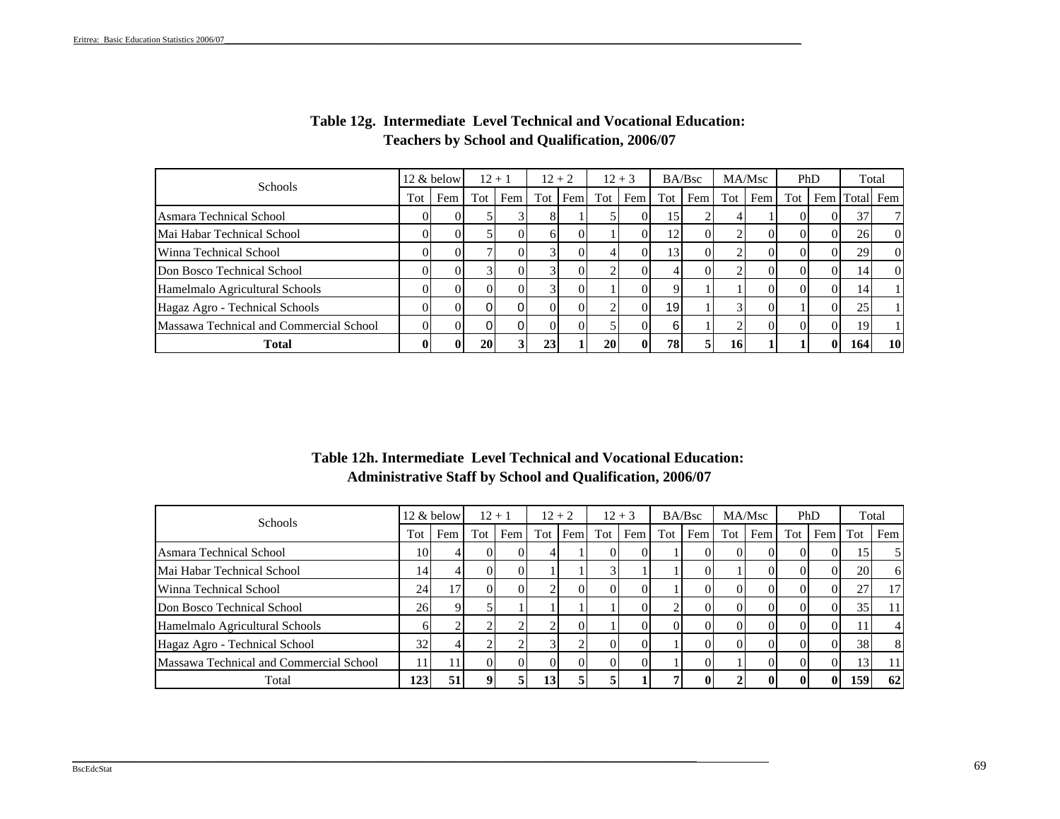## Table 12g. Intermediate Level Technical and Vocational Education: Teachers by School and Qualification, 2006/07

| Schools | 12 & below | | 12 + 1 | | 12 + 2 | | 12 + 3 | | BA/Bsc | | MA/Msc | | PhD | | Total | |
|---|---|---|---|---|---|---|---|---|---|---|---|---|---|---|---|---|
| | Tot | Fem | Tot | Fem | Tot | Fem | Tot | Fem | Tot | Fem | Tot | Fem | Tot | Fem | Total | Fem |
| Asmara Technical School | 0 | 0 | 5 | 3 | 8 | 1 | 5 | 0 | 15 | 2 | 4 | 1 | 0 | 0 | 37 | 7 |
| Mai Habar Technical School | 0 | 0 | 5 | 0 | 6 | 0 | 1 | 0 | 12 | 0 | 2 | 0 | 0 | 0 | 26 | 0 |
| Winna Technical School | 0 | 0 | 7 | 0 | 3 | 0 | 4 | 0 | 13 | 0 | 2 | 0 | 0 | 0 | 29 | 0 |
| Don Bosco Technical School | 0 | 0 | 3 | 0 | 3 | 0 | 2 | 0 | 4 | 0 | 2 | 0 | 0 | 0 | 14 | 0 |
| Hamelmalo Agricultural Schools | 0 | 0 | 0 | 0 | 3 | 0 | 1 | 0 | 9 | 1 | 1 | 0 | 0 | 0 | 14 | 1 |
| Hagaz Agro - Technical Schools | 0 | 0 | 0 | 0 | 0 | 0 | 2 | 0 | 19 | 1 | 3 | 0 | 1 | 0 | 25 | 1 |
| Massawa Technical and Commercial School | 0 | 0 | 0 | 0 | 0 | 0 | 5 | 0 | 6 | 1 | 2 | 0 | 0 | 0 | 19 | 1 |
| **Total** | **0** | **0** | **20** | **3** | **23** | **1** | **20** | **0** | **78** | **5** | **16** | **1** | **1** | **0** | **164** | **10** |

## Table 12h. Intermediate Level Technical and Vocational Education: Administrative Staff by School and Qualification, 2006/07

| Schools | 12 & below | | 12 + 1 | | 12 + 2 | | 12 + 3 | | BA/Bsc | | MA/Msc | | PhD | | Total | |
|---|---|---|---|---|---|---|---|---|---|---|---|---|---|---|---|---|
| | Tot | Fem | Tot | Fem | Tot | Fem | Tot | Fem | Tot | Fem | Tot | Fem | Tot | Fem | Tot | Fem |
| Asmara Technical School | 10 | 4 | 0 | 0 | 4 | 1 | 0 | 0 | 1 | 0 | 0 | 0 | 0 | 0 | 15 | 5 |
| Mai Habar Technical School | 14 | 4 | 0 | 0 | 1 | 1 | 3 | 1 | 1 | 0 | 1 | 0 | 0 | 0 | 20 | 6 |
| Winna Technical School | 24 | 17 | 0 | 0 | 2 | 0 | 0 | 0 | 1 | 0 | 0 | 0 | 0 | 0 | 27 | 17 |
| Don Bosco Technical School | 26 | 9 | 5 | 1 | 1 | 1 | 1 | 0 | 2 | 0 | 0 | 0 | 0 | 0 | 35 | 11 |
| Hamelmalo Agricultural Schools | 6 | 2 | 2 | 2 | 2 | 0 | 1 | 0 | 0 | 0 | 0 | 0 | 0 | 0 | 11 | 4 |
| Hagaz Agro - Technical School | 32 | 4 | 2 | 2 | 3 | 2 | 0 | 0 | 1 | 0 | 0 | 0 | 0 | 0 | 38 | 8 |
| Massawa Technical and Commercial School | 11 | 11 | 0 | 0 | 0 | 0 | 0 | 0 | 1 | 0 | 1 | 0 | 0 | 0 | 13 | 11 |
| Total | **123** | **51** | **9** | **5** | **13** | **5** | **5** | **1** | **7** | **0** | **2** | **0** | **0** | **0** | **159** | **62** |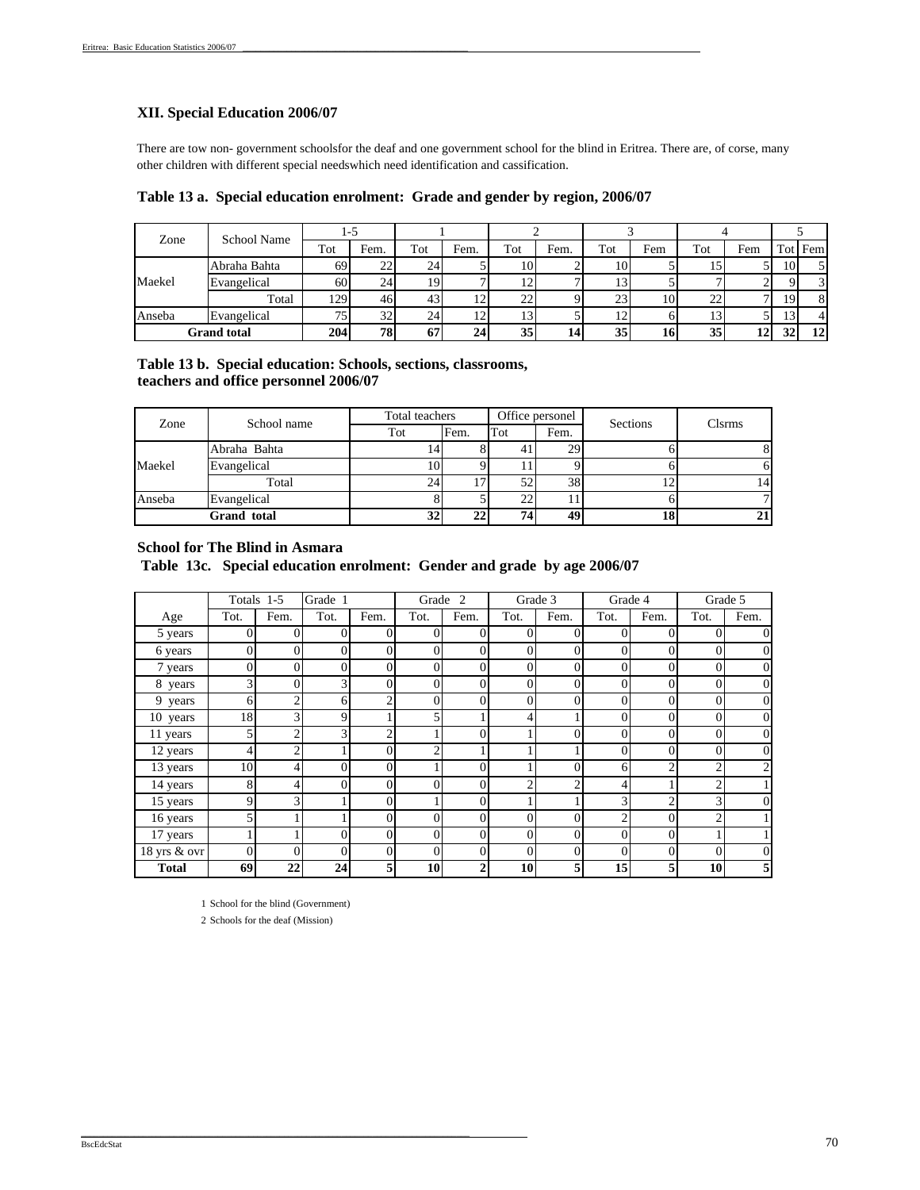## XII. Special Education 2006/07

There are tow non- government schoolsfor the deaf and one government school for the blind in Eritrea. There are, of corse, many other children with different special needswhich need identification and cassification.

### Table 13 a. Special education enrolment: Grade and gender by region, 2006/07

| Zone | School Name | 1-5 | | 1 | | 2 | | 3 | | 4 | | 5 | |
|---|---|---|---|---|---|---|---|---|---|---|---|---|---|
| | | Tot | Fem. | Tot | Fem. | Tot | Fem. | Tot | Fem | Tot | Fem | Tot | Fem |
| Maekel | Abraha Bahta | 69 | 22 | 24 | 5 | 10 | 2 | 10 | 5 | 15 | 5 | 10 | 5 |
| | Evangelical | 60 | 24 | 19 | 7 | 12 | 7 | 13 | 5 | 7 | 2 | 9 | 3 |
| | Total | 129 | 46 | 43 | 12 | 22 | 9 | 23 | 10 | 22 | 7 | 19 | 8 |
| Anseba | Evangelical | 75 | 32 | 24 | 12 | 13 | 5 | 12 | 6 | 13 | 5 | 13 | 4 |
| **Grand total** | | **204** | **78** | **67** | **24** | **35** | **14** | **35** | **16** | **35** | **12** | **32** | **12** |

### Table 13 b. Special education: Schools, sections, classrooms, teachers and office personnel 2006/07

| Zone | School name | Total teachers | | Office personel | | Sections | Clsrms |
|---|---|---|---|---|---|---|---|
| | | Tot | Fem. | Tot | Fem. | | |
| Maekel | Abraha Bahta | 14 | 8 | 41 | 29 | 6 | 8 |
| | Evangelical | 10 | 9 | 11 | 9 | 6 | 6 |
| | Total | 24 | 17 | 52 | 38 | 12 | 14 |
| Anseba | Evangelical | 8 | 5 | 22 | 11 | 6 | 7 |
| | **Grand total** | **32** | **22** | **74** | **49** | **18** | **21** |

### School for The Blind in Asmara

### Table 13c. Special education enrolment: Gender and grade by age 2006/07

| Age | Totals 1-5 | | Grade 1 | | Grade 2 | | Grade 3 | | Grade 4 | | Grade 5 | |
|---|---|---|---|---|---|---|---|---|---|---|---|---|
| | Tot. | Fem. | Tot. | Fem. | Tot. | Fem. | Tot. | Fem. | Tot. | Fem. | Tot. | Fem. |
| 5 years | 0 | 0 | 0 | 0 | 0 | 0 | 0 | 0 | 0 | 0 | 0 | 0 |
| 6 years | 0 | 0 | 0 | 0 | 0 | 0 | 0 | 0 | 0 | 0 | 0 | 0 |
| 7 years | 0 | 0 | 0 | 0 | 0 | 0 | 0 | 0 | 0 | 0 | 0 | 0 |
| 8 years | 3 | 0 | 3 | 0 | 0 | 0 | 0 | 0 | 0 | 0 | 0 | 0 |
| 9 years | 6 | 2 | 6 | 2 | 0 | 0 | 0 | 0 | 0 | 0 | 0 | 0 |
| 10 years | 18 | 3 | 9 | 1 | 5 | 1 | 4 | 1 | 0 | 0 | 0 | 0 |
| 11 years | 5 | 2 | 3 | 2 | 1 | 0 | 1 | 0 | 0 | 0 | 0 | 0 |
| 12 years | 4 | 2 | 1 | 0 | 2 | 1 | 1 | 1 | 0 | 0 | 0 | 0 |
| 13 years | 10 | 4 | 0 | 0 | 1 | 0 | 1 | 0 | 6 | 2 | 2 | 2 |
| 14 years | 8 | 4 | 0 | 0 | 0 | 0 | 2 | 2 | 4 | 1 | 2 | 1 |
| 15 years | 9 | 3 | 1 | 0 | 1 | 0 | 1 | 1 | 3 | 2 | 3 | 0 |
| 16 years | 5 | 1 | 1 | 0 | 0 | 0 | 0 | 0 | 2 | 0 | 2 | 1 |
| 17 years | 1 | 1 | 0 | 0 | 0 | 0 | 0 | 0 | 0 | 0 | 1 | 1 |
| 18 yrs & ovr | 0 | 0 | 0 | 0 | 0 | 0 | 0 | 0 | 0 | 0 | 0 | 0 |
| **Total** | **69** | **22** | **24** | **5** | **10** | **2** | **10** | **5** | **15** | **5** | **10** | **5** |

1 School for the blind (Government)

2 Schools for the deaf (Mission)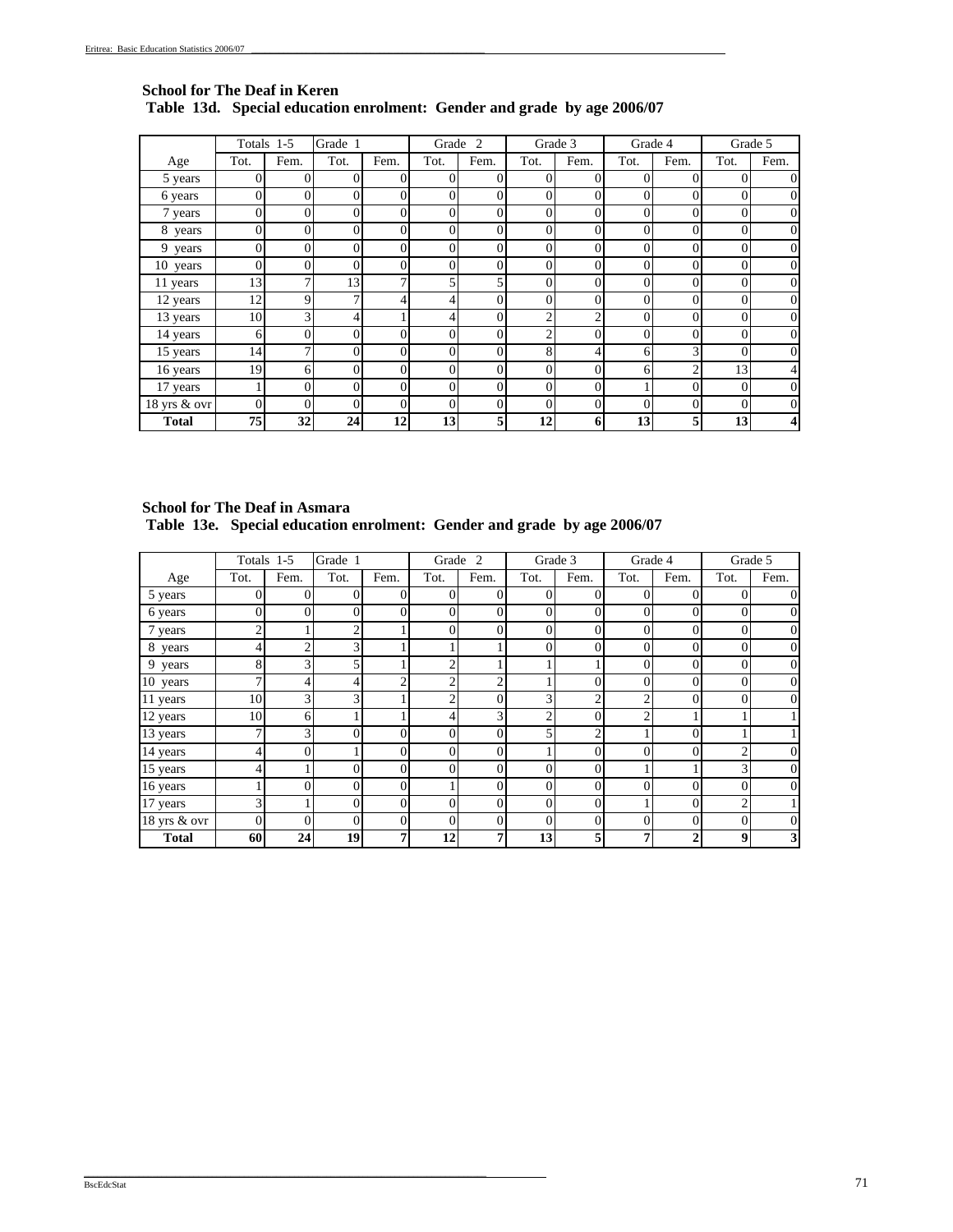**School for The Deaf in Keren**

**Table 13d. Special education enrolment: Gender and grade by age 2006/07**

| | Totals 1-5 | | Grade 1 | | Grade 2 | | Grade 3 | | Grade 4 | | Grade 5 | |
|---|---|---|---|---|---|---|---|---|---|---|---|---|
| Age | Tot. | Fem. | Tot. | Fem. | Tot. | Fem. | Tot. | Fem. | Tot. | Fem. | Tot. | Fem. |
| 5 years | 0 | 0 | 0 | 0 | 0 | 0 | 0 | 0 | 0 | 0 | 0 | 0 |
| 6 years | 0 | 0 | 0 | 0 | 0 | 0 | 0 | 0 | 0 | 0 | 0 | 0 |
| 7 years | 0 | 0 | 0 | 0 | 0 | 0 | 0 | 0 | 0 | 0 | 0 | 0 |
| 8 years | 0 | 0 | 0 | 0 | 0 | 0 | 0 | 0 | 0 | 0 | 0 | 0 |
| 9 years | 0 | 0 | 0 | 0 | 0 | 0 | 0 | 0 | 0 | 0 | 0 | 0 |
| 10 years | 0 | 0 | 0 | 0 | 0 | 0 | 0 | 0 | 0 | 0 | 0 | 0 |
| 11 years | 13 | 7 | 13 | 7 | 5 | 5 | 0 | 0 | 0 | 0 | 0 | 0 |
| 12 years | 12 | 9 | 7 | 4 | 4 | 0 | 0 | 0 | 0 | 0 | 0 | 0 |
| 13 years | 10 | 3 | 4 | 1 | 4 | 0 | 2 | 2 | 0 | 0 | 0 | 0 |
| 14 years | 6 | 0 | 0 | 0 | 0 | 0 | 2 | 0 | 0 | 0 | 0 | 0 |
| 15 years | 14 | 7 | 0 | 0 | 0 | 0 | 8 | 4 | 6 | 3 | 0 | 0 |
| 16 years | 19 | 6 | 0 | 0 | 0 | 0 | 0 | 0 | 6 | 2 | 13 | 4 |
| 17 years | 1 | 0 | 0 | 0 | 0 | 0 | 0 | 0 | 1 | 0 | 0 | 0 |
| 18 yrs & ovr | 0 | 0 | 0 | 0 | 0 | 0 | 0 | 0 | 0 | 0 | 0 | 0 |
| **Total** | **75** | **32** | **24** | **12** | **13** | **5** | **12** | **6** | **13** | **5** | **13** | **4** |

**School for The Deaf in Asmara**

**Table 13e. Special education enrolment: Gender and grade by age 2006/07**

| | Totals 1-5 | | Grade 1 | | Grade 2 | | Grade 3 | | Grade 4 | | Grade 5 | |
|---|---|---|---|---|---|---|---|---|---|---|---|---|
| Age | Tot. | Fem. | Tot. | Fem. | Tot. | Fem. | Tot. | Fem. | Tot. | Fem. | Tot. | Fem. |
| 5 years | 0 | 0 | 0 | 0 | 0 | 0 | 0 | 0 | 0 | 0 | 0 | 0 |
| 6 years | 0 | 0 | 0 | 0 | 0 | 0 | 0 | 0 | 0 | 0 | 0 | 0 |
| 7 years | 2 | 1 | 2 | 1 | 0 | 0 | 0 | 0 | 0 | 0 | 0 | 0 |
| 8 years | 4 | 2 | 3 | 1 | 1 | 1 | 0 | 0 | 0 | 0 | 0 | 0 |
| 9 years | 8 | 3 | 5 | 1 | 2 | 1 | 1 | 1 | 0 | 0 | 0 | 0 |
| 10 years | 7 | 4 | 4 | 2 | 2 | 2 | 1 | 0 | 0 | 0 | 0 | 0 |
| 11 years | 10 | 3 | 3 | 1 | 2 | 0 | 3 | 2 | 2 | 0 | 0 | 0 |
| 12 years | 10 | 6 | 1 | 1 | 4 | 3 | 2 | 0 | 2 | 1 | 1 | 1 |
| 13 years | 7 | 3 | 0 | 0 | 0 | 0 | 5 | 2 | 1 | 0 | 1 | 1 |
| 14 years | 4 | 0 | 1 | 0 | 0 | 0 | 1 | 0 | 0 | 0 | 2 | 0 |
| 15 years | 4 | 1 | 0 | 0 | 0 | 0 | 0 | 0 | 1 | 1 | 3 | 0 |
| 16 years | 1 | 0 | 0 | 0 | 1 | 0 | 0 | 0 | 0 | 0 | 0 | 0 |
| 17 years | 3 | 1 | 0 | 0 | 0 | 0 | 0 | 0 | 1 | 0 | 2 | 1 |
| 18 yrs & ovr | 0 | 0 | 0 | 0 | 0 | 0 | 0 | 0 | 0 | 0 | 0 | 0 |
| **Total** | **60** | **24** | **19** | **7** | **12** | **7** | **13** | **5** | **7** | **2** | **9** | **3** |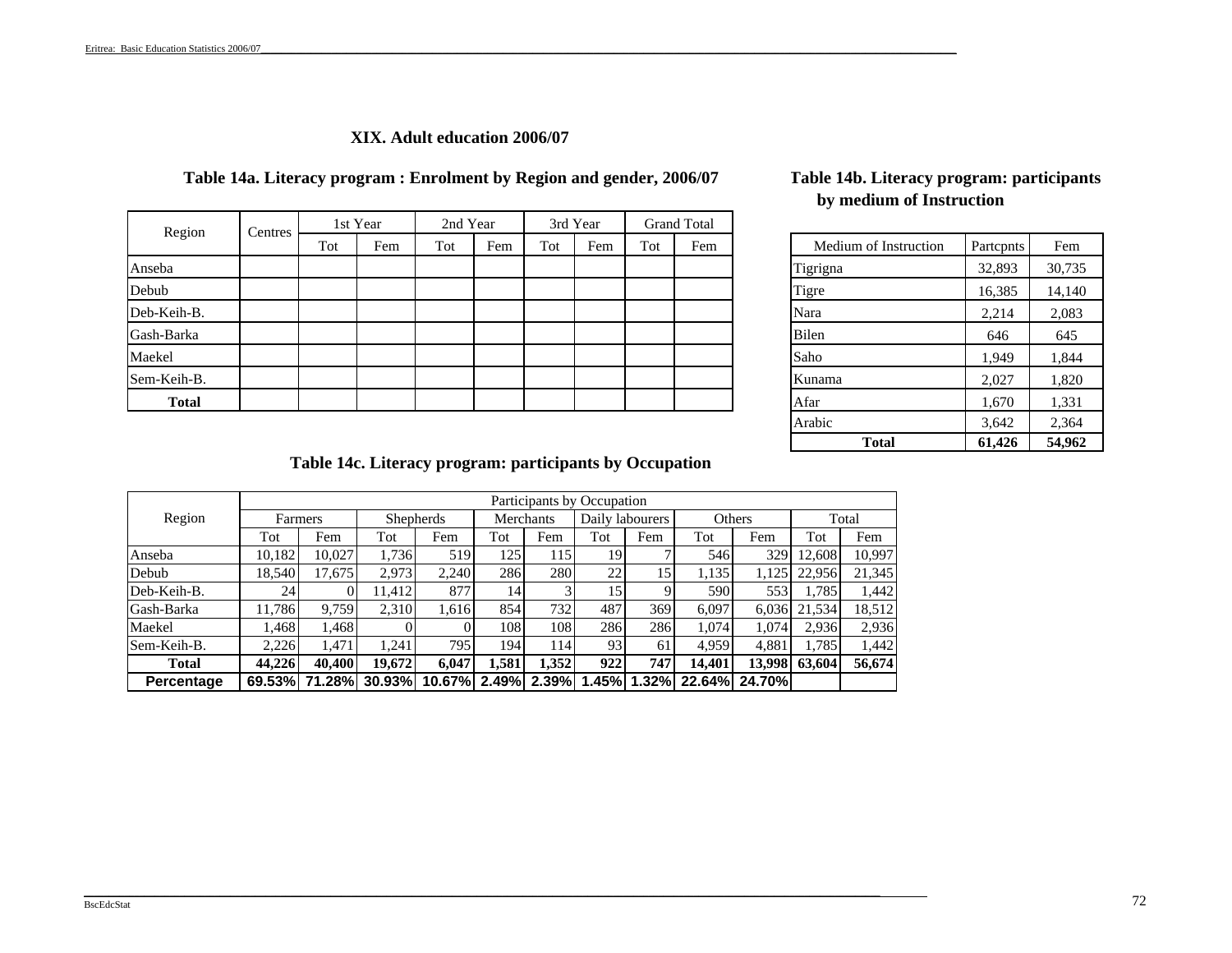## XIX. Adult education 2006/07

### Table 14a. Literacy program : Enrolment by Region and gender, 2006/07

| Region | Centres | 1st Year | | 2nd Year | | 3rd Year | | Grand Total | |
|---|---|---|---|---|---|---|---|---|---|
| | | Tot | Fem | Tot | Fem | Tot | Fem | Tot | Fem |
| Anseba | | | | | | | | | |
| Debub | | | | | | | | | |
| Deb-Keih-B. | | | | | | | | | |
| Gash-Barka | | | | | | | | | |
| Maekel | | | | | | | | | |
| Sem-Keih-B. | | | | | | | | | |
| **Total** | | | | | | | | | |

### Table 14b. Literacy program: participants by medium of Instruction

| Medium of Instruction | Partcpnts | Fem |
|---|---|---|
| Tigrigna | 32,893 | 30,735 |
| Tigre | 16,385 | 14,140 |
| Nara | 2,214 | 2,083 |
| Bilen | 646 | 645 |
| Saho | 1,949 | 1,844 |
| Kunama | 2,027 | 1,820 |
| Afar | 1,670 | 1,331 |
| Arabic | 3,642 | 2,364 |
| **Total** | **61,426** | **54,962** |

### Table 14c. Literacy program: participants by Occupation

| Region | Participants by Occupation | | | | | | | | | | | |
|---|---|---|---|---|---|---|---|---|---|---|---|---|
| | Farmers | | Shepherds | | Merchants | | Daily labourers | | Others | | Total | |
| | Tot | Fem | Tot | Fem | Tot | Fem | Tot | Fem | Tot | Fem | Tot | Fem |
| Anseba | 10,182 | 10,027 | 1,736 | 519 | 125 | 115 | 19 | 7 | 546 | 329 | 12,608 | 10,997 |
| Debub | 18,540 | 17,675 | 2,973 | 2,240 | 286 | 280 | 22 | 15 | 1,135 | 1,125 | 22,956 | 21,345 |
| Deb-Keih-B. | 24 | 0 | 11,412 | 877 | 14 | 3 | 15 | 9 | 590 | 553 | 1,785 | 1,442 |
| Gash-Barka | 11,786 | 9,759 | 2,310 | 1,616 | 854 | 732 | 487 | 369 | 6,097 | 6,036 | 21,534 | 18,512 |
| Maekel | 1,468 | 1,468 | 0 | 0 | 108 | 108 | 286 | 286 | 1,074 | 1,074 | 2,936 | 2,936 |
| Sem-Keih-B. | 2,226 | 1,471 | 1,241 | 795 | 194 | 114 | 93 | 61 | 4,959 | 4,881 | 1,785 | 1,442 |
| **Total** | **44,226** | **40,400** | **19,672** | **6,047** | **1,581** | **1,352** | **922** | **747** | **14,401** | **13,998** | **63,604** | **56,674** |
| **Percentage** | **69.53%** | **71.28%** | **30.93%** | **10.67%** | **2.49%** | **2.39%** | **1.45%** | **1.32%** | **22.64%** | **24.70%** | | |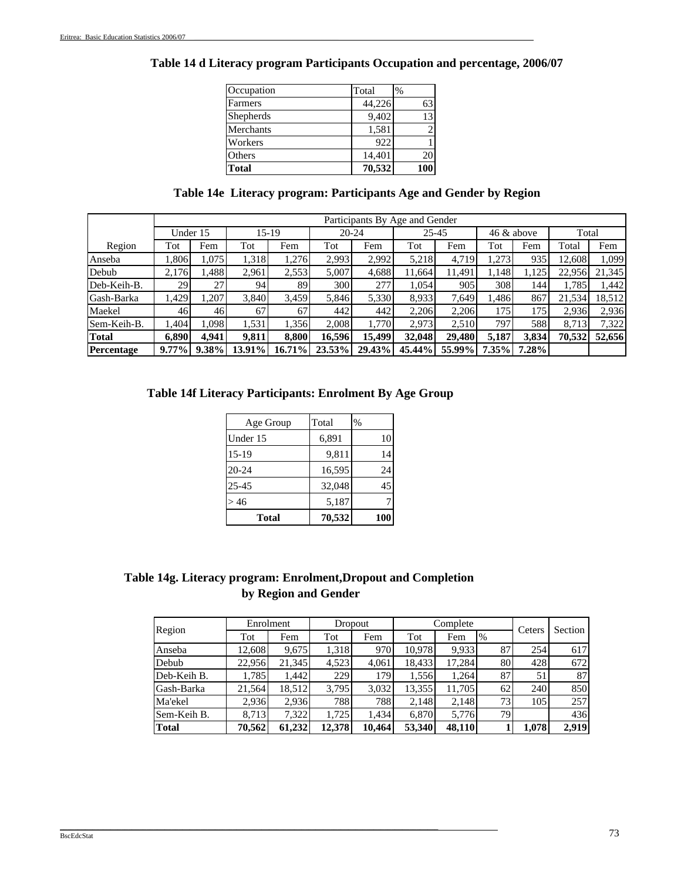## Table 14 d Literacy program Participants Occupation and percentage, 2006/07

| Occupation | Total | % |
|---|---|---|
| Farmers | 44,226 | 63 |
| Shepherds | 9,402 | 13 |
| Merchants | 1,581 | 2 |
| Workers | 922 | 1 |
| Others | 14,401 | 20 |
| **Total** | **70,532** | **100** |

## Table 14e Literacy program: Participants Age and Gender by Region

| | Participants By Age and Gender | | | | | | | | | | | |
|---|---|---|---|---|---|---|---|---|---|---|---|---|
| | Under 15 | | 15-19 | | 20-24 | | 25-45 | | 46 & above | | Total | |
| Region | Tot | Fem | Tot | Fem | Tot | Fem | Tot | Fem | Tot | Fem | Total | Fem |
| Anseba | 1,806 | 1,075 | 1,318 | 1,276 | 2,993 | 2,992 | 5,218 | 4,719 | 1,273 | 935 | 12,608 | 1,099 |
| Debub | 2,176 | 1,488 | 2,961 | 2,553 | 5,007 | 4,688 | 11,664 | 11,491 | 1,148 | 1,125 | 22,956 | 21,345 |
| Deb-Keih-B. | 29 | 27 | 94 | 89 | 300 | 277 | 1,054 | 905 | 308 | 144 | 1,785 | 1,442 |
| Gash-Barka | 1,429 | 1,207 | 3,840 | 3,459 | 5,846 | 5,330 | 8,933 | 7,649 | 1,486 | 867 | 21,534 | 18,512 |
| Maekel | 46 | 46 | 67 | 67 | 442 | 442 | 2,206 | 2,206 | 175 | 175 | 2,936 | 2,936 |
| Sem-Keih-B. | 1,404 | 1,098 | 1,531 | 1,356 | 2,008 | 1,770 | 2,973 | 2,510 | 797 | 588 | 8,713 | 7,322 |
| **Total** | **6,890** | **4,941** | **9,811** | **8,800** | **16,596** | **15,499** | **32,048** | **29,480** | **5,187** | **3,834** | **70,532** | **52,656** |
| **Percentage** | **9.77%** | **9.38%** | **13.91%** | **16.71%** | **23.53%** | **29.43%** | **45.44%** | **55.99%** | **7.35%** | **7.28%** | | |

## Table 14f Literacy Participants: Enrolment By Age Group

| Age Group | Total | % |
|---|---|---|
| Under 15 | 6,891 | 10 |
| 15-19 | 9,811 | 14 |
| 20-24 | 16,595 | 24 |
| 25-45 | 32,048 | 45 |
| > 46 | 5,187 | 7 |
| **Total** | **70,532** | **100** |

## Table 14g. Literacy program: Enrolment,Dropout and Completion by Region and Gender

| Region | Enrolment | | Dropout | | Complete | | | Ceters | Section |
|---|---|---|---|---|---|---|---|---|---|
| | Tot | Fem | Tot | Fem | Tot | Fem | % | | |
| Anseba | 12,608 | 9,675 | 1,318 | 970 | 10,978 | 9,933 | 87 | 254 | 617 |
| Debub | 22,956 | 21,345 | 4,523 | 4,061 | 18,433 | 17,284 | 80 | 428 | 672 |
| Deb-Keih B. | 1,785 | 1,442 | 229 | 179 | 1,556 | 1,264 | 87 | 51 | 87 |
| Gash-Barka | 21,564 | 18,512 | 3,795 | 3,032 | 13,355 | 11,705 | 62 | 240 | 850 |
| Ma'ekel | 2,936 | 2,936 | 788 | 788 | 2,148 | 2,148 | 73 | 105 | 257 |
| Sem-Keih B. | 8,713 | 7,322 | 1,725 | 1,434 | 6,870 | 5,776 | 79 | | 436 |
| **Total** | **70,562** | **61,232** | **12,378** | **10,464** | **53,340** | **48,110** | **1** | **1,078** | **2,919** |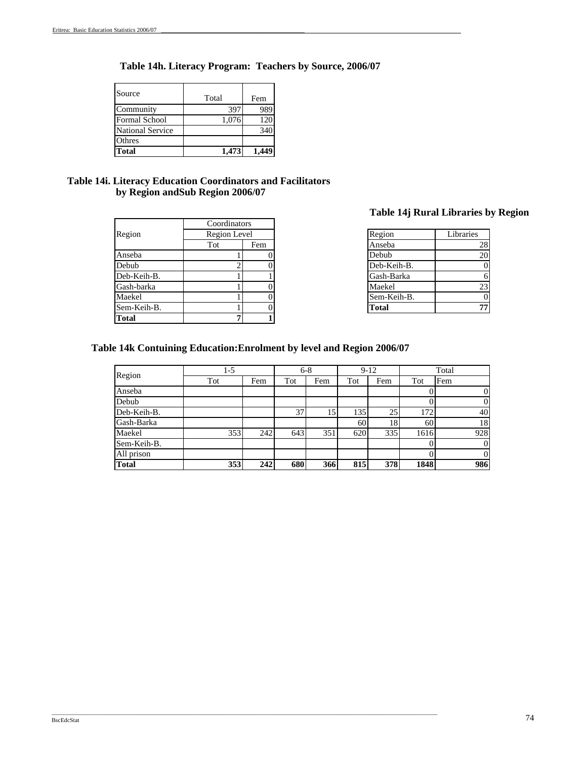## Table 14h. Literacy Program: Teachers by Source, 2006/07

| Source | Total | Fem |
|---|---|---|
| Community | 397 | 989 |
| Formal School | 1,076 | 120 |
| National Service | | 340 |
| Othres | | |
| **Total** | **1,473** | **1,449** |

## Table 14i. Literacy Education Coordinators and Facilitators by Region andSub Region 2006/07

| Region | Coordinators | |
|---|---|---|
| | Region Level | |
| | Tot | Fem |
| Anseba | 1 | 0 |
| Debub | 2 | 0 |
| Deb-Keih-B. | 1 | 1 |
| Gash-barka | 1 | 0 |
| Maekel | 1 | 0 |
| Sem-Keih-B. | 1 | 0 |
| **Total** | **7** | **1** |

## Table 14j Rural Libraries by Region

| Region | Libraries |
|---|---|
| Anseba | 28 |
| Debub | 20 |
| Deb-Keih-B. | 0 |
| Gash-Barka | 6 |
| Maekel | 23 |
| Sem-Keih-B. | 0 |
| **Total** | **77** |

## Table 14k Contuining Education:Enrolment by level and Region 2006/07

| Region | 1-5 | | 6-8 | | 9-12 | | Total | |
|---|---|---|---|---|---|---|---|---|
| | Tot | Fem | Tot | Fem | Tot | Fem | Tot | Fem |
| Anseba | | | | | | | 0 | 0 |
| Debub | | | | | | | 0 | 0 |
| Deb-Keih-B. | | | 37 | 15 | 135 | 25 | 172 | 40 |
| Gash-Barka | | | | | 60 | 18 | 60 | 18 |
| Maekel | 353 | 242 | 643 | 351 | 620 | 335 | 1616 | 928 |
| Sem-Keih-B. | | | | | | | 0 | 0 |
| All prison | | | | | | | 0 | 0 |
| **Total** | **353** | **242** | **680** | **366** | **815** | **378** | **1848** | **986** |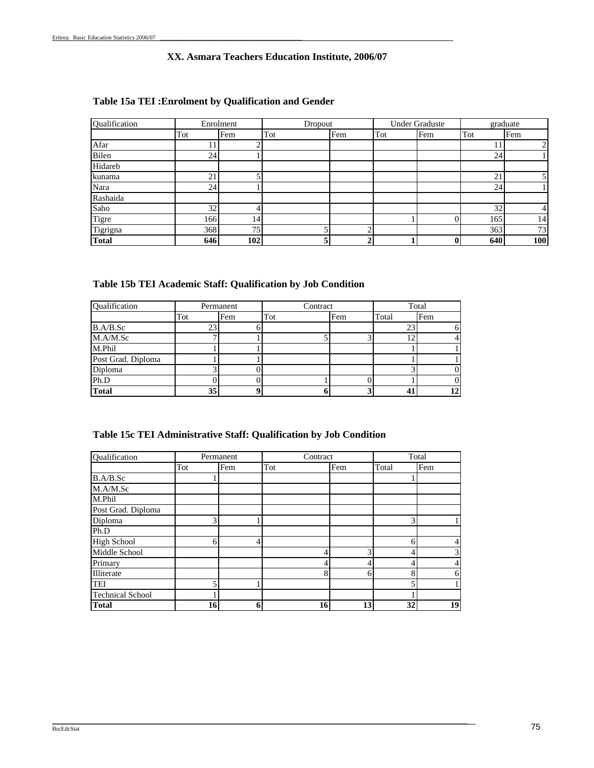## XX. Asmara Teachers Education Institute, 2006/07

### Table 15a TEI :Enrolment by Qualification and Gender

| Qualification | Enrolment | | Dropout | | Under Graduste | | graduate | |
|---|---|---|---|---|---|---|---|---|
| | Tot | Fem | Tot | Fem | Tot | Fem | Tot | Fem |
| Afar | 11 | 2 | | | | | 11 | 2 |
| Bilen | 24 | 1 | | | | | 24 | 1 |
| Hidareb | | | | | | | | |
| kunama | 21 | 5 | | | | | 21 | 5 |
| Nara | 24 | 1 | | | | | 24 | 1 |
| Rashaida | | | | | | | | |
| Saho | 32 | 4 | | | | | 32 | 4 |
| Tigre | 166 | 14 | | | 1 | 0 | 165 | 14 |
| Tigrigna | 368 | 75 | 5 | 2 | | | 363 | 73 |
| **Total** | **646** | **102** | **5** | **2** | **1** | **0** | **640** | **100** |

### Table 15b TEI Academic Staff: Qualification by Job Condition

| Qualification | Permanent | | Contract | | Total | |
|---|---|---|---|---|---|---|
| | Tot | Fem | Tot | Fem | Total | Fem |
| B.A/B.Sc | 23 | 6 | | | 23 | 6 |
| M.A/M.Sc | 7 | 1 | 5 | 3 | 12 | 4 |
| M.Phil | 1 | 1 | | | 1 | 1 |
| Post Grad. Diploma | 1 | 1 | | | 1 | 1 |
| Diploma | 3 | 0 | | | 3 | 0 |
| Ph.D | 0 | 0 | 1 | 0 | 1 | 0 |
| **Total** | **35** | **9** | **6** | **3** | **41** | **12** |

### Table 15c TEI Administrative Staff: Qualification by Job Condition

| Qualification | Permanent | | Contract | | Total | |
|---|---|---|---|---|---|---|
| | Tot | Fem | Tot | Fem | Total | Fem |
| B.A/B.Sc | 1 | | | | 1 | |
| M.A/M.Sc | | | | | | |
| M.Phil | | | | | | |
| Post Grad. Diploma | | | | | | |
| Diploma | 3 | 1 | | | 3 | 1 |
| Ph.D | | | | | | |
| High School | 6 | 4 | | | 6 | 4 |
| Middle School | | | 4 | 3 | 4 | 3 |
| Primary | | | 4 | 4 | 4 | 4 |
| Illiterate | | | 8 | 6 | 8 | 6 |
| TEI | 5 | 1 | | | 5 | 1 |
| Technical School | 1 | | | | 1 | |
| **Total** | **16** | **6** | **16** | **13** | **32** | **19** |